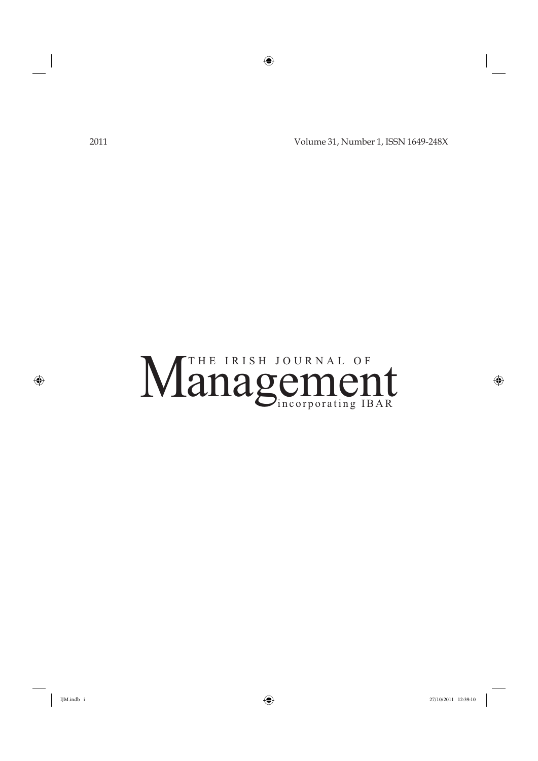2011 Volume 31, Number 1, ISSN 1649-248X

# THE IRISH JOURNAL OF Management incorporating IBAR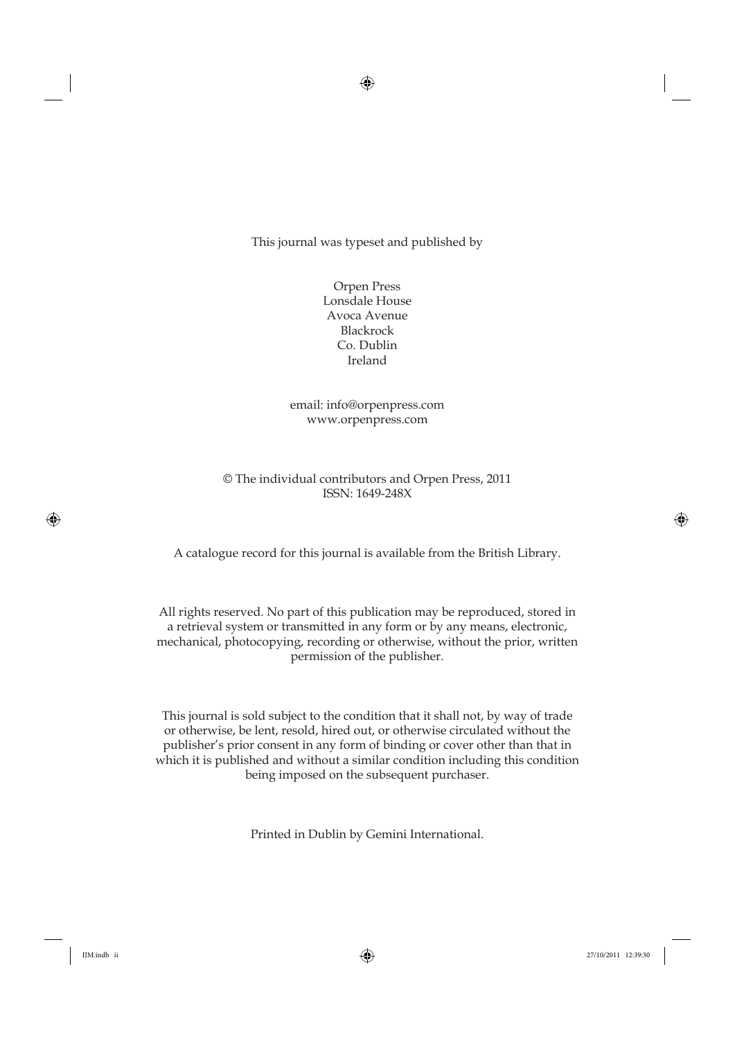This journal was typeset and published by

Orpen Press
Lonsdale House
Avoca Avenue
Blackrock
Co. Dublin
Ireland

email: info@orpenpress.com
www.orpenpress.com

© The individual contributors and Orpen Press, 2011
ISSN: 1649-248X

A catalogue record for this journal is available from the British Library.

All rights reserved. No part of this publication may be reproduced, stored in a retrieval system or transmitted in any form or by any means, electronic, mechanical, photocopying, recording or otherwise, without the prior, written permission of the publisher.

This journal is sold subject to the condition that it shall not, by way of trade or otherwise, be lent, resold, hired out, or otherwise circulated without the publisher's prior consent in any form of binding or cover other than that in which it is published and without a similar condition including this condition being imposed on the subsequent purchaser.

Printed in Dublin by Gemini International.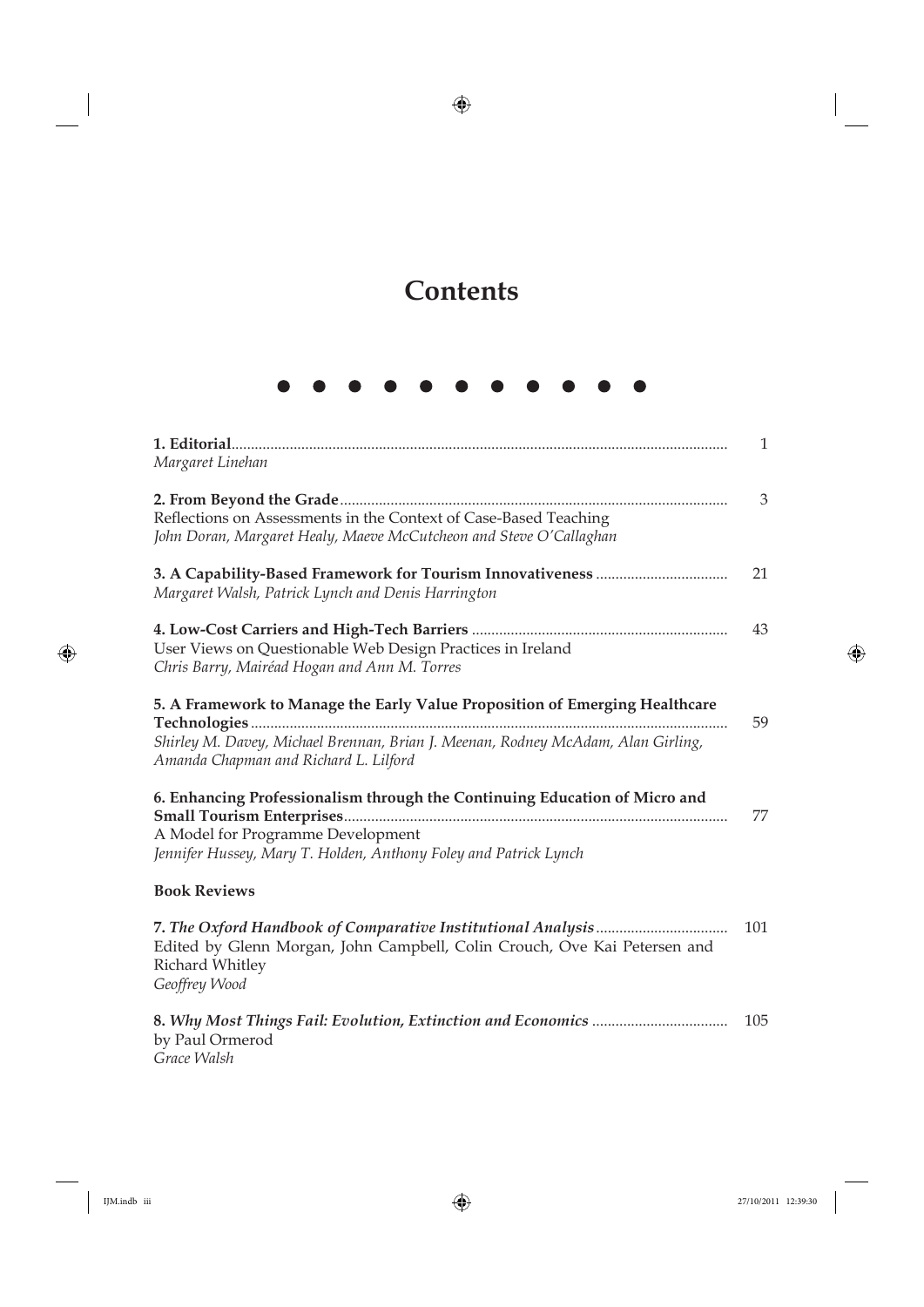# Contents

● ● ● ● ● ● ● ● ● ● ●

**1. Editorial** ........ 1
*Margaret Linehan*

**2. From Beyond the Grade** ........ 3
Reflections on Assessments in the Context of Case-Based Teaching
*John Doran, Margaret Healy, Maeve McCutcheon and Steve O'Callaghan*

**3. A Capability-Based Framework for Tourism Innovativeness** ........ 21
*Margaret Walsh, Patrick Lynch and Denis Harrington*

**4. Low-Cost Carriers and High-Tech Barriers** ........ 43
User Views on Questionable Web Design Practices in Ireland
*Chris Barry, Mairéad Hogan and Ann M. Torres*

**5. A Framework to Manage the Early Value Proposition of Emerging Healthcare Technologies** ........ 59
*Shirley M. Davey, Michael Brennan, Brian J. Meenan, Rodney McAdam, Alan Girling, Amanda Chapman and Richard L. Lilford*

**6. Enhancing Professionalism through the Continuing Education of Micro and Small Tourism Enterprises** ........ 77
A Model for Programme Development
*Jennifer Hussey, Mary T. Holden, Anthony Foley and Patrick Lynch*

**Book Reviews**

**7. *The Oxford Handbook of Comparative Institutional Analysis*** ........ 101
Edited by Glenn Morgan, John Campbell, Colin Crouch, Ove Kai Petersen and Richard Whitley
*Geoffrey Wood*

**8. *Why Most Things Fail: Evolution, Extinction and Economics*** ........ 105
by Paul Ormerod
*Grace Walsh*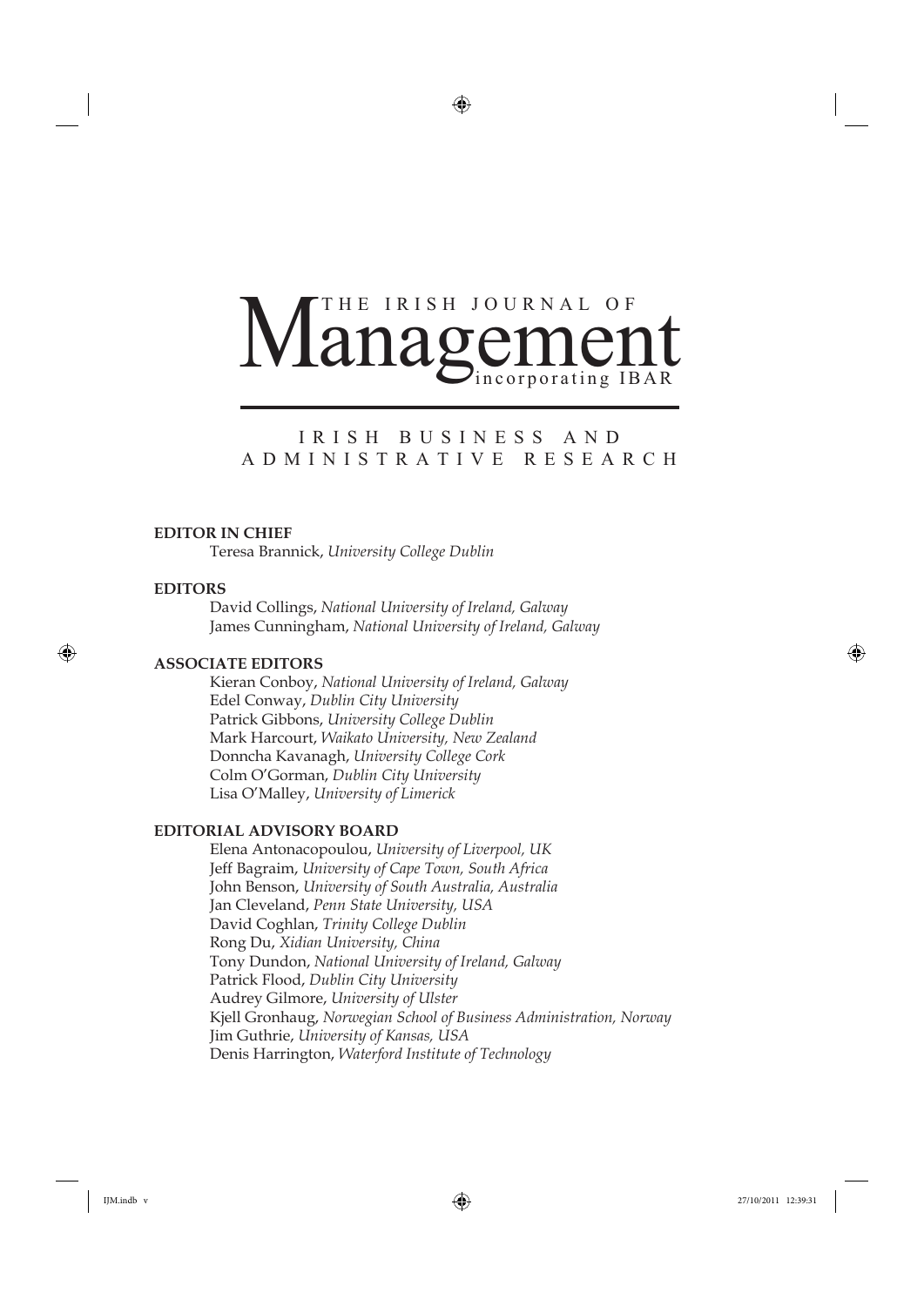# THE IRISH JOURNAL OF Management incorporating IBAR

## IRISH BUSINESS AND ADMINISTRATIVE RESEARCH

**EDITOR IN CHIEF**

Teresa Brannick, *University College Dublin*

**EDITORS**

David Collings, *National University of Ireland, Galway*
James Cunningham, *National University of Ireland, Galway*

**ASSOCIATE EDITORS**

Kieran Conboy, *National University of Ireland, Galway*
Edel Conway, *Dublin City University*
Patrick Gibbons, *University College Dublin*
Mark Harcourt, *Waikato University, New Zealand*
Donncha Kavanagh, *University College Cork*
Colm O'Gorman, *Dublin City University*
Lisa O'Malley, *University of Limerick*

**EDITORIAL ADVISORY BOARD**

Elena Antonacopoulou, *University of Liverpool, UK*
Jeff Bagraim, *University of Cape Town, South Africa*
John Benson, *University of South Australia, Australia*
Jan Cleveland, *Penn State University, USA*
David Coghlan, *Trinity College Dublin*
Rong Du, *Xidian University, China*
Tony Dundon, *National University of Ireland, Galway*
Patrick Flood, *Dublin City University*
Audrey Gilmore, *University of Ulster*
Kjell Gronhaug, *Norwegian School of Business Administration, Norway*
Jim Guthrie, *University of Kansas, USA*
Denis Harrington, *Waterford Institute of Technology*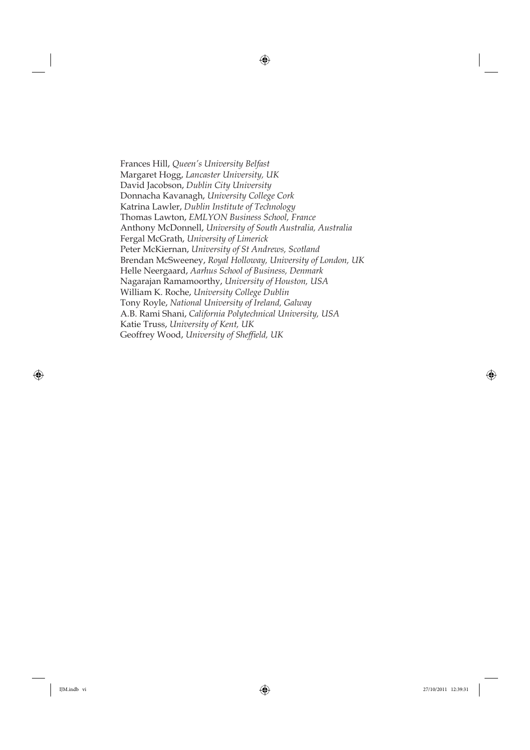Frances Hill, *Queen's University Belfast*
Margaret Hogg, *Lancaster University, UK*
David Jacobson, *Dublin City University*
Donnacha Kavanagh, *University College Cork*
Katrina Lawler, *Dublin Institute of Technology*
Thomas Lawton, *EMLYON Business School, France*
Anthony McDonnell, *University of South Australia, Australia*
Fergal McGrath, *University of Limerick*
Peter McKiernan, *University of St Andrews, Scotland*
Brendan McSweeney, *Royal Holloway, University of London, UK*
Helle Neergaard, *Aarhus School of Business, Denmark*
Nagarajan Ramamoorthy, *University of Houston, USA*
William K. Roche, *University College Dublin*
Tony Royle, *National University of Ireland, Galway*
A.B. Rami Shani, *California Polytechnical University, USA*
Katie Truss, *University of Kent, UK*
Geoffrey Wood, *University of Sheffield, UK*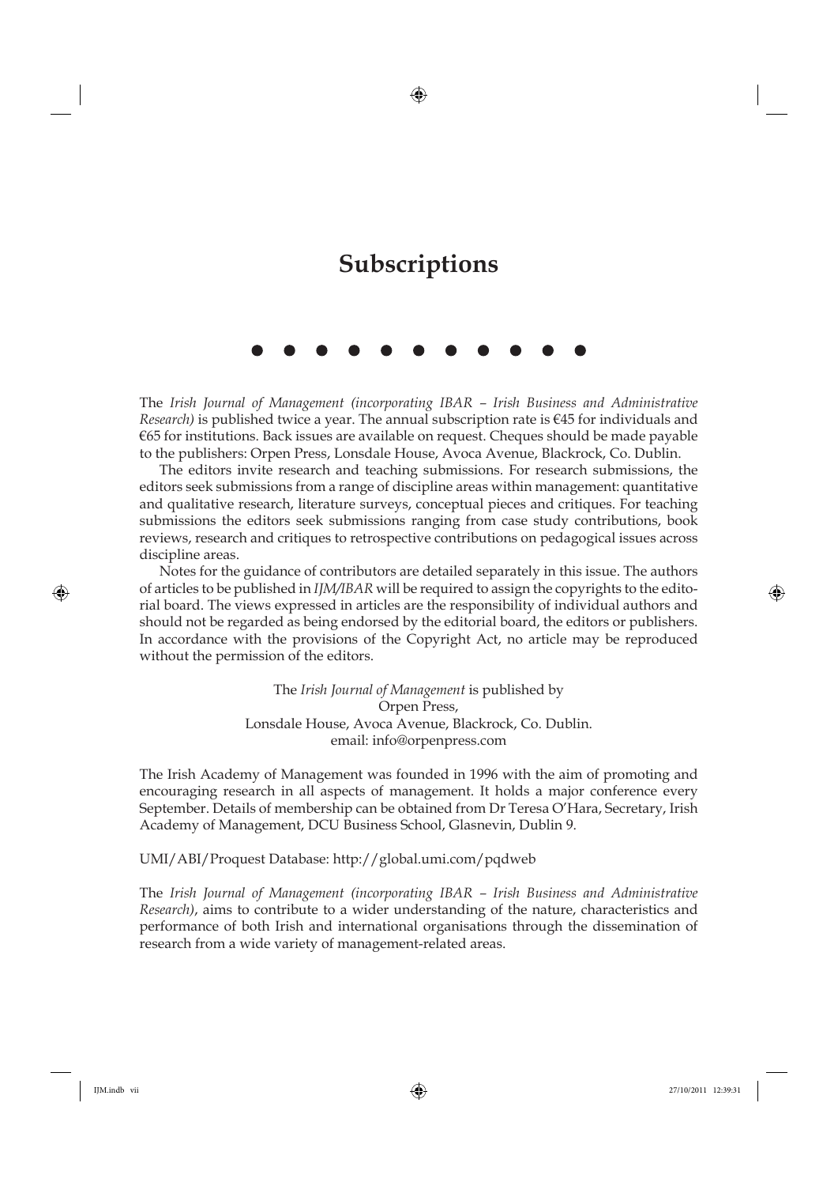# Subscriptions

● ● ● ● ● ● ● ● ● ● ●

The *Irish Journal of Management (incorporating IBAR – Irish Business and Administrative Research)* is published twice a year. The annual subscription rate is €45 for individuals and €65 for institutions. Back issues are available on request. Cheques should be made payable to the publishers: Orpen Press, Lonsdale House, Avoca Avenue, Blackrock, Co. Dublin.

The editors invite research and teaching submissions. For research submissions, the editors seek submissions from a range of discipline areas within management: quantitative and qualitative research, literature surveys, conceptual pieces and critiques. For teaching submissions the editors seek submissions ranging from case study contributions, book reviews, research and critiques to retrospective contributions on pedagogical issues across discipline areas.

Notes for the guidance of contributors are detailed separately in this issue. The authors of articles to be published in *IJM/IBAR* will be required to assign the copyrights to the editorial board. The views expressed in articles are the responsibility of individual authors and should not be regarded as being endorsed by the editorial board, the editors or publishers. In accordance with the provisions of the Copyright Act, no article may be reproduced without the permission of the editors.

The *Irish Journal of Management* is published by
Orpen Press,
Lonsdale House, Avoca Avenue, Blackrock, Co. Dublin.
email: info@orpenpress.com

The Irish Academy of Management was founded in 1996 with the aim of promoting and encouraging research in all aspects of management. It holds a major conference every September. Details of membership can be obtained from Dr Teresa O'Hara, Secretary, Irish Academy of Management, DCU Business School, Glasnevin, Dublin 9.

UMI/ABI/Proquest Database: http://global.umi.com/pqdweb

The *Irish Journal of Management (incorporating IBAR – Irish Business and Administrative Research)*, aims to contribute to a wider understanding of the nature, characteristics and performance of both Irish and international organisations through the dissemination of research from a wide variety of management-related areas.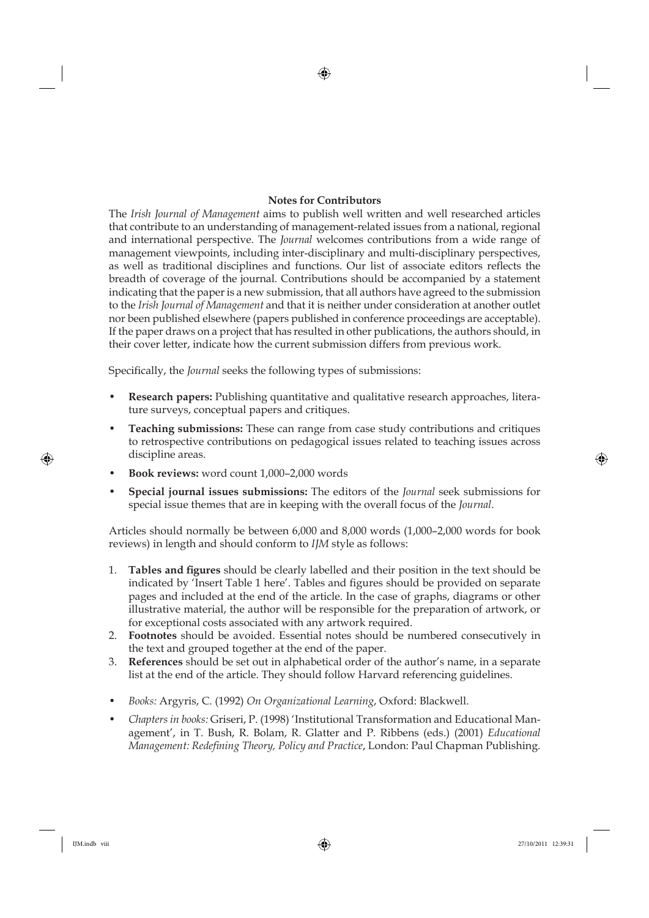## Notes for Contributors

The *Irish Journal of Management* aims to publish well written and well researched articles that contribute to an understanding of management-related issues from a national, regional and international perspective. The *Journal* welcomes contributions from a wide range of management viewpoints, including inter-disciplinary and multi-disciplinary perspectives, as well as traditional disciplines and functions. Our list of associate editors reflects the breadth of coverage of the journal. Contributions should be accompanied by a statement indicating that the paper is a new submission, that all authors have agreed to the submission to the *Irish Journal of Management* and that it is neither under consideration at another outlet nor been published elsewhere (papers published in conference proceedings are acceptable). If the paper draws on a project that has resulted in other publications, the authors should, in their cover letter, indicate how the current submission differs from previous work.

Specifically, the *Journal* seeks the following types of submissions:

- **Research papers:** Publishing quantitative and qualitative research approaches, literature surveys, conceptual papers and critiques.
- **Teaching submissions:** These can range from case study contributions and critiques to retrospective contributions on pedagogical issues related to teaching issues across discipline areas.
- **Book reviews:** word count 1,000–2,000 words
- **Special journal issues submissions:** The editors of the *Journal* seek submissions for special issue themes that are in keeping with the overall focus of the *Journal*.

Articles should normally be between 6,000 and 8,000 words (1,000–2,000 words for book reviews) in length and should conform to *IJM* style as follows:

1. **Tables and figures** should be clearly labelled and their position in the text should be indicated by 'Insert Table 1 here'. Tables and figures should be provided on separate pages and included at the end of the article. In the case of graphs, diagrams or other illustrative material, the author will be responsible for the preparation of artwork, or for exceptional costs associated with any artwork required.
2. **Footnotes** should be avoided. Essential notes should be numbered consecutively in the text and grouped together at the end of the paper.
3. **References** should be set out in alphabetical order of the author's name, in a separate list at the end of the article. They should follow Harvard referencing guidelines.

- *Books:* Argyris, C. (1992) *On Organizational Learning*, Oxford: Blackwell.
- *Chapters in books:* Griseri, P. (1998) 'Institutional Transformation and Educational Management', in T. Bush, R. Bolam, R. Glatter and P. Ribbens (eds.) (2001) *Educational Management: Redefining Theory, Policy and Practice*, London: Paul Chapman Publishing.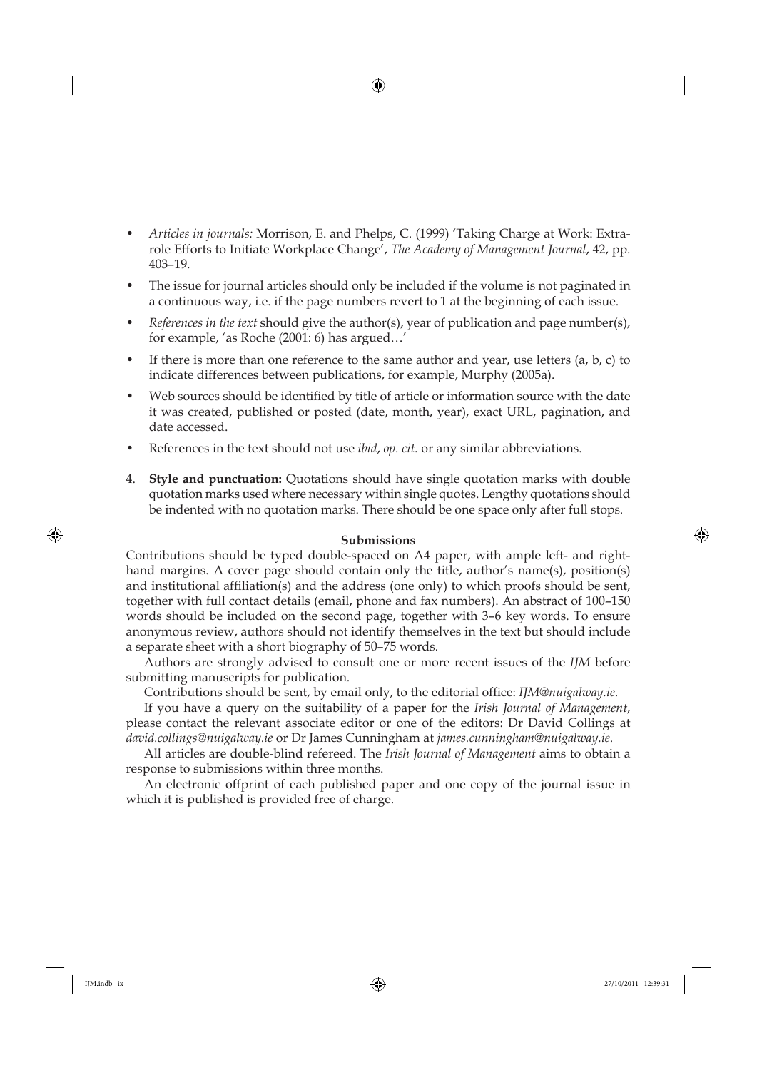- *Articles in journals:* Morrison, E. and Phelps, C. (1999) 'Taking Charge at Work: Extra-role Efforts to Initiate Workplace Change', *The Academy of Management Journal*, 42, pp. 403–19.
- The issue for journal articles should only be included if the volume is not paginated in a continuous way, i.e. if the page numbers revert to 1 at the beginning of each issue.
- *References in the text* should give the author(s), year of publication and page number(s), for example, 'as Roche (2001: 6) has argued…'
- If there is more than one reference to the same author and year, use letters (a, b, c) to indicate differences between publications, for example, Murphy (2005a).
- Web sources should be identified by title of article or information source with the date it was created, published or posted (date, month, year), exact URL, pagination, and date accessed.
- References in the text should not use *ibid*, *op. cit.* or any similar abbreviations.

4. **Style and punctuation:** Quotations should have single quotation marks with double quotation marks used where necessary within single quotes. Lengthy quotations should be indented with no quotation marks. There should be one space only after full stops.

**Submissions**

Contributions should be typed double-spaced on A4 paper, with ample left- and right-hand margins. A cover page should contain only the title, author's name(s), position(s) and institutional affiliation(s) and the address (one only) to which proofs should be sent, together with full contact details (email, phone and fax numbers). An abstract of 100–150 words should be included on the second page, together with 3–6 key words. To ensure anonymous review, authors should not identify themselves in the text but should include a separate sheet with a short biography of 50–75 words.

Authors are strongly advised to consult one or more recent issues of the *IJM* before submitting manuscripts for publication.

Contributions should be sent, by email only, to the editorial office: *IJM@nuigalway.ie*.

If you have a query on the suitability of a paper for the *Irish Journal of Management*, please contact the relevant associate editor or one of the editors: Dr David Collings at *david.collings@nuigalway.ie* or Dr James Cunningham at *james.cunningham@nuigalway.ie*.

All articles are double-blind refereed. The *Irish Journal of Management* aims to obtain a response to submissions within three months.

An electronic offprint of each published paper and one copy of the journal issue in which it is published is provided free of charge.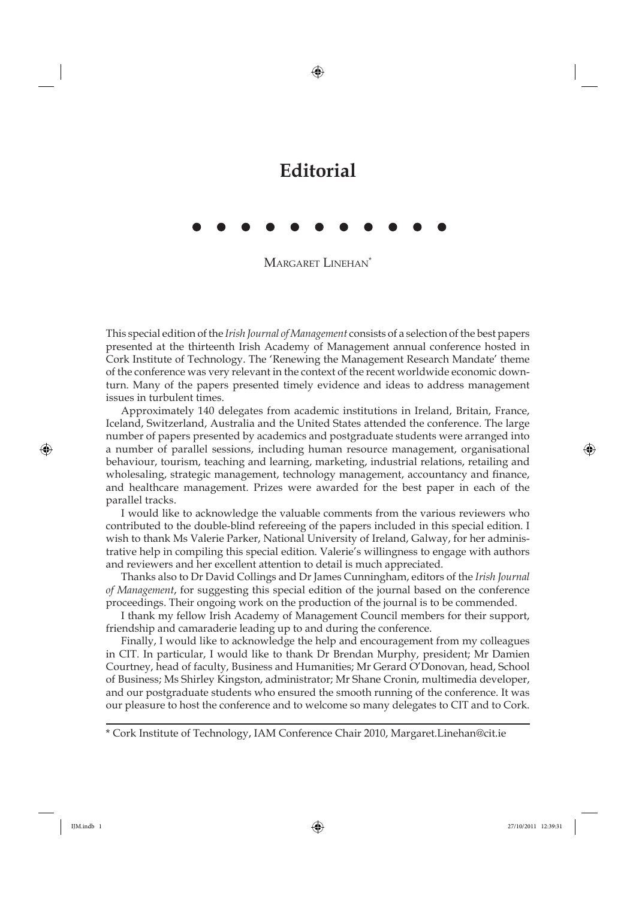# Editorial

Margaret Linehan*

This special edition of the *Irish Journal of Management* consists of a selection of the best papers presented at the thirteenth Irish Academy of Management annual conference hosted in Cork Institute of Technology. The 'Renewing the Management Research Mandate' theme of the conference was very relevant in the context of the recent worldwide economic downturn. Many of the papers presented timely evidence and ideas to address management issues in turbulent times.

Approximately 140 delegates from academic institutions in Ireland, Britain, France, Iceland, Switzerland, Australia and the United States attended the conference. The large number of papers presented by academics and postgraduate students were arranged into a number of parallel sessions, including human resource management, organisational behaviour, tourism, teaching and learning, marketing, industrial relations, retailing and wholesaling, strategic management, technology management, accountancy and finance, and healthcare management. Prizes were awarded for the best paper in each of the parallel tracks.

I would like to acknowledge the valuable comments from the various reviewers who contributed to the double-blind refereeing of the papers included in this special edition. I wish to thank Ms Valerie Parker, National University of Ireland, Galway, for her administrative help in compiling this special edition. Valerie's willingness to engage with authors and reviewers and her excellent attention to detail is much appreciated.

Thanks also to Dr David Collings and Dr James Cunningham, editors of the *Irish Journal of Management*, for suggesting this special edition of the journal based on the conference proceedings. Their ongoing work on the production of the journal is to be commended.

I thank my fellow Irish Academy of Management Council members for their support, friendship and camaraderie leading up to and during the conference.

Finally, I would like to acknowledge the help and encouragement from my colleagues in CIT. In particular, I would like to thank Dr Brendan Murphy, president; Mr Damien Courtney, head of faculty, Business and Humanities; Mr Gerard O'Donovan, head, School of Business; Ms Shirley Kingston, administrator; Mr Shane Cronin, multimedia developer, and our postgraduate students who ensured the smooth running of the conference. It was our pleasure to host the conference and to welcome so many delegates to CIT and to Cork.

---

\* Cork Institute of Technology, IAM Conference Chair 2010, Margaret.Linehan@cit.ie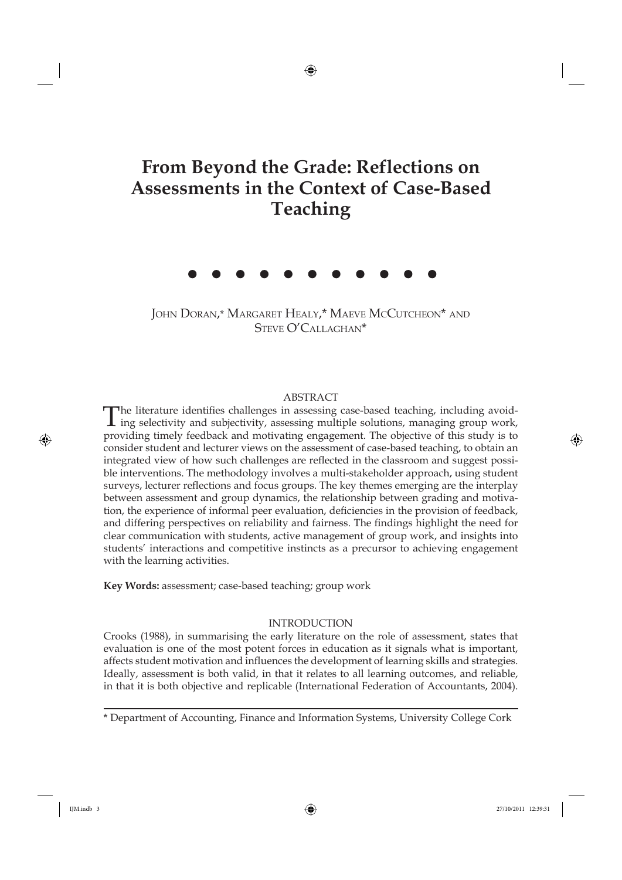# From Beyond the Grade: Reflections on Assessments in the Context of Case-Based Teaching

● ● ● ● ● ● ● ● ● ● ●

JOHN DORAN,* MARGARET HEALY,* MAEVE MCCUTCHEON* AND STEVE O'CALLAGHAN*

## ABSTRACT

The literature identifies challenges in assessing case-based teaching, including avoiding selectivity and subjectivity, assessing multiple solutions, managing group work, providing timely feedback and motivating engagement. The objective of this study is to consider student and lecturer views on the assessment of case-based teaching, to obtain an integrated view of how such challenges are reflected in the classroom and suggest possible interventions. The methodology involves a multi-stakeholder approach, using student surveys, lecturer reflections and focus groups. The key themes emerging are the interplay between assessment and group dynamics, the relationship between grading and motivation, the experience of informal peer evaluation, deficiencies in the provision of feedback, and differing perspectives on reliability and fairness. The findings highlight the need for clear communication with students, active management of group work, and insights into students' interactions and competitive instincts as a precursor to achieving engagement with the learning activities.

**Key Words:** assessment; case-based teaching; group work

## INTRODUCTION

Crooks (1988), in summarising the early literature on the role of assessment, states that evaluation is one of the most potent forces in education as it signals what is important, affects student motivation and influences the development of learning skills and strategies. Ideally, assessment is both valid, in that it relates to all learning outcomes, and reliable, in that it is both objective and replicable (International Federation of Accountants, 2004).

* Department of Accounting, Finance and Information Systems, University College Cork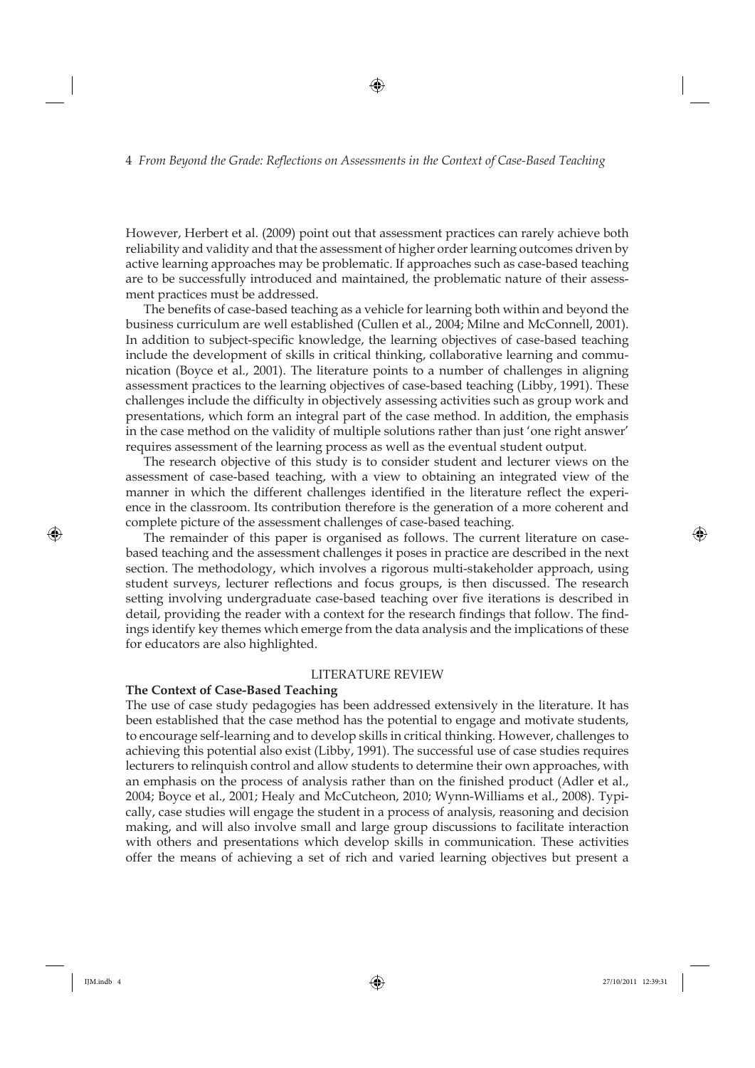However, Herbert et al. (2009) point out that assessment practices can rarely achieve both reliability and validity and that the assessment of higher order learning outcomes driven by active learning approaches may be problematic. If approaches such as case-based teaching are to be successfully introduced and maintained, the problematic nature of their assessment practices must be addressed.

The benefits of case-based teaching as a vehicle for learning both within and beyond the business curriculum are well established (Cullen et al., 2004; Milne and McConnell, 2001). In addition to subject-specific knowledge, the learning objectives of case-based teaching include the development of skills in critical thinking, collaborative learning and communication (Boyce et al., 2001). The literature points to a number of challenges in aligning assessment practices to the learning objectives of case-based teaching (Libby, 1991). These challenges include the difficulty in objectively assessing activities such as group work and presentations, which form an integral part of the case method. In addition, the emphasis in the case method on the validity of multiple solutions rather than just 'one right answer' requires assessment of the learning process as well as the eventual student output.

The research objective of this study is to consider student and lecturer views on the assessment of case-based teaching, with a view to obtaining an integrated view of the manner in which the different challenges identified in the literature reflect the experience in the classroom. Its contribution therefore is the generation of a more coherent and complete picture of the assessment challenges of case-based teaching.

The remainder of this paper is organised as follows. The current literature on case-based teaching and the assessment challenges it poses in practice are described in the next section. The methodology, which involves a rigorous multi-stakeholder approach, using student surveys, lecturer reflections and focus groups, is then discussed. The research setting involving undergraduate case-based teaching over five iterations is described in detail, providing the reader with a context for the research findings that follow. The findings identify key themes which emerge from the data analysis and the implications of these for educators are also highlighted.

## LITERATURE REVIEW

### The Context of Case-Based Teaching

The use of case study pedagogies has been addressed extensively in the literature. It has been established that the case method has the potential to engage and motivate students, to encourage self-learning and to develop skills in critical thinking. However, challenges to achieving this potential also exist (Libby, 1991). The successful use of case studies requires lecturers to relinquish control and allow students to determine their own approaches, with an emphasis on the process of analysis rather than on the finished product (Adler et al., 2004; Boyce et al., 2001; Healy and McCutcheon, 2010; Wynn-Williams et al., 2008). Typically, case studies will engage the student in a process of analysis, reasoning and decision making, and will also involve small and large group discussions to facilitate interaction with others and presentations which develop skills in communication. These activities offer the means of achieving a set of rich and varied learning objectives but present a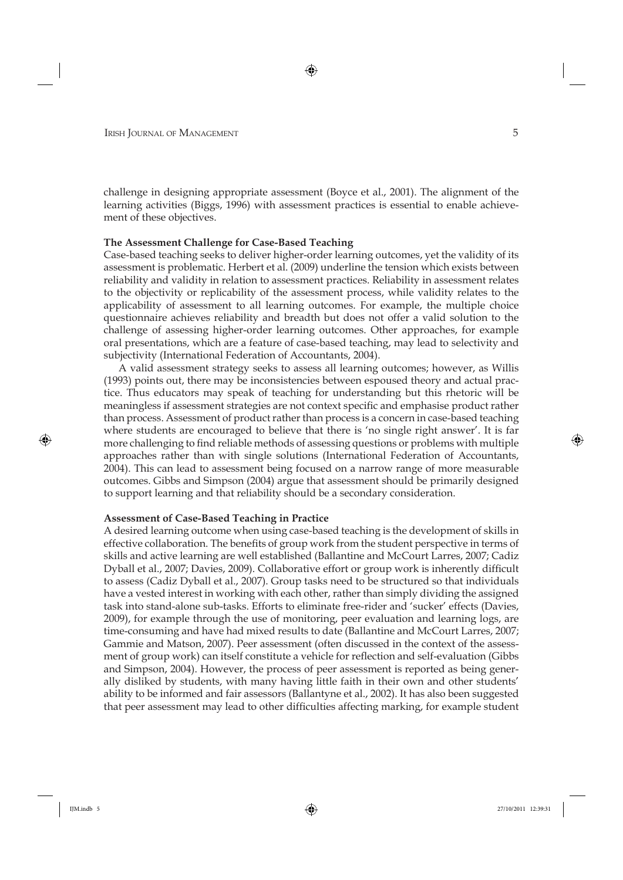challenge in designing appropriate assessment (Boyce et al., 2001). The alignment of the learning activities (Biggs, 1996) with assessment practices is essential to enable achievement of these objectives.

### The Assessment Challenge for Case-Based Teaching

Case-based teaching seeks to deliver higher-order learning outcomes, yet the validity of its assessment is problematic. Herbert et al. (2009) underline the tension which exists between reliability and validity in relation to assessment practices. Reliability in assessment relates to the objectivity or replicability of the assessment process, while validity relates to the applicability of assessment to all learning outcomes. For example, the multiple choice questionnaire achieves reliability and breadth but does not offer a valid solution to the challenge of assessing higher-order learning outcomes. Other approaches, for example oral presentations, which are a feature of case-based teaching, may lead to selectivity and subjectivity (International Federation of Accountants, 2004).

A valid assessment strategy seeks to assess all learning outcomes; however, as Willis (1993) points out, there may be inconsistencies between espoused theory and actual practice. Thus educators may speak of teaching for understanding but this rhetoric will be meaningless if assessment strategies are not context specific and emphasise product rather than process. Assessment of product rather than process is a concern in case-based teaching where students are encouraged to believe that there is 'no single right answer'. It is far more challenging to find reliable methods of assessing questions or problems with multiple approaches rather than with single solutions (International Federation of Accountants, 2004). This can lead to assessment being focused on a narrow range of more measurable outcomes. Gibbs and Simpson (2004) argue that assessment should be primarily designed to support learning and that reliability should be a secondary consideration.

### Assessment of Case-Based Teaching in Practice

A desired learning outcome when using case-based teaching is the development of skills in effective collaboration. The benefits of group work from the student perspective in terms of skills and active learning are well established (Ballantine and McCourt Larres, 2007; Cadiz Dyball et al., 2007; Davies, 2009). Collaborative effort or group work is inherently difficult to assess (Cadiz Dyball et al., 2007). Group tasks need to be structured so that individuals have a vested interest in working with each other, rather than simply dividing the assigned task into stand-alone sub-tasks. Efforts to eliminate free-rider and 'sucker' effects (Davies, 2009), for example through the use of monitoring, peer evaluation and learning logs, are time-consuming and have had mixed results to date (Ballantine and McCourt Larres, 2007; Gammie and Matson, 2007). Peer assessment (often discussed in the context of the assessment of group work) can itself constitute a vehicle for reflection and self-evaluation (Gibbs and Simpson, 2004). However, the process of peer assessment is reported as being generally disliked by students, with many having little faith in their own and other students' ability to be informed and fair assessors (Ballantyne et al., 2002). It has also been suggested that peer assessment may lead to other difficulties affecting marking, for example student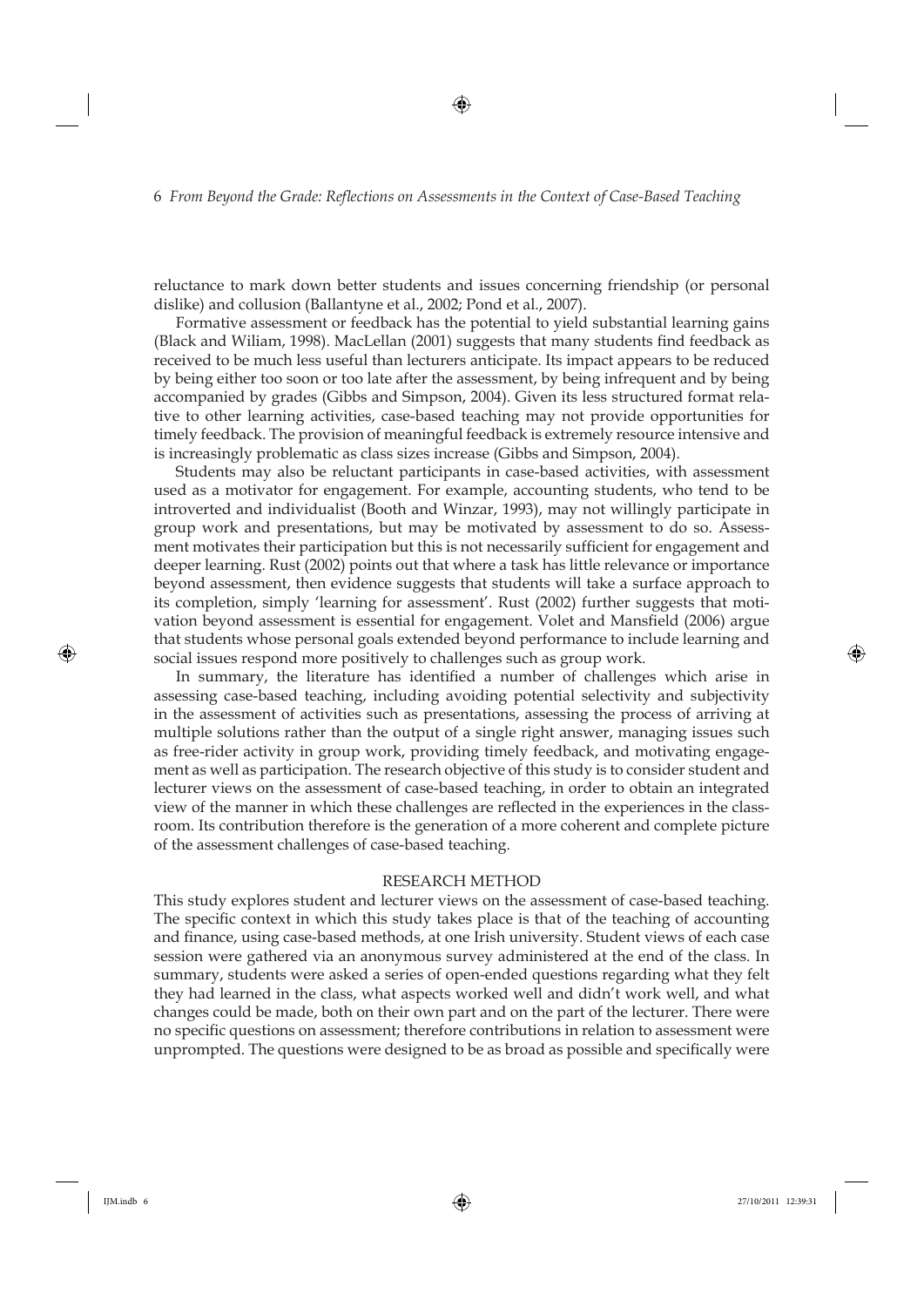reluctance to mark down better students and issues concerning friendship (or personal dislike) and collusion (Ballantyne et al., 2002; Pond et al., 2007).

Formative assessment or feedback has the potential to yield substantial learning gains (Black and Wiliam, 1998). MacLellan (2001) suggests that many students find feedback as received to be much less useful than lecturers anticipate. Its impact appears to be reduced by being either too soon or too late after the assessment, by being infrequent and by being accompanied by grades (Gibbs and Simpson, 2004). Given its less structured format relative to other learning activities, case-based teaching may not provide opportunities for timely feedback. The provision of meaningful feedback is extremely resource intensive and is increasingly problematic as class sizes increase (Gibbs and Simpson, 2004).

Students may also be reluctant participants in case-based activities, with assessment used as a motivator for engagement. For example, accounting students, who tend to be introverted and individualist (Booth and Winzar, 1993), may not willingly participate in group work and presentations, but may be motivated by assessment to do so. Assessment motivates their participation but this is not necessarily sufficient for engagement and deeper learning. Rust (2002) points out that where a task has little relevance or importance beyond assessment, then evidence suggests that students will take a surface approach to its completion, simply 'learning for assessment'. Rust (2002) further suggests that motivation beyond assessment is essential for engagement. Volet and Mansfield (2006) argue that students whose personal goals extended beyond performance to include learning and social issues respond more positively to challenges such as group work.

In summary, the literature has identified a number of challenges which arise in assessing case-based teaching, including avoiding potential selectivity and subjectivity in the assessment of activities such as presentations, assessing the process of arriving at multiple solutions rather than the output of a single right answer, managing issues such as free-rider activity in group work, providing timely feedback, and motivating engagement as well as participation. The research objective of this study is to consider student and lecturer views on the assessment of case-based teaching, in order to obtain an integrated view of the manner in which these challenges are reflected in the experiences in the classroom. Its contribution therefore is the generation of a more coherent and complete picture of the assessment challenges of case-based teaching.

## RESEARCH METHOD

This study explores student and lecturer views on the assessment of case-based teaching. The specific context in which this study takes place is that of the teaching of accounting and finance, using case-based methods, at one Irish university. Student views of each case session were gathered via an anonymous survey administered at the end of the class. In summary, students were asked a series of open-ended questions regarding what they felt they had learned in the class, what aspects worked well and didn't work well, and what changes could be made, both on their own part and on the part of the lecturer. There were no specific questions on assessment; therefore contributions in relation to assessment were unprompted. The questions were designed to be as broad as possible and specifically were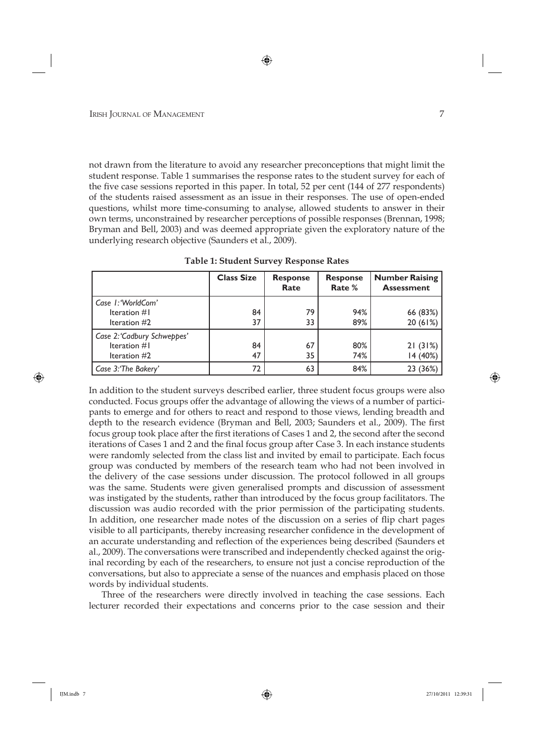not drawn from the literature to avoid any researcher preconceptions that might limit the student response. Table 1 summarises the response rates to the student survey for each of the five case sessions reported in this paper. In total, 52 per cent (144 of 277 respondents) of the students raised assessment as an issue in their responses. The use of open-ended questions, whilst more time-consuming to analyse, allowed students to answer in their own terms, unconstrained by researcher perceptions of possible responses (Brennan, 1998; Bryman and Bell, 2003) and was deemed appropriate given the exploratory nature of the underlying research objective (Saunders et al., 2009).

**Table 1: Student Survey Response Rates**

| | Class Size | Response Rate | Response Rate % | Number Raising Assessment |
|---|---|---|---|---|
| *Case 1: 'WorldCom'* | | | | |
| Iteration #1 | 84 | 79 | 94% | 66 (83%) |
| Iteration #2 | 37 | 33 | 89% | 20 (61%) |
| *Case 2: 'Cadbury Schweppes'* | | | | |
| Iteration #1 | 84 | 67 | 80% | 21 (31%) |
| Iteration #2 | 47 | 35 | 74% | 14 (40%) |
| *Case 3: 'The Bakery'* | 72 | 63 | 84% | 23 (36%) |

In addition to the student surveys described earlier, three student focus groups were also conducted. Focus groups offer the advantage of allowing the views of a number of participants to emerge and for others to react and respond to those views, lending breadth and depth to the research evidence (Bryman and Bell, 2003; Saunders et al., 2009). The first focus group took place after the first iterations of Cases 1 and 2, the second after the second iterations of Cases 1 and 2 and the final focus group after Case 3. In each instance students were randomly selected from the class list and invited by email to participate. Each focus group was conducted by members of the research team who had not been involved in the delivery of the case sessions under discussion. The protocol followed in all groups was the same. Students were given generalised prompts and discussion of assessment was instigated by the students, rather than introduced by the focus group facilitators. The discussion was audio recorded with the prior permission of the participating students. In addition, one researcher made notes of the discussion on a series of flip chart pages visible to all participants, thereby increasing researcher confidence in the development of an accurate understanding and reflection of the experiences being described (Saunders et al., 2009). The conversations were transcribed and independently checked against the original recording by each of the researchers, to ensure not just a concise reproduction of the conversations, but also to appreciate a sense of the nuances and emphasis placed on those words by individual students.

Three of the researchers were directly involved in teaching the case sessions. Each lecturer recorded their expectations and concerns prior to the case session and their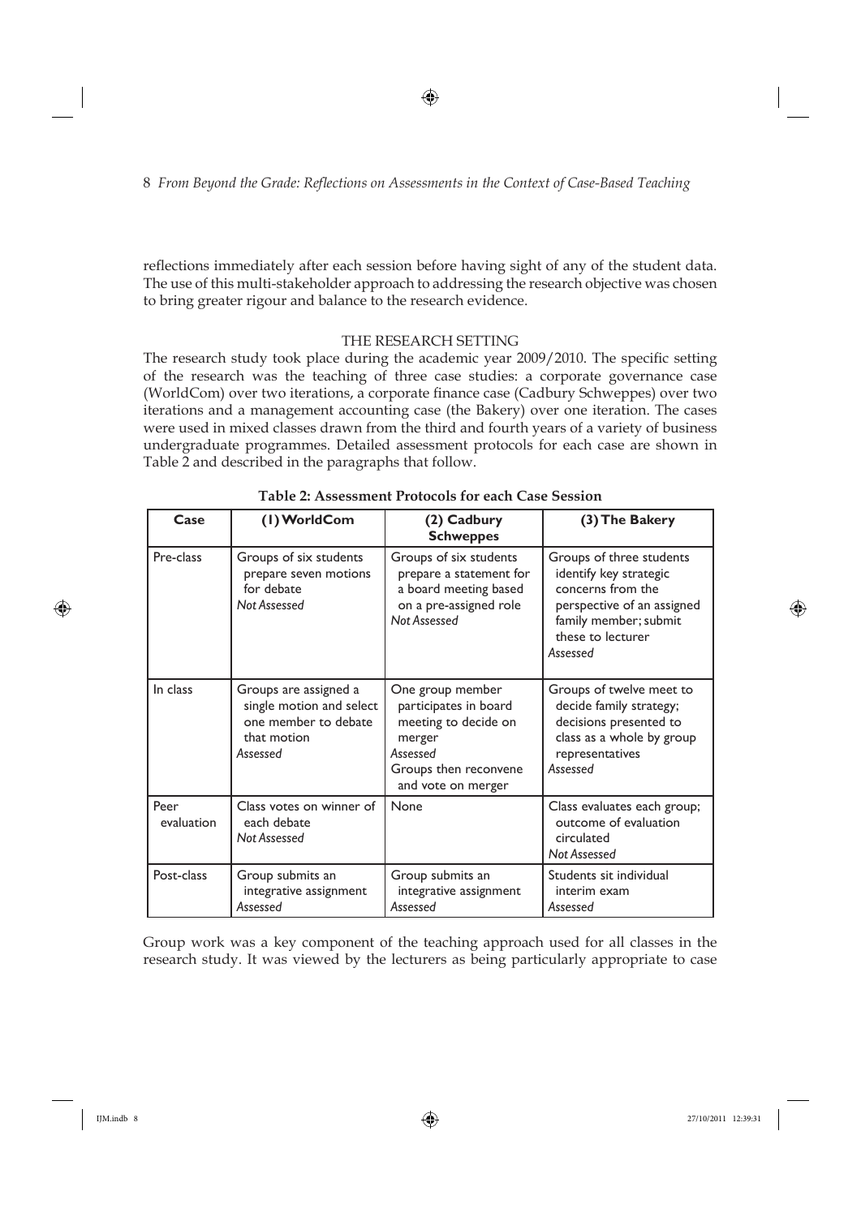reflections immediately after each session before having sight of any of the student data. The use of this multi-stakeholder approach to addressing the research objective was chosen to bring greater rigour and balance to the research evidence.

## THE RESEARCH SETTING

The research study took place during the academic year 2009/2010. The specific setting of the research was the teaching of three case studies: a corporate governance case (WorldCom) over two iterations, a corporate finance case (Cadbury Schweppes) over two iterations and a management accounting case (the Bakery) over one iteration. The cases were used in mixed classes drawn from the third and fourth years of a variety of business undergraduate programmes. Detailed assessment protocols for each case are shown in Table 2 and described in the paragraphs that follow.

**Table 2: Assessment Protocols for each Case Session**

| Case | (1) WorldCom | (2) Cadbury Schweppes | (3) The Bakery |
|---|---|---|---|
| Pre-class | Groups of six students prepare seven motions for debate *Not Assessed* | Groups of six students prepare a statement for a board meeting based on a pre-assigned role *Not Assessed* | Groups of three students identify key strategic concerns from the perspective of an assigned family member; submit these to lecturer *Assessed* |
| In class | Groups are assigned a single motion and select one member to debate that motion *Assessed* | One group member participates in board meeting to decide on merger *Assessed* Groups then reconvene and vote on merger | Groups of twelve meet to decide family strategy; decisions presented to class as a whole by group representatives *Assessed* |
| Peer evaluation | Class votes on winner of each debate *Not Assessed* | None | Class evaluates each group; outcome of evaluation circulated *Not Assessed* |
| Post-class | Group submits an integrative assignment *Assessed* | Group submits an integrative assignment *Assessed* | Students sit individual interim exam *Assessed* |

Group work was a key component of the teaching approach used for all classes in the research study. It was viewed by the lecturers as being particularly appropriate to case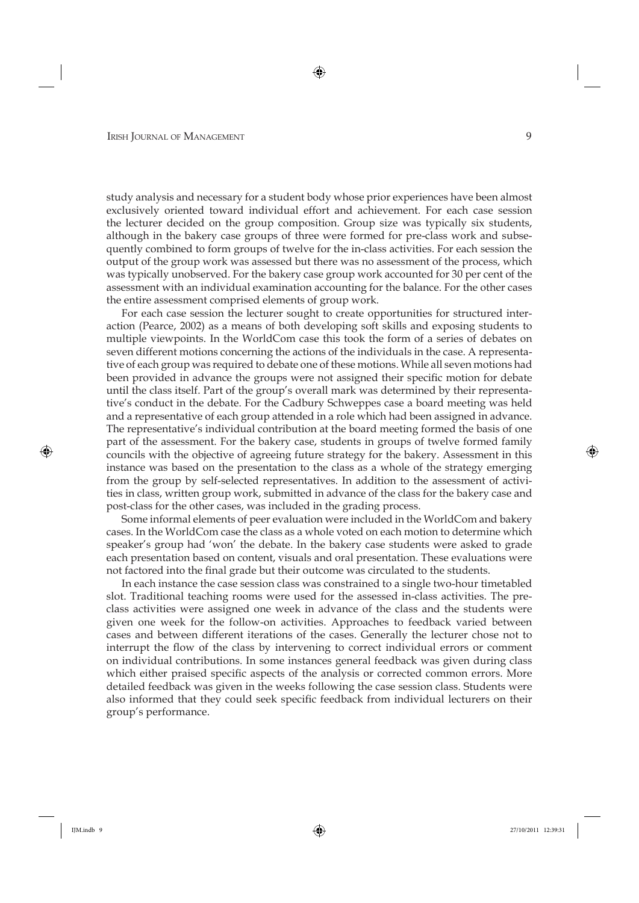study analysis and necessary for a student body whose prior experiences have been almost exclusively oriented toward individual effort and achievement. For each case session the lecturer decided on the group composition. Group size was typically six students, although in the bakery case groups of three were formed for pre-class work and subsequently combined to form groups of twelve for the in-class activities. For each session the output of the group work was assessed but there was no assessment of the process, which was typically unobserved. For the bakery case group work accounted for 30 per cent of the assessment with an individual examination accounting for the balance. For the other cases the entire assessment comprised elements of group work.

For each case session the lecturer sought to create opportunities for structured interaction (Pearce, 2002) as a means of both developing soft skills and exposing students to multiple viewpoints. In the WorldCom case this took the form of a series of debates on seven different motions concerning the actions of the individuals in the case. A representative of each group was required to debate one of these motions. While all seven motions had been provided in advance the groups were not assigned their specific motion for debate until the class itself. Part of the group's overall mark was determined by their representative's conduct in the debate. For the Cadbury Schweppes case a board meeting was held and a representative of each group attended in a role which had been assigned in advance. The representative's individual contribution at the board meeting formed the basis of one part of the assessment. For the bakery case, students in groups of twelve formed family councils with the objective of agreeing future strategy for the bakery. Assessment in this instance was based on the presentation to the class as a whole of the strategy emerging from the group by self-selected representatives. In addition to the assessment of activities in class, written group work, submitted in advance of the class for the bakery case and post-class for the other cases, was included in the grading process.

Some informal elements of peer evaluation were included in the WorldCom and bakery cases. In the WorldCom case the class as a whole voted on each motion to determine which speaker's group had 'won' the debate. In the bakery case students were asked to grade each presentation based on content, visuals and oral presentation. These evaluations were not factored into the final grade but their outcome was circulated to the students.

In each instance the case session class was constrained to a single two-hour timetabled slot. Traditional teaching rooms were used for the assessed in-class activities. The pre-class activities were assigned one week in advance of the class and the students were given one week for the follow-on activities. Approaches to feedback varied between cases and between different iterations of the cases. Generally the lecturer chose not to interrupt the flow of the class by intervening to correct individual errors or comment on individual contributions. In some instances general feedback was given during class which either praised specific aspects of the analysis or corrected common errors. More detailed feedback was given in the weeks following the case session class. Students were also informed that they could seek specific feedback from individual lecturers on their group's performance.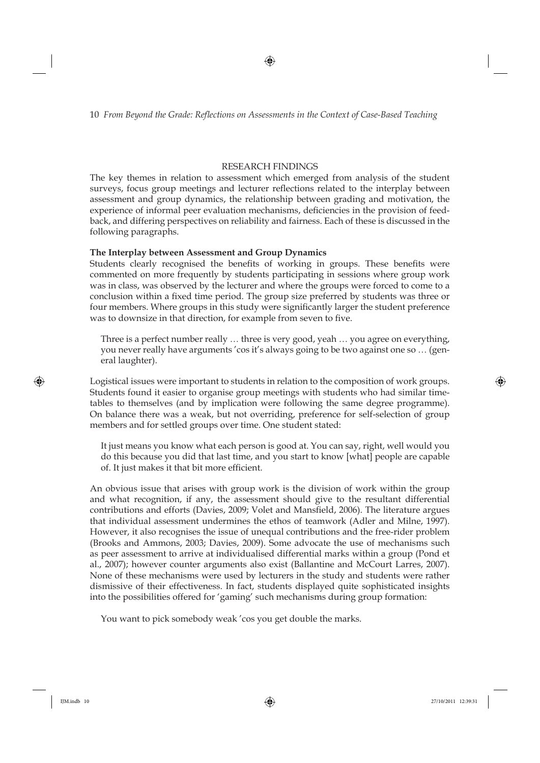## RESEARCH FINDINGS

The key themes in relation to assessment which emerged from analysis of the student surveys, focus group meetings and lecturer reflections related to the interplay between assessment and group dynamics, the relationship between grading and motivation, the experience of informal peer evaluation mechanisms, deficiencies in the provision of feedback, and differing perspectives on reliability and fairness. Each of these is discussed in the following paragraphs.

### The Interplay between Assessment and Group Dynamics

Students clearly recognised the benefits of working in groups. These benefits were commented on more frequently by students participating in sessions where group work was in class, was observed by the lecturer and where the groups were forced to come to a conclusion within a fixed time period. The group size preferred by students was three or four members. Where groups in this study were significantly larger the student preference was to downsize in that direction, for example from seven to five.

> Three is a perfect number really … three is very good, yeah … you agree on everything, you never really have arguments 'cos it's always going to be two against one so … (general laughter).

Logistical issues were important to students in relation to the composition of work groups. Students found it easier to organise group meetings with students who had similar timetables to themselves (and by implication were following the same degree programme). On balance there was a weak, but not overriding, preference for self-selection of group members and for settled groups over time. One student stated:

> It just means you know what each person is good at. You can say, right, well would you do this because you did that last time, and you start to know [what] people are capable of. It just makes it that bit more efficient.

An obvious issue that arises with group work is the division of work within the group and what recognition, if any, the assessment should give to the resultant differential contributions and efforts (Davies, 2009; Volet and Mansfield, 2006). The literature argues that individual assessment undermines the ethos of teamwork (Adler and Milne, 1997). However, it also recognises the issue of unequal contributions and the free-rider problem (Brooks and Ammons, 2003; Davies, 2009). Some advocate the use of mechanisms such as peer assessment to arrive at individualised differential marks within a group (Pond et al., 2007); however counter arguments also exist (Ballantine and McCourt Larres, 2007). None of these mechanisms were used by lecturers in the study and students were rather dismissive of their effectiveness. In fact, students displayed quite sophisticated insights into the possibilities offered for 'gaming' such mechanisms during group formation:

> You want to pick somebody weak 'cos you get double the marks.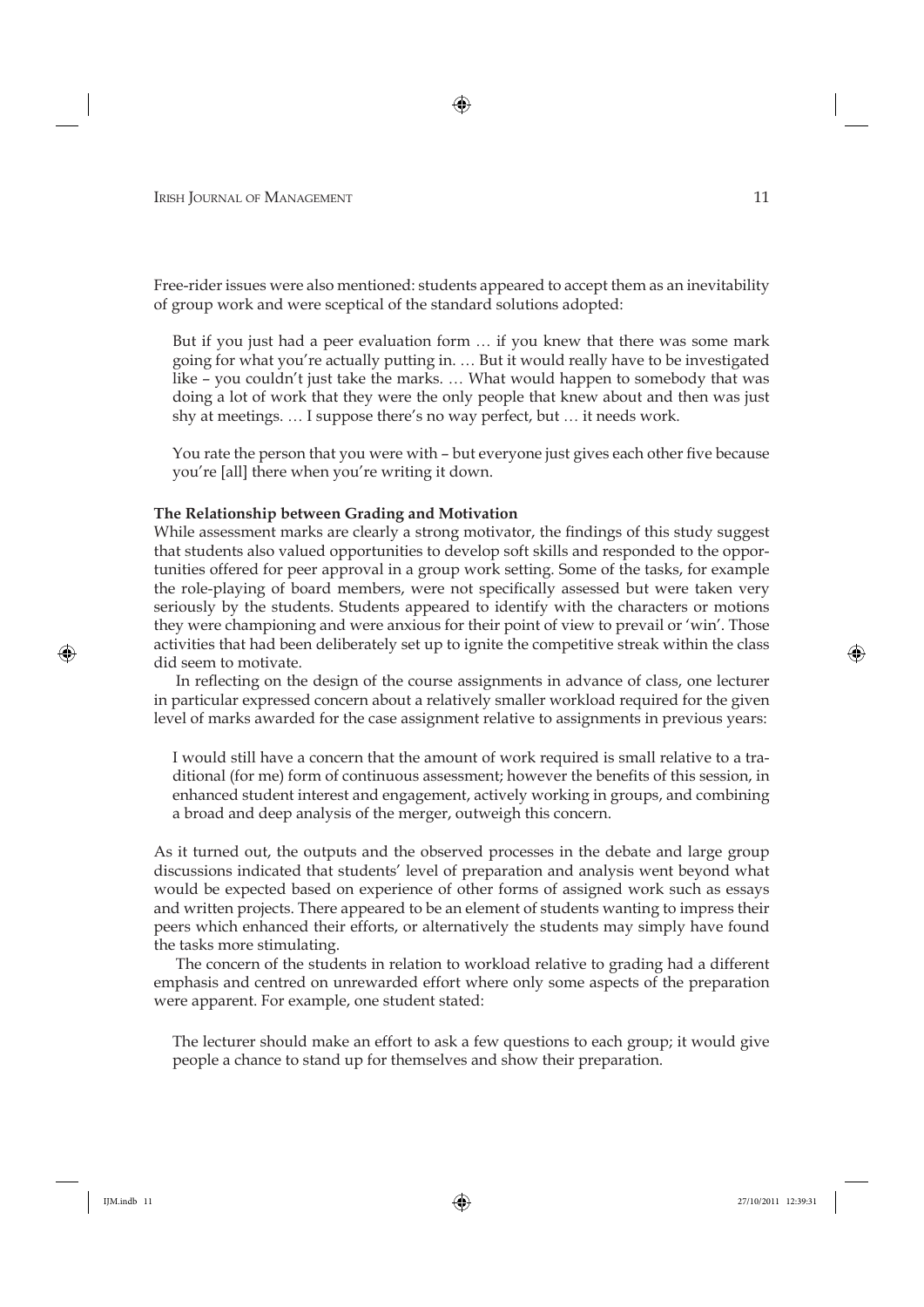Free-rider issues were also mentioned: students appeared to accept them as an inevitability of group work and were sceptical of the standard solutions adopted:

> But if you just had a peer evaluation form … if you knew that there was some mark going for what you're actually putting in. … But it would really have to be investigated like – you couldn't just take the marks. … What would happen to somebody that was doing a lot of work that they were the only people that knew about and then was just shy at meetings. … I suppose there's no way perfect, but … it needs work.

> You rate the person that you were with – but everyone just gives each other five because you're [all] there when you're writing it down.

**The Relationship between Grading and Motivation**

While assessment marks are clearly a strong motivator, the findings of this study suggest that students also valued opportunities to develop soft skills and responded to the opportunities offered for peer approval in a group work setting. Some of the tasks, for example the role-playing of board members, were not specifically assessed but were taken very seriously by the students. Students appeared to identify with the characters or motions they were championing and were anxious for their point of view to prevail or 'win'. Those activities that had been deliberately set up to ignite the competitive streak within the class did seem to motivate.

In reflecting on the design of the course assignments in advance of class, one lecturer in particular expressed concern about a relatively smaller workload required for the given level of marks awarded for the case assignment relative to assignments in previous years:

> I would still have a concern that the amount of work required is small relative to a traditional (for me) form of continuous assessment; however the benefits of this session, in enhanced student interest and engagement, actively working in groups, and combining a broad and deep analysis of the merger, outweigh this concern.

As it turned out, the outputs and the observed processes in the debate and large group discussions indicated that students' level of preparation and analysis went beyond what would be expected based on experience of other forms of assigned work such as essays and written projects. There appeared to be an element of students wanting to impress their peers which enhanced their efforts, or alternatively the students may simply have found the tasks more stimulating.

The concern of the students in relation to workload relative to grading had a different emphasis and centred on unrewarded effort where only some aspects of the preparation were apparent. For example, one student stated:

> The lecturer should make an effort to ask a few questions to each group; it would give people a chance to stand up for themselves and show their preparation.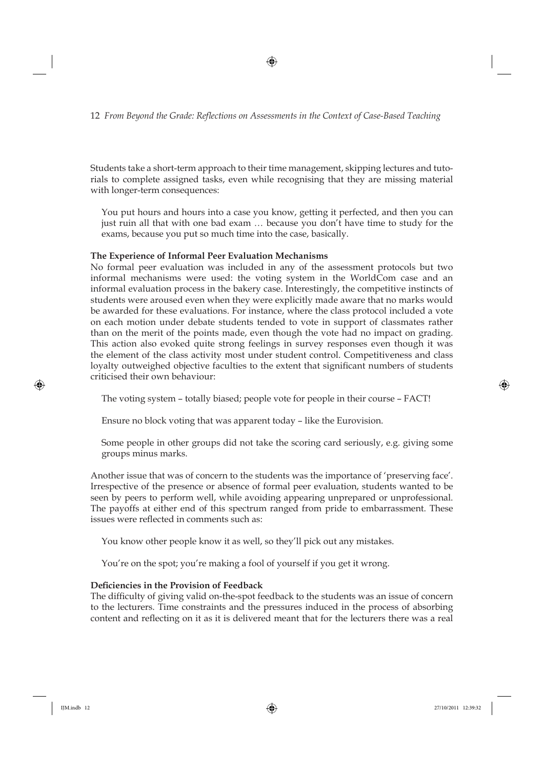Students take a short-term approach to their time management, skipping lectures and tutorials to complete assigned tasks, even while recognising that they are missing material with longer-term consequences:

> You put hours and hours into a case you know, getting it perfected, and then you can just ruin all that with one bad exam … because you don't have time to study for the exams, because you put so much time into the case, basically.

**The Experience of Informal Peer Evaluation Mechanisms**

No formal peer evaluation was included in any of the assessment protocols but two informal mechanisms were used: the voting system in the WorldCom case and an informal evaluation process in the bakery case. Interestingly, the competitive instincts of students were aroused even when they were explicitly made aware that no marks would be awarded for these evaluations. For instance, where the class protocol included a vote on each motion under debate students tended to vote in support of classmates rather than on the merit of the points made, even though the vote had no impact on grading. This action also evoked quite strong feelings in survey responses even though it was the element of the class activity most under student control. Competitiveness and class loyalty outweighed objective faculties to the extent that significant numbers of students criticised their own behaviour:

> The voting system – totally biased; people vote for people in their course – FACT!

> Ensure no block voting that was apparent today – like the Eurovision.

> Some people in other groups did not take the scoring card seriously, e.g. giving some groups minus marks.

Another issue that was of concern to the students was the importance of 'preserving face'. Irrespective of the presence or absence of formal peer evaluation, students wanted to be seen by peers to perform well, while avoiding appearing unprepared or unprofessional. The payoffs at either end of this spectrum ranged from pride to embarrassment. These issues were reflected in comments such as:

> You know other people know it as well, so they'll pick out any mistakes.

> You're on the spot; you're making a fool of yourself if you get it wrong.

**Deficiencies in the Provision of Feedback**

The difficulty of giving valid on-the-spot feedback to the students was an issue of concern to the lecturers. Time constraints and the pressures induced in the process of absorbing content and reflecting on it as it is delivered meant that for the lecturers there was a real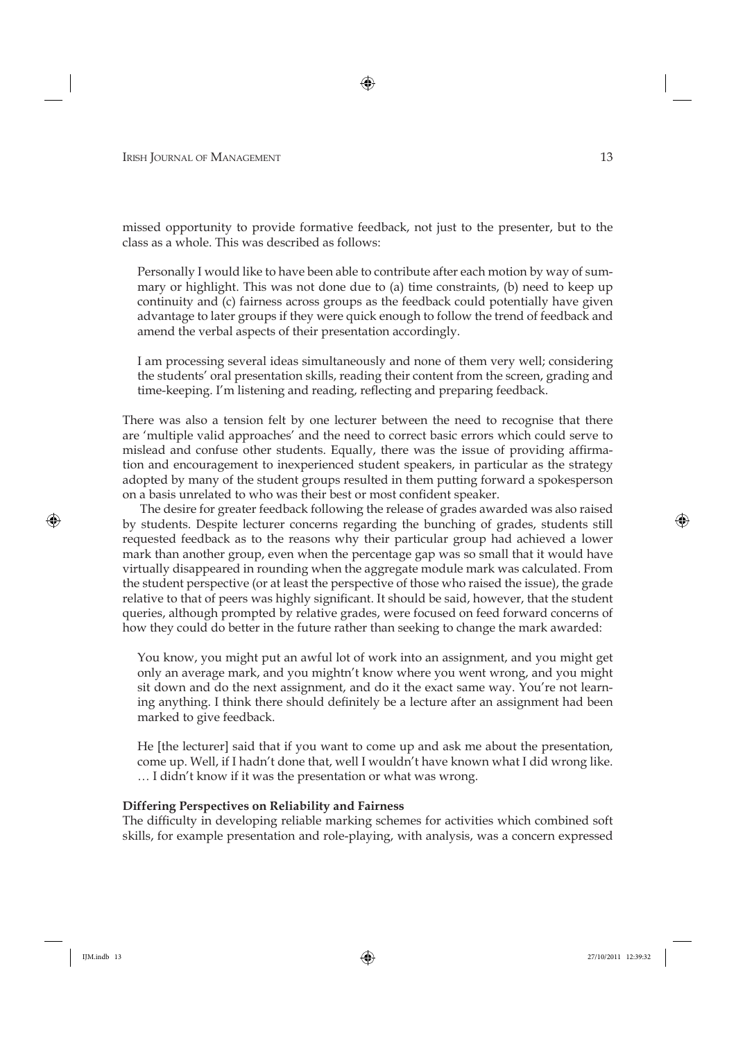missed opportunity to provide formative feedback, not just to the presenter, but to the class as a whole. This was described as follows:

> Personally I would like to have been able to contribute after each motion by way of summary or highlight. This was not done due to (a) time constraints, (b) need to keep up continuity and (c) fairness across groups as the feedback could potentially have given advantage to later groups if they were quick enough to follow the trend of feedback and amend the verbal aspects of their presentation accordingly.

> I am processing several ideas simultaneously and none of them very well; considering the students' oral presentation skills, reading their content from the screen, grading and time-keeping. I'm listening and reading, reflecting and preparing feedback.

There was also a tension felt by one lecturer between the need to recognise that there are 'multiple valid approaches' and the need to correct basic errors which could serve to mislead and confuse other students. Equally, there was the issue of providing affirmation and encouragement to inexperienced student speakers, in particular as the strategy adopted by many of the student groups resulted in them putting forward a spokesperson on a basis unrelated to who was their best or most confident speaker.

The desire for greater feedback following the release of grades awarded was also raised by students. Despite lecturer concerns regarding the bunching of grades, students still requested feedback as to the reasons why their particular group had achieved a lower mark than another group, even when the percentage gap was so small that it would have virtually disappeared in rounding when the aggregate module mark was calculated. From the student perspective (or at least the perspective of those who raised the issue), the grade relative to that of peers was highly significant. It should be said, however, that the student queries, although prompted by relative grades, were focused on feed forward concerns of how they could do better in the future rather than seeking to change the mark awarded:

> You know, you might put an awful lot of work into an assignment, and you might get only an average mark, and you mightn't know where you went wrong, and you might sit down and do the next assignment, and do it the exact same way. You're not learning anything. I think there should definitely be a lecture after an assignment had been marked to give feedback.

> He [the lecturer] said that if you want to come up and ask me about the presentation, come up. Well, if I hadn't done that, well I wouldn't have known what I did wrong like. … I didn't know if it was the presentation or what was wrong.

**Differing Perspectives on Reliability and Fairness**

The difficulty in developing reliable marking schemes for activities which combined soft skills, for example presentation and role-playing, with analysis, was a concern expressed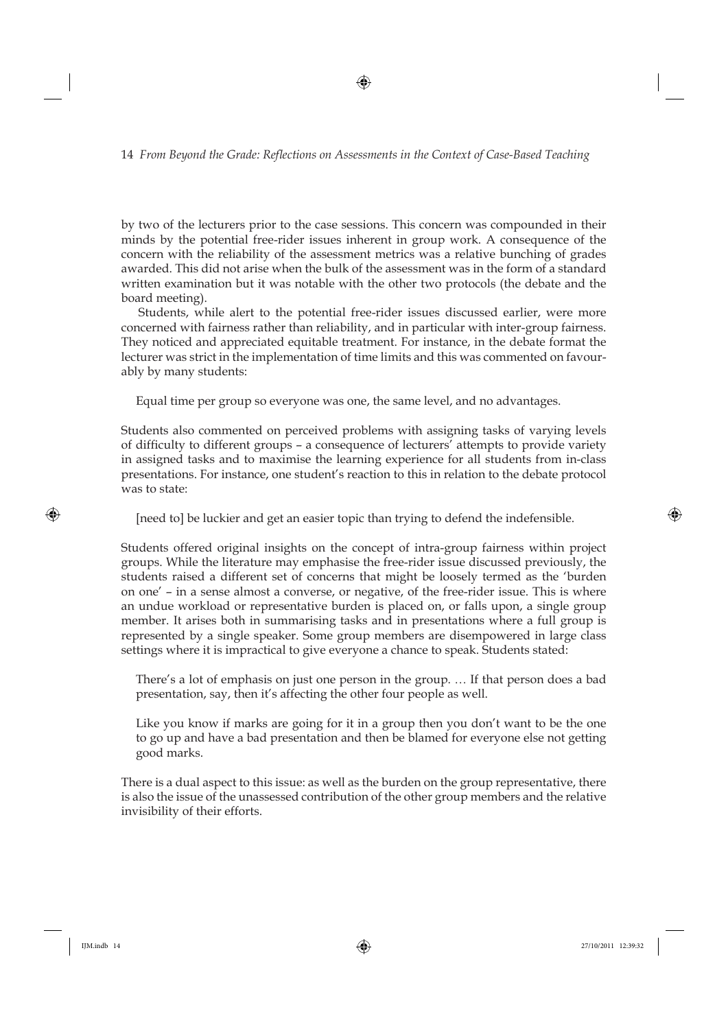by two of the lecturers prior to the case sessions. This concern was compounded in their minds by the potential free-rider issues inherent in group work. A consequence of the concern with the reliability of the assessment metrics was a relative bunching of grades awarded. This did not arise when the bulk of the assessment was in the form of a standard written examination but it was notable with the other two protocols (the debate and the board meeting).

Students, while alert to the potential free-rider issues discussed earlier, were more concerned with fairness rather than reliability, and in particular with inter-group fairness. They noticed and appreciated equitable treatment. For instance, in the debate format the lecturer was strict in the implementation of time limits and this was commented on favourably by many students:

> Equal time per group so everyone was one, the same level, and no advantages.

Students also commented on perceived problems with assigning tasks of varying levels of difficulty to different groups – a consequence of lecturers' attempts to provide variety in assigned tasks and to maximise the learning experience for all students from in-class presentations. For instance, one student's reaction to this in relation to the debate protocol was to state:

> [need to] be luckier and get an easier topic than trying to defend the indefensible.

Students offered original insights on the concept of intra-group fairness within project groups. While the literature may emphasise the free-rider issue discussed previously, the students raised a different set of concerns that might be loosely termed as the 'burden on one' – in a sense almost a converse, or negative, of the free-rider issue. This is where an undue workload or representative burden is placed on, or falls upon, a single group member. It arises both in summarising tasks and in presentations where a full group is represented by a single speaker. Some group members are disempowered in large class settings where it is impractical to give everyone a chance to speak. Students stated:

> There's a lot of emphasis on just one person in the group. … If that person does a bad presentation, say, then it's affecting the other four people as well.

> Like you know if marks are going for it in a group then you don't want to be the one to go up and have a bad presentation and then be blamed for everyone else not getting good marks.

There is a dual aspect to this issue: as well as the burden on the group representative, there is also the issue of the unassessed contribution of the other group members and the relative invisibility of their efforts.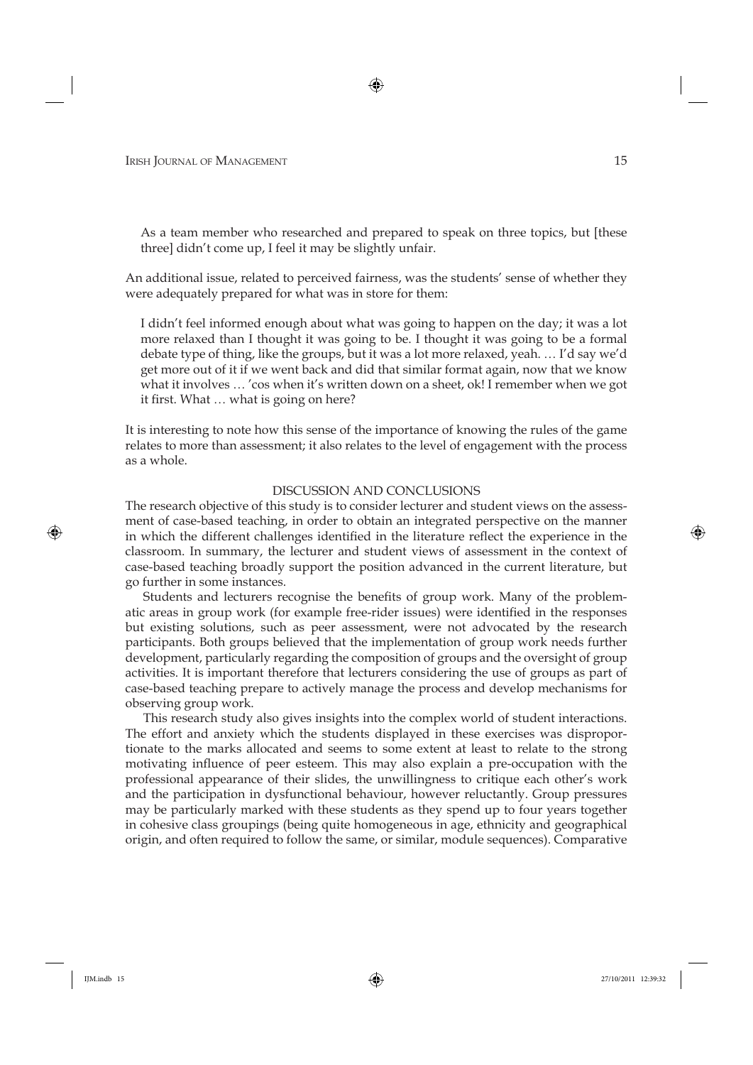> As a team member who researched and prepared to speak on three topics, but [these three] didn't come up, I feel it may be slightly unfair.

An additional issue, related to perceived fairness, was the students' sense of whether they were adequately prepared for what was in store for them:

> I didn't feel informed enough about what was going to happen on the day; it was a lot more relaxed than I thought it was going to be. I thought it was going to be a formal debate type of thing, like the groups, but it was a lot more relaxed, yeah. … I'd say we'd get more out of it if we went back and did that similar format again, now that we know what it involves … 'cos when it's written down on a sheet, ok! I remember when we got it first. What … what is going on here?

It is interesting to note how this sense of the importance of knowing the rules of the game relates to more than assessment; it also relates to the level of engagement with the process as a whole.

## DISCUSSION AND CONCLUSIONS

The research objective of this study is to consider lecturer and student views on the assessment of case-based teaching, in order to obtain an integrated perspective on the manner in which the different challenges identified in the literature reflect the experience in the classroom. In summary, the lecturer and student views of assessment in the context of case-based teaching broadly support the position advanced in the current literature, but go further in some instances.

Students and lecturers recognise the benefits of group work. Many of the problematic areas in group work (for example free-rider issues) were identified in the responses but existing solutions, such as peer assessment, were not advocated by the research participants. Both groups believed that the implementation of group work needs further development, particularly regarding the composition of groups and the oversight of group activities. It is important therefore that lecturers considering the use of groups as part of case-based teaching prepare to actively manage the process and develop mechanisms for observing group work.

This research study also gives insights into the complex world of student interactions. The effort and anxiety which the students displayed in these exercises was disproportionate to the marks allocated and seems to some extent at least to relate to the strong motivating influence of peer esteem. This may also explain a pre-occupation with the professional appearance of their slides, the unwillingness to critique each other's work and the participation in dysfunctional behaviour, however reluctantly. Group pressures may be particularly marked with these students as they spend up to four years together in cohesive class groupings (being quite homogeneous in age, ethnicity and geographical origin, and often required to follow the same, or similar, module sequences). Comparative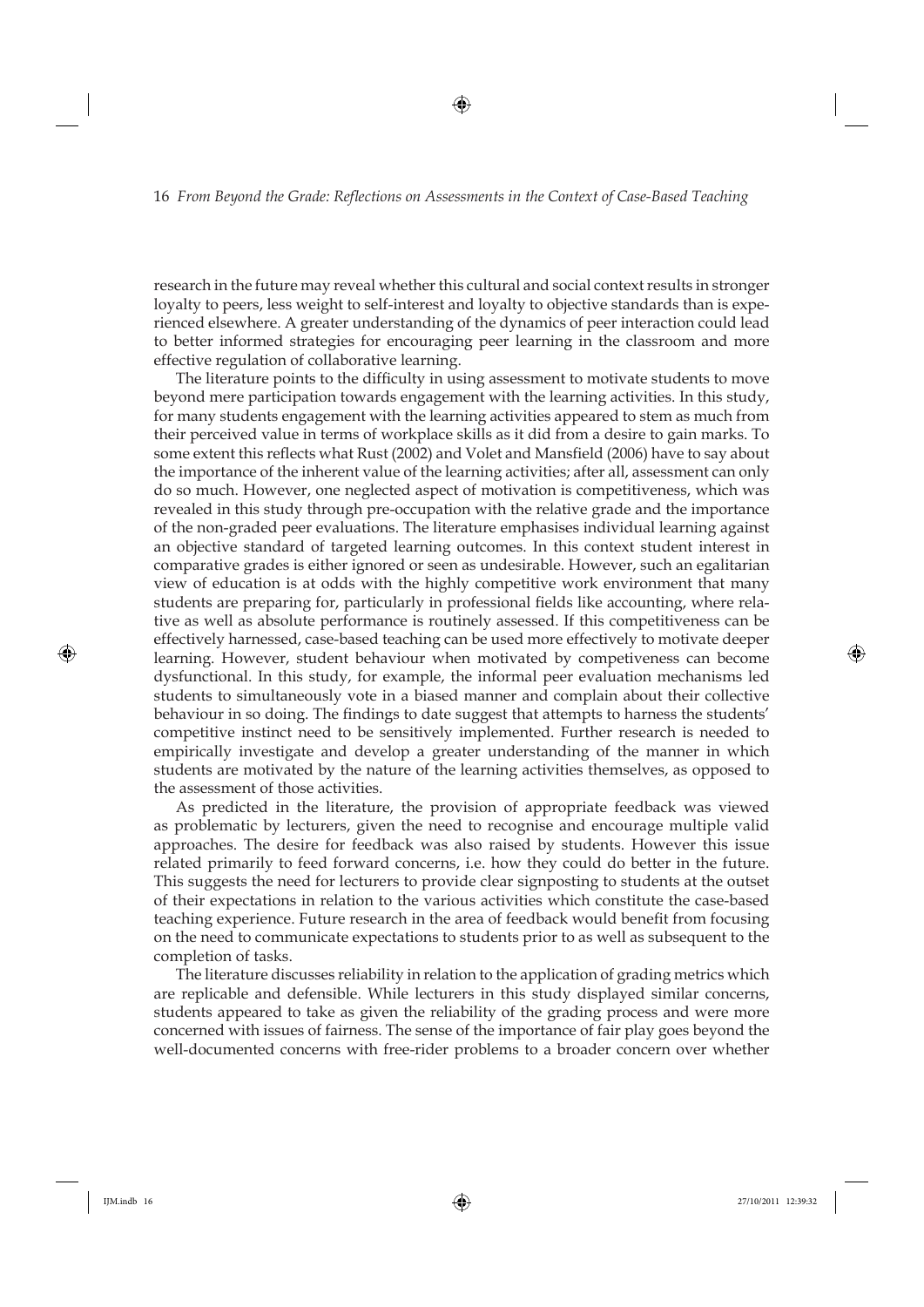research in the future may reveal whether this cultural and social context results in stronger loyalty to peers, less weight to self-interest and loyalty to objective standards than is experienced elsewhere. A greater understanding of the dynamics of peer interaction could lead to better informed strategies for encouraging peer learning in the classroom and more effective regulation of collaborative learning.

The literature points to the difficulty in using assessment to motivate students to move beyond mere participation towards engagement with the learning activities. In this study, for many students engagement with the learning activities appeared to stem as much from their perceived value in terms of workplace skills as it did from a desire to gain marks. To some extent this reflects what Rust (2002) and Volet and Mansfield (2006) have to say about the importance of the inherent value of the learning activities; after all, assessment can only do so much. However, one neglected aspect of motivation is competitiveness, which was revealed in this study through pre-occupation with the relative grade and the importance of the non-graded peer evaluations. The literature emphasises individual learning against an objective standard of targeted learning outcomes. In this context student interest in comparative grades is either ignored or seen as undesirable. However, such an egalitarian view of education is at odds with the highly competitive work environment that many students are preparing for, particularly in professional fields like accounting, where relative as well as absolute performance is routinely assessed. If this competitiveness can be effectively harnessed, case-based teaching can be used more effectively to motivate deeper learning. However, student behaviour when motivated by competiveness can become dysfunctional. In this study, for example, the informal peer evaluation mechanisms led students to simultaneously vote in a biased manner and complain about their collective behaviour in so doing. The findings to date suggest that attempts to harness the students' competitive instinct need to be sensitively implemented. Further research is needed to empirically investigate and develop a greater understanding of the manner in which students are motivated by the nature of the learning activities themselves, as opposed to the assessment of those activities.

As predicted in the literature, the provision of appropriate feedback was viewed as problematic by lecturers, given the need to recognise and encourage multiple valid approaches. The desire for feedback was also raised by students. However this issue related primarily to feed forward concerns, i.e. how they could do better in the future. This suggests the need for lecturers to provide clear signposting to students at the outset of their expectations in relation to the various activities which constitute the case-based teaching experience. Future research in the area of feedback would benefit from focusing on the need to communicate expectations to students prior to as well as subsequent to the completion of tasks.

The literature discusses reliability in relation to the application of grading metrics which are replicable and defensible. While lecturers in this study displayed similar concerns, students appeared to take as given the reliability of the grading process and were more concerned with issues of fairness. The sense of the importance of fair play goes beyond the well-documented concerns with free-rider problems to a broader concern over whether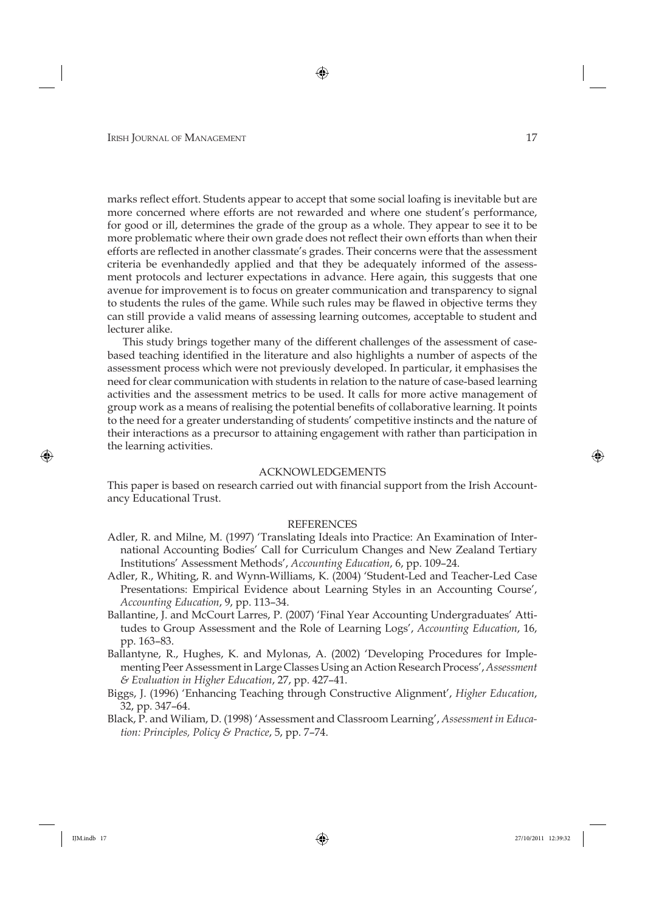marks reflect effort. Students appear to accept that some social loafing is inevitable but are more concerned where efforts are not rewarded and where one student's performance, for good or ill, determines the grade of the group as a whole. They appear to see it to be more problematic where their own grade does not reflect their own efforts than when their efforts are reflected in another classmate's grades. Their concerns were that the assessment criteria be evenhandedly applied and that they be adequately informed of the assessment protocols and lecturer expectations in advance. Here again, this suggests that one avenue for improvement is to focus on greater communication and transparency to signal to students the rules of the game. While such rules may be flawed in objective terms they can still provide a valid means of assessing learning outcomes, acceptable to student and lecturer alike.

This study brings together many of the different challenges of the assessment of case-based teaching identified in the literature and also highlights a number of aspects of the assessment process which were not previously developed. In particular, it emphasises the need for clear communication with students in relation to the nature of case-based learning activities and the assessment metrics to be used. It calls for more active management of group work as a means of realising the potential benefits of collaborative learning. It points to the need for a greater understanding of students' competitive instincts and the nature of their interactions as a precursor to attaining engagement with rather than participation in the learning activities.

## ACKNOWLEDGEMENTS

This paper is based on research carried out with financial support from the Irish Accountancy Educational Trust.

## REFERENCES

Adler, R. and Milne, M. (1997) 'Translating Ideals into Practice: An Examination of International Accounting Bodies' Call for Curriculum Changes and New Zealand Tertiary Institutions' Assessment Methods', *Accounting Education*, 6, pp. 109–24.

Adler, R., Whiting, R. and Wynn-Williams, K. (2004) 'Student-Led and Teacher-Led Case Presentations: Empirical Evidence about Learning Styles in an Accounting Course', *Accounting Education*, 9, pp. 113–34.

Ballantine, J. and McCourt Larres, P. (2007) 'Final Year Accounting Undergraduates' Attitudes to Group Assessment and the Role of Learning Logs', *Accounting Education*, 16, pp. 163–83.

Ballantyne, R., Hughes, K. and Mylonas, A. (2002) 'Developing Procedures for Implementing Peer Assessment in Large Classes Using an Action Research Process', *Assessment & Evaluation in Higher Education*, 27, pp. 427–41.

Biggs, J. (1996) 'Enhancing Teaching through Constructive Alignment', *Higher Education*, 32, pp. 347–64.

Black, P. and Wiliam, D. (1998) 'Assessment and Classroom Learning', *Assessment in Education: Principles, Policy & Practice*, 5, pp. 7–74.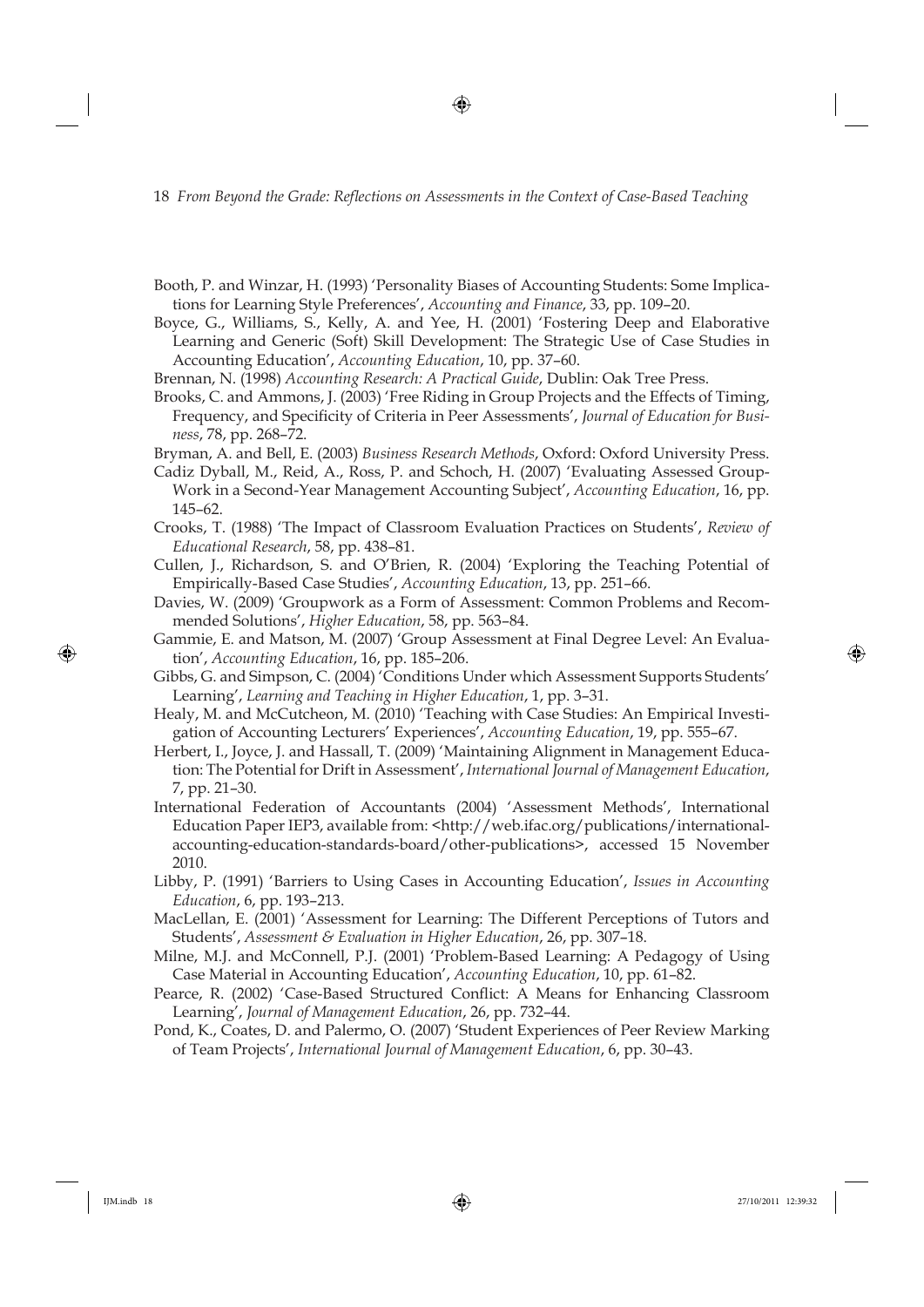Booth, P. and Winzar, H. (1993) 'Personality Biases of Accounting Students: Some Implications for Learning Style Preferences', *Accounting and Finance*, 33, pp. 109–20.

Boyce, G., Williams, S., Kelly, A. and Yee, H. (2001) 'Fostering Deep and Elaborative Learning and Generic (Soft) Skill Development: The Strategic Use of Case Studies in Accounting Education', *Accounting Education*, 10, pp. 37–60.

Brennan, N. (1998) *Accounting Research: A Practical Guide*, Dublin: Oak Tree Press.

Brooks, C. and Ammons, J. (2003) 'Free Riding in Group Projects and the Effects of Timing, Frequency, and Specificity of Criteria in Peer Assessments', *Journal of Education for Business*, 78, pp. 268–72.

Bryman, A. and Bell, E. (2003) *Business Research Methods*, Oxford: Oxford University Press.

Cadiz Dyball, M., Reid, A., Ross, P. and Schoch, H. (2007) 'Evaluating Assessed Group-Work in a Second-Year Management Accounting Subject', *Accounting Education*, 16, pp. 145–62.

Crooks, T. (1988) 'The Impact of Classroom Evaluation Practices on Students', *Review of Educational Research*, 58, pp. 438–81.

Cullen, J., Richardson, S. and O'Brien, R. (2004) 'Exploring the Teaching Potential of Empirically-Based Case Studies', *Accounting Education*, 13, pp. 251–66.

Davies, W. (2009) 'Groupwork as a Form of Assessment: Common Problems and Recommended Solutions', *Higher Education*, 58, pp. 563–84.

Gammie, E. and Matson, M. (2007) 'Group Assessment at Final Degree Level: An Evaluation', *Accounting Education*, 16, pp. 185–206.

Gibbs, G. and Simpson, C. (2004) 'Conditions Under which Assessment Supports Students' Learning', *Learning and Teaching in Higher Education*, 1, pp. 3–31.

Healy, M. and McCutcheon, M. (2010) 'Teaching with Case Studies: An Empirical Investigation of Accounting Lecturers' Experiences', *Accounting Education*, 19, pp. 555–67.

Herbert, I., Joyce, J. and Hassall, T. (2009) 'Maintaining Alignment in Management Education: The Potential for Drift in Assessment', *International Journal of Management Education*, 7, pp. 21–30.

International Federation of Accountants (2004) 'Assessment Methods', International Education Paper IEP3, available from: <http://web.ifac.org/publications/international-accounting-education-standards-board/other-publications>, accessed 15 November 2010.

Libby, P. (1991) 'Barriers to Using Cases in Accounting Education', *Issues in Accounting Education*, 6, pp. 193–213.

MacLellan, E. (2001) 'Assessment for Learning: The Different Perceptions of Tutors and Students', *Assessment & Evaluation in Higher Education*, 26, pp. 307–18.

Milne, M.J. and McConnell, P.J. (2001) 'Problem-Based Learning: A Pedagogy of Using Case Material in Accounting Education', *Accounting Education*, 10, pp. 61–82.

Pearce, R. (2002) 'Case-Based Structured Conflict: A Means for Enhancing Classroom Learning', *Journal of Management Education*, 26, pp. 732–44.

Pond, K., Coates, D. and Palermo, O. (2007) 'Student Experiences of Peer Review Marking of Team Projects', *International Journal of Management Education*, 6, pp. 30–43.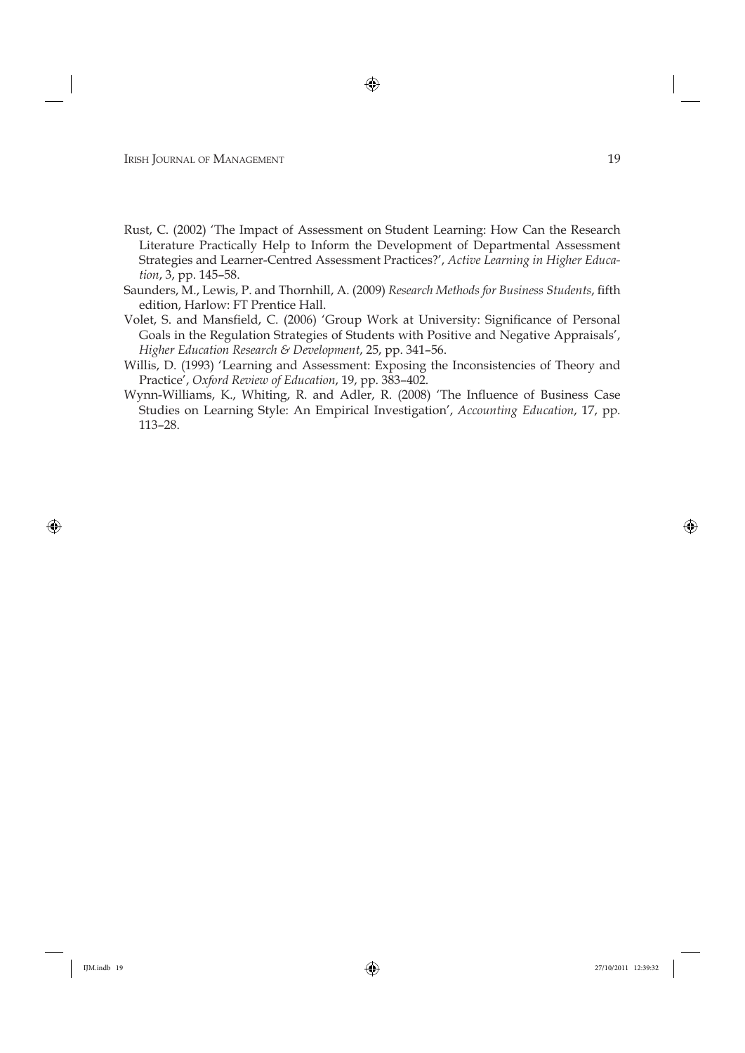Rust, C. (2002) 'The Impact of Assessment on Student Learning: How Can the Research Literature Practically Help to Inform the Development of Departmental Assessment Strategies and Learner-Centred Assessment Practices?', *Active Learning in Higher Education*, 3, pp. 145–58.

Saunders, M., Lewis, P. and Thornhill, A. (2009) *Research Methods for Business Students*, fifth edition, Harlow: FT Prentice Hall.

Volet, S. and Mansfield, C. (2006) 'Group Work at University: Significance of Personal Goals in the Regulation Strategies of Students with Positive and Negative Appraisals', *Higher Education Research & Development*, 25, pp. 341–56.

Willis, D. (1993) 'Learning and Assessment: Exposing the Inconsistencies of Theory and Practice', *Oxford Review of Education*, 19, pp. 383–402.

Wynn-Williams, K., Whiting, R. and Adler, R. (2008) 'The Influence of Business Case Studies on Learning Style: An Empirical Investigation', *Accounting Education*, 17, pp. 113–28.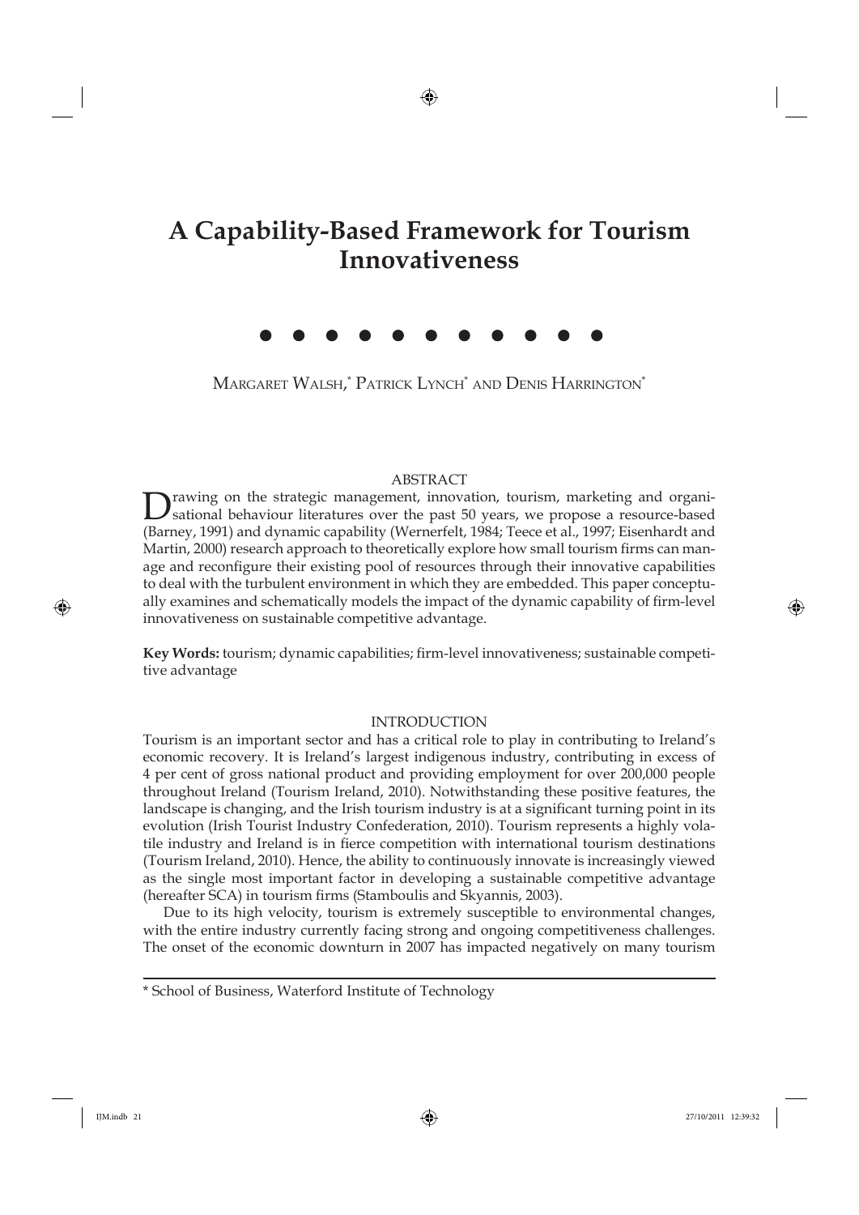# A Capability-Based Framework for Tourism Innovativeness

Margaret Walsh,* Patrick Lynch* and Denis Harrington*

## ABSTRACT

Drawing on the strategic management, innovation, tourism, marketing and organisational behaviour literatures over the past 50 years, we propose a resource-based (Barney, 1991) and dynamic capability (Wernerfelt, 1984; Teece et al., 1997; Eisenhardt and Martin, 2000) research approach to theoretically explore how small tourism firms can manage and reconfigure their existing pool of resources through their innovative capabilities to deal with the turbulent environment in which they are embedded. This paper conceptually examines and schematically models the impact of the dynamic capability of firm-level innovativeness on sustainable competitive advantage.

**Key Words:** tourism; dynamic capabilities; firm-level innovativeness; sustainable competitive advantage

## INTRODUCTION

Tourism is an important sector and has a critical role to play in contributing to Ireland's economic recovery. It is Ireland's largest indigenous industry, contributing in excess of 4 per cent of gross national product and providing employment for over 200,000 people throughout Ireland (Tourism Ireland, 2010). Notwithstanding these positive features, the landscape is changing, and the Irish tourism industry is at a significant turning point in its evolution (Irish Tourist Industry Confederation, 2010). Tourism represents a highly volatile industry and Ireland is in fierce competition with international tourism destinations (Tourism Ireland, 2010). Hence, the ability to continuously innovate is increasingly viewed as the single most important factor in developing a sustainable competitive advantage (hereafter SCA) in tourism firms (Stamboulis and Skyannis, 2003).

Due to its high velocity, tourism is extremely susceptible to environmental changes, with the entire industry currently facing strong and ongoing competitiveness challenges. The onset of the economic downturn in 2007 has impacted negatively on many tourism

* School of Business, Waterford Institute of Technology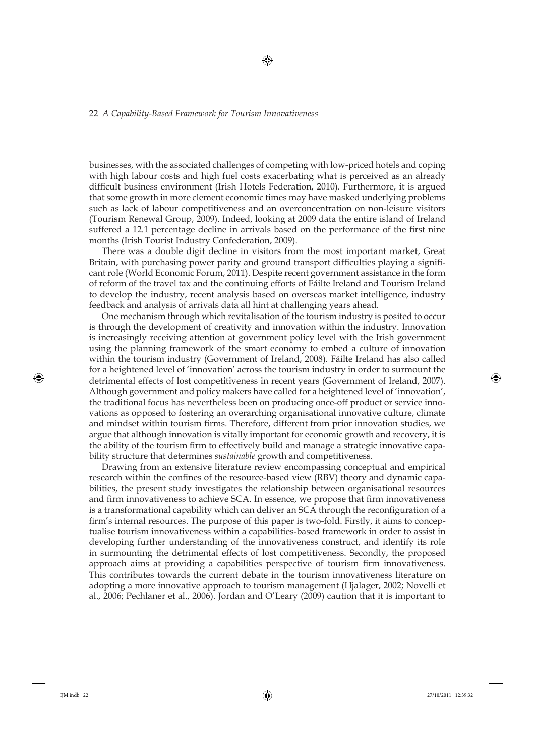businesses, with the associated challenges of competing with low-priced hotels and coping with high labour costs and high fuel costs exacerbating what is perceived as an already difficult business environment (Irish Hotels Federation, 2010). Furthermore, it is argued that some growth in more clement economic times may have masked underlying problems such as lack of labour competitiveness and an overconcentration on non-leisure visitors (Tourism Renewal Group, 2009). Indeed, looking at 2009 data the entire island of Ireland suffered a 12.1 percentage decline in arrivals based on the performance of the first nine months (Irish Tourist Industry Confederation, 2009).

There was a double digit decline in visitors from the most important market, Great Britain, with purchasing power parity and ground transport difficulties playing a significant role (World Economic Forum, 2011). Despite recent government assistance in the form of reform of the travel tax and the continuing efforts of Fáilte Ireland and Tourism Ireland to develop the industry, recent analysis based on overseas market intelligence, industry feedback and analysis of arrivals data all hint at challenging years ahead.

One mechanism through which revitalisation of the tourism industry is posited to occur is through the development of creativity and innovation within the industry. Innovation is increasingly receiving attention at government policy level with the Irish government using the planning framework of the smart economy to embed a culture of innovation within the tourism industry (Government of Ireland, 2008). Fáilte Ireland has also called for a heightened level of 'innovation' across the tourism industry in order to surmount the detrimental effects of lost competitiveness in recent years (Government of Ireland, 2007). Although government and policy makers have called for a heightened level of 'innovation', the traditional focus has nevertheless been on producing once-off product or service innovations as opposed to fostering an overarching organisational innovative culture, climate and mindset within tourism firms. Therefore, different from prior innovation studies, we argue that although innovation is vitally important for economic growth and recovery, it is the ability of the tourism firm to effectively build and manage a strategic innovative capability structure that determines *sustainable* growth and competitiveness.

Drawing from an extensive literature review encompassing conceptual and empirical research within the confines of the resource-based view (RBV) theory and dynamic capabilities, the present study investigates the relationship between organisational resources and firm innovativeness to achieve SCA. In essence, we propose that firm innovativeness is a transformational capability which can deliver an SCA through the reconfiguration of a firm's internal resources. The purpose of this paper is two-fold. Firstly, it aims to conceptualise tourism innovativeness within a capabilities-based framework in order to assist in developing further understanding of the innovativeness construct, and identify its role in surmounting the detrimental effects of lost competitiveness. Secondly, the proposed approach aims at providing a capabilities perspective of tourism firm innovativeness. This contributes towards the current debate in the tourism innovativeness literature on adopting a more innovative approach to tourism management (Hjalager, 2002; Novelli et al., 2006; Pechlaner et al., 2006). Jordan and O'Leary (2009) caution that it is important to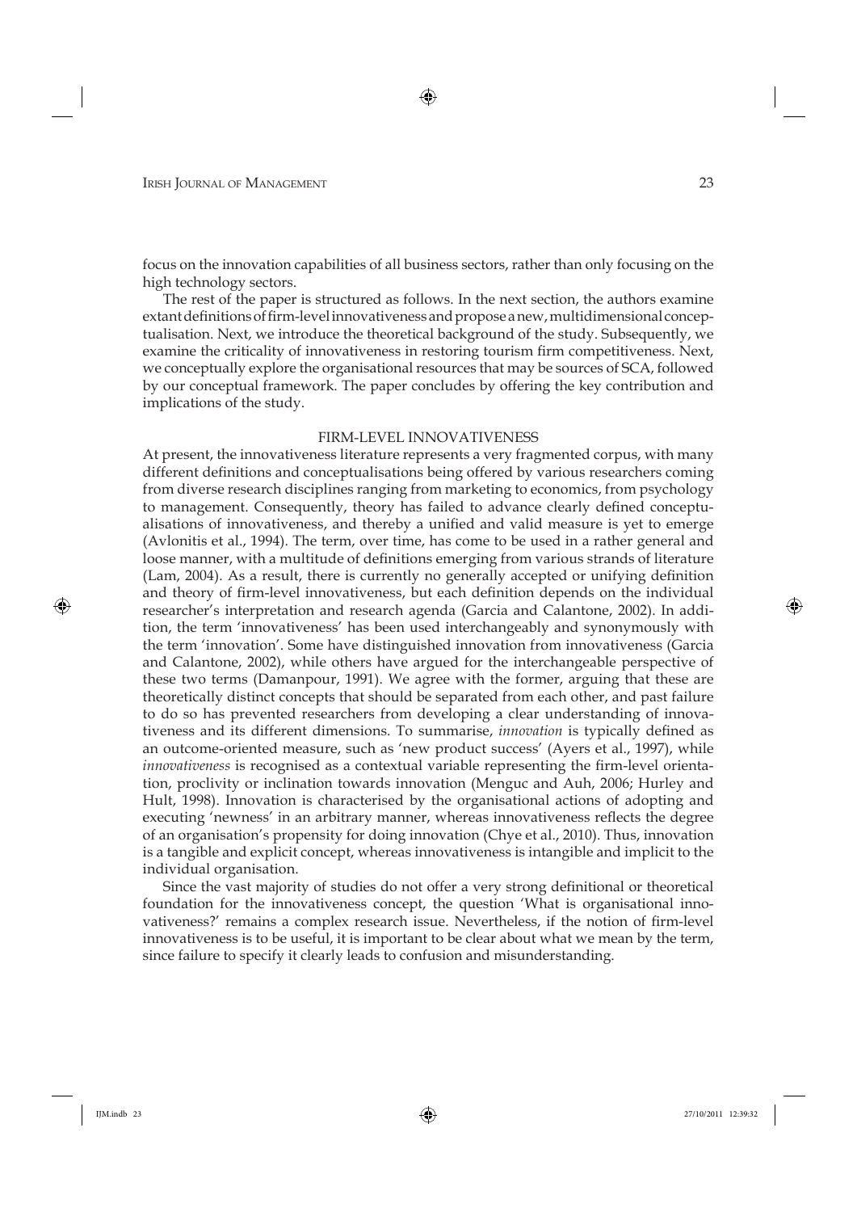focus on the innovation capabilities of all business sectors, rather than only focusing on the high technology sectors.

The rest of the paper is structured as follows. In the next section, the authors examine extant definitions of firm-level innovativeness and propose a new, multidimensional conceptualisation. Next, we introduce the theoretical background of the study. Subsequently, we examine the criticality of innovativeness in restoring tourism firm competitiveness. Next, we conceptually explore the organisational resources that may be sources of SCA, followed by our conceptual framework. The paper concludes by offering the key contribution and implications of the study.

## FIRM-LEVEL INNOVATIVENESS

At present, the innovativeness literature represents a very fragmented corpus, with many different definitions and conceptualisations being offered by various researchers coming from diverse research disciplines ranging from marketing to economics, from psychology to management. Consequently, theory has failed to advance clearly defined conceptualisations of innovativeness, and thereby a unified and valid measure is yet to emerge (Avlonitis et al., 1994). The term, over time, has come to be used in a rather general and loose manner, with a multitude of definitions emerging from various strands of literature (Lam, 2004). As a result, there is currently no generally accepted or unifying definition and theory of firm-level innovativeness, but each definition depends on the individual researcher's interpretation and research agenda (Garcia and Calantone, 2002). In addition, the term 'innovativeness' has been used interchangeably and synonymously with the term 'innovation'. Some have distinguished innovation from innovativeness (Garcia and Calantone, 2002), while others have argued for the interchangeable perspective of these two terms (Damanpour, 1991). We agree with the former, arguing that these are theoretically distinct concepts that should be separated from each other, and past failure to do so has prevented researchers from developing a clear understanding of innovativeness and its different dimensions. To summarise, *innovation* is typically defined as an outcome-oriented measure, such as 'new product success' (Ayers et al., 1997), while *innovativeness* is recognised as a contextual variable representing the firm-level orientation, proclivity or inclination towards innovation (Menguc and Auh, 2006; Hurley and Hult, 1998). Innovation is characterised by the organisational actions of adopting and executing 'newness' in an arbitrary manner, whereas innovativeness reflects the degree of an organisation's propensity for doing innovation (Chye et al., 2010). Thus, innovation is a tangible and explicit concept, whereas innovativeness is intangible and implicit to the individual organisation.

Since the vast majority of studies do not offer a very strong definitional or theoretical foundation for the innovativeness concept, the question 'What is organisational innovativeness?' remains a complex research issue. Nevertheless, if the notion of firm-level innovativeness is to be useful, it is important to be clear about what we mean by the term, since failure to specify it clearly leads to confusion and misunderstanding.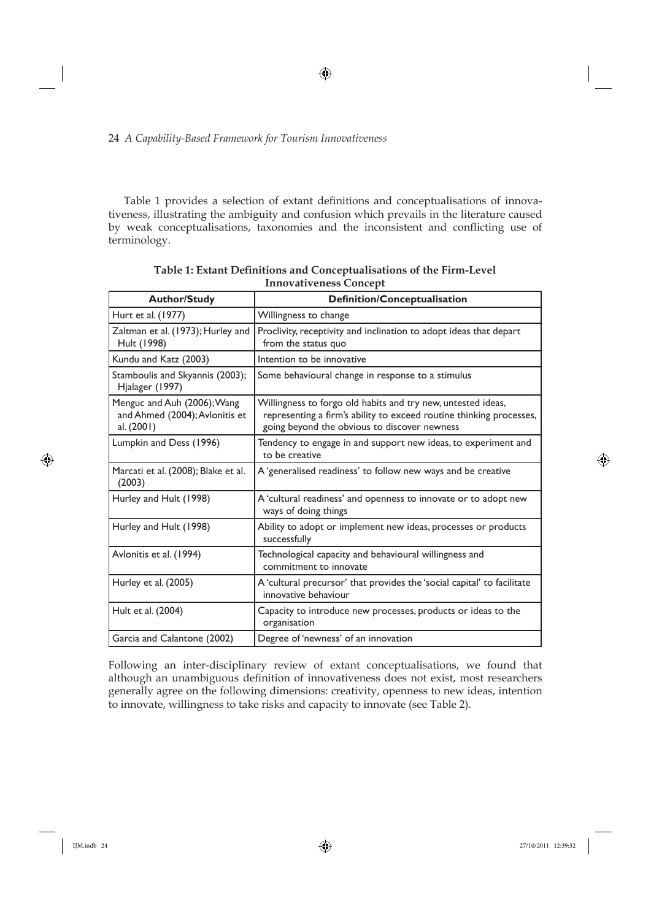Table 1 provides a selection of extant definitions and conceptualisations of innovativeness, illustrating the ambiguity and confusion which prevails in the literature caused by weak conceptualisations, taxonomies and the inconsistent and conflicting use of terminology.

**Table 1: Extant Definitions and Conceptualisations of the Firm-Level Innovativeness Concept**

| Author/Study | Definition/Conceptualisation |
|---|---|
| Hurt et al. (1977) | Willingness to change |
| Zaltman et al. (1973); Hurley and Hult (1998) | Proclivity, receptivity and inclination to adopt ideas that depart from the status quo |
| Kundu and Katz (2003) | Intention to be innovative |
| Stamboulis and Skyannis (2003); Hjalager (1997) | Some behavioural change in response to a stimulus |
| Menguc and Auh (2006); Wang and Ahmed (2004); Avlonitis et al. (2001) | Willingness to forgo old habits and try new, untested ideas, representing a firm's ability to exceed routine thinking processes, going beyond the obvious to discover newness |
| Lumpkin and Dess (1996) | Tendency to engage in and support new ideas, to experiment and to be creative |
| Marcati et al. (2008); Blake et al. (2003) | A 'generalised readiness' to follow new ways and be creative |
| Hurley and Hult (1998) | A 'cultural readiness' and openness to innovate or to adopt new ways of doing things |
| Hurley and Hult (1998) | Ability to adopt or implement new ideas, processes or products successfully |
| Avlonitis et al. (1994) | Technological capacity and behavioural willingness and commitment to innovate |
| Hurley et al. (2005) | A 'cultural precursor' that provides the 'social capital' to facilitate innovative behaviour |
| Hult et al. (2004) | Capacity to introduce new processes, products or ideas to the organisation |
| Garcia and Calantone (2002) | Degree of 'newness' of an innovation |

Following an inter-disciplinary review of extant conceptualisations, we found that although an unambiguous definition of innovativeness does not exist, most researchers generally agree on the following dimensions: creativity, openness to new ideas, intention to innovate, willingness to take risks and capacity to innovate (see Table 2).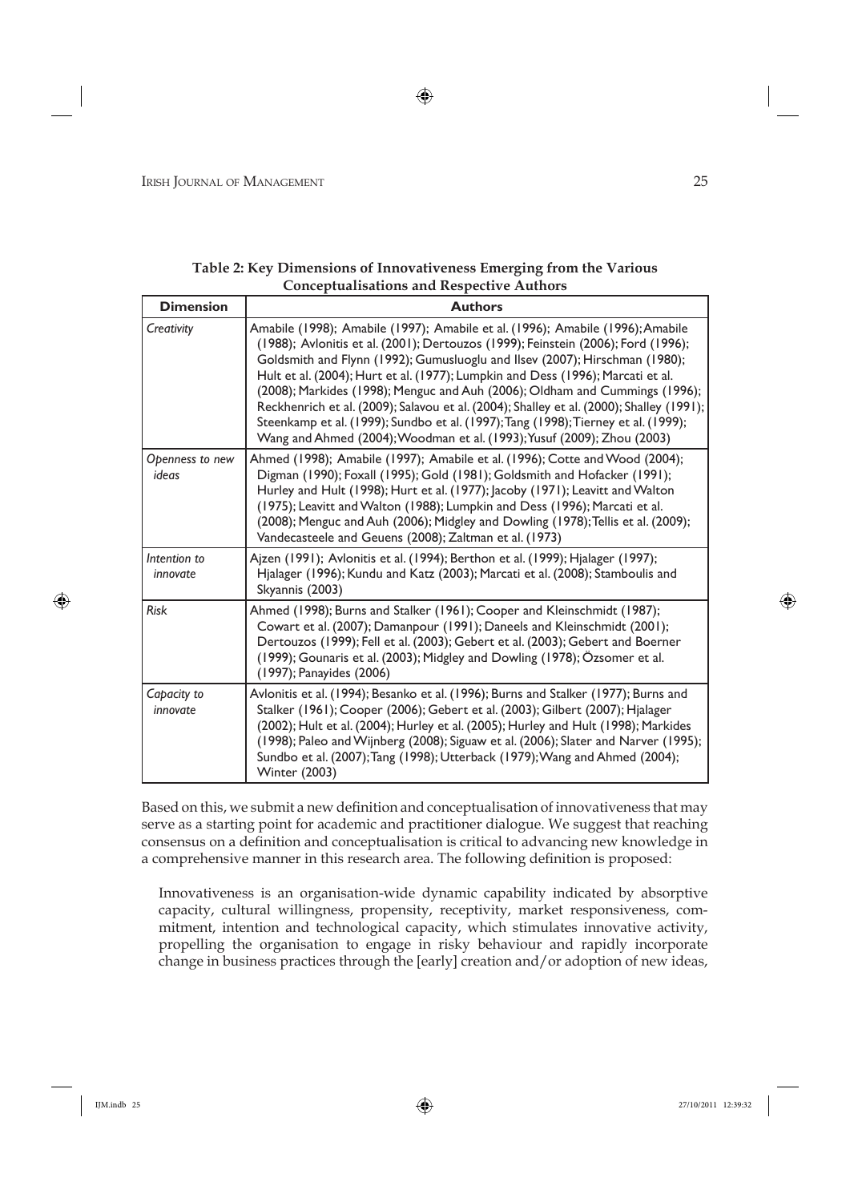**Table 2: Key Dimensions of Innovativeness Emerging from the Various Conceptualisations and Respective Authors**

| Dimension | Authors |
|---|---|
| *Creativity* | Amabile (1998); Amabile (1997); Amabile et al. (1996); Amabile (1996); Amabile (1988); Avlonitis et al. (2001); Dertouzos (1999); Feinstein (2006); Ford (1996); Goldsmith and Flynn (1992); Gumusluoglu and Ilsev (2007); Hirschman (1980); Hult et al. (2004); Hurt et al. (1977); Lumpkin and Dess (1996); Marcati et al. (2008); Markides (1998); Menguc and Auh (2006); Oldham and Cummings (1996); Reckhenrich et al. (2009); Salavou et al. (2004); Shalley et al. (2000); Shalley (1991); Steenkamp et al. (1999); Sundbo et al. (1997); Tang (1998); Tierney et al. (1999); Wang and Ahmed (2004); Woodman et al. (1993); Yusuf (2009); Zhou (2003) |
| *Openness to new ideas* | Ahmed (1998); Amabile (1997); Amabile et al. (1996); Cotte and Wood (2004); Digman (1990); Foxall (1995); Gold (1981); Goldsmith and Hofacker (1991); Hurley and Hult (1998); Hurt et al. (1977); Jacoby (1971); Leavitt and Walton (1975); Leavitt and Walton (1988); Lumpkin and Dess (1996); Marcati et al. (2008); Menguc and Auh (2006); Midgley and Dowling (1978); Tellis et al. (2009); Vandecasteele and Geuens (2008); Zaltman et al. (1973) |
| *Intention to innovate* | Ajzen (1991); Avlonitis et al. (1994); Berthon et al. (1999); Hjalager (1997); Hjalager (1996); Kundu and Katz (2003); Marcati et al. (2008); Stamboulis and Skyannis (2003) |
| *Risk* | Ahmed (1998); Burns and Stalker (1961); Cooper and Kleinschmidt (1987); Cowart et al. (2007); Damanpour (1991); Daneels and Kleinschmidt (2001); Dertouzos (1999); Fell et al. (2003); Gebert et al. (2003); Gebert and Boerner (1999); Gounaris et al. (2003); Midgley and Dowling (1978); Özsomer et al. (1997); Panayides (2006) |
| *Capacity to innovate* | Avlonitis et al. (1994); Besanko et al. (1996); Burns and Stalker (1977); Burns and Stalker (1961); Cooper (2006); Gebert et al. (2003); Gilbert (2007); Hjalager (2002); Hult et al. (2004); Hurley et al. (2005); Hurley and Hult (1998); Markides (1998); Paleo and Wijnberg (2008); Siguaw et al. (2006); Slater and Narver (1995); Sundbo et al. (2007); Tang (1998); Utterback (1979); Wang and Ahmed (2004); Winter (2003) |

Based on this, we submit a new definition and conceptualisation of innovativeness that may serve as a starting point for academic and practitioner dialogue. We suggest that reaching consensus on a definition and conceptualisation is critical to advancing new knowledge in a comprehensive manner in this research area. The following definition is proposed:

> Innovativeness is an organisation-wide dynamic capability indicated by absorptive capacity, cultural willingness, propensity, receptivity, market responsiveness, commitment, intention and technological capacity, which stimulates innovative activity, propelling the organisation to engage in risky behaviour and rapidly incorporate change in business practices through the [early] creation and/or adoption of new ideas,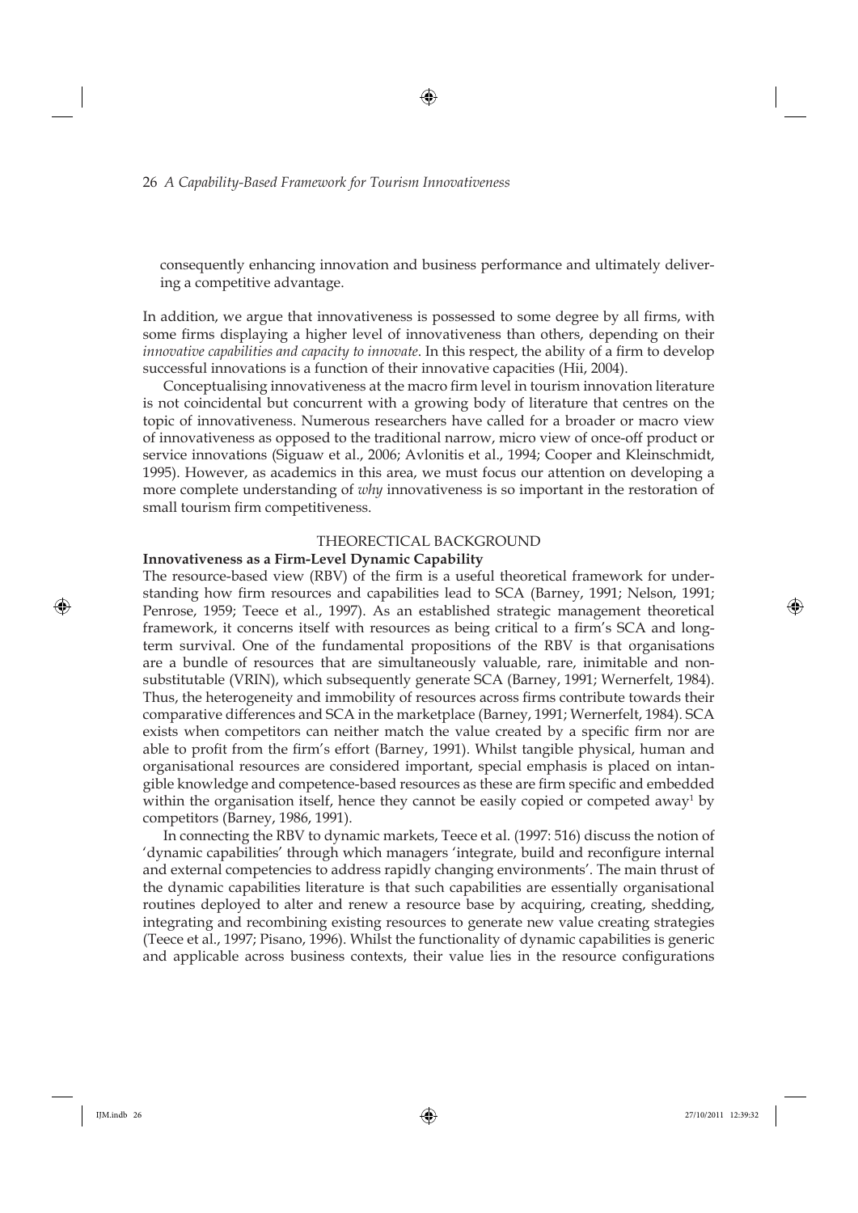consequently enhancing innovation and business performance and ultimately delivering a competitive advantage.

In addition, we argue that innovativeness is possessed to some degree by all firms, with some firms displaying a higher level of innovativeness than others, depending on their *innovative capabilities and capacity to innovate*. In this respect, the ability of a firm to develop successful innovations is a function of their innovative capacities (Hii, 2004).

Conceptualising innovativeness at the macro firm level in tourism innovation literature is not coincidental but concurrent with a growing body of literature that centres on the topic of innovativeness. Numerous researchers have called for a broader or macro view of innovativeness as opposed to the traditional narrow, micro view of once-off product or service innovations (Siguaw et al., 2006; Avlonitis et al., 1994; Cooper and Kleinschmidt, 1995). However, as academics in this area, we must focus our attention on developing a more complete understanding of *why* innovativeness is so important in the restoration of small tourism firm competitiveness.

## THEORECTICAL BACKGROUND

### Innovativeness as a Firm-Level Dynamic Capability

The resource-based view (RBV) of the firm is a useful theoretical framework for understanding how firm resources and capabilities lead to SCA (Barney, 1991; Nelson, 1991; Penrose, 1959; Teece et al., 1997). As an established strategic management theoretical framework, it concerns itself with resources as being critical to a firm's SCA and long-term survival. One of the fundamental propositions of the RBV is that organisations are a bundle of resources that are simultaneously valuable, rare, inimitable and non-substitutable (VRIN), which subsequently generate SCA (Barney, 1991; Wernerfelt, 1984). Thus, the heterogeneity and immobility of resources across firms contribute towards their comparative differences and SCA in the marketplace (Barney, 1991; Wernerfelt, 1984). SCA exists when competitors can neither match the value created by a specific firm nor are able to profit from the firm's effort (Barney, 1991). Whilst tangible physical, human and organisational resources are considered important, special emphasis is placed on intangible knowledge and competence-based resources as these are firm specific and embedded within the organisation itself, hence they cannot be easily copied or competed away[1] by competitors (Barney, 1986, 1991).

In connecting the RBV to dynamic markets, Teece et al. (1997: 516) discuss the notion of 'dynamic capabilities' through which managers 'integrate, build and reconfigure internal and external competencies to address rapidly changing environments'. The main thrust of the dynamic capabilities literature is that such capabilities are essentially organisational routines deployed to alter and renew a resource base by acquiring, creating, shedding, integrating and recombining existing resources to generate new value creating strategies (Teece et al., 1997; Pisano, 1996). Whilst the functionality of dynamic capabilities is generic and applicable across business contexts, their value lies in the resource configurations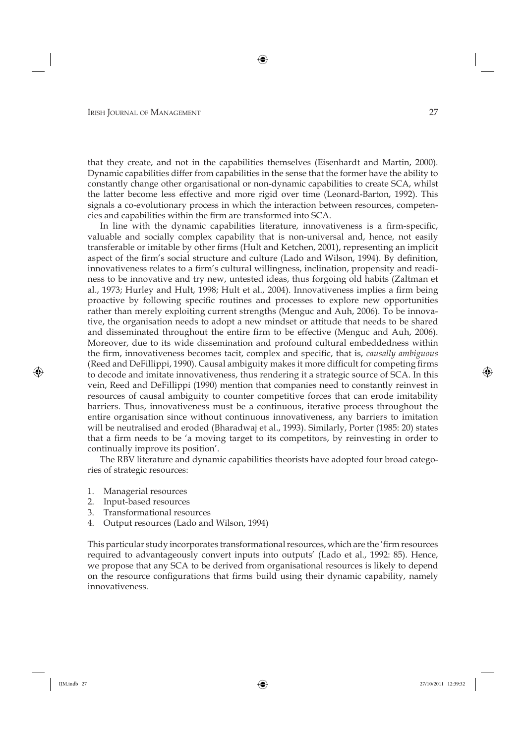that they create, and not in the capabilities themselves (Eisenhardt and Martin, 2000). Dynamic capabilities differ from capabilities in the sense that the former have the ability to constantly change other organisational or non-dynamic capabilities to create SCA, whilst the latter become less effective and more rigid over time (Leonard-Barton, 1992). This signals a co-evolutionary process in which the interaction between resources, competencies and capabilities within the firm are transformed into SCA.

In line with the dynamic capabilities literature, innovativeness is a firm-specific, valuable and socially complex capability that is non-universal and, hence, not easily transferable or imitable by other firms (Hult and Ketchen, 2001), representing an implicit aspect of the firm's social structure and culture (Lado and Wilson, 1994). By definition, innovativeness relates to a firm's cultural willingness, inclination, propensity and readiness to be innovative and try new, untested ideas, thus forgoing old habits (Zaltman et al., 1973; Hurley and Hult, 1998; Hult et al., 2004). Innovativeness implies a firm being proactive by following specific routines and processes to explore new opportunities rather than merely exploiting current strengths (Menguc and Auh, 2006). To be innovative, the organisation needs to adopt a new mindset or attitude that needs to be shared and disseminated throughout the entire firm to be effective (Menguc and Auh, 2006). Moreover, due to its wide dissemination and profound cultural embeddedness within the firm, innovativeness becomes tacit, complex and specific, that is, *causally ambiguous* (Reed and DeFillippi, 1990). Causal ambiguity makes it more difficult for competing firms to decode and imitate innovativeness, thus rendering it a strategic source of SCA. In this vein, Reed and DeFillippi (1990) mention that companies need to constantly reinvest in resources of causal ambiguity to counter competitive forces that can erode imitability barriers. Thus, innovativeness must be a continuous, iterative process throughout the entire organisation since without continuous innovativeness, any barriers to imitation will be neutralised and eroded (Bharadwaj et al., 1993). Similarly, Porter (1985: 20) states that a firm needs to be 'a moving target to its competitors, by reinvesting in order to continually improve its position'.

The RBV literature and dynamic capabilities theorists have adopted four broad categories of strategic resources:

1. Managerial resources
2. Input-based resources
3. Transformational resources
4. Output resources (Lado and Wilson, 1994)

This particular study incorporates transformational resources, which are the 'firm resources required to advantageously convert inputs into outputs' (Lado et al., 1992: 85). Hence, we propose that any SCA to be derived from organisational resources is likely to depend on the resource configurations that firms build using their dynamic capability, namely innovativeness.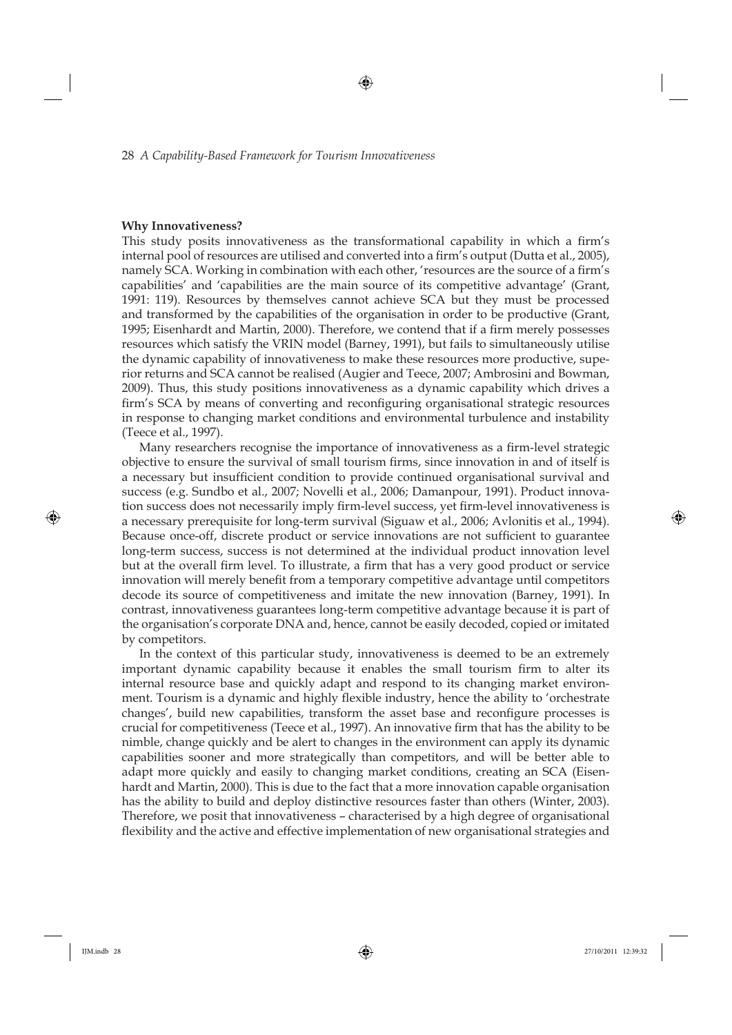**Why Innovativeness?**

This study posits innovativeness as the transformational capability in which a firm's internal pool of resources are utilised and converted into a firm's output (Dutta et al., 2005), namely SCA. Working in combination with each other, 'resources are the source of a firm's capabilities' and 'capabilities are the main source of its competitive advantage' (Grant, 1991: 119). Resources by themselves cannot achieve SCA but they must be processed and transformed by the capabilities of the organisation in order to be productive (Grant, 1995; Eisenhardt and Martin, 2000). Therefore, we contend that if a firm merely possesses resources which satisfy the VRIN model (Barney, 1991), but fails to simultaneously utilise the dynamic capability of innovativeness to make these resources more productive, superior returns and SCA cannot be realised (Augier and Teece, 2007; Ambrosini and Bowman, 2009). Thus, this study positions innovativeness as a dynamic capability which drives a firm's SCA by means of converting and reconfiguring organisational strategic resources in response to changing market conditions and environmental turbulence and instability (Teece et al., 1997).

Many researchers recognise the importance of innovativeness as a firm-level strategic objective to ensure the survival of small tourism firms, since innovation in and of itself is a necessary but insufficient condition to provide continued organisational survival and success (e.g. Sundbo et al., 2007; Novelli et al., 2006; Damanpour, 1991). Product innovation success does not necessarily imply firm-level success, yet firm-level innovativeness is a necessary prerequisite for long-term survival (Siguaw et al., 2006; Avlonitis et al., 1994). Because once-off, discrete product or service innovations are not sufficient to guarantee long-term success, success is not determined at the individual product innovation level but at the overall firm level. To illustrate, a firm that has a very good product or service innovation will merely benefit from a temporary competitive advantage until competitors decode its source of competitiveness and imitate the new innovation (Barney, 1991). In contrast, innovativeness guarantees long-term competitive advantage because it is part of the organisation's corporate DNA and, hence, cannot be easily decoded, copied or imitated by competitors.

In the context of this particular study, innovativeness is deemed to be an extremely important dynamic capability because it enables the small tourism firm to alter its internal resource base and quickly adapt and respond to its changing market environment. Tourism is a dynamic and highly flexible industry, hence the ability to 'orchestrate changes', build new capabilities, transform the asset base and reconfigure processes is crucial for competitiveness (Teece et al., 1997). An innovative firm that has the ability to be nimble, change quickly and be alert to changes in the environment can apply its dynamic capabilities sooner and more strategically than competitors, and will be better able to adapt more quickly and easily to changing market conditions, creating an SCA (Eisenhardt and Martin, 2000). This is due to the fact that a more innovation capable organisation has the ability to build and deploy distinctive resources faster than others (Winter, 2003). Therefore, we posit that innovativeness – characterised by a high degree of organisational flexibility and the active and effective implementation of new organisational strategies and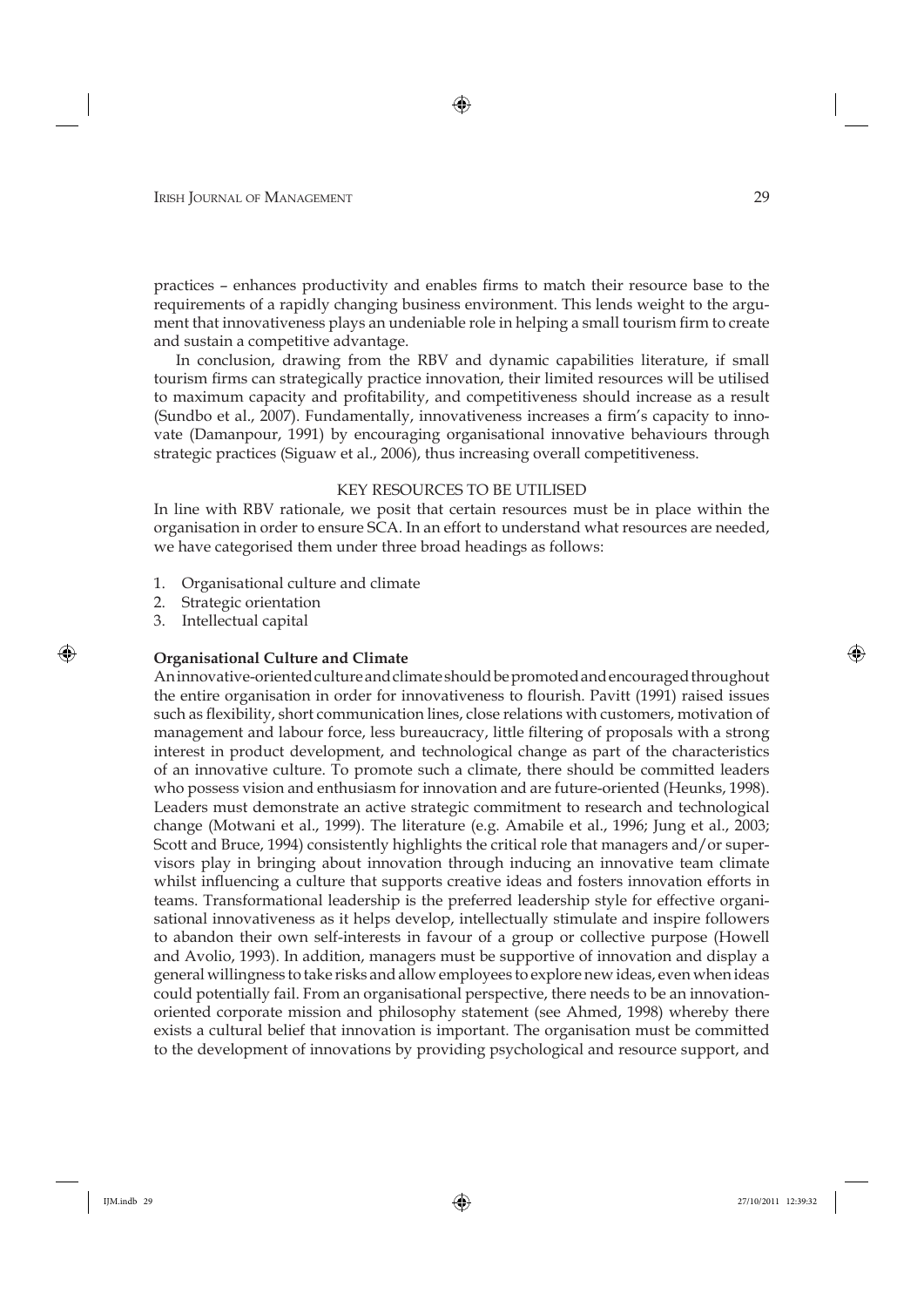practices – enhances productivity and enables firms to match their resource base to the requirements of a rapidly changing business environment. This lends weight to the argument that innovativeness plays an undeniable role in helping a small tourism firm to create and sustain a competitive advantage.

In conclusion, drawing from the RBV and dynamic capabilities literature, if small tourism firms can strategically practice innovation, their limited resources will be utilised to maximum capacity and profitability, and competitiveness should increase as a result (Sundbo et al., 2007). Fundamentally, innovativeness increases a firm's capacity to innovate (Damanpour, 1991) by encouraging organisational innovative behaviours through strategic practices (Siguaw et al., 2006), thus increasing overall competitiveness.

## KEY RESOURCES TO BE UTILISED

In line with RBV rationale, we posit that certain resources must be in place within the organisation in order to ensure SCA. In an effort to understand what resources are needed, we have categorised them under three broad headings as follows:

1. Organisational culture and climate
2. Strategic orientation
3. Intellectual capital

### Organisational Culture and Climate

An innovative-oriented culture and climate should be promoted and encouraged throughout the entire organisation in order for innovativeness to flourish. Pavitt (1991) raised issues such as flexibility, short communication lines, close relations with customers, motivation of management and labour force, less bureaucracy, little filtering of proposals with a strong interest in product development, and technological change as part of the characteristics of an innovative culture. To promote such a climate, there should be committed leaders who possess vision and enthusiasm for innovation and are future-oriented (Heunks, 1998). Leaders must demonstrate an active strategic commitment to research and technological change (Motwani et al., 1999). The literature (e.g. Amabile et al., 1996; Jung et al., 2003; Scott and Bruce, 1994) consistently highlights the critical role that managers and/or supervisors play in bringing about innovation through inducing an innovative team climate whilst influencing a culture that supports creative ideas and fosters innovation efforts in teams. Transformational leadership is the preferred leadership style for effective organisational innovativeness as it helps develop, intellectually stimulate and inspire followers to abandon their own self-interests in favour of a group or collective purpose (Howell and Avolio, 1993). In addition, managers must be supportive of innovation and display a general willingness to take risks and allow employees to explore new ideas, even when ideas could potentially fail. From an organisational perspective, there needs to be an innovation-oriented corporate mission and philosophy statement (see Ahmed, 1998) whereby there exists a cultural belief that innovation is important. The organisation must be committed to the development of innovations by providing psychological and resource support, and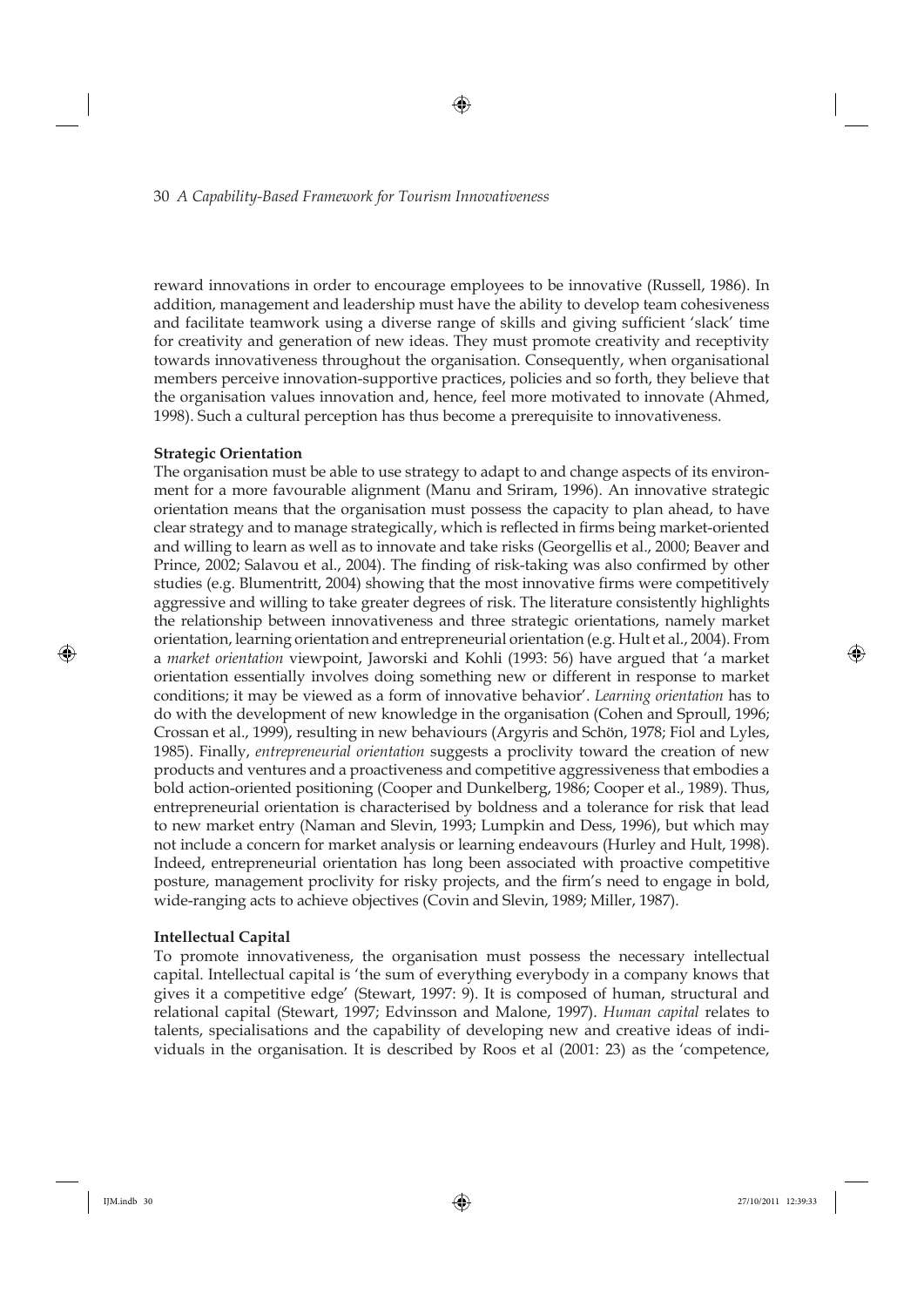reward innovations in order to encourage employees to be innovative (Russell, 1986). In addition, management and leadership must have the ability to develop team cohesiveness and facilitate teamwork using a diverse range of skills and giving sufficient 'slack' time for creativity and generation of new ideas. They must promote creativity and receptivity towards innovativeness throughout the organisation. Consequently, when organisational members perceive innovation-supportive practices, policies and so forth, they believe that the organisation values innovation and, hence, feel more motivated to innovate (Ahmed, 1998). Such a cultural perception has thus become a prerequisite to innovativeness.

**Strategic Orientation**

The organisation must be able to use strategy to adapt to and change aspects of its environment for a more favourable alignment (Manu and Sriram, 1996). An innovative strategic orientation means that the organisation must possess the capacity to plan ahead, to have clear strategy and to manage strategically, which is reflected in firms being market-oriented and willing to learn as well as to innovate and take risks (Georgellis et al., 2000; Beaver and Prince, 2002; Salavou et al., 2004). The finding of risk-taking was also confirmed by other studies (e.g. Blumentritt, 2004) showing that the most innovative firms were competitively aggressive and willing to take greater degrees of risk. The literature consistently highlights the relationship between innovativeness and three strategic orientations, namely market orientation, learning orientation and entrepreneurial orientation (e.g. Hult et al., 2004). From a *market orientation* viewpoint, Jaworski and Kohli (1993: 56) have argued that 'a market orientation essentially involves doing something new or different in response to market conditions; it may be viewed as a form of innovative behavior'. *Learning orientation* has to do with the development of new knowledge in the organisation (Cohen and Sproull, 1996; Crossan et al., 1999), resulting in new behaviours (Argyris and Schön, 1978; Fiol and Lyles, 1985). Finally, *entrepreneurial orientation* suggests a proclivity toward the creation of new products and ventures and a proactiveness and competitive aggressiveness that embodies a bold action-oriented positioning (Cooper and Dunkelberg, 1986; Cooper et al., 1989). Thus, entrepreneurial orientation is characterised by boldness and a tolerance for risk that lead to new market entry (Naman and Slevin, 1993; Lumpkin and Dess, 1996), but which may not include a concern for market analysis or learning endeavours (Hurley and Hult, 1998). Indeed, entrepreneurial orientation has long been associated with proactive competitive posture, management proclivity for risky projects, and the firm's need to engage in bold, wide-ranging acts to achieve objectives (Covin and Slevin, 1989; Miller, 1987).

**Intellectual Capital**

To promote innovativeness, the organisation must possess the necessary intellectual capital. Intellectual capital is 'the sum of everything everybody in a company knows that gives it a competitive edge' (Stewart, 1997: 9). It is composed of human, structural and relational capital (Stewart, 1997; Edvinsson and Malone, 1997). *Human capital* relates to talents, specialisations and the capability of developing new and creative ideas of individuals in the organisation. It is described by Roos et al (2001: 23) as the 'competence,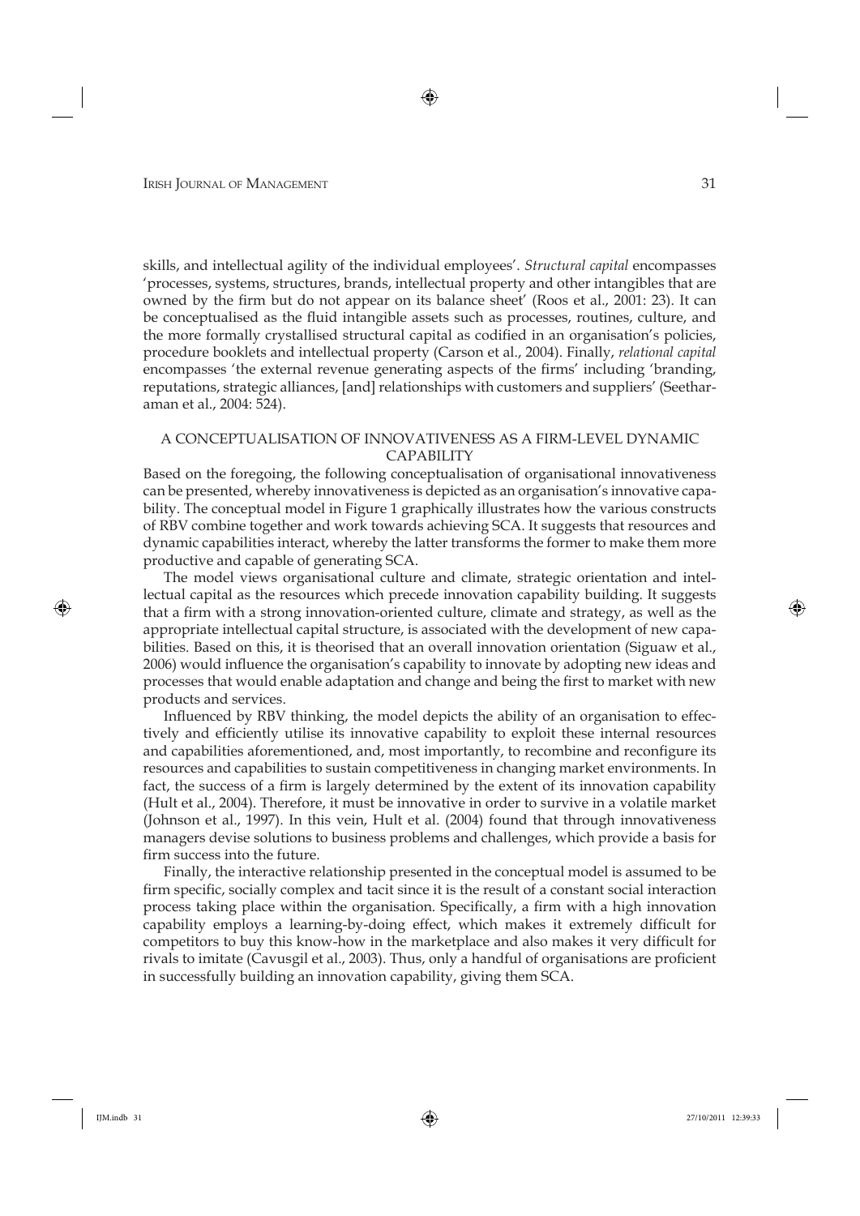skills, and intellectual agility of the individual employees'. *Structural capital* encompasses 'processes, systems, structures, brands, intellectual property and other intangibles that are owned by the firm but do not appear on its balance sheet' (Roos et al., 2001: 23). It can be conceptualised as the fluid intangible assets such as processes, routines, culture, and the more formally crystallised structural capital as codified in an organisation's policies, procedure booklets and intellectual property (Carson et al., 2004). Finally, *relational capital* encompasses 'the external revenue generating aspects of the firms' including 'branding, reputations, strategic alliances, [and] relationships with customers and suppliers' (Seetharaman et al., 2004: 524).

## A CONCEPTUALISATION OF INNOVATIVENESS AS A FIRM-LEVEL DYNAMIC CAPABILITY

Based on the foregoing, the following conceptualisation of organisational innovativeness can be presented, whereby innovativeness is depicted as an organisation's innovative capability. The conceptual model in Figure 1 graphically illustrates how the various constructs of RBV combine together and work towards achieving SCA. It suggests that resources and dynamic capabilities interact, whereby the latter transforms the former to make them more productive and capable of generating SCA.

The model views organisational culture and climate, strategic orientation and intellectual capital as the resources which precede innovation capability building. It suggests that a firm with a strong innovation-oriented culture, climate and strategy, as well as the appropriate intellectual capital structure, is associated with the development of new capabilities. Based on this, it is theorised that an overall innovation orientation (Siguaw et al., 2006) would influence the organisation's capability to innovate by adopting new ideas and processes that would enable adaptation and change and being the first to market with new products and services.

Influenced by RBV thinking, the model depicts the ability of an organisation to effectively and efficiently utilise its innovative capability to exploit these internal resources and capabilities aforementioned, and, most importantly, to recombine and reconfigure its resources and capabilities to sustain competitiveness in changing market environments. In fact, the success of a firm is largely determined by the extent of its innovation capability (Hult et al., 2004). Therefore, it must be innovative in order to survive in a volatile market (Johnson et al., 1997). In this vein, Hult et al. (2004) found that through innovativeness managers devise solutions to business problems and challenges, which provide a basis for firm success into the future.

Finally, the interactive relationship presented in the conceptual model is assumed to be firm specific, socially complex and tacit since it is the result of a constant social interaction process taking place within the organisation. Specifically, a firm with a high innovation capability employs a learning-by-doing effect, which makes it extremely difficult for competitors to buy this know-how in the marketplace and also makes it very difficult for rivals to imitate (Cavusgil et al., 2003). Thus, only a handful of organisations are proficient in successfully building an innovation capability, giving them SCA.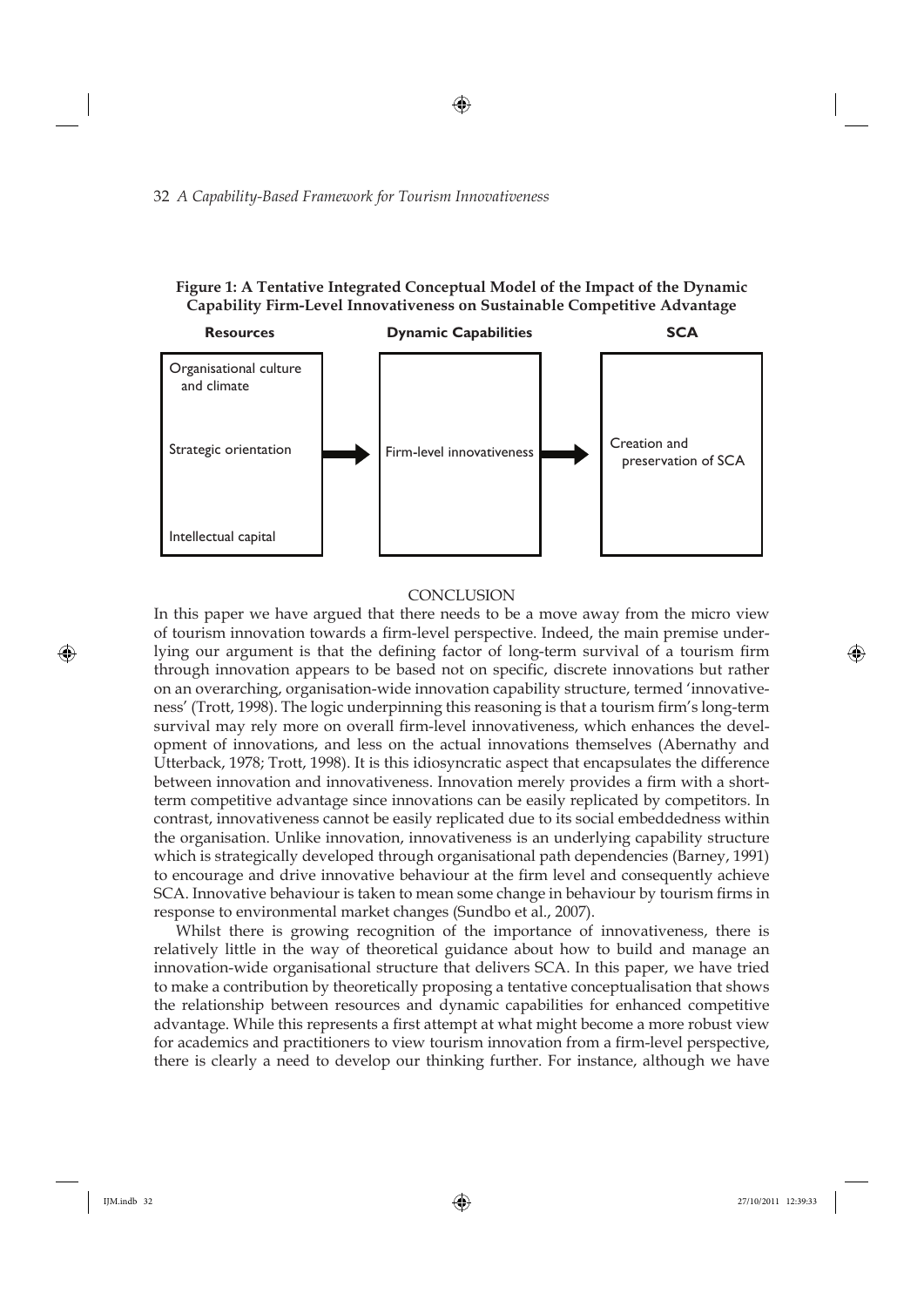**Figure 1: A Tentative Integrated Conceptual Model of the Impact of the Dynamic Capability Firm-Level Innovativeness on Sustainable Competitive Advantage**

| Resources | | Dynamic Capabilities | | SCA |
|---|---|---|---|---|
| Organisational culture and climate<br>Strategic orientation<br>Intellectual capital | → | Firm-level innovativeness | → | Creation and preservation of SCA |

## CONCLUSION

In this paper we have argued that there needs to be a move away from the micro view of tourism innovation towards a firm-level perspective. Indeed, the main premise underlying our argument is that the defining factor of long-term survival of a tourism firm through innovation appears to be based not on specific, discrete innovations but rather on an overarching, organisation-wide innovation capability structure, termed 'innovativeness' (Trott, 1998). The logic underpinning this reasoning is that a tourism firm's long-term survival may rely more on overall firm-level innovativeness, which enhances the development of innovations, and less on the actual innovations themselves (Abernathy and Utterback, 1978; Trott, 1998). It is this idiosyncratic aspect that encapsulates the difference between innovation and innovativeness. Innovation merely provides a firm with a short-term competitive advantage since innovations can be easily replicated by competitors. In contrast, innovativeness cannot be easily replicated due to its social embeddedness within the organisation. Unlike innovation, innovativeness is an underlying capability structure which is strategically developed through organisational path dependencies (Barney, 1991) to encourage and drive innovative behaviour at the firm level and consequently achieve SCA. Innovative behaviour is taken to mean some change in behaviour by tourism firms in response to environmental market changes (Sundbo et al., 2007).

Whilst there is growing recognition of the importance of innovativeness, there is relatively little in the way of theoretical guidance about how to build and manage an innovation-wide organisational structure that delivers SCA. In this paper, we have tried to make a contribution by theoretically proposing a tentative conceptualisation that shows the relationship between resources and dynamic capabilities for enhanced competitive advantage. While this represents a first attempt at what might become a more robust view for academics and practitioners to view tourism innovation from a firm-level perspective, there is clearly a need to develop our thinking further. For instance, although we have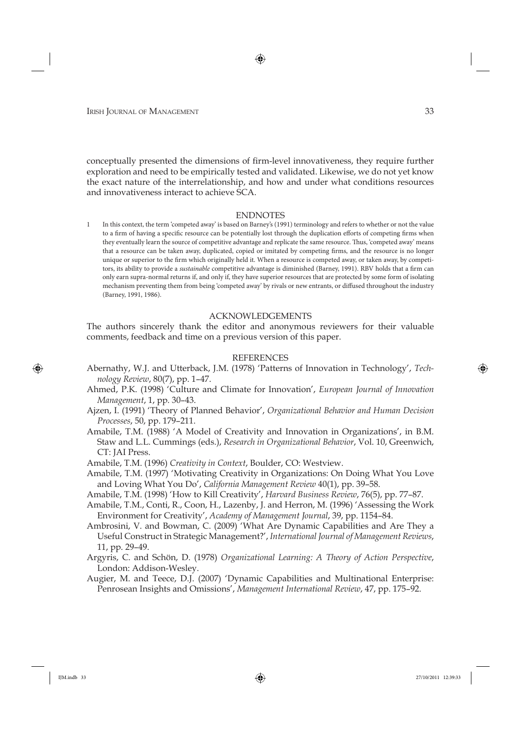conceptually presented the dimensions of firm-level innovativeness, they require further exploration and need to be empirically tested and validated. Likewise, we do not yet know the exact nature of the interrelationship, and how and under what conditions resources and innovativeness interact to achieve SCA.

## ENDNOTES

1 In this context, the term 'competed away' is based on Barney's (1991) terminology and refers to whether or not the value to a firm of having a specific resource can be potentially lost through the duplication efforts of competing firms when they eventually learn the source of competitive advantage and replicate the same resource. Thus, 'competed away' means that a resource can be taken away, duplicated, copied or imitated by competing firms, and the resource is no longer unique or superior to the firm which originally held it. When a resource is competed away, or taken away, by competitors, its ability to provide a *sustainable* competitive advantage is diminished (Barney, 1991). RBV holds that a firm can only earn supra-normal returns if, and only if, they have superior resources that are protected by some form of isolating mechanism preventing them from being 'competed away' by rivals or new entrants, or diffused throughout the industry (Barney, 1991, 1986).

## ACKNOWLEDGEMENTS

The authors sincerely thank the editor and anonymous reviewers for their valuable comments, feedback and time on a previous version of this paper.

## REFERENCES

Abernathy, W.J. and Utterback, J.M. (1978) 'Patterns of Innovation in Technology', *Technology Review*, 80(7), pp. 1–47.

Ahmed, P.K. (1998) 'Culture and Climate for Innovation', *European Journal of Innovation Management*, 1, pp. 30–43.

Ajzen, I. (1991) 'Theory of Planned Behavior', *Organizational Behavior and Human Decision Processes*, 50, pp. 179–211.

Amabile, T.M. (1988) 'A Model of Creativity and Innovation in Organizations', in B.M. Staw and L.L. Cummings (eds.), *Research in Organizational Behavior*, Vol. 10, Greenwich, CT: JAI Press.

Amabile, T.M. (1996) *Creativity in Context*, Boulder, CO: Westview.

Amabile, T.M. (1997) 'Motivating Creativity in Organizations: On Doing What You Love and Loving What You Do', *California Management Review* 40(1), pp. 39–58.

Amabile, T.M. (1998) 'How to Kill Creativity', *Harvard Business Review*, 76(5), pp. 77–87.

Amabile, T.M., Conti, R., Coon, H., Lazenby, J. and Herron, M. (1996) 'Assessing the Work Environment for Creativity', *Academy of Management Journal*, 39, pp. 1154–84.

Ambrosini, V. and Bowman, C. (2009) 'What Are Dynamic Capabilities and Are They a Useful Construct in Strategic Management?', *International Journal of Management Reviews*, 11, pp. 29–49.

Argyris, C. and Schön, D. (1978) *Organizational Learning: A Theory of Action Perspective*, London: Addison-Wesley.

Augier, M. and Teece, D.J. (2007) 'Dynamic Capabilities and Multinational Enterprise: Penrosean Insights and Omissions', *Management International Review*, 47, pp. 175–92.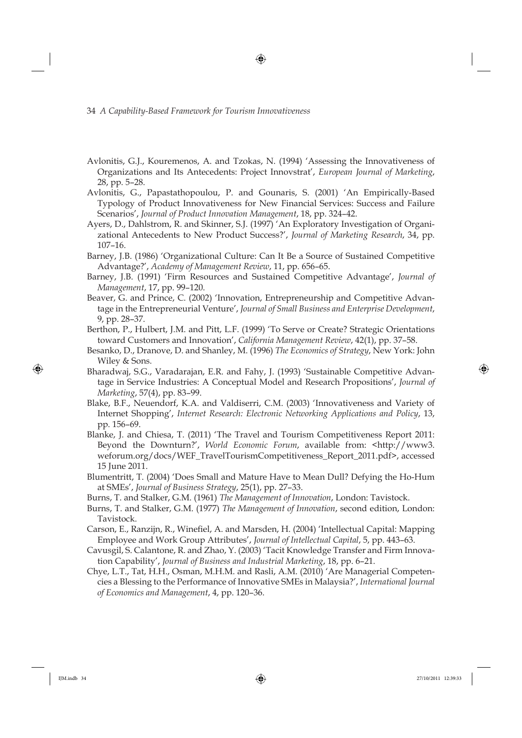Avlonitis, G.J., Kouremenos, A. and Tzokas, N. (1994) 'Assessing the Innovativeness of Organizations and Its Antecedents: Project Innovstrat', *European Journal of Marketing*, 28, pp. 5–28.

Avlonitis, G., Papastathopoulou, P. and Gounaris, S. (2001) 'An Empirically-Based Typology of Product Innovativeness for New Financial Services: Success and Failure Scenarios', *Journal of Product Innovation Management*, 18, pp. 324–42.

Ayers, D., Dahlstrom, R. and Skinner, S.J. (1997) 'An Exploratory Investigation of Organizational Antecedents to New Product Success?', *Journal of Marketing Research*, 34, pp. 107–16.

Barney, J.B. (1986) 'Organizational Culture: Can It Be a Source of Sustained Competitive Advantage?', *Academy of Management Review*, 11, pp. 656–65.

Barney, J.B. (1991) 'Firm Resources and Sustained Competitive Advantage', *Journal of Management*, 17, pp. 99–120.

Beaver, G. and Prince, C. (2002) 'Innovation, Entrepreneurship and Competitive Advantage in the Entrepreneurial Venture', *Journal of Small Business and Enterprise Development*, 9, pp. 28–37.

Berthon, P., Hulbert, J.M. and Pitt, L.F. (1999) 'To Serve or Create? Strategic Orientations toward Customers and Innovation', *California Management Review*, 42(1), pp. 37–58.

Besanko, D., Dranove, D. and Shanley, M. (1996) *The Economics of Strategy*, New York: John Wiley & Sons.

Bharadwaj, S.G., Varadarajan, E.R. and Fahy, J. (1993) 'Sustainable Competitive Advantage in Service Industries: A Conceptual Model and Research Propositions', *Journal of Marketing*, 57(4), pp. 83–99.

Blake, B.F., Neuendorf, K.A. and Valdiserri, C.M. (2003) 'Innovativeness and Variety of Internet Shopping', *Internet Research: Electronic Networking Applications and Policy*, 13, pp. 156–69.

Blanke, J. and Chiesa, T. (2011) 'The Travel and Tourism Competitiveness Report 2011: Beyond the Downturn?', *World Economic Forum*, available from: <http://www3.weforum.org/docs/WEF_TravelTourismCompetitiveness_Report_2011.pdf>, accessed 15 June 2011.

Blumentritt, T. (2004) 'Does Small and Mature Have to Mean Dull? Defying the Ho-Hum at SMEs', *Journal of Business Strategy*, 25(1), pp. 27–33.

Burns, T. and Stalker, G.M. (1961) *The Management of Innovation*, London: Tavistock.

Burns, T. and Stalker, G.M. (1977) *The Management of Innovation*, second edition, London: Tavistock.

Carson, E., Ranzijn, R., Winefiel, A. and Marsden, H. (2004) 'Intellectual Capital: Mapping Employee and Work Group Attributes', *Journal of Intellectual Capital*, 5, pp. 443–63.

Cavusgil, S. Calantone, R. and Zhao, Y. (2003) 'Tacit Knowledge Transfer and Firm Innovation Capability', *Journal of Business and Industrial Marketing*, 18, pp. 6–21.

Chye, L.T., Tat, H.H., Osman, M.H.M. and Rasli, A.M. (2010) 'Are Managerial Competencies a Blessing to the Performance of Innovative SMEs in Malaysia?', *International Journal of Economics and Management*, 4, pp. 120–36.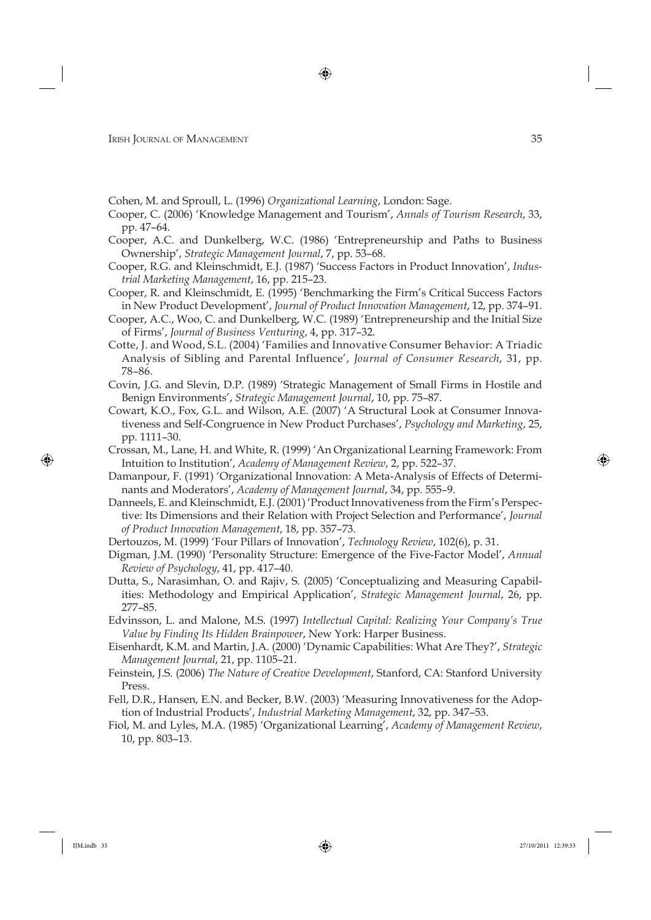Cohen, M. and Sproull, L. (1996) *Organizational Learning*, London: Sage.

Cooper, C. (2006) 'Knowledge Management and Tourism', *Annals of Tourism Research*, 33, pp. 47–64.

Cooper, A.C. and Dunkelberg, W.C. (1986) 'Entrepreneurship and Paths to Business Ownership', *Strategic Management Journal*, 7, pp. 53–68.

Cooper, R.G. and Kleinschmidt, E.J. (1987) 'Success Factors in Product Innovation', *Industrial Marketing Management*, 16, pp. 215–23.

Cooper, R. and Kleinschmidt, E. (1995) 'Benchmarking the Firm's Critical Success Factors in New Product Development', *Journal of Product Innovation Management*, 12, pp. 374–91.

Cooper, A.C., Woo, C. and Dunkelberg, W.C. (1989) 'Entrepreneurship and the Initial Size of Firms', *Journal of Business Venturing*, 4, pp. 317–32.

Cotte, J. and Wood, S.L. (2004) 'Families and Innovative Consumer Behavior: A Triadic Analysis of Sibling and Parental Influence', *Journal of Consumer Research*, 31, pp. 78–86.

Covin, J.G. and Slevin, D.P. (1989) 'Strategic Management of Small Firms in Hostile and Benign Environments', *Strategic Management Journal*, 10, pp. 75–87.

Cowart, K.O., Fox, G.L. and Wilson, A.E. (2007) 'A Structural Look at Consumer Innovativeness and Self-Congruence in New Product Purchases', *Psychology and Marketing*, 25, pp. 1111–30.

Crossan, M., Lane, H. and White, R. (1999) 'An Organizational Learning Framework: From Intuition to Institution', *Academy of Management Review*, 2, pp. 522–37.

Damanpour, F. (1991) 'Organizational Innovation: A Meta-Analysis of Effects of Determinants and Moderators', *Academy of Management Journal*, 34, pp. 555–9.

Danneels, E. and Kleinschmidt, E.J. (2001) 'Product Innovativeness from the Firm's Perspective: Its Dimensions and their Relation with Project Selection and Performance', *Journal of Product Innovation Management*, 18, pp. 357–73.

Dertouzos, M. (1999) 'Four Pillars of Innovation', *Technology Review*, 102(6), p. 31.

Digman, J.M. (1990) 'Personality Structure: Emergence of the Five-Factor Model', *Annual Review of Psychology*, 41, pp. 417–40.

Dutta, S., Narasimhan, O. and Rajiv, S. (2005) 'Conceptualizing and Measuring Capabilities: Methodology and Empirical Application', *Strategic Management Journal*, 26, pp. 277–85.

Edvinsson, L. and Malone, M.S. (1997) *Intellectual Capital: Realizing Your Company's True Value by Finding Its Hidden Brainpower*, New York: Harper Business.

Eisenhardt, K.M. and Martin, J.A. (2000) 'Dynamic Capabilities: What Are They?', *Strategic Management Journal*, 21, pp. 1105–21.

Feinstein, J.S. (2006) *The Nature of Creative Development*, Stanford, CA: Stanford University Press.

Fell, D.R., Hansen, E.N. and Becker, B.W. (2003) 'Measuring Innovativeness for the Adoption of Industrial Products', *Industrial Marketing Management*, 32, pp. 347–53.

Fiol, M. and Lyles, M.A. (1985) 'Organizational Learning', *Academy of Management Review*, 10, pp. 803–13.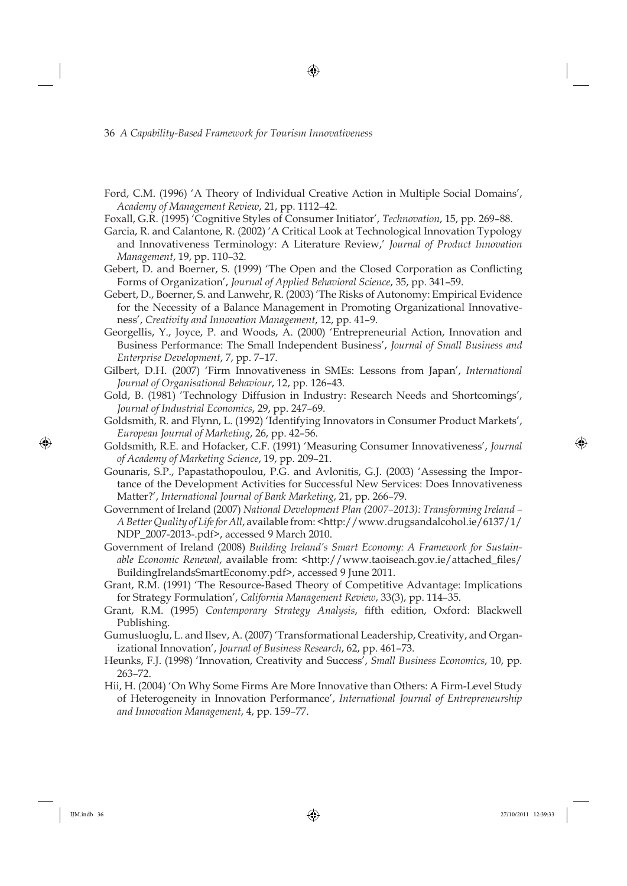Ford, C.M. (1996) 'A Theory of Individual Creative Action in Multiple Social Domains', *Academy of Management Review*, 21, pp. 1112–42.

Foxall, G.R. (1995) 'Cognitive Styles of Consumer Initiator', *Technovation*, 15, pp. 269–88.

Garcia, R. and Calantone, R. (2002) 'A Critical Look at Technological Innovation Typology and Innovativeness Terminology: A Literature Review,' *Journal of Product Innovation Management*, 19, pp. 110–32.

Gebert, D. and Boerner, S. (1999) 'The Open and the Closed Corporation as Conflicting Forms of Organization', *Journal of Applied Behavioral Science*, 35, pp. 341–59.

Gebert, D., Boerner, S. and Lanwehr, R. (2003) 'The Risks of Autonomy: Empirical Evidence for the Necessity of a Balance Management in Promoting Organizational Innovativeness', *Creativity and Innovation Management*, 12, pp. 41–9.

Georgellis, Y., Joyce, P. and Woods, A. (2000) 'Entrepreneurial Action, Innovation and Business Performance: The Small Independent Business', *Journal of Small Business and Enterprise Development*, 7, pp. 7–17.

Gilbert, D.H. (2007) 'Firm Innovativeness in SMEs: Lessons from Japan', *International Journal of Organisational Behaviour*, 12, pp. 126–43.

Gold, B. (1981) 'Technology Diffusion in Industry: Research Needs and Shortcomings', *Journal of Industrial Economics*, 29, pp. 247–69.

Goldsmith, R. and Flynn, L. (1992) 'Identifying Innovators in Consumer Product Markets', *European Journal of Marketing*, 26, pp. 42–56.

Goldsmith, R.E. and Hofacker, C.F. (1991) 'Measuring Consumer Innovativeness', *Journal of Academy of Marketing Science*, 19, pp. 209–21.

Gounaris, S.P., Papastathopoulou, P.G. and Avlonitis, G.J. (2003) 'Assessing the Importance of the Development Activities for Successful New Services: Does Innovativeness Matter?', *International Journal of Bank Marketing*, 21, pp. 266–79.

Government of Ireland (2007) *National Development Plan (2007–2013): Transforming Ireland – A Better Quality of Life for All*, available from: <http://www.drugsandalcohol.ie/6137/1/NDP_2007-2013-.pdf>, accessed 9 March 2010.

Government of Ireland (2008) *Building Ireland's Smart Economy: A Framework for Sustainable Economic Renewal*, available from: <http://www.taoiseach.gov.ie/attached_files/BuildingIrelandsSmartEconomy.pdf>, accessed 9 June 2011.

Grant, R.M. (1991) 'The Resource-Based Theory of Competitive Advantage: Implications for Strategy Formulation', *California Management Review*, 33(3), pp. 114–35.

Grant, R.M. (1995) *Contemporary Strategy Analysis*, fifth edition, Oxford: Blackwell Publishing.

Gumusluoglu, L. and Ilsev, A. (2007) 'Transformational Leadership, Creativity, and Organizational Innovation', *Journal of Business Research*, 62, pp. 461–73.

Heunks, F.J. (1998) 'Innovation, Creativity and Success', *Small Business Economics*, 10, pp. 263–72.

Hii, H. (2004) 'On Why Some Firms Are More Innovative than Others: A Firm-Level Study of Heterogeneity in Innovation Performance', *International Journal of Entrepreneurship and Innovation Management*, 4, pp. 159–77.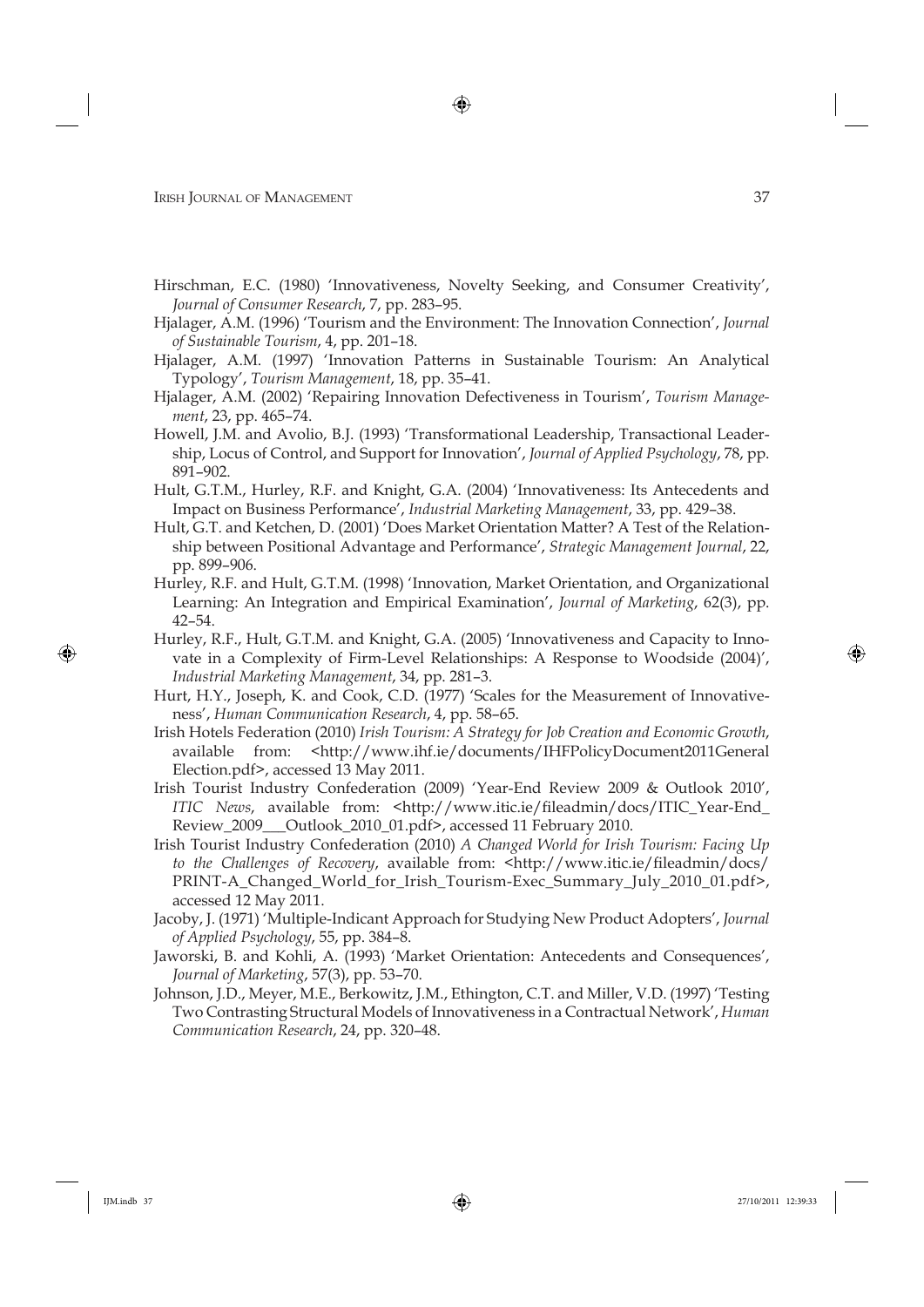Hirschman, E.C. (1980) 'Innovativeness, Novelty Seeking, and Consumer Creativity', *Journal of Consumer Research*, 7, pp. 283–95.

Hjalager, A.M. (1996) 'Tourism and the Environment: The Innovation Connection', *Journal of Sustainable Tourism*, 4, pp. 201–18.

Hjalager, A.M. (1997) 'Innovation Patterns in Sustainable Tourism: An Analytical Typology', *Tourism Management*, 18, pp. 35–41.

Hjalager, A.M. (2002) 'Repairing Innovation Defectiveness in Tourism', *Tourism Management*, 23, pp. 465–74.

Howell, J.M. and Avolio, B.J. (1993) 'Transformational Leadership, Transactional Leadership, Locus of Control, and Support for Innovation', *Journal of Applied Psychology*, 78, pp. 891–902.

Hult, G.T.M., Hurley, R.F. and Knight, G.A. (2004) 'Innovativeness: Its Antecedents and Impact on Business Performance', *Industrial Marketing Management*, 33, pp. 429–38.

Hult, G.T. and Ketchen, D. (2001) 'Does Market Orientation Matter? A Test of the Relationship between Positional Advantage and Performance', *Strategic Management Journal*, 22, pp. 899–906.

Hurley, R.F. and Hult, G.T.M. (1998) 'Innovation, Market Orientation, and Organizational Learning: An Integration and Empirical Examination', *Journal of Marketing*, 62(3), pp. 42–54.

Hurley, R.F., Hult, G.T.M. and Knight, G.A. (2005) 'Innovativeness and Capacity to Innovate in a Complexity of Firm-Level Relationships: A Response to Woodside (2004)', *Industrial Marketing Management*, 34, pp. 281–3.

Hurt, H.Y., Joseph, K. and Cook, C.D. (1977) 'Scales for the Measurement of Innovativeness', *Human Communication Research*, 4, pp. 58–65.

Irish Hotels Federation (2010) *Irish Tourism: A Strategy for Job Creation and Economic Growth*, available from: <http://www.ihf.ie/documents/IHFPolicyDocument2011General Election.pdf>, accessed 13 May 2011.

Irish Tourist Industry Confederation (2009) 'Year-End Review 2009 & Outlook 2010', *ITIC News*, available from: <http://www.itic.ie/fileadmin/docs/ITIC_Year-End_Review_2009___Outlook_2010_01.pdf>, accessed 11 February 2010.

Irish Tourist Industry Confederation (2010) *A Changed World for Irish Tourism: Facing Up to the Challenges of Recovery*, available from: <http://www.itic.ie/fileadmin/docs/PRINT-A_Changed_World_for_Irish_Tourism-Exec_Summary_July_2010_01.pdf>, accessed 12 May 2011.

Jacoby, J. (1971) 'Multiple-Indicant Approach for Studying New Product Adopters', *Journal of Applied Psychology*, 55, pp. 384–8.

Jaworski, B. and Kohli, A. (1993) 'Market Orientation: Antecedents and Consequences', *Journal of Marketing*, 57(3), pp. 53–70.

Johnson, J.D., Meyer, M.E., Berkowitz, J.M., Ethington, C.T. and Miller, V.D. (1997) 'Testing Two Contrasting Structural Models of Innovativeness in a Contractual Network', *Human Communication Research*, 24, pp. 320–48.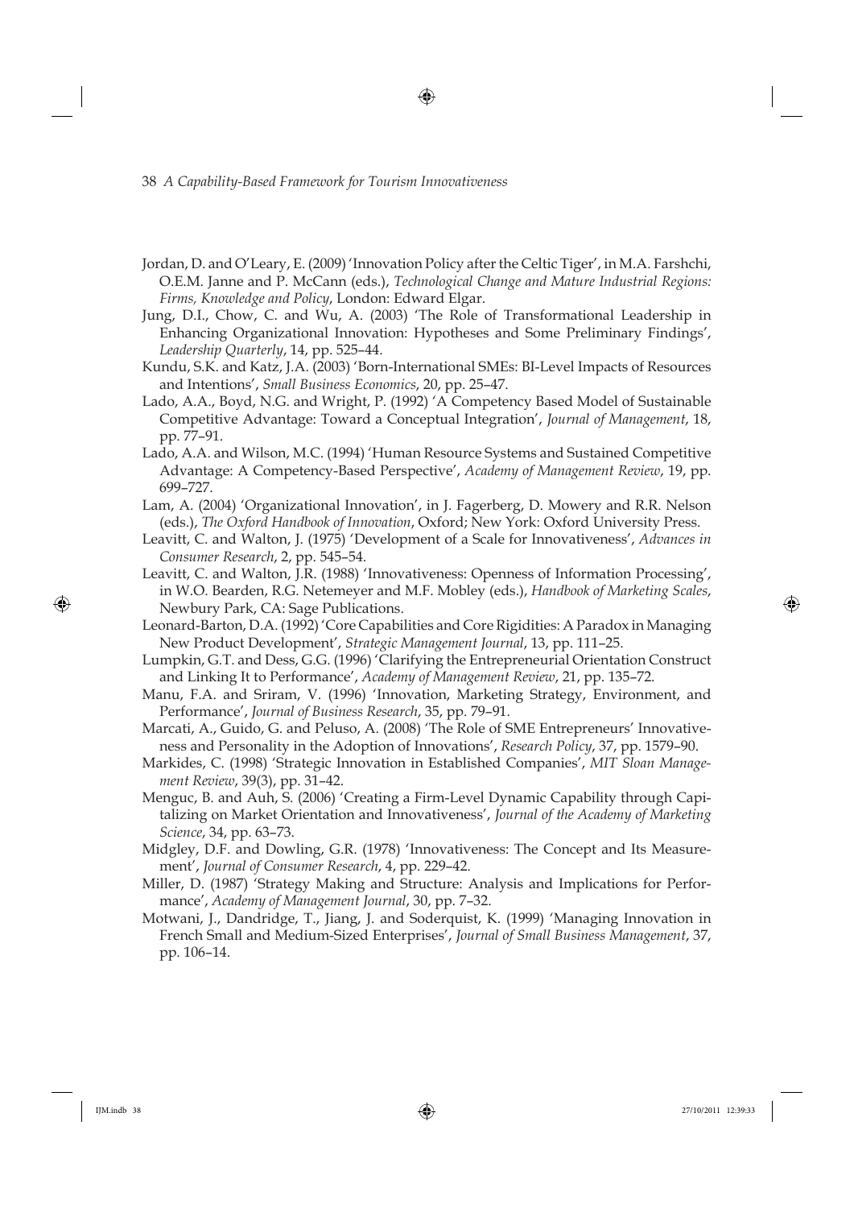Jordan, D. and O'Leary, E. (2009) 'Innovation Policy after the Celtic Tiger', in M.A. Farshchi, O.E.M. Janne and P. McCann (eds.), *Technological Change and Mature Industrial Regions: Firms, Knowledge and Policy*, London: Edward Elgar.

Jung, D.I., Chow, C. and Wu, A. (2003) 'The Role of Transformational Leadership in Enhancing Organizational Innovation: Hypotheses and Some Preliminary Findings', *Leadership Quarterly*, 14, pp. 525–44.

Kundu, S.K. and Katz, J.A. (2003) 'Born-International SMEs: BI-Level Impacts of Resources and Intentions', *Small Business Economics*, 20, pp. 25–47.

Lado, A.A., Boyd, N.G. and Wright, P. (1992) 'A Competency Based Model of Sustainable Competitive Advantage: Toward a Conceptual Integration', *Journal of Management*, 18, pp. 77–91.

Lado, A.A. and Wilson, M.C. (1994) 'Human Resource Systems and Sustained Competitive Advantage: A Competency-Based Perspective', *Academy of Management Review*, 19, pp. 699–727.

Lam, A. (2004) 'Organizational Innovation', in J. Fagerberg, D. Mowery and R.R. Nelson (eds.), *The Oxford Handbook of Innovation*, Oxford; New York: Oxford University Press.

Leavitt, C. and Walton, J. (1975) 'Development of a Scale for Innovativeness', *Advances in Consumer Research*, 2, pp. 545–54.

Leavitt, C. and Walton, J.R. (1988) 'Innovativeness: Openness of Information Processing', in W.O. Bearden, R.G. Netemeyer and M.F. Mobley (eds.), *Handbook of Marketing Scales*, Newbury Park, CA: Sage Publications.

Leonard-Barton, D.A. (1992) 'Core Capabilities and Core Rigidities: A Paradox in Managing New Product Development', *Strategic Management Journal*, 13, pp. 111–25.

Lumpkin, G.T. and Dess, G.G. (1996) 'Clarifying the Entrepreneurial Orientation Construct and Linking It to Performance', *Academy of Management Review*, 21, pp. 135–72.

Manu, F.A. and Sriram, V. (1996) 'Innovation, Marketing Strategy, Environment, and Performance', *Journal of Business Research*, 35, pp. 79–91.

Marcati, A., Guido, G. and Peluso, A. (2008) 'The Role of SME Entrepreneurs' Innovativeness and Personality in the Adoption of Innovations', *Research Policy*, 37, pp. 1579–90.

Markides, C. (1998) 'Strategic Innovation in Established Companies', *MIT Sloan Management Review*, 39(3), pp. 31–42.

Menguc, B. and Auh, S. (2006) 'Creating a Firm-Level Dynamic Capability through Capitalizing on Market Orientation and Innovativeness', *Journal of the Academy of Marketing Science*, 34, pp. 63–73.

Midgley, D.F. and Dowling, G.R. (1978) 'Innovativeness: The Concept and Its Measurement', *Journal of Consumer Research*, 4, pp. 229–42.

Miller, D. (1987) 'Strategy Making and Structure: Analysis and Implications for Performance', *Academy of Management Journal*, 30, pp. 7–32.

Motwani, J., Dandridge, T., Jiang, J. and Soderquist, K. (1999) 'Managing Innovation in French Small and Medium-Sized Enterprises', *Journal of Small Business Management*, 37, pp. 106–14.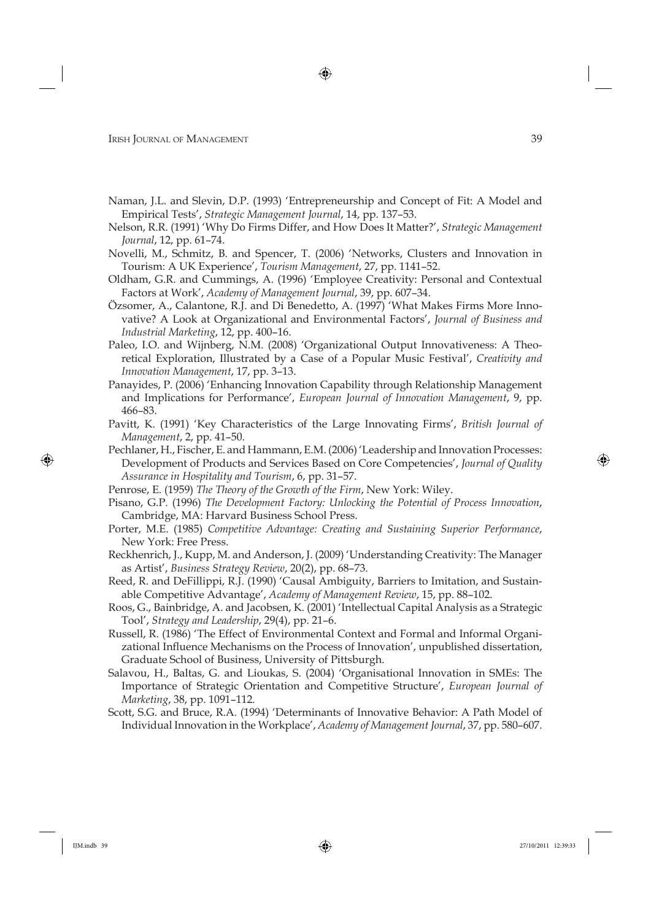Naman, J.L. and Slevin, D.P. (1993) 'Entrepreneurship and Concept of Fit: A Model and Empirical Tests', *Strategic Management Journal*, 14, pp. 137–53.

Nelson, R.R. (1991) 'Why Do Firms Differ, and How Does It Matter?', *Strategic Management Journal*, 12, pp. 61–74.

Novelli, M., Schmitz, B. and Spencer, T. (2006) 'Networks, Clusters and Innovation in Tourism: A UK Experience', *Tourism Management*, 27, pp. 1141–52.

Oldham, G.R. and Cummings, A. (1996) 'Employee Creativity: Personal and Contextual Factors at Work', *Academy of Management Journal*, 39, pp. 607–34.

Özsomer, A., Calantone, R.J. and Di Benedetto, A. (1997) 'What Makes Firms More Innovative? A Look at Organizational and Environmental Factors', *Journal of Business and Industrial Marketing*, 12, pp. 400–16.

Paleo, I.O. and Wijnberg, N.M. (2008) 'Organizational Output Innovativeness: A Theoretical Exploration, Illustrated by a Case of a Popular Music Festival', *Creativity and Innovation Management*, 17, pp. 3–13.

Panayides, P. (2006) 'Enhancing Innovation Capability through Relationship Management and Implications for Performance', *European Journal of Innovation Management*, 9, pp. 466–83.

Pavitt, K. (1991) 'Key Characteristics of the Large Innovating Firms', *British Journal of Management*, 2, pp. 41–50.

Pechlaner, H., Fischer, E. and Hammann, E.M. (2006) 'Leadership and Innovation Processes: Development of Products and Services Based on Core Competencies', *Journal of Quality Assurance in Hospitality and Tourism*, 6, pp. 31–57.

Penrose, E. (1959) *The Theory of the Growth of the Firm*, New York: Wiley.

Pisano, G.P. (1996) *The Development Factory: Unlocking the Potential of Process Innovation*, Cambridge, MA: Harvard Business School Press.

Porter, M.E. (1985) *Competitive Advantage: Creating and Sustaining Superior Performance*, New York: Free Press.

Reckhenrich, J., Kupp, M. and Anderson, J. (2009) 'Understanding Creativity: The Manager as Artist', *Business Strategy Review*, 20(2), pp. 68–73.

Reed, R. and DeFillippi, R.J. (1990) 'Causal Ambiguity, Barriers to Imitation, and Sustainable Competitive Advantage', *Academy of Management Review*, 15, pp. 88–102.

Roos, G., Bainbridge, A. and Jacobsen, K. (2001) 'Intellectual Capital Analysis as a Strategic Tool', *Strategy and Leadership*, 29(4), pp. 21–6.

Russell, R. (1986) 'The Effect of Environmental Context and Formal and Informal Organizational Influence Mechanisms on the Process of Innovation', unpublished dissertation, Graduate School of Business, University of Pittsburgh.

Salavou, H., Baltas, G. and Lioukas, S. (2004) 'Organisational Innovation in SMEs: The Importance of Strategic Orientation and Competitive Structure', *European Journal of Marketing*, 38, pp. 1091–112.

Scott, S.G. and Bruce, R.A. (1994) 'Determinants of Innovative Behavior: A Path Model of Individual Innovation in the Workplace', *Academy of Management Journal*, 37, pp. 580–607.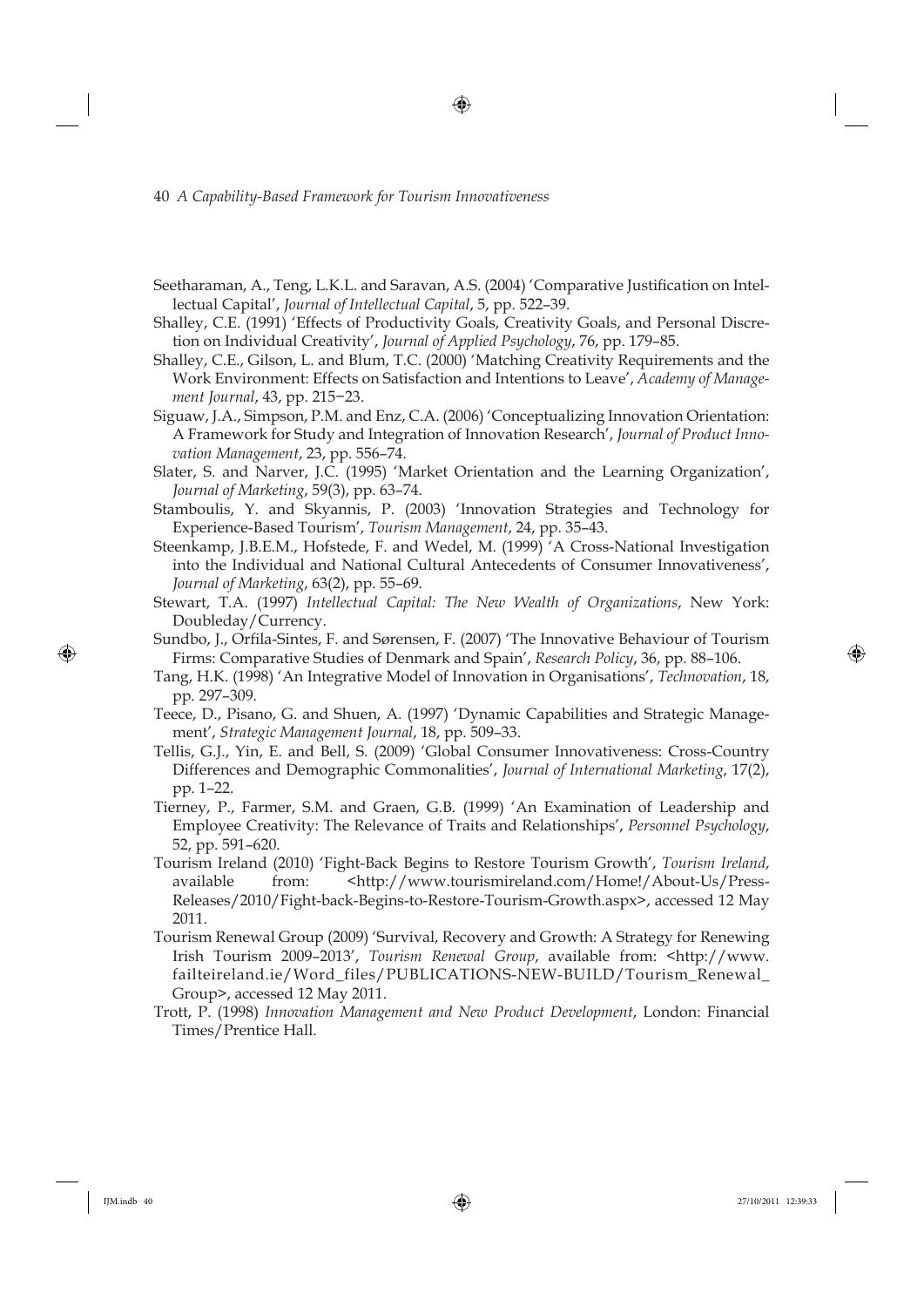Seetharaman, A., Teng, L.K.L. and Saravan, A.S. (2004) 'Comparative Justification on Intellectual Capital', *Journal of Intellectual Capital*, 5, pp. 522–39.

Shalley, C.E. (1991) 'Effects of Productivity Goals, Creativity Goals, and Personal Discretion on Individual Creativity', *Journal of Applied Psychology*, 76, pp. 179–85.

Shalley, C.E., Gilson, L. and Blum, T.C. (2000) 'Matching Creativity Requirements and the Work Environment: Effects on Satisfaction and Intentions to Leave', *Academy of Management Journal*, 43, pp. 215−23.

Siguaw, J.A., Simpson, P.M. and Enz, C.A. (2006) 'Conceptualizing Innovation Orientation: A Framework for Study and Integration of Innovation Research', *Journal of Product Innovation Management*, 23, pp. 556–74.

Slater, S. and Narver, J.C. (1995) 'Market Orientation and the Learning Organization', *Journal of Marketing*, 59(3), pp. 63–74.

Stamboulis, Y. and Skyannis, P. (2003) 'Innovation Strategies and Technology for Experience-Based Tourism', *Tourism Management*, 24, pp. 35–43.

Steenkamp, J.B.E.M., Hofstede, F. and Wedel, M. (1999) 'A Cross-National Investigation into the Individual and National Cultural Antecedents of Consumer Innovativeness', *Journal of Marketing*, 63(2), pp. 55–69.

Stewart, T.A. (1997) *Intellectual Capital: The New Wealth of Organizations*, New York: Doubleday/Currency.

Sundbo, J., Orfila-Sintes, F. and Sørensen, F. (2007) 'The Innovative Behaviour of Tourism Firms: Comparative Studies of Denmark and Spain', *Research Policy*, 36, pp. 88–106.

Tang, H.K. (1998) 'An Integrative Model of Innovation in Organisations', *Technovation*, 18, pp. 297–309.

Teece, D., Pisano, G. and Shuen, A. (1997) 'Dynamic Capabilities and Strategic Management', *Strategic Management Journal*, 18, pp. 509–33.

Tellis, G.J., Yin, E. and Bell, S. (2009) 'Global Consumer Innovativeness: Cross-Country Differences and Demographic Commonalities', *Journal of International Marketing*, 17(2), pp. 1–22.

Tierney, P., Farmer, S.M. and Graen, G.B. (1999) 'An Examination of Leadership and Employee Creativity: The Relevance of Traits and Relationships', *Personnel Psychology*, 52, pp. 591–620.

Tourism Ireland (2010) 'Fight-Back Begins to Restore Tourism Growth', *Tourism Ireland*, available from: <http://www.tourismireland.com/Home!/About-Us/Press-Releases/2010/Fight-back-Begins-to-Restore-Tourism-Growth.aspx>, accessed 12 May 2011.

Tourism Renewal Group (2009) 'Survival, Recovery and Growth: A Strategy for Renewing Irish Tourism 2009–2013', *Tourism Renewal Group*, available from: <http://www.failteireland.ie/Word_files/PUBLICATIONS-NEW-BUILD/Tourism_Renewal_Group>, accessed 12 May 2011.

Trott, P. (1998) *Innovation Management and New Product Development*, London: Financial Times/Prentice Hall.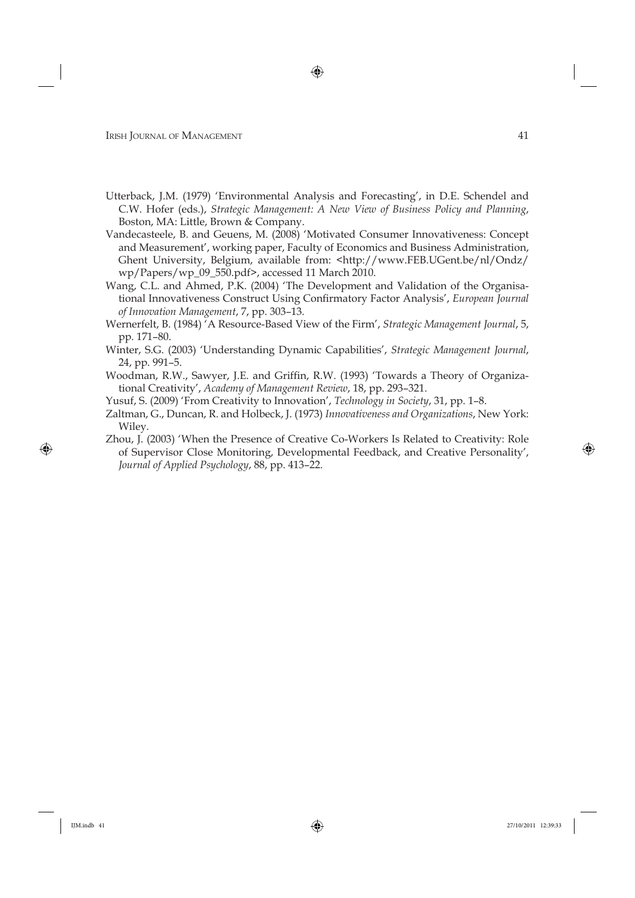Utterback, J.M. (1979) 'Environmental Analysis and Forecasting', in D.E. Schendel and C.W. Hofer (eds.), *Strategic Management: A New View of Business Policy and Planning*, Boston, MA: Little, Brown & Company.

Vandecasteele, B. and Geuens, M. (2008) 'Motivated Consumer Innovativeness: Concept and Measurement', working paper, Faculty of Economics and Business Administration, Ghent University, Belgium, available from: <http://www.FEB.UGent.be/nl/Ondz/wp/Papers/wp_09_550.pdf>, accessed 11 March 2010.

Wang, C.L. and Ahmed, P.K. (2004) 'The Development and Validation of the Organisational Innovativeness Construct Using Confirmatory Factor Analysis', *European Journal of Innovation Management*, 7, pp. 303–13.

Wernerfelt, B. (1984) 'A Resource-Based View of the Firm', *Strategic Management Journal*, 5, pp. 171–80.

Winter, S.G. (2003) 'Understanding Dynamic Capabilities', *Strategic Management Journal*, 24, pp. 991–5.

Woodman, R.W., Sawyer, J.E. and Griffin, R.W. (1993) 'Towards a Theory of Organizational Creativity', *Academy of Management Review*, 18, pp. 293–321.

Yusuf, S. (2009) 'From Creativity to Innovation', *Technology in Society*, 31, pp. 1–8.

Zaltman, G., Duncan, R. and Holbeck, J. (1973) *Innovativeness and Organizations*, New York: Wiley.

Zhou, J. (2003) 'When the Presence of Creative Co-Workers Is Related to Creativity: Role of Supervisor Close Monitoring, Developmental Feedback, and Creative Personality', *Journal of Applied Psychology*, 88, pp. 413–22.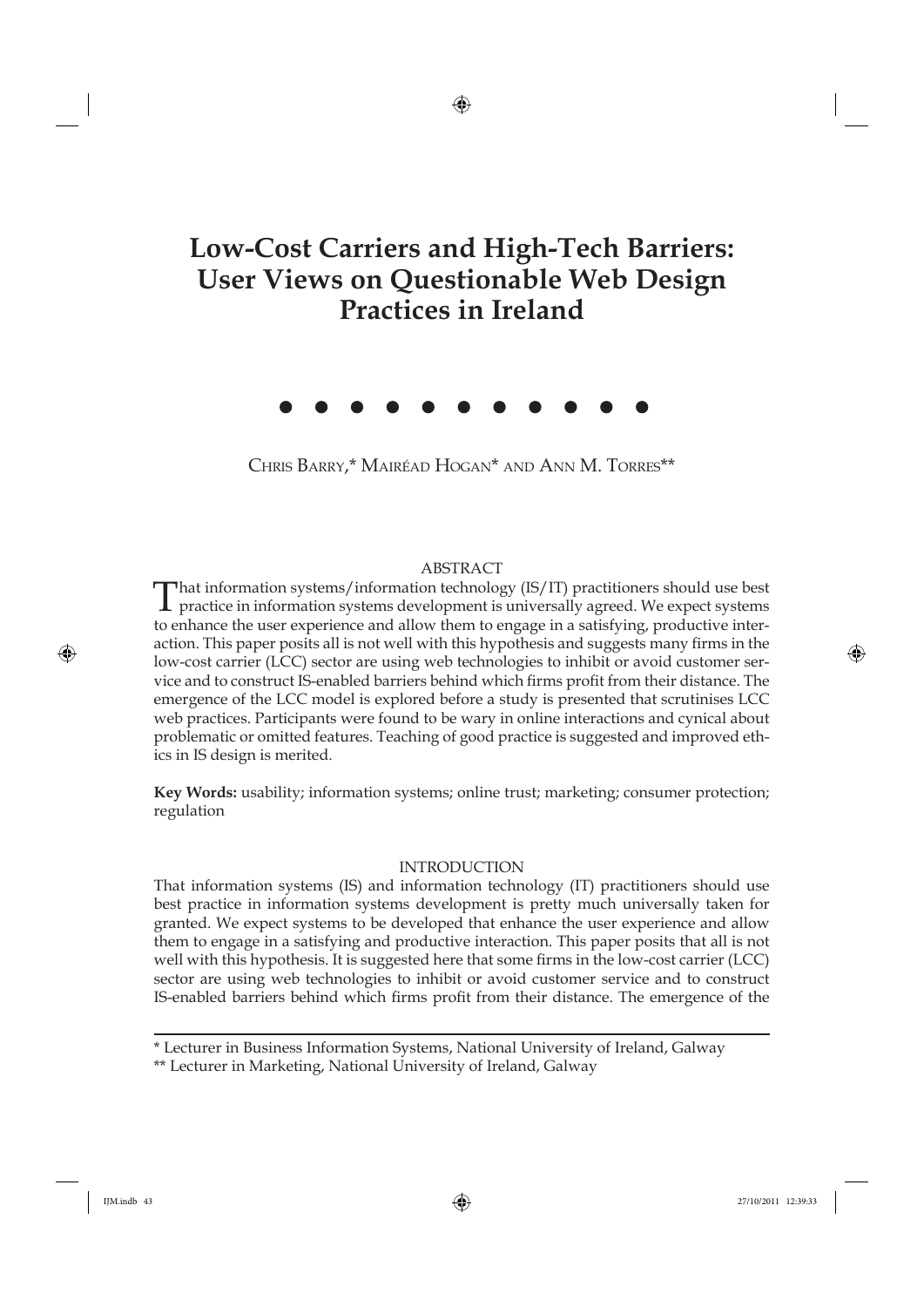# Low-Cost Carriers and High-Tech Barriers: User Views on Questionable Web Design Practices in Ireland

● ● ● ● ● ● ● ● ● ● ●

CHRIS BARRY,* MAIRÉAD HOGAN* AND ANN M. TORRES**

## ABSTRACT

That information systems/information technology (IS/IT) practitioners should use best practice in information systems development is universally agreed. We expect systems to enhance the user experience and allow them to engage in a satisfying, productive interaction. This paper posits all is not well with this hypothesis and suggests many firms in the low-cost carrier (LCC) sector are using web technologies to inhibit or avoid customer service and to construct IS-enabled barriers behind which firms profit from their distance. The emergence of the LCC model is explored before a study is presented that scrutinises LCC web practices. Participants were found to be wary in online interactions and cynical about problematic or omitted features. Teaching of good practice is suggested and improved ethics in IS design is merited.

**Key Words:** usability; information systems; online trust; marketing; consumer protection; regulation

## INTRODUCTION

That information systems (IS) and information technology (IT) practitioners should use best practice in information systems development is pretty much universally taken for granted. We expect systems to be developed that enhance the user experience and allow them to engage in a satisfying and productive interaction. This paper posits that all is not well with this hypothesis. It is suggested here that some firms in the low-cost carrier (LCC) sector are using web technologies to inhibit or avoid customer service and to construct IS-enabled barriers behind which firms profit from their distance. The emergence of the

---

* Lecturer in Business Information Systems, National University of Ireland, Galway

** Lecturer in Marketing, National University of Ireland, Galway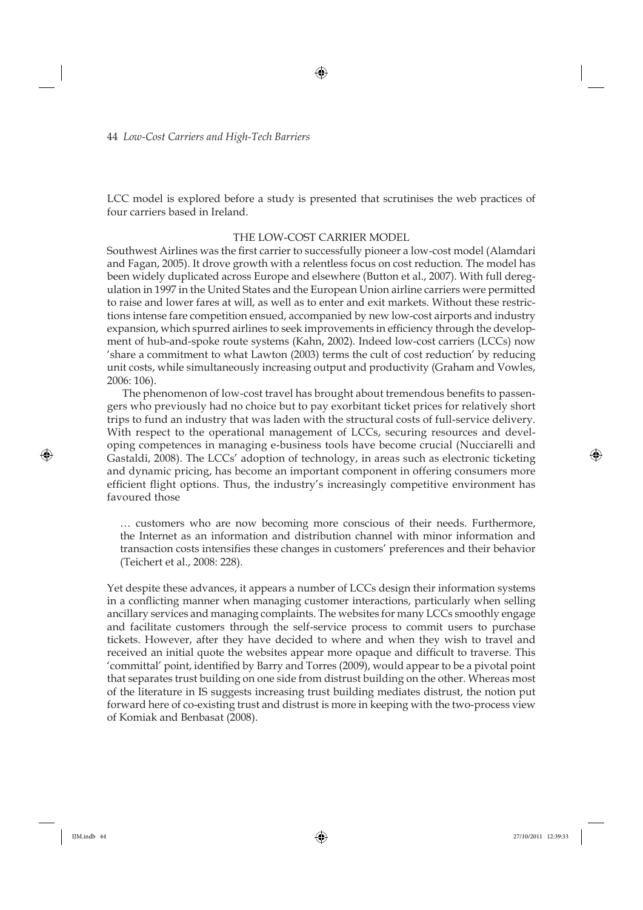LCC model is explored before a study is presented that scrutinises the web practices of four carriers based in Ireland.

## THE LOW-COST CARRIER MODEL

Southwest Airlines was the first carrier to successfully pioneer a low-cost model (Alamdari and Fagan, 2005). It drove growth with a relentless focus on cost reduction. The model has been widely duplicated across Europe and elsewhere (Button et al., 2007). With full deregulation in 1997 in the United States and the European Union airline carriers were permitted to raise and lower fares at will, as well as to enter and exit markets. Without these restrictions intense fare competition ensued, accompanied by new low-cost airports and industry expansion, which spurred airlines to seek improvements in efficiency through the development of hub-and-spoke route systems (Kahn, 2002). Indeed low-cost carriers (LCCs) now 'share a commitment to what Lawton (2003) terms the cult of cost reduction' by reducing unit costs, while simultaneously increasing output and productivity (Graham and Vowles, 2006: 106).

The phenomenon of low-cost travel has brought about tremendous benefits to passengers who previously had no choice but to pay exorbitant ticket prices for relatively short trips to fund an industry that was laden with the structural costs of full-service delivery. With respect to the operational management of LCCs, securing resources and developing competences in managing e-business tools have become crucial (Nucciarelli and Gastaldi, 2008). The LCCs' adoption of technology, in areas such as electronic ticketing and dynamic pricing, has become an important component in offering consumers more efficient flight options. Thus, the industry's increasingly competitive environment has favoured those

> … customers who are now becoming more conscious of their needs. Furthermore, the Internet as an information and distribution channel with minor information and transaction costs intensifies these changes in customers' preferences and their behavior (Teichert et al., 2008: 228).

Yet despite these advances, it appears a number of LCCs design their information systems in a conflicting manner when managing customer interactions, particularly when selling ancillary services and managing complaints. The websites for many LCCs smoothly engage and facilitate customers through the self-service process to commit users to purchase tickets. However, after they have decided to where and when they wish to travel and received an initial quote the websites appear more opaque and difficult to traverse. This 'committal' point, identified by Barry and Torres (2009), would appear to be a pivotal point that separates trust building on one side from distrust building on the other. Whereas most of the literature in IS suggests increasing trust building mediates distrust, the notion put forward here of co-existing trust and distrust is more in keeping with the two-process view of Komiak and Benbasat (2008).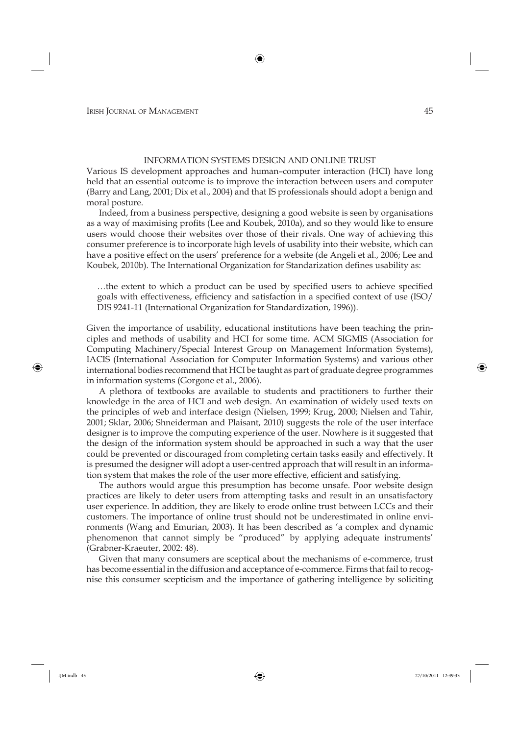## INFORMATION SYSTEMS DESIGN AND ONLINE TRUST

Various IS development approaches and human–computer interaction (HCI) have long held that an essential outcome is to improve the interaction between users and computer (Barry and Lang, 2001; Dix et al., 2004) and that IS professionals should adopt a benign and moral posture.

Indeed, from a business perspective, designing a good website is seen by organisations as a way of maximising profits (Lee and Koubek, 2010a), and so they would like to ensure users would choose their websites over those of their rivals. One way of achieving this consumer preference is to incorporate high levels of usability into their website, which can have a positive effect on the users' preference for a website (de Angeli et al., 2006; Lee and Koubek, 2010b). The International Organization for Standarization defines usability as:

> …the extent to which a product can be used by specified users to achieve specified goals with effectiveness, efficiency and satisfaction in a specified context of use (ISO/DIS 9241-11 (International Organization for Standardization, 1996)).

Given the importance of usability, educational institutions have been teaching the principles and methods of usability and HCI for some time. ACM SIGMIS (Association for Computing Machinery/Special Interest Group on Management Information Systems), IACIS (International Association for Computer Information Systems) and various other international bodies recommend that HCI be taught as part of graduate degree programmes in information systems (Gorgone et al., 2006).

A plethora of textbooks are available to students and practitioners to further their knowledge in the area of HCI and web design. An examination of widely used texts on the principles of web and interface design (Nielsen, 1999; Krug, 2000; Nielsen and Tahir, 2001; Sklar, 2006; Shneiderman and Plaisant, 2010) suggests the role of the user interface designer is to improve the computing experience of the user. Nowhere is it suggested that the design of the information system should be approached in such a way that the user could be prevented or discouraged from completing certain tasks easily and effectively. It is presumed the designer will adopt a user-centred approach that will result in an information system that makes the role of the user more effective, efficient and satisfying.

The authors would argue this presumption has become unsafe. Poor website design practices are likely to deter users from attempting tasks and result in an unsatisfactory user experience. In addition, they are likely to erode online trust between LCCs and their customers. The importance of online trust should not be underestimated in online environments (Wang and Emurian, 2003). It has been described as 'a complex and dynamic phenomenon that cannot simply be "produced" by applying adequate instruments' (Grabner-Kraeuter, 2002: 48).

Given that many consumers are sceptical about the mechanisms of e-commerce, trust has become essential in the diffusion and acceptance of e-commerce. Firms that fail to recognise this consumer scepticism and the importance of gathering intelligence by soliciting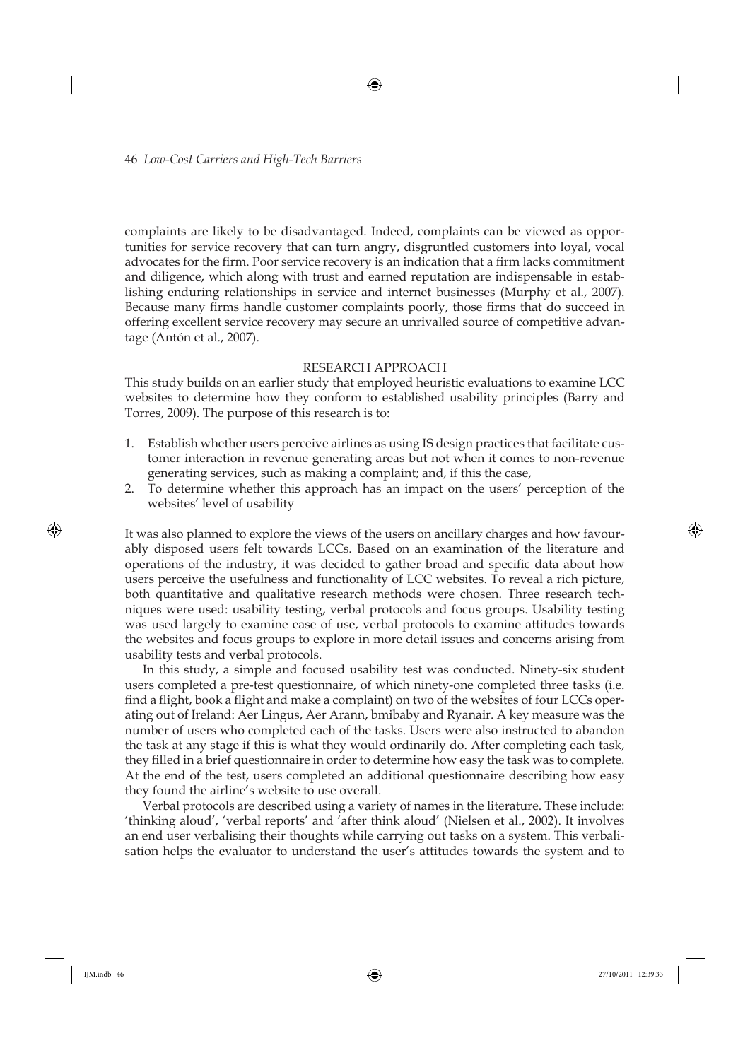complaints are likely to be disadvantaged. Indeed, complaints can be viewed as opportunities for service recovery that can turn angry, disgruntled customers into loyal, vocal advocates for the firm. Poor service recovery is an indication that a firm lacks commitment and diligence, which along with trust and earned reputation are indispensable in establishing enduring relationships in service and internet businesses (Murphy et al., 2007). Because many firms handle customer complaints poorly, those firms that do succeed in offering excellent service recovery may secure an unrivalled source of competitive advantage (Antón et al., 2007).

## RESEARCH APPROACH

This study builds on an earlier study that employed heuristic evaluations to examine LCC websites to determine how they conform to established usability principles (Barry and Torres, 2009). The purpose of this research is to:

1. Establish whether users perceive airlines as using IS design practices that facilitate customer interaction in revenue generating areas but not when it comes to non-revenue generating services, such as making a complaint; and, if this the case,
2. To determine whether this approach has an impact on the users' perception of the websites' level of usability

It was also planned to explore the views of the users on ancillary charges and how favourably disposed users felt towards LCCs. Based on an examination of the literature and operations of the industry, it was decided to gather broad and specific data about how users perceive the usefulness and functionality of LCC websites. To reveal a rich picture, both quantitative and qualitative research methods were chosen. Three research techniques were used: usability testing, verbal protocols and focus groups. Usability testing was used largely to examine ease of use, verbal protocols to examine attitudes towards the websites and focus groups to explore in more detail issues and concerns arising from usability tests and verbal protocols.

In this study, a simple and focused usability test was conducted. Ninety-six student users completed a pre-test questionnaire, of which ninety-one completed three tasks (i.e. find a flight, book a flight and make a complaint) on two of the websites of four LCCs operating out of Ireland: Aer Lingus, Aer Arann, bmibaby and Ryanair. A key measure was the number of users who completed each of the tasks. Users were also instructed to abandon the task at any stage if this is what they would ordinarily do. After completing each task, they filled in a brief questionnaire in order to determine how easy the task was to complete. At the end of the test, users completed an additional questionnaire describing how easy they found the airline's website to use overall.

Verbal protocols are described using a variety of names in the literature. These include: 'thinking aloud', 'verbal reports' and 'after think aloud' (Nielsen et al., 2002). It involves an end user verbalising their thoughts while carrying out tasks on a system. This verbalisation helps the evaluator to understand the user's attitudes towards the system and to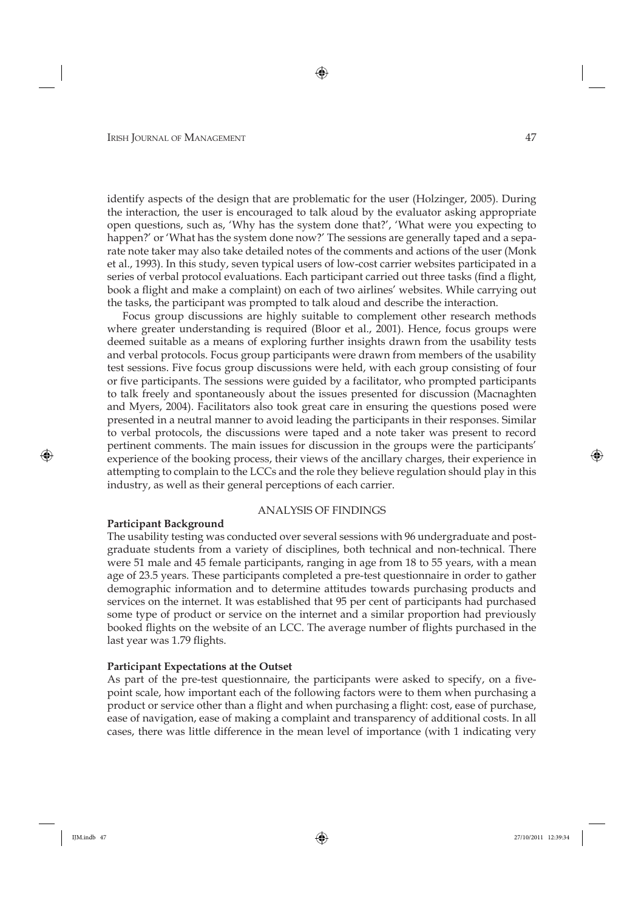identify aspects of the design that are problematic for the user (Holzinger, 2005). During the interaction, the user is encouraged to talk aloud by the evaluator asking appropriate open questions, such as, 'Why has the system done that?', 'What were you expecting to happen?' or 'What has the system done now?' The sessions are generally taped and a separate note taker may also take detailed notes of the comments and actions of the user (Monk et al., 1993). In this study, seven typical users of low-cost carrier websites participated in a series of verbal protocol evaluations. Each participant carried out three tasks (find a flight, book a flight and make a complaint) on each of two airlines' websites. While carrying out the tasks, the participant was prompted to talk aloud and describe the interaction.

Focus group discussions are highly suitable to complement other research methods where greater understanding is required (Bloor et al., 2001). Hence, focus groups were deemed suitable as a means of exploring further insights drawn from the usability tests and verbal protocols. Focus group participants were drawn from members of the usability test sessions. Five focus group discussions were held, with each group consisting of four or five participants. The sessions were guided by a facilitator, who prompted participants to talk freely and spontaneously about the issues presented for discussion (Macnaghten and Myers, 2004). Facilitators also took great care in ensuring the questions posed were presented in a neutral manner to avoid leading the participants in their responses. Similar to verbal protocols, the discussions were taped and a note taker was present to record pertinent comments. The main issues for discussion in the groups were the participants' experience of the booking process, their views of the ancillary charges, their experience in attempting to complain to the LCCs and the role they believe regulation should play in this industry, as well as their general perceptions of each carrier.

## ANALYSIS OF FINDINGS

### Participant Background

The usability testing was conducted over several sessions with 96 undergraduate and postgraduate students from a variety of disciplines, both technical and non-technical. There were 51 male and 45 female participants, ranging in age from 18 to 55 years, with a mean age of 23.5 years. These participants completed a pre-test questionnaire in order to gather demographic information and to determine attitudes towards purchasing products and services on the internet. It was established that 95 per cent of participants had purchased some type of product or service on the internet and a similar proportion had previously booked flights on the website of an LCC. The average number of flights purchased in the last year was 1.79 flights.

### Participant Expectations at the Outset

As part of the pre-test questionnaire, the participants were asked to specify, on a five-point scale, how important each of the following factors were to them when purchasing a product or service other than a flight and when purchasing a flight: cost, ease of purchase, ease of navigation, ease of making a complaint and transparency of additional costs. In all cases, there was little difference in the mean level of importance (with 1 indicating very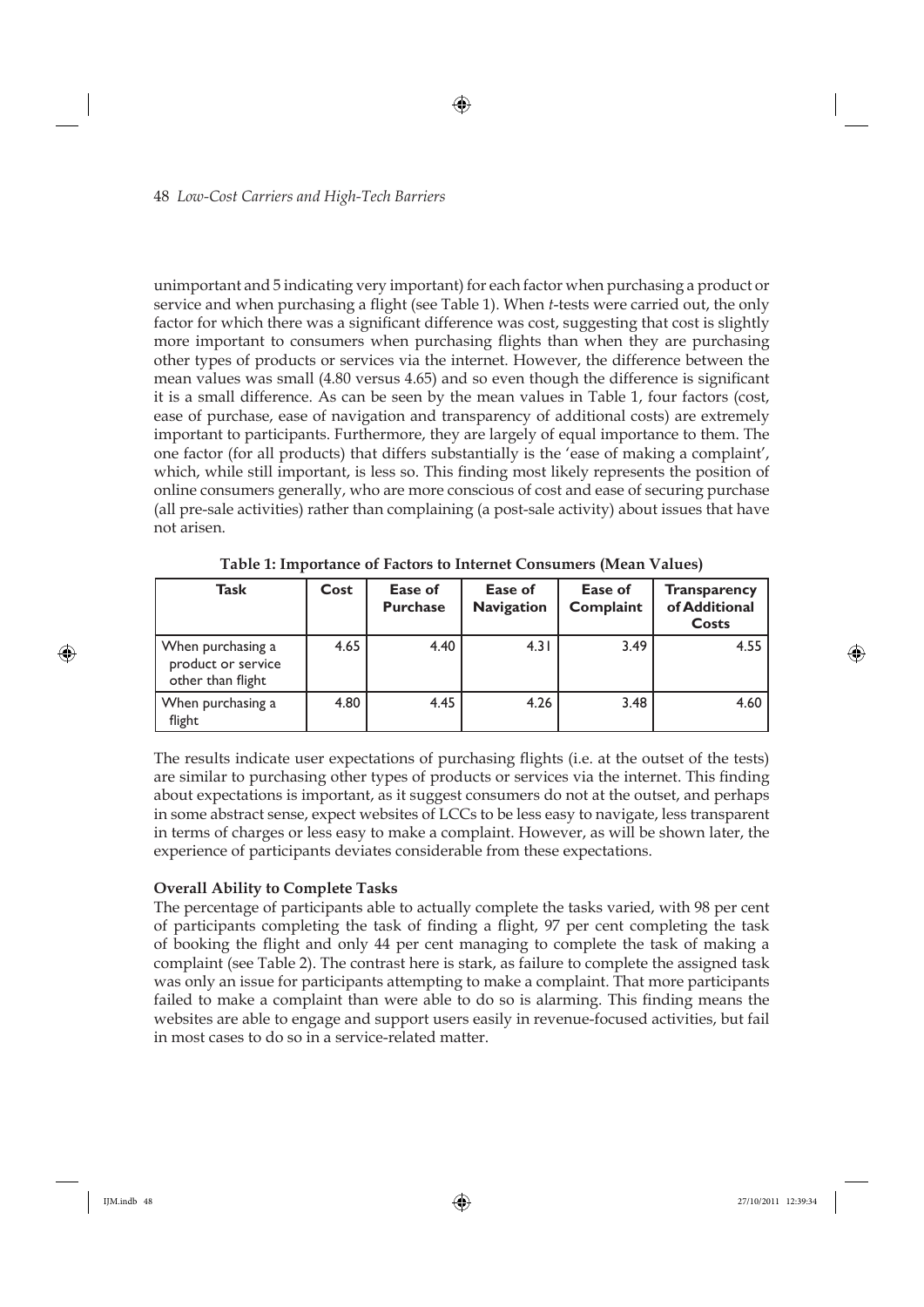unimportant and 5 indicating very important) for each factor when purchasing a product or service and when purchasing a flight (see Table 1). When *t*-tests were carried out, the only factor for which there was a significant difference was cost, suggesting that cost is slightly more important to consumers when purchasing flights than when they are purchasing other types of products or services via the internet. However, the difference between the mean values was small (4.80 versus 4.65) and so even though the difference is significant it is a small difference. As can be seen by the mean values in Table 1, four factors (cost, ease of purchase, ease of navigation and transparency of additional costs) are extremely important to participants. Furthermore, they are largely of equal importance to them. The one factor (for all products) that differs substantially is the 'ease of making a complaint', which, while still important, is less so. This finding most likely represents the position of online consumers generally, who are more conscious of cost and ease of securing purchase (all pre-sale activities) rather than complaining (a post-sale activity) about issues that have not arisen.

**Table 1: Importance of Factors to Internet Consumers (Mean Values)**

| Task | Cost | Ease of Purchase | Ease of Navigation | Ease of Complaint | Transparency of Additional Costs |
|---|---|---|---|---|---|
| When purchasing a product or service other than flight | 4.65 | 4.40 | 4.31 | 3.49 | 4.55 |
| When purchasing a flight | 4.80 | 4.45 | 4.26 | 3.48 | 4.60 |

The results indicate user expectations of purchasing flights (i.e. at the outset of the tests) are similar to purchasing other types of products or services via the internet. This finding about expectations is important, as it suggest consumers do not at the outset, and perhaps in some abstract sense, expect websites of LCCs to be less easy to navigate, less transparent in terms of charges or less easy to make a complaint. However, as will be shown later, the experience of participants deviates considerable from these expectations.

**Overall Ability to Complete Tasks**

The percentage of participants able to actually complete the tasks varied, with 98 per cent of participants completing the task of finding a flight, 97 per cent completing the task of booking the flight and only 44 per cent managing to complete the task of making a complaint (see Table 2). The contrast here is stark, as failure to complete the assigned task was only an issue for participants attempting to make a complaint. That more participants failed to make a complaint than were able to do so is alarming. This finding means the websites are able to engage and support users easily in revenue-focused activities, but fail in most cases to do so in a service-related matter.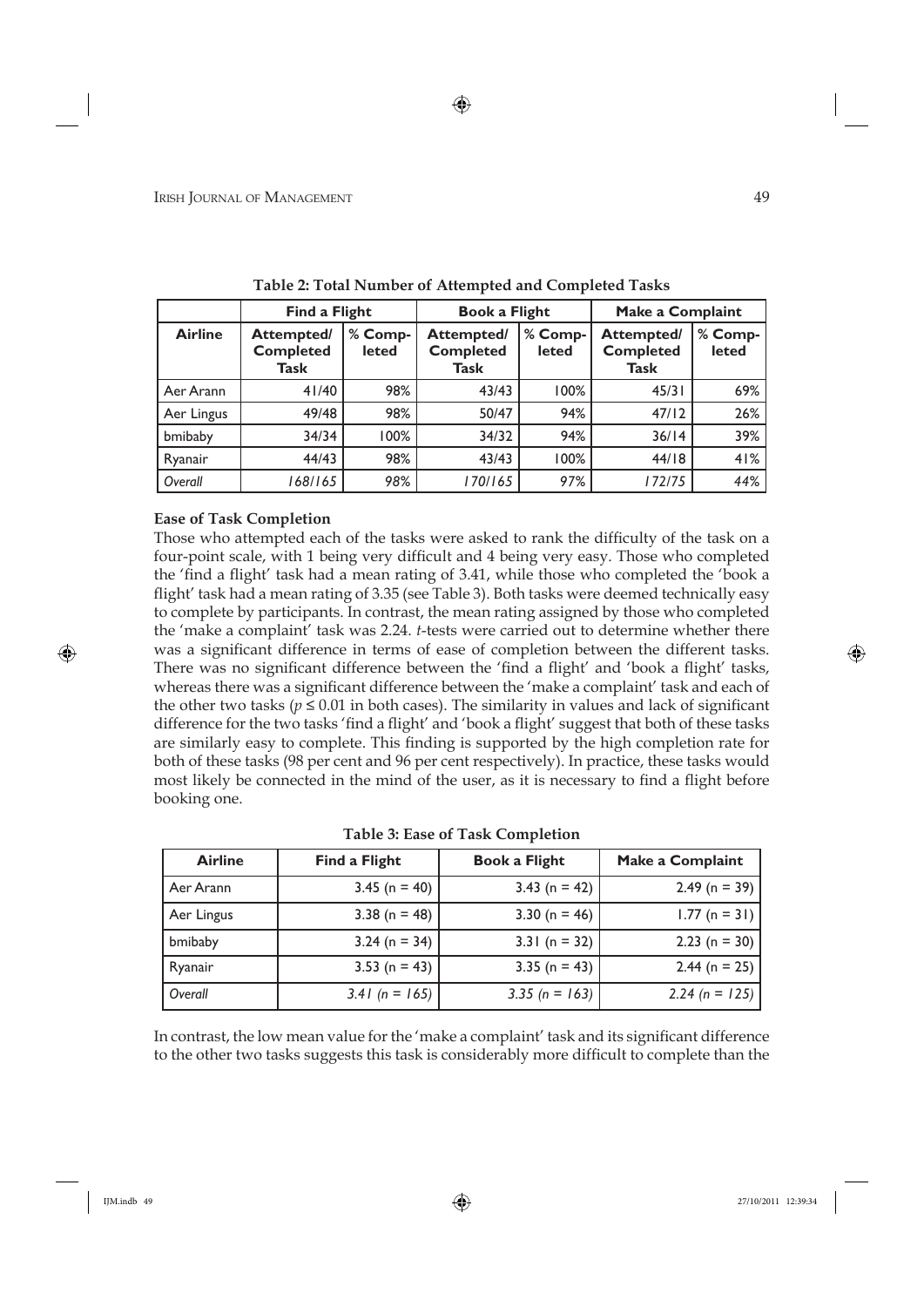**Table 2: Total Number of Attempted and Completed Tasks**

| | Find a Flight | | Book a Flight | | Make a Complaint | |
|---|---|---|---|---|---|---|
| **Airline** | **Attempted/ Completed Task** | **% Completed** | **Attempted/ Completed Task** | **% Completed** | **Attempted/ Completed Task** | **% Completed** |
| Aer Arann | 41/40 | 98% | 43/43 | 100% | 45/31 | 69% |
| Aer Lingus | 49/48 | 98% | 50/47 | 94% | 47/12 | 26% |
| bmibaby | 34/34 | 100% | 34/32 | 94% | 36/14 | 39% |
| Ryanair | 44/43 | 98% | 43/43 | 100% | 44/18 | 41% |
| *Overall* | *168/165* | *98%* | *170/165* | *97%* | *172/75* | *44%* |

**Ease of Task Completion**

Those who attempted each of the tasks were asked to rank the difficulty of the task on a four-point scale, with 1 being very difficult and 4 being very easy. Those who completed the 'find a flight' task had a mean rating of 3.41, while those who completed the 'book a flight' task had a mean rating of 3.35 (see Table 3). Both tasks were deemed technically easy to complete by participants. In contrast, the mean rating assigned by those who completed the 'make a complaint' task was 2.24. *t*-tests were carried out to determine whether there was a significant difference in terms of ease of completion between the different tasks. There was no significant difference between the 'find a flight' and 'book a flight' tasks, whereas there was a significant difference between the 'make a complaint' task and each of the other two tasks ($p \leq 0.01$ in both cases). The similarity in values and lack of significant difference for the two tasks 'find a flight' and 'book a flight' suggest that both of these tasks are similarly easy to complete. This finding is supported by the high completion rate for both of these tasks (98 per cent and 96 per cent respectively). In practice, these tasks would most likely be connected in the mind of the user, as it is necessary to find a flight before booking one.

**Table 3: Ease of Task Completion**

| Airline | Find a Flight | Book a Flight | Make a Complaint |
|---|---|---|---|
| Aer Arann | 3.45 (n = 40) | 3.43 (n = 42) | 2.49 (n = 39) |
| Aer Lingus | 3.38 (n = 48) | 3.30 (n = 46) | 1.77 (n = 31) |
| bmibaby | 3.24 (n = 34) | 3.31 (n = 32) | 2.23 (n = 30) |
| Ryanair | 3.53 (n = 43) | 3.35 (n = 43) | 2.44 (n = 25) |
| *Overall* | *3.41 (n = 165)* | *3.35 (n = 163)* | *2.24 (n = 125)* |

In contrast, the low mean value for the 'make a complaint' task and its significant difference to the other two tasks suggests this task is considerably more difficult to complete than the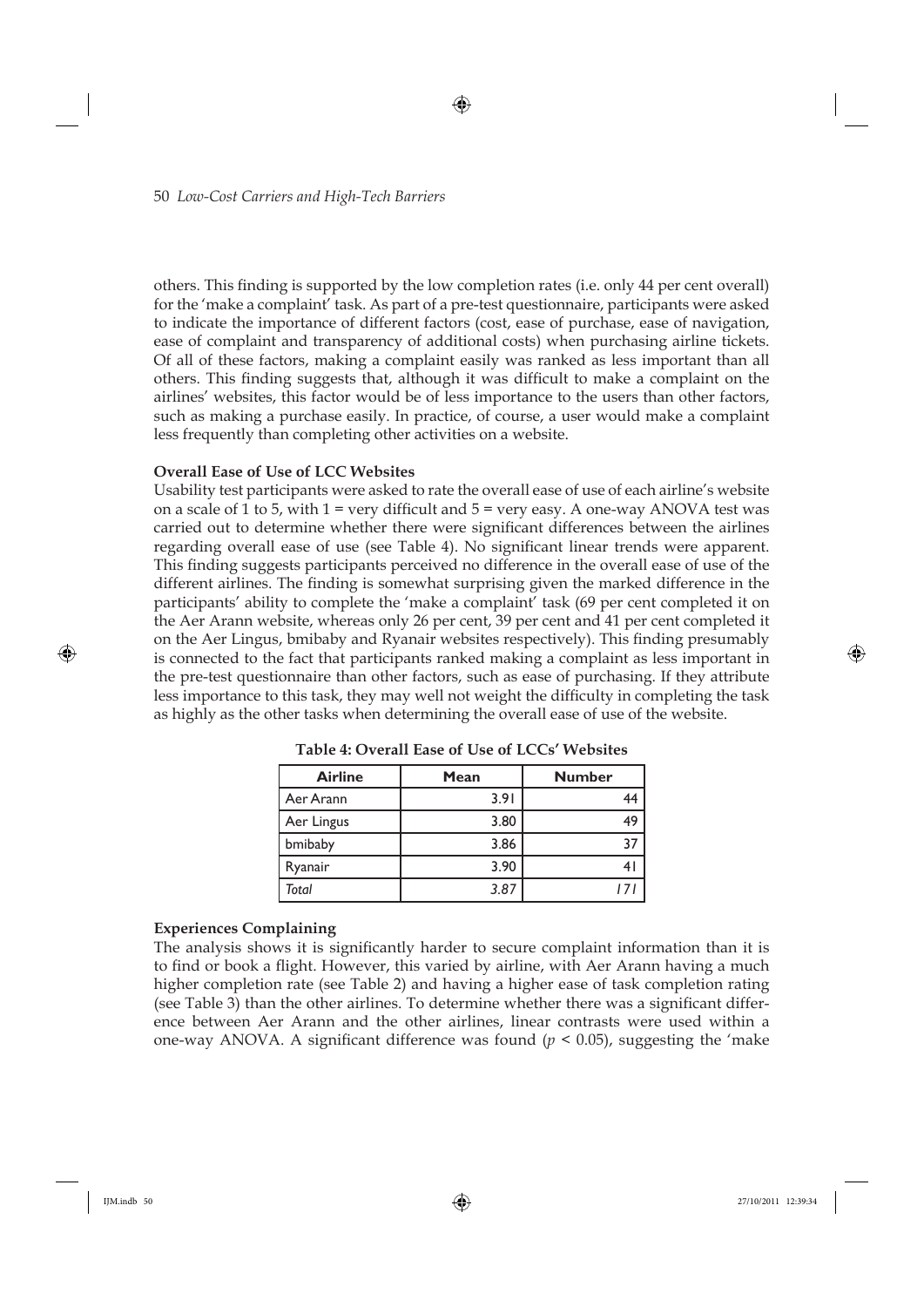others. This finding is supported by the low completion rates (i.e. only 44 per cent overall) for the 'make a complaint' task. As part of a pre-test questionnaire, participants were asked to indicate the importance of different factors (cost, ease of purchase, ease of navigation, ease of complaint and transparency of additional costs) when purchasing airline tickets. Of all of these factors, making a complaint easily was ranked as less important than all others. This finding suggests that, although it was difficult to make a complaint on the airlines' websites, this factor would be of less importance to the users than other factors, such as making a purchase easily. In practice, of course, a user would make a complaint less frequently than completing other activities on a website.

**Overall Ease of Use of LCC Websites**

Usability test participants were asked to rate the overall ease of use of each airline's website on a scale of 1 to 5, with 1 = very difficult and 5 = very easy. A one-way ANOVA test was carried out to determine whether there were significant differences between the airlines regarding overall ease of use (see Table 4). No significant linear trends were apparent. This finding suggests participants perceived no difference in the overall ease of use of the different airlines. The finding is somewhat surprising given the marked difference in the participants' ability to complete the 'make a complaint' task (69 per cent completed it on the Aer Arann website, whereas only 26 per cent, 39 per cent and 41 per cent completed it on the Aer Lingus, bmibaby and Ryanair websites respectively). This finding presumably is connected to the fact that participants ranked making a complaint as less important in the pre-test questionnaire than other factors, such as ease of purchasing. If they attribute less importance to this task, they may well not weight the difficulty in completing the task as highly as the other tasks when determining the overall ease of use of the website.

**Table 4: Overall Ease of Use of LCCs' Websites**

| Airline | Mean | Number |
|---|---|---|
| Aer Arann | 3.91 | 44 |
| Aer Lingus | 3.80 | 49 |
| bmibaby | 3.86 | 37 |
| Ryanair | 3.90 | 41 |
| *Total* | *3.87* | *171* |

**Experiences Complaining**

The analysis shows it is significantly harder to secure complaint information than it is to find or book a flight. However, this varied by airline, with Aer Arann having a much higher completion rate (see Table 2) and having a higher ease of task completion rating (see Table 3) than the other airlines. To determine whether there was a significant difference between Aer Arann and the other airlines, linear contrasts were used within a one-way ANOVA. A significant difference was found ($p < 0.05$), suggesting the 'make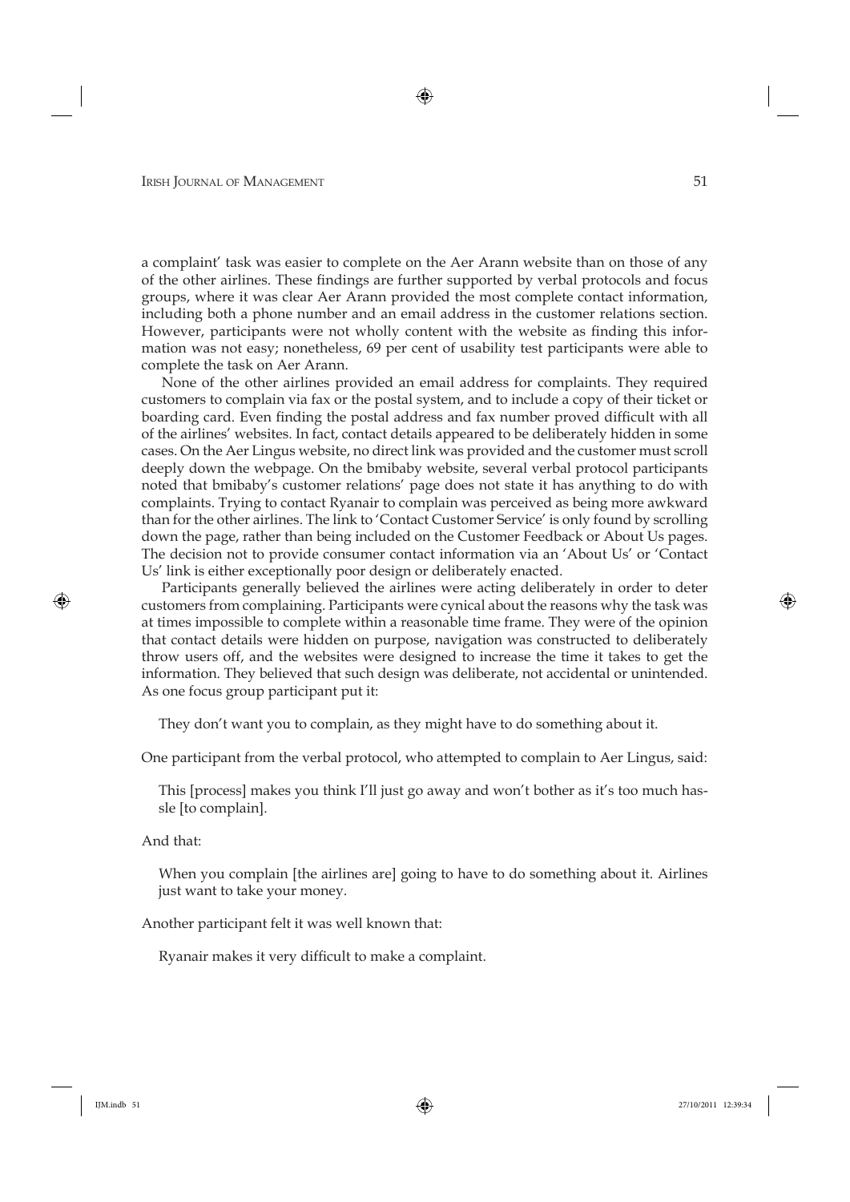a complaint' task was easier to complete on the Aer Arann website than on those of any of the other airlines. These findings are further supported by verbal protocols and focus groups, where it was clear Aer Arann provided the most complete contact information, including both a phone number and an email address in the customer relations section. However, participants were not wholly content with the website as finding this information was not easy; nonetheless, 69 per cent of usability test participants were able to complete the task on Aer Arann.

None of the other airlines provided an email address for complaints. They required customers to complain via fax or the postal system, and to include a copy of their ticket or boarding card. Even finding the postal address and fax number proved difficult with all of the airlines' websites. In fact, contact details appeared to be deliberately hidden in some cases. On the Aer Lingus website, no direct link was provided and the customer must scroll deeply down the webpage. On the bmibaby website, several verbal protocol participants noted that bmibaby's customer relations' page does not state it has anything to do with complaints. Trying to contact Ryanair to complain was perceived as being more awkward than for the other airlines. The link to 'Contact Customer Service' is only found by scrolling down the page, rather than being included on the Customer Feedback or About Us pages. The decision not to provide consumer contact information via an 'About Us' or 'Contact Us' link is either exceptionally poor design or deliberately enacted.

Participants generally believed the airlines were acting deliberately in order to deter customers from complaining. Participants were cynical about the reasons why the task was at times impossible to complete within a reasonable time frame. They were of the opinion that contact details were hidden on purpose, navigation was constructed to deliberately throw users off, and the websites were designed to increase the time it takes to get the information. They believed that such design was deliberate, not accidental or unintended. As one focus group participant put it:

> They don't want you to complain, as they might have to do something about it.

One participant from the verbal protocol, who attempted to complain to Aer Lingus, said:

> This [process] makes you think I'll just go away and won't bother as it's too much hassle [to complain].

And that:

> When you complain [the airlines are] going to have to do something about it. Airlines just want to take your money.

Another participant felt it was well known that:

> Ryanair makes it very difficult to make a complaint.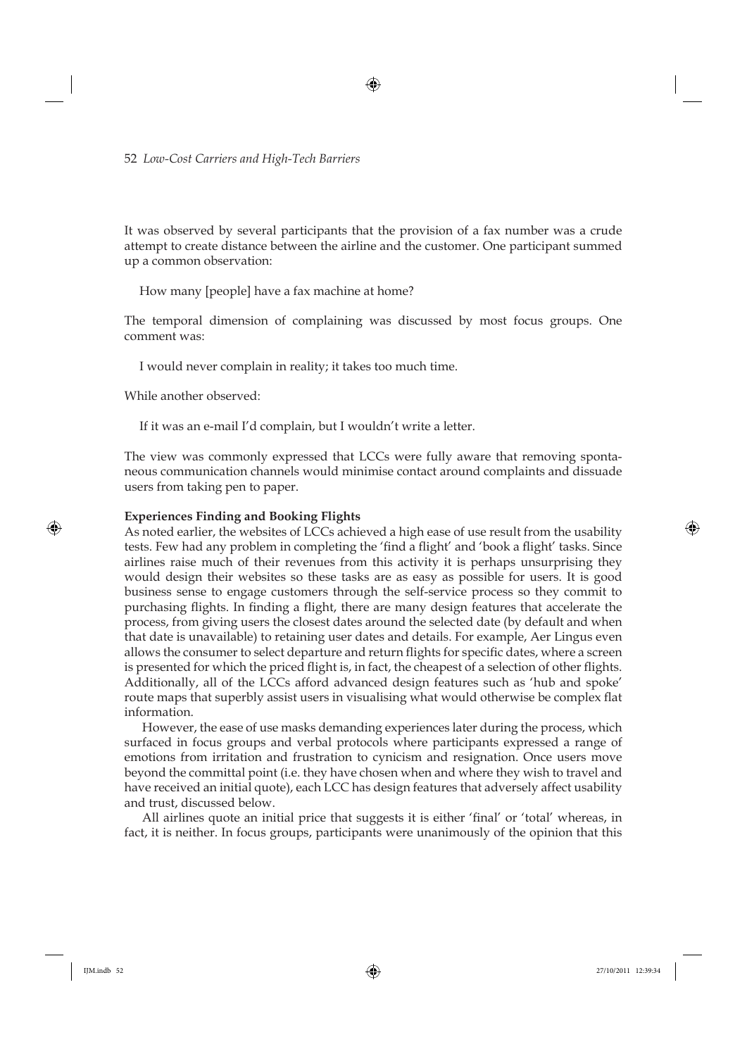It was observed by several participants that the provision of a fax number was a crude attempt to create distance between the airline and the customer. One participant summed up a common observation:

> How many [people] have a fax machine at home?

The temporal dimension of complaining was discussed by most focus groups. One comment was:

> I would never complain in reality; it takes too much time.

While another observed:

> If it was an e-mail I'd complain, but I wouldn't write a letter.

The view was commonly expressed that LCCs were fully aware that removing spontaneous communication channels would minimise contact around complaints and dissuade users from taking pen to paper.

**Experiences Finding and Booking Flights**

As noted earlier, the websites of LCCs achieved a high ease of use result from the usability tests. Few had any problem in completing the 'find a flight' and 'book a flight' tasks. Since airlines raise much of their revenues from this activity it is perhaps unsurprising they would design their websites so these tasks are as easy as possible for users. It is good business sense to engage customers through the self-service process so they commit to purchasing flights. In finding a flight, there are many design features that accelerate the process, from giving users the closest dates around the selected date (by default and when that date is unavailable) to retaining user dates and details. For example, Aer Lingus even allows the consumer to select departure and return flights for specific dates, where a screen is presented for which the priced flight is, in fact, the cheapest of a selection of other flights. Additionally, all of the LCCs afford advanced design features such as 'hub and spoke' route maps that superbly assist users in visualising what would otherwise be complex flat information.

However, the ease of use masks demanding experiences later during the process, which surfaced in focus groups and verbal protocols where participants expressed a range of emotions from irritation and frustration to cynicism and resignation. Once users move beyond the committal point (i.e. they have chosen when and where they wish to travel and have received an initial quote), each LCC has design features that adversely affect usability and trust, discussed below.

All airlines quote an initial price that suggests it is either 'final' or 'total' whereas, in fact, it is neither. In focus groups, participants were unanimously of the opinion that this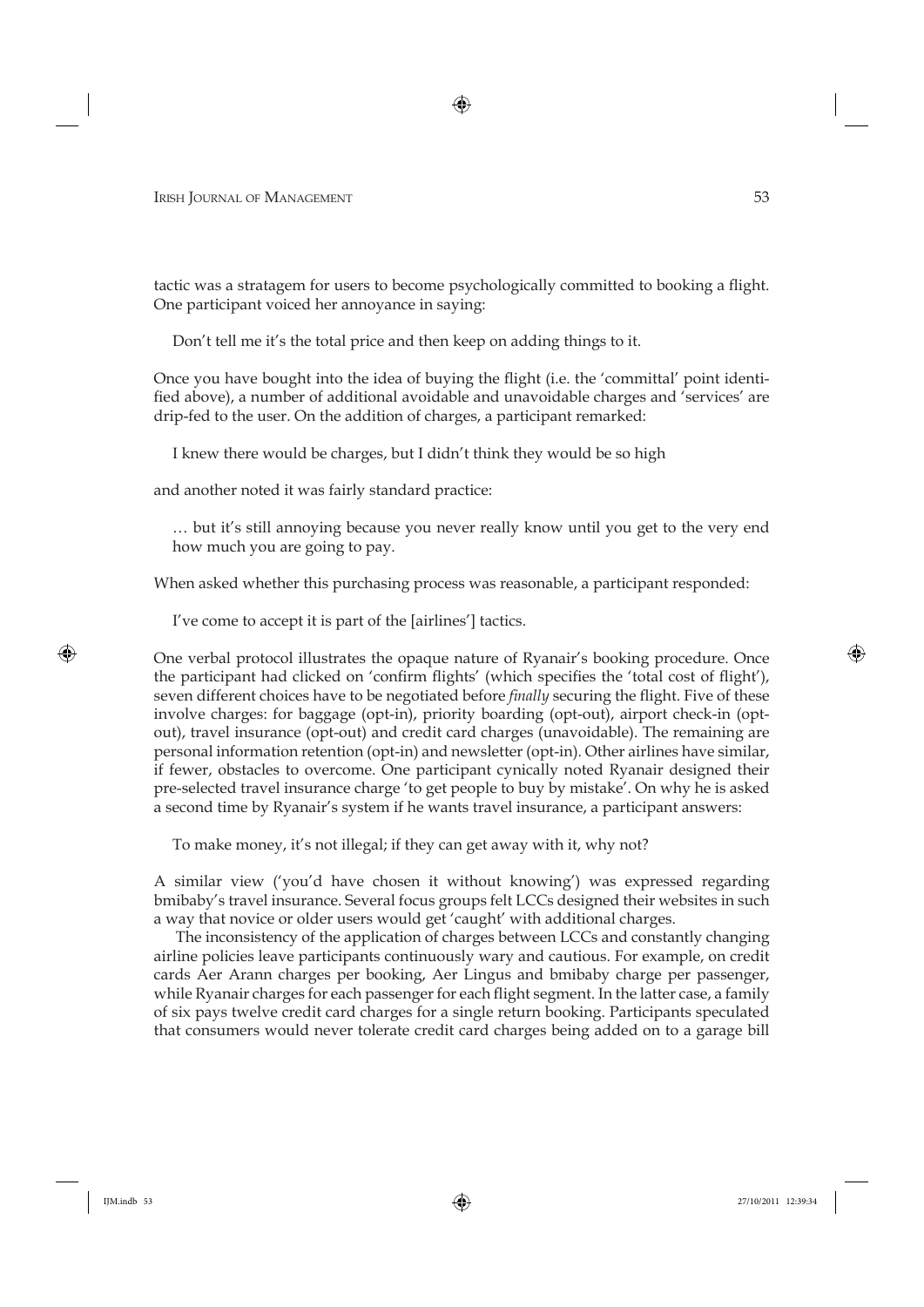tactic was a stratagem for users to become psychologically committed to booking a flight. One participant voiced her annoyance in saying:

> Don't tell me it's the total price and then keep on adding things to it.

Once you have bought into the idea of buying the flight (i.e. the 'committal' point identified above), a number of additional avoidable and unavoidable charges and 'services' are drip-fed to the user. On the addition of charges, a participant remarked:

> I knew there would be charges, but I didn't think they would be so high

and another noted it was fairly standard practice:

> … but it's still annoying because you never really know until you get to the very end how much you are going to pay.

When asked whether this purchasing process was reasonable, a participant responded:

> I've come to accept it is part of the [airlines'] tactics.

One verbal protocol illustrates the opaque nature of Ryanair's booking procedure. Once the participant had clicked on 'confirm flights' (which specifies the 'total cost of flight'), seven different choices have to be negotiated before *finally* securing the flight. Five of these involve charges: for baggage (opt-in), priority boarding (opt-out), airport check-in (opt-out), travel insurance (opt-out) and credit card charges (unavoidable). The remaining are personal information retention (opt-in) and newsletter (opt-in). Other airlines have similar, if fewer, obstacles to overcome. One participant cynically noted Ryanair designed their pre-selected travel insurance charge 'to get people to buy by mistake'. On why he is asked a second time by Ryanair's system if he wants travel insurance, a participant answers:

> To make money, it's not illegal; if they can get away with it, why not?

A similar view ('you'd have chosen it without knowing') was expressed regarding bmibaby's travel insurance. Several focus groups felt LCCs designed their websites in such a way that novice or older users would get 'caught' with additional charges.

The inconsistency of the application of charges between LCCs and constantly changing airline policies leave participants continuously wary and cautious. For example, on credit cards Aer Arann charges per booking, Aer Lingus and bmibaby charge per passenger, while Ryanair charges for each passenger for each flight segment. In the latter case, a family of six pays twelve credit card charges for a single return booking. Participants speculated that consumers would never tolerate credit card charges being added on to a garage bill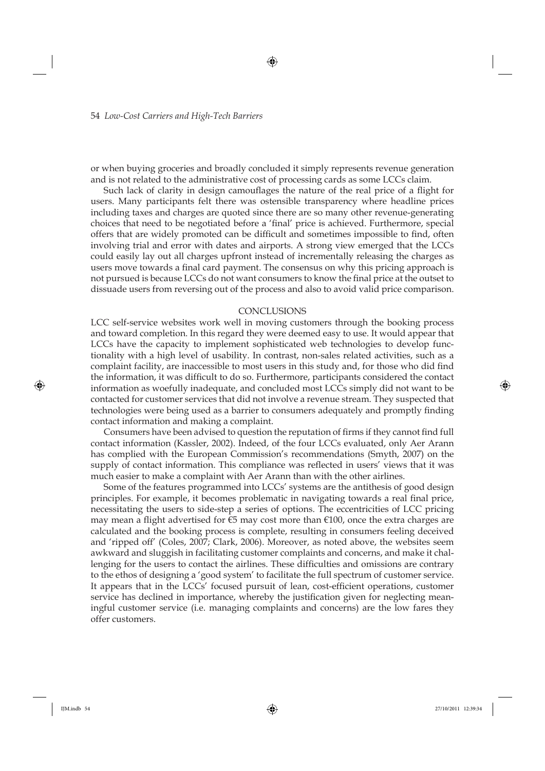or when buying groceries and broadly concluded it simply represents revenue generation and is not related to the administrative cost of processing cards as some LCCs claim.

Such lack of clarity in design camouflages the nature of the real price of a flight for users. Many participants felt there was ostensible transparency where headline prices including taxes and charges are quoted since there are so many other revenue-generating choices that need to be negotiated before a 'final' price is achieved. Furthermore, special offers that are widely promoted can be difficult and sometimes impossible to find, often involving trial and error with dates and airports. A strong view emerged that the LCCs could easily lay out all charges upfront instead of incrementally releasing the charges as users move towards a final card payment. The consensus on why this pricing approach is not pursued is because LCCs do not want consumers to know the final price at the outset to dissuade users from reversing out of the process and also to avoid valid price comparison.

## CONCLUSIONS

LCC self-service websites work well in moving customers through the booking process and toward completion. In this regard they were deemed easy to use. It would appear that LCCs have the capacity to implement sophisticated web technologies to develop functionality with a high level of usability. In contrast, non-sales related activities, such as a complaint facility, are inaccessible to most users in this study and, for those who did find the information, it was difficult to do so. Furthermore, participants considered the contact information as woefully inadequate, and concluded most LCCs simply did not want to be contacted for customer services that did not involve a revenue stream. They suspected that technologies were being used as a barrier to consumers adequately and promptly finding contact information and making a complaint.

Consumers have been advised to question the reputation of firms if they cannot find full contact information (Kassler, 2002). Indeed, of the four LCCs evaluated, only Aer Arann has complied with the European Commission's recommendations (Smyth, 2007) on the supply of contact information. This compliance was reflected in users' views that it was much easier to make a complaint with Aer Arann than with the other airlines.

Some of the features programmed into LCCs' systems are the antithesis of good design principles. For example, it becomes problematic in navigating towards a real final price, necessitating the users to side-step a series of options. The eccentricities of LCC pricing may mean a flight advertised for €5 may cost more than €100, once the extra charges are calculated and the booking process is complete, resulting in consumers feeling deceived and 'ripped off' (Coles, 2007; Clark, 2006). Moreover, as noted above, the websites seem awkward and sluggish in facilitating customer complaints and concerns, and make it challenging for the users to contact the airlines. These difficulties and omissions are contrary to the ethos of designing a 'good system' to facilitate the full spectrum of customer service. It appears that in the LCCs' focused pursuit of lean, cost-efficient operations, customer service has declined in importance, whereby the justification given for neglecting meaningful customer service (i.e. managing complaints and concerns) are the low fares they offer customers.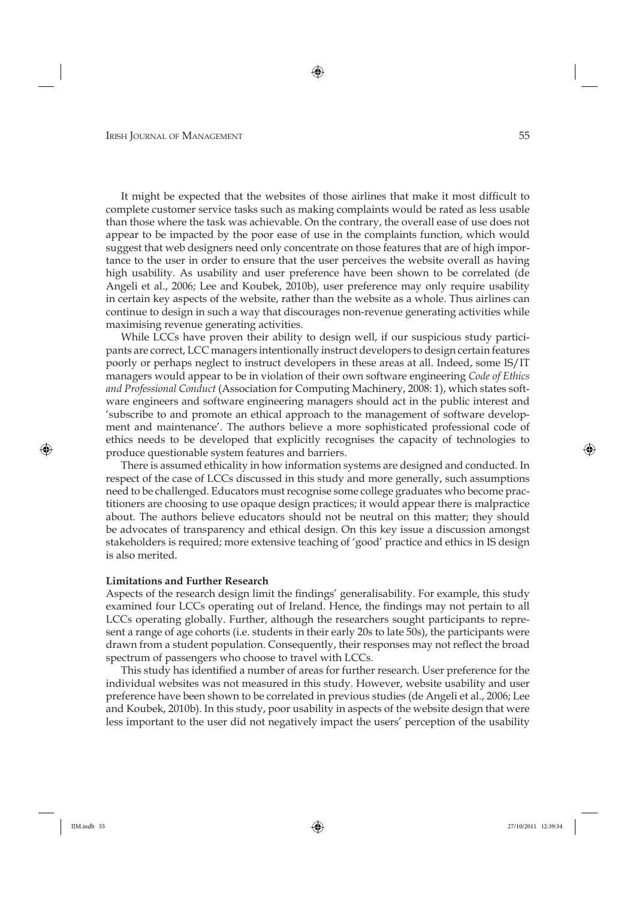It might be expected that the websites of those airlines that make it most difficult to complete customer service tasks such as making complaints would be rated as less usable than those where the task was achievable. On the contrary, the overall ease of use does not appear to be impacted by the poor ease of use in the complaints function, which would suggest that web designers need only concentrate on those features that are of high importance to the user in order to ensure that the user perceives the website overall as having high usability. As usability and user preference have been shown to be correlated (de Angeli et al., 2006; Lee and Koubek, 2010b), user preference may only require usability in certain key aspects of the website, rather than the website as a whole. Thus airlines can continue to design in such a way that discourages non-revenue generating activities while maximising revenue generating activities.

While LCCs have proven their ability to design well, if our suspicious study participants are correct, LCC managers intentionally instruct developers to design certain features poorly or perhaps neglect to instruct developers in these areas at all. Indeed, some IS/IT managers would appear to be in violation of their own software engineering *Code of Ethics and Professional Conduct* (Association for Computing Machinery, 2008: 1), which states software engineers and software engineering managers should act in the public interest and 'subscribe to and promote an ethical approach to the management of software development and maintenance'. The authors believe a more sophisticated professional code of ethics needs to be developed that explicitly recognises the capacity of technologies to produce questionable system features and barriers.

There is assumed ethicality in how information systems are designed and conducted. In respect of the case of LCCs discussed in this study and more generally, such assumptions need to be challenged. Educators must recognise some college graduates who become practitioners are choosing to use opaque design practices; it would appear there is malpractice about. The authors believe educators should not be neutral on this matter; they should be advocates of transparency and ethical design. On this key issue a discussion amongst stakeholders is required; more extensive teaching of 'good' practice and ethics in IS design is also merited.

**Limitations and Further Research**

Aspects of the research design limit the findings' generalisability. For example, this study examined four LCCs operating out of Ireland. Hence, the findings may not pertain to all LCCs operating globally. Further, although the researchers sought participants to represent a range of age cohorts (i.e. students in their early 20s to late 50s), the participants were drawn from a student population. Consequently, their responses may not reflect the broad spectrum of passengers who choose to travel with LCCs.

This study has identified a number of areas for further research. User preference for the individual websites was not measured in this study. However, website usability and user preference have been shown to be correlated in previous studies (de Angeli et al., 2006; Lee and Koubek, 2010b). In this study, poor usability in aspects of the website design that were less important to the user did not negatively impact the users' perception of the usability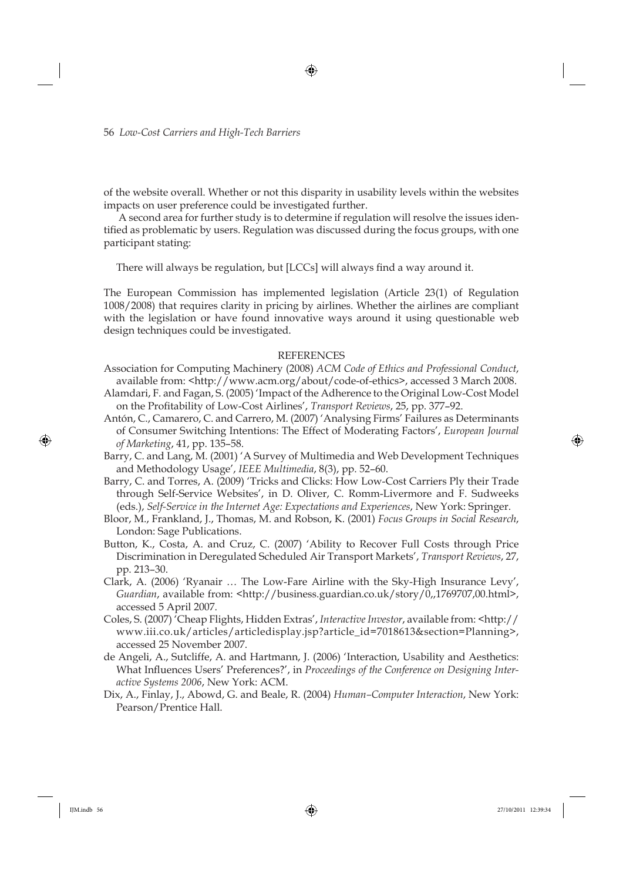of the website overall. Whether or not this disparity in usability levels within the websites impacts on user preference could be investigated further.

A second area for further study is to determine if regulation will resolve the issues identified as problematic by users. Regulation was discussed during the focus groups, with one participant stating:

> There will always be regulation, but [LCCs] will always find a way around it.

The European Commission has implemented legislation (Article 23(1) of Regulation 1008/2008) that requires clarity in pricing by airlines. Whether the airlines are compliant with the legislation or have found innovative ways around it using questionable web design techniques could be investigated.

## REFERENCES

Association for Computing Machinery (2008) *ACM Code of Ethics and Professional Conduct*, available from: <http://www.acm.org/about/code-of-ethics>, accessed 3 March 2008.

Alamdari, F. and Fagan, S. (2005) 'Impact of the Adherence to the Original Low-Cost Model on the Profitability of Low-Cost Airlines', *Transport Reviews*, 25, pp. 377–92.

Antón, C., Camarero, C. and Carrero, M. (2007) 'Analysing Firms' Failures as Determinants of Consumer Switching Intentions: The Effect of Moderating Factors', *European Journal of Marketing*, 41, pp. 135–58.

Barry, C. and Lang, M. (2001) 'A Survey of Multimedia and Web Development Techniques and Methodology Usage', *IEEE Multimedia*, 8(3), pp. 52–60.

Barry, C. and Torres, A. (2009) 'Tricks and Clicks: How Low-Cost Carriers Ply their Trade through Self-Service Websites', in D. Oliver, C. Romm-Livermore and F. Sudweeks (eds.), *Self-Service in the Internet Age: Expectations and Experiences*, New York: Springer.

Bloor, M., Frankland, J., Thomas, M. and Robson, K. (2001) *Focus Groups in Social Research*, London: Sage Publications.

Button, K., Costa, A. and Cruz, C. (2007) 'Ability to Recover Full Costs through Price Discrimination in Deregulated Scheduled Air Transport Markets', *Transport Reviews*, 27, pp. 213–30.

Clark, A. (2006) 'Ryanair … The Low-Fare Airline with the Sky-High Insurance Levy', *Guardian*, available from: <http://business.guardian.co.uk/story/0,,1769707,00.html>, accessed 5 April 2007.

Coles, S. (2007) 'Cheap Flights, Hidden Extras', *Interactive Investor*, available from: <http://www.iii.co.uk/articles/articledisplay.jsp?article_id=7018613&section=Planning>, accessed 25 November 2007.

de Angeli, A., Sutcliffe, A. and Hartmann, J. (2006) 'Interaction, Usability and Aesthetics: What Influences Users' Preferences?', in *Proceedings of the Conference on Designing Interactive Systems 2006*, New York: ACM.

Dix, A., Finlay, J., Abowd, G. and Beale, R. (2004) *Human–Computer Interaction*, New York: Pearson/Prentice Hall.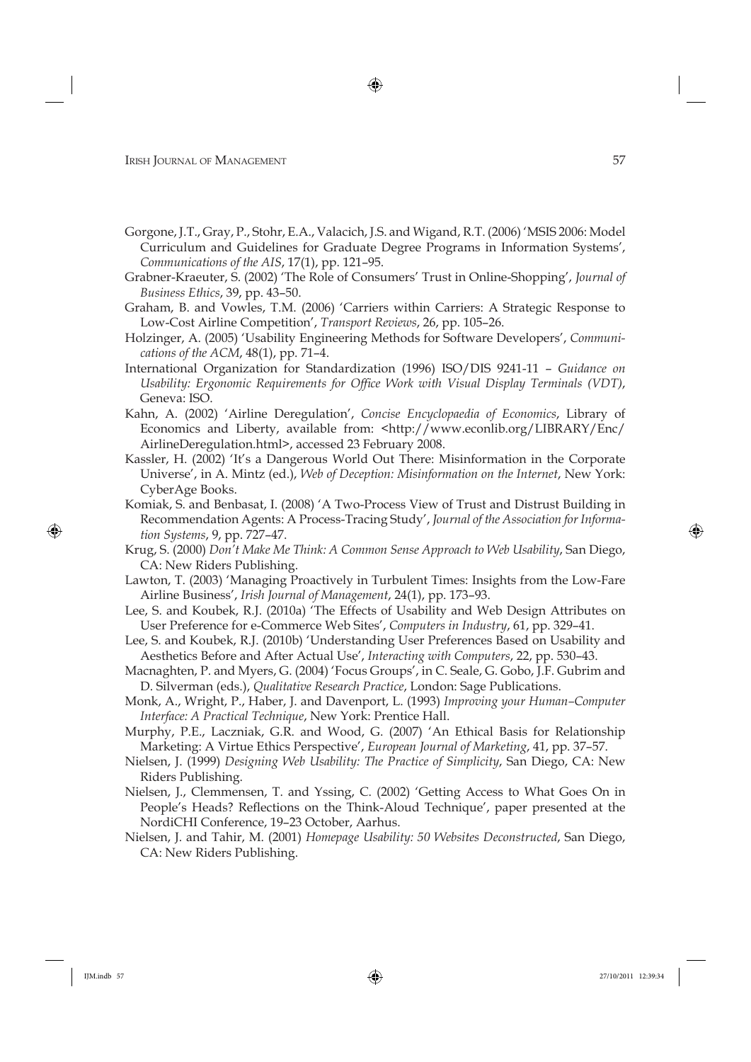Gorgone, J.T., Gray, P., Stohr, E.A., Valacich, J.S. and Wigand, R.T. (2006) 'MSIS 2006: Model Curriculum and Guidelines for Graduate Degree Programs in Information Systems', *Communications of the AIS*, 17(1), pp. 121–95.

Grabner-Kraeuter, S. (2002) 'The Role of Consumers' Trust in Online-Shopping', *Journal of Business Ethics*, 39, pp. 43–50.

Graham, B. and Vowles, T.M. (2006) 'Carriers within Carriers: A Strategic Response to Low-Cost Airline Competition', *Transport Reviews*, 26, pp. 105–26.

Holzinger, A. (2005) 'Usability Engineering Methods for Software Developers', *Communications of the ACM*, 48(1), pp. 71–4.

International Organization for Standardization (1996) ISO/DIS 9241-11 – *Guidance on Usability: Ergonomic Requirements for Office Work with Visual Display Terminals (VDT)*, Geneva: ISO.

Kahn, A. (2002) 'Airline Deregulation', *Concise Encyclopaedia of Economics*, Library of Economics and Liberty, available from: <http://www.econlib.org/LIBRARY/Enc/AirlineDeregulation.html>, accessed 23 February 2008.

Kassler, H. (2002) 'It's a Dangerous World Out There: Misinformation in the Corporate Universe', in A. Mintz (ed.), *Web of Deception: Misinformation on the Internet*, New York: CyberAge Books.

Komiak, S. and Benbasat, I. (2008) 'A Two-Process View of Trust and Distrust Building in Recommendation Agents: A Process-Tracing Study', *Journal of the Association for Information Systems*, 9, pp. 727–47.

Krug, S. (2000) *Don't Make Me Think: A Common Sense Approach to Web Usability*, San Diego, CA: New Riders Publishing.

Lawton, T. (2003) 'Managing Proactively in Turbulent Times: Insights from the Low-Fare Airline Business', *Irish Journal of Management*, 24(1), pp. 173–93.

Lee, S. and Koubek, R.J. (2010a) 'The Effects of Usability and Web Design Attributes on User Preference for e-Commerce Web Sites', *Computers in Industry*, 61, pp. 329–41.

Lee, S. and Koubek, R.J. (2010b) 'Understanding User Preferences Based on Usability and Aesthetics Before and After Actual Use', *Interacting with Computers*, 22, pp. 530–43.

Macnaghten, P. and Myers, G. (2004) 'Focus Groups', in C. Seale, G. Gobo, J.F. Gubrim and D. Silverman (eds.), *Qualitative Research Practice*, London: Sage Publications.

Monk, A., Wright, P., Haber, J. and Davenport, L. (1993) *Improving your Human–Computer Interface: A Practical Technique*, New York: Prentice Hall.

Murphy, P.E., Laczniak, G.R. and Wood, G. (2007) 'An Ethical Basis for Relationship Marketing: A Virtue Ethics Perspective', *European Journal of Marketing*, 41, pp. 37–57.

Nielsen, J. (1999) *Designing Web Usability: The Practice of Simplicity*, San Diego, CA: New Riders Publishing.

Nielsen, J., Clemmensen, T. and Yssing, C. (2002) 'Getting Access to What Goes On in People's Heads? Reflections on the Think-Aloud Technique', paper presented at the NordiCHI Conference, 19–23 October, Aarhus.

Nielsen, J. and Tahir, M. (2001) *Homepage Usability: 50 Websites Deconstructed*, San Diego, CA: New Riders Publishing.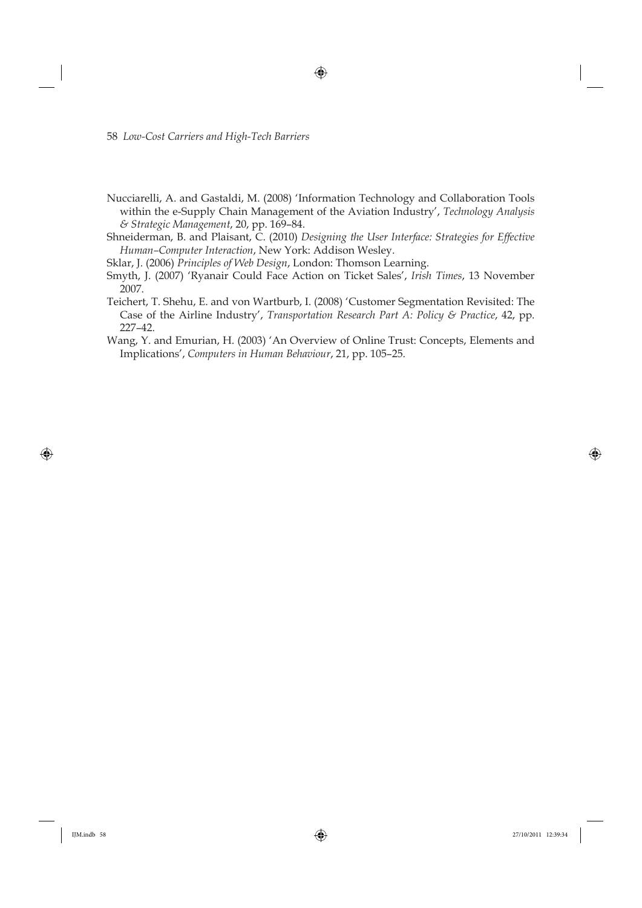Nucciarelli, A. and Gastaldi, M. (2008) 'Information Technology and Collaboration Tools within the e-Supply Chain Management of the Aviation Industry', *Technology Analysis & Strategic Management*, 20, pp. 169–84.

Shneiderman, B. and Plaisant, C. (2010) *Designing the User Interface: Strategies for Effective Human–Computer Interaction*, New York: Addison Wesley.

Sklar, J. (2006) *Principles of Web Design*, London: Thomson Learning.

Smyth, J. (2007) 'Ryanair Could Face Action on Ticket Sales', *Irish Times*, 13 November 2007.

Teichert, T. Shehu, E. and von Wartburb, I. (2008) 'Customer Segmentation Revisited: The Case of the Airline Industry', *Transportation Research Part A: Policy & Practice*, 42, pp. 227–42.

Wang, Y. and Emurian, H. (2003) 'An Overview of Online Trust: Concepts, Elements and Implications', *Computers in Human Behaviour*, 21, pp. 105–25.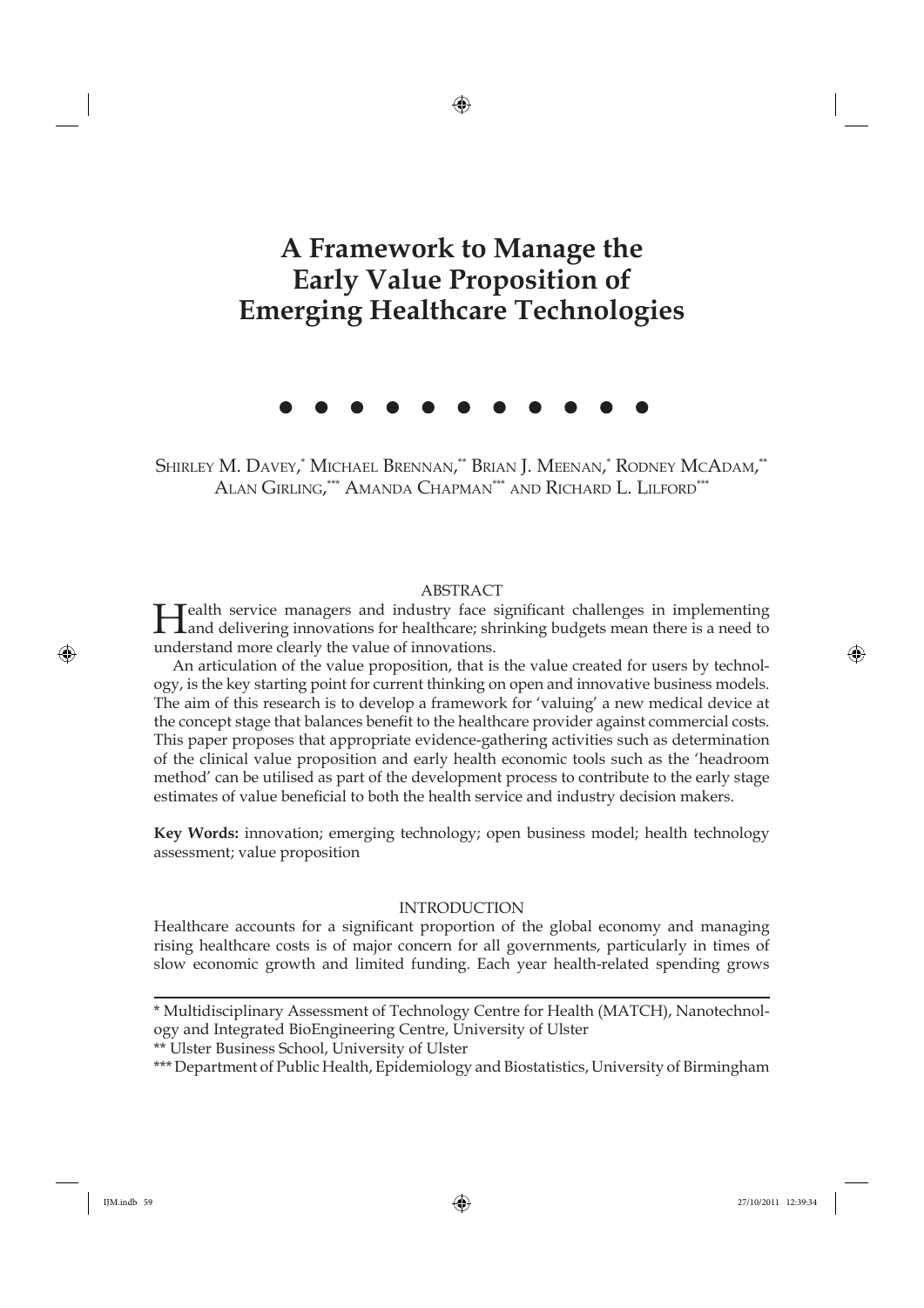# A Framework to Manage the Early Value Proposition of Emerging Healthcare Technologies

● ● ● ● ● ● ● ● ● ● ●

Shirley M. Davey,* Michael Brennan,** Brian J. Meenan,* Rodney McAdam,** Alan Girling,*** Amanda Chapman*** and Richard L. Lilford***

## ABSTRACT

Health service managers and industry face significant challenges in implementing and delivering innovations for healthcare; shrinking budgets mean there is a need to understand more clearly the value of innovations.

An articulation of the value proposition, that is the value created for users by technology, is the key starting point for current thinking on open and innovative business models. The aim of this research is to develop a framework for 'valuing' a new medical device at the concept stage that balances benefit to the healthcare provider against commercial costs. This paper proposes that appropriate evidence-gathering activities such as determination of the clinical value proposition and early health economic tools such as the 'headroom method' can be utilised as part of the development process to contribute to the early stage estimates of value beneficial to both the health service and industry decision makers.

**Key Words:** innovation; emerging technology; open business model; health technology assessment; value proposition

## INTRODUCTION

Healthcare accounts for a significant proportion of the global economy and managing rising healthcare costs is of major concern for all governments, particularly in times of slow economic growth and limited funding. Each year health-related spending grows

---

* Multidisciplinary Assessment of Technology Centre for Health (MATCH), Nanotechnology and Integrated BioEngineering Centre, University of Ulster

** Ulster Business School, University of Ulster

*** Department of Public Health, Epidemiology and Biostatistics, University of Birmingham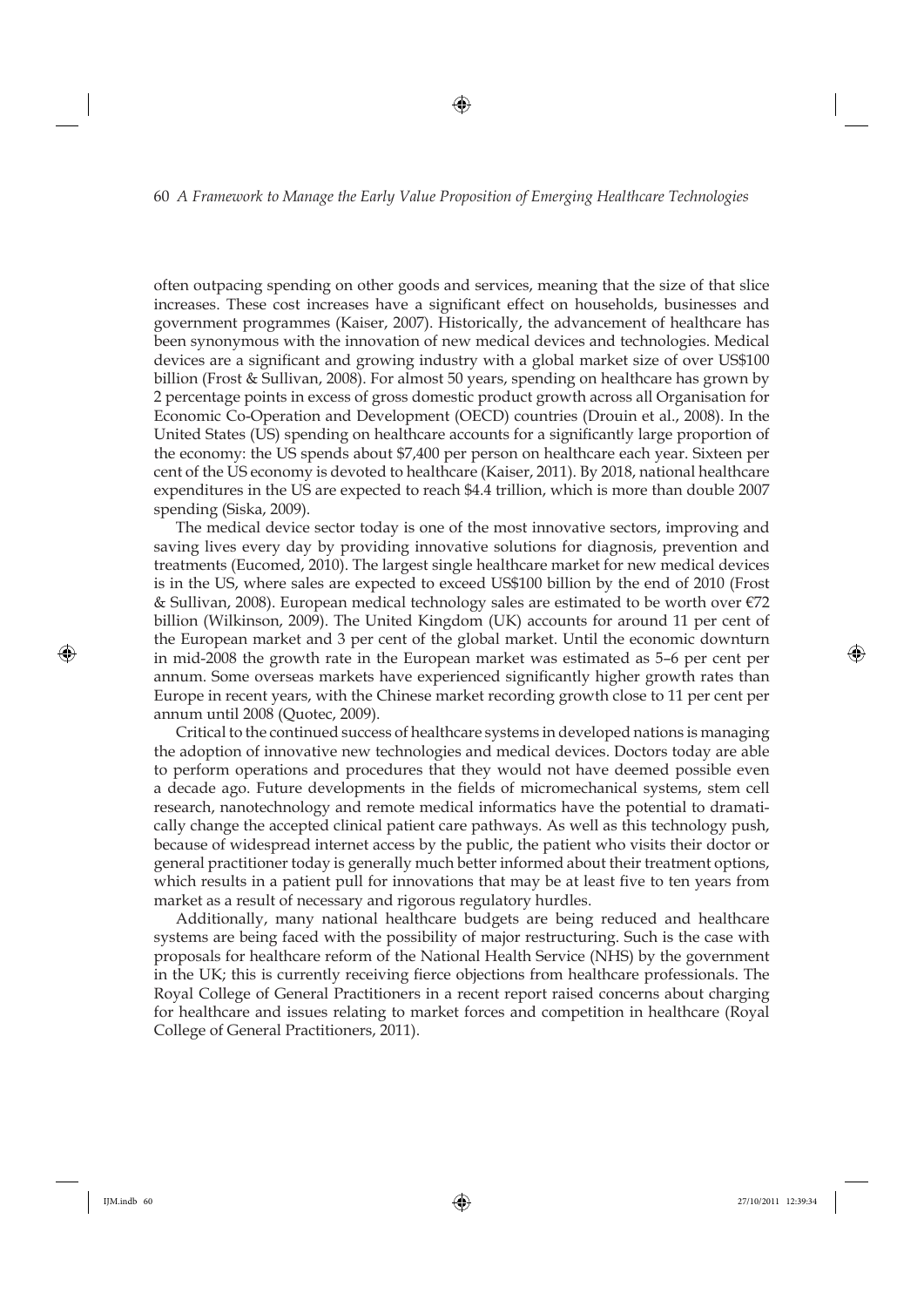often outpacing spending on other goods and services, meaning that the size of that slice increases. These cost increases have a significant effect on households, businesses and government programmes (Kaiser, 2007). Historically, the advancement of healthcare has been synonymous with the innovation of new medical devices and technologies. Medical devices are a significant and growing industry with a global market size of over US$100 billion (Frost & Sullivan, 2008). For almost 50 years, spending on healthcare has grown by 2 percentage points in excess of gross domestic product growth across all Organisation for Economic Co-Operation and Development (OECD) countries (Drouin et al., 2008). In the United States (US) spending on healthcare accounts for a significantly large proportion of the economy: the US spends about $7,400 per person on healthcare each year. Sixteen per cent of the US economy is devoted to healthcare (Kaiser, 2011). By 2018, national healthcare expenditures in the US are expected to reach $4.4 trillion, which is more than double 2007 spending (Siska, 2009).

The medical device sector today is one of the most innovative sectors, improving and saving lives every day by providing innovative solutions for diagnosis, prevention and treatments (Eucomed, 2010). The largest single healthcare market for new medical devices is in the US, where sales are expected to exceed US$100 billion by the end of 2010 (Frost & Sullivan, 2008). European medical technology sales are estimated to be worth over €72 billion (Wilkinson, 2009). The United Kingdom (UK) accounts for around 11 per cent of the European market and 3 per cent of the global market. Until the economic downturn in mid-2008 the growth rate in the European market was estimated as 5–6 per cent per annum. Some overseas markets have experienced significantly higher growth rates than Europe in recent years, with the Chinese market recording growth close to 11 per cent per annum until 2008 (Quotec, 2009).

Critical to the continued success of healthcare systems in developed nations is managing the adoption of innovative new technologies and medical devices. Doctors today are able to perform operations and procedures that they would not have deemed possible even a decade ago. Future developments in the fields of micromechanical systems, stem cell research, nanotechnology and remote medical informatics have the potential to dramatically change the accepted clinical patient care pathways. As well as this technology push, because of widespread internet access by the public, the patient who visits their doctor or general practitioner today is generally much better informed about their treatment options, which results in a patient pull for innovations that may be at least five to ten years from market as a result of necessary and rigorous regulatory hurdles.

Additionally, many national healthcare budgets are being reduced and healthcare systems are being faced with the possibility of major restructuring. Such is the case with proposals for healthcare reform of the National Health Service (NHS) by the government in the UK; this is currently receiving fierce objections from healthcare professionals. The Royal College of General Practitioners in a recent report raised concerns about charging for healthcare and issues relating to market forces and competition in healthcare (Royal College of General Practitioners, 2011).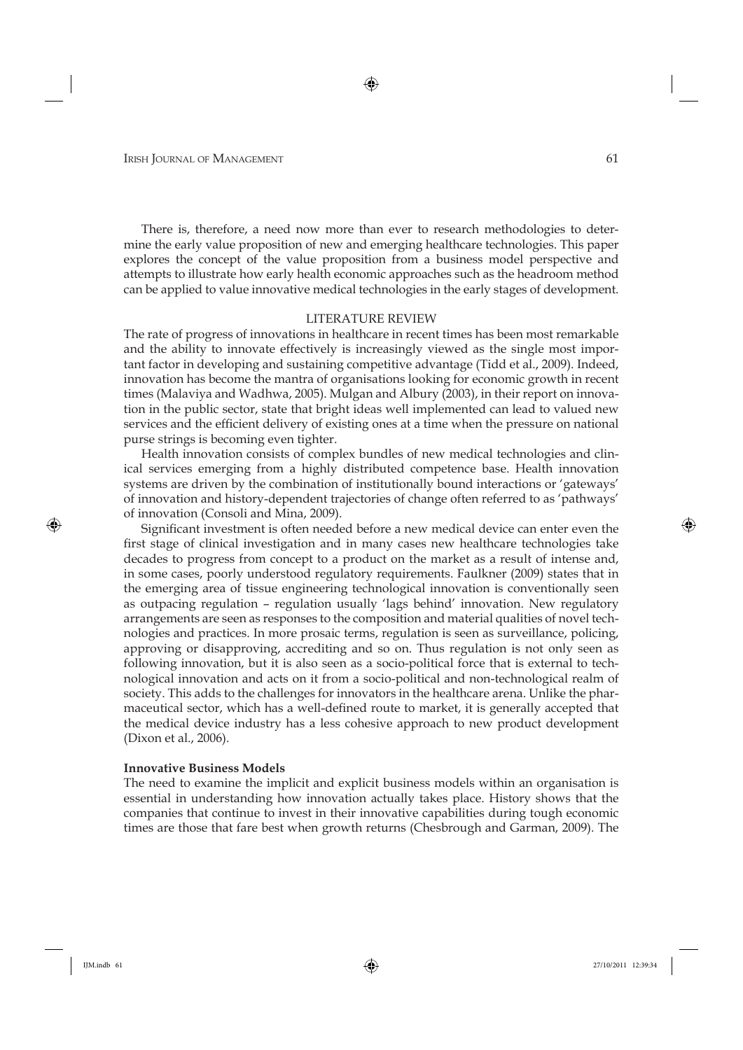There is, therefore, a need now more than ever to research methodologies to determine the early value proposition of new and emerging healthcare technologies. This paper explores the concept of the value proposition from a business model perspective and attempts to illustrate how early health economic approaches such as the headroom method can be applied to value innovative medical technologies in the early stages of development.

## LITERATURE REVIEW

The rate of progress of innovations in healthcare in recent times has been most remarkable and the ability to innovate effectively is increasingly viewed as the single most important factor in developing and sustaining competitive advantage (Tidd et al., 2009). Indeed, innovation has become the mantra of organisations looking for economic growth in recent times (Malaviya and Wadhwa, 2005). Mulgan and Albury (2003), in their report on innovation in the public sector, state that bright ideas well implemented can lead to valued new services and the efficient delivery of existing ones at a time when the pressure on national purse strings is becoming even tighter.

Health innovation consists of complex bundles of new medical technologies and clinical services emerging from a highly distributed competence base. Health innovation systems are driven by the combination of institutionally bound interactions or 'gateways' of innovation and history-dependent trajectories of change often referred to as 'pathways' of innovation (Consoli and Mina, 2009).

Significant investment is often needed before a new medical device can enter even the first stage of clinical investigation and in many cases new healthcare technologies take decades to progress from concept to a product on the market as a result of intense and, in some cases, poorly understood regulatory requirements. Faulkner (2009) states that in the emerging area of tissue engineering technological innovation is conventionally seen as outpacing regulation – regulation usually 'lags behind' innovation. New regulatory arrangements are seen as responses to the composition and material qualities of novel technologies and practices. In more prosaic terms, regulation is seen as surveillance, policing, approving or disapproving, accrediting and so on. Thus regulation is not only seen as following innovation, but it is also seen as a socio-political force that is external to technological innovation and acts on it from a socio-political and non-technological realm of society. This adds to the challenges for innovators in the healthcare arena. Unlike the pharmaceutical sector, which has a well-defined route to market, it is generally accepted that the medical device industry has a less cohesive approach to new product development (Dixon et al., 2006).

### Innovative Business Models

The need to examine the implicit and explicit business models within an organisation is essential in understanding how innovation actually takes place. History shows that the companies that continue to invest in their innovative capabilities during tough economic times are those that fare best when growth returns (Chesbrough and Garman, 2009). The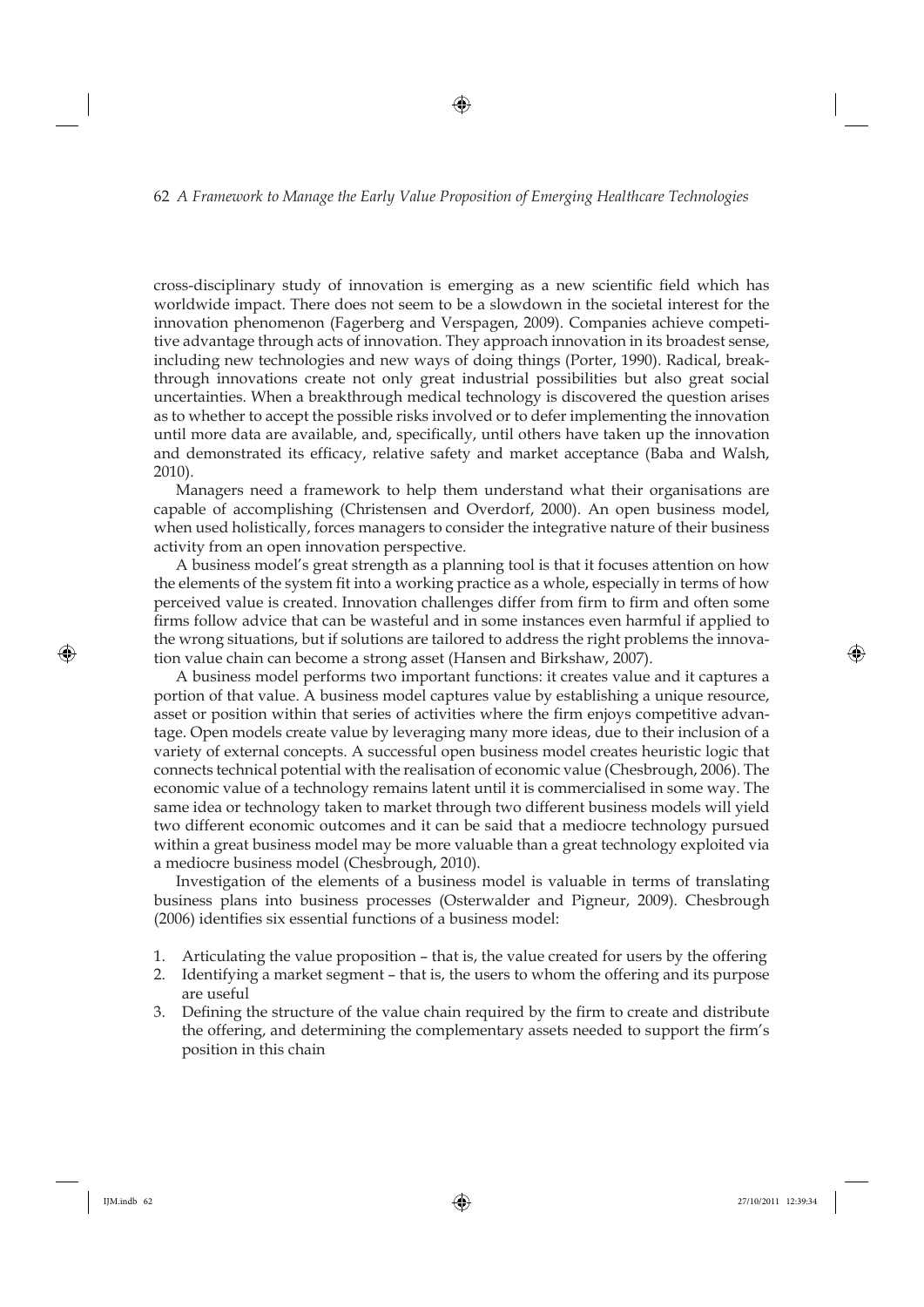cross-disciplinary study of innovation is emerging as a new scientific field which has worldwide impact. There does not seem to be a slowdown in the societal interest for the innovation phenomenon (Fagerberg and Verspagen, 2009). Companies achieve competitive advantage through acts of innovation. They approach innovation in its broadest sense, including new technologies and new ways of doing things (Porter, 1990). Radical, breakthrough innovations create not only great industrial possibilities but also great social uncertainties. When a breakthrough medical technology is discovered the question arises as to whether to accept the possible risks involved or to defer implementing the innovation until more data are available, and, specifically, until others have taken up the innovation and demonstrated its efficacy, relative safety and market acceptance (Baba and Walsh, 2010).

Managers need a framework to help them understand what their organisations are capable of accomplishing (Christensen and Overdorf, 2000). An open business model, when used holistically, forces managers to consider the integrative nature of their business activity from an open innovation perspective.

A business model's great strength as a planning tool is that it focuses attention on how the elements of the system fit into a working practice as a whole, especially in terms of how perceived value is created. Innovation challenges differ from firm to firm and often some firms follow advice that can be wasteful and in some instances even harmful if applied to the wrong situations, but if solutions are tailored to address the right problems the innovation value chain can become a strong asset (Hansen and Birkshaw, 2007).

A business model performs two important functions: it creates value and it captures a portion of that value. A business model captures value by establishing a unique resource, asset or position within that series of activities where the firm enjoys competitive advantage. Open models create value by leveraging many more ideas, due to their inclusion of a variety of external concepts. A successful open business model creates heuristic logic that connects technical potential with the realisation of economic value (Chesbrough, 2006). The economic value of a technology remains latent until it is commercialised in some way. The same idea or technology taken to market through two different business models will yield two different economic outcomes and it can be said that a mediocre technology pursued within a great business model may be more valuable than a great technology exploited via a mediocre business model (Chesbrough, 2010).

Investigation of the elements of a business model is valuable in terms of translating business plans into business processes (Osterwalder and Pigneur, 2009). Chesbrough (2006) identifies six essential functions of a business model:

1. Articulating the value proposition – that is, the value created for users by the offering
2. Identifying a market segment – that is, the users to whom the offering and its purpose are useful
3. Defining the structure of the value chain required by the firm to create and distribute the offering, and determining the complementary assets needed to support the firm's position in this chain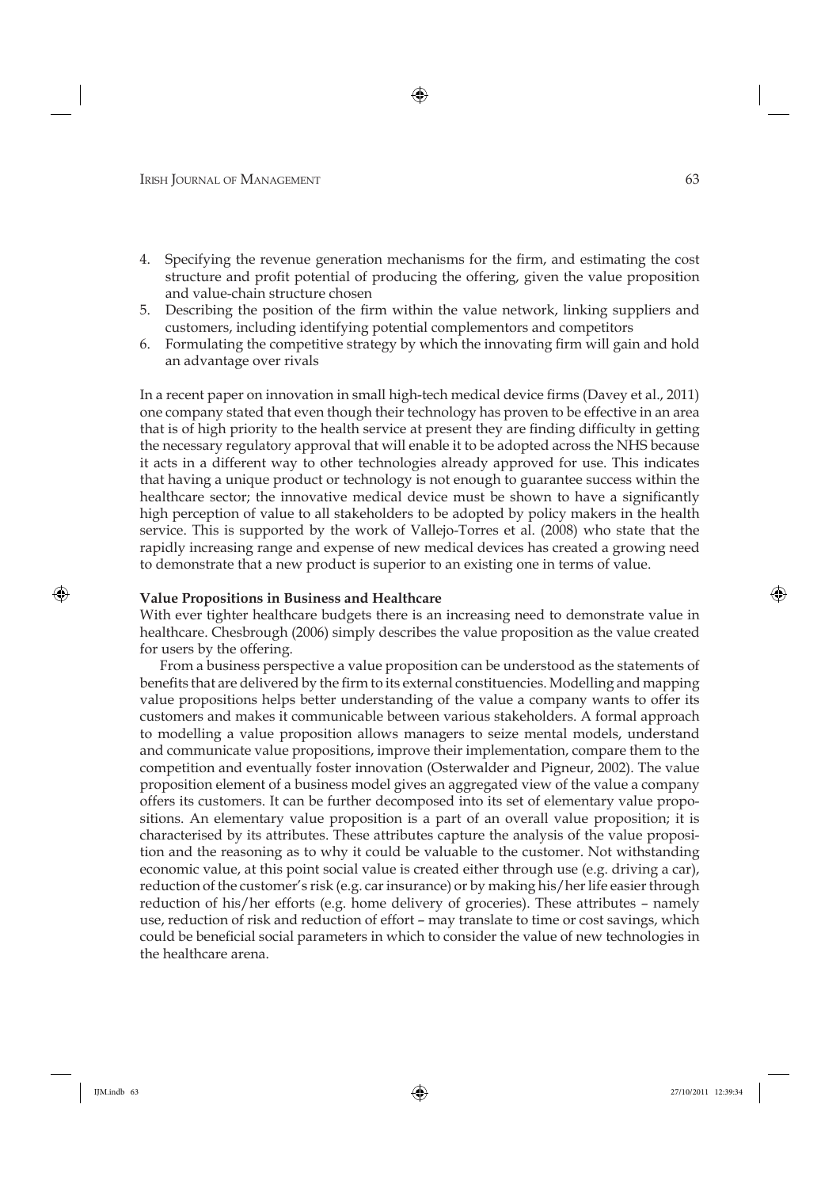4. Specifying the revenue generation mechanisms for the firm, and estimating the cost structure and profit potential of producing the offering, given the value proposition and value-chain structure chosen
5. Describing the position of the firm within the value network, linking suppliers and customers, including identifying potential complementors and competitors
6. Formulating the competitive strategy by which the innovating firm will gain and hold an advantage over rivals

In a recent paper on innovation in small high-tech medical device firms (Davey et al., 2011) one company stated that even though their technology has proven to be effective in an area that is of high priority to the health service at present they are finding difficulty in getting the necessary regulatory approval that will enable it to be adopted across the NHS because it acts in a different way to other technologies already approved for use. This indicates that having a unique product or technology is not enough to guarantee success within the healthcare sector; the innovative medical device must be shown to have a significantly high perception of value to all stakeholders to be adopted by policy makers in the health service. This is supported by the work of Vallejo-Torres et al. (2008) who state that the rapidly increasing range and expense of new medical devices has created a growing need to demonstrate that a new product is superior to an existing one in terms of value.

**Value Propositions in Business and Healthcare**

With ever tighter healthcare budgets there is an increasing need to demonstrate value in healthcare. Chesbrough (2006) simply describes the value proposition as the value created for users by the offering.

From a business perspective a value proposition can be understood as the statements of benefits that are delivered by the firm to its external constituencies. Modelling and mapping value propositions helps better understanding of the value a company wants to offer its customers and makes it communicable between various stakeholders. A formal approach to modelling a value proposition allows managers to seize mental models, understand and communicate value propositions, improve their implementation, compare them to the competition and eventually foster innovation (Osterwalder and Pigneur, 2002). The value proposition element of a business model gives an aggregated view of the value a company offers its customers. It can be further decomposed into its set of elementary value propositions. An elementary value proposition is a part of an overall value proposition; it is characterised by its attributes. These attributes capture the analysis of the value proposition and the reasoning as to why it could be valuable to the customer. Not withstanding economic value, at this point social value is created either through use (e.g. driving a car), reduction of the customer's risk (e.g. car insurance) or by making his/her life easier through reduction of his/her efforts (e.g. home delivery of groceries). These attributes – namely use, reduction of risk and reduction of effort – may translate to time or cost savings, which could be beneficial social parameters in which to consider the value of new technologies in the healthcare arena.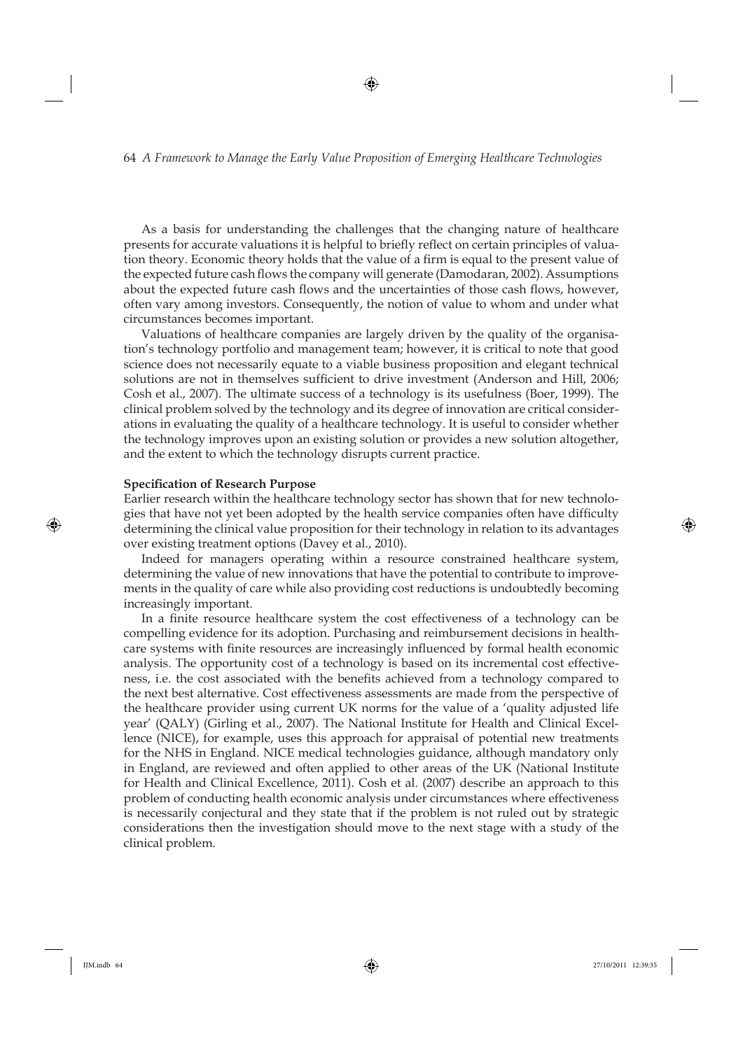As a basis for understanding the challenges that the changing nature of healthcare presents for accurate valuations it is helpful to briefly reflect on certain principles of valuation theory. Economic theory holds that the value of a firm is equal to the present value of the expected future cash flows the company will generate (Damodaran, 2002). Assumptions about the expected future cash flows and the uncertainties of those cash flows, however, often vary among investors. Consequently, the notion of value to whom and under what circumstances becomes important.

Valuations of healthcare companies are largely driven by the quality of the organisation's technology portfolio and management team; however, it is critical to note that good science does not necessarily equate to a viable business proposition and elegant technical solutions are not in themselves sufficient to drive investment (Anderson and Hill, 2006; Cosh et al., 2007). The ultimate success of a technology is its usefulness (Boer, 1999). The clinical problem solved by the technology and its degree of innovation are critical considerations in evaluating the quality of a healthcare technology. It is useful to consider whether the technology improves upon an existing solution or provides a new solution altogether, and the extent to which the technology disrupts current practice.

**Specification of Research Purpose**

Earlier research within the healthcare technology sector has shown that for new technologies that have not yet been adopted by the health service companies often have difficulty determining the clinical value proposition for their technology in relation to its advantages over existing treatment options (Davey et al., 2010).

Indeed for managers operating within a resource constrained healthcare system, determining the value of new innovations that have the potential to contribute to improvements in the quality of care while also providing cost reductions is undoubtedly becoming increasingly important.

In a finite resource healthcare system the cost effectiveness of a technology can be compelling evidence for its adoption. Purchasing and reimbursement decisions in healthcare systems with finite resources are increasingly influenced by formal health economic analysis. The opportunity cost of a technology is based on its incremental cost effectiveness, i.e. the cost associated with the benefits achieved from a technology compared to the next best alternative. Cost effectiveness assessments are made from the perspective of the healthcare provider using current UK norms for the value of a 'quality adjusted life year' (QALY) (Girling et al., 2007). The National Institute for Health and Clinical Excellence (NICE), for example, uses this approach for appraisal of potential new treatments for the NHS in England. NICE medical technologies guidance, although mandatory only in England, are reviewed and often applied to other areas of the UK (National Institute for Health and Clinical Excellence, 2011). Cosh et al. (2007) describe an approach to this problem of conducting health economic analysis under circumstances where effectiveness is necessarily conjectural and they state that if the problem is not ruled out by strategic considerations then the investigation should move to the next stage with a study of the clinical problem.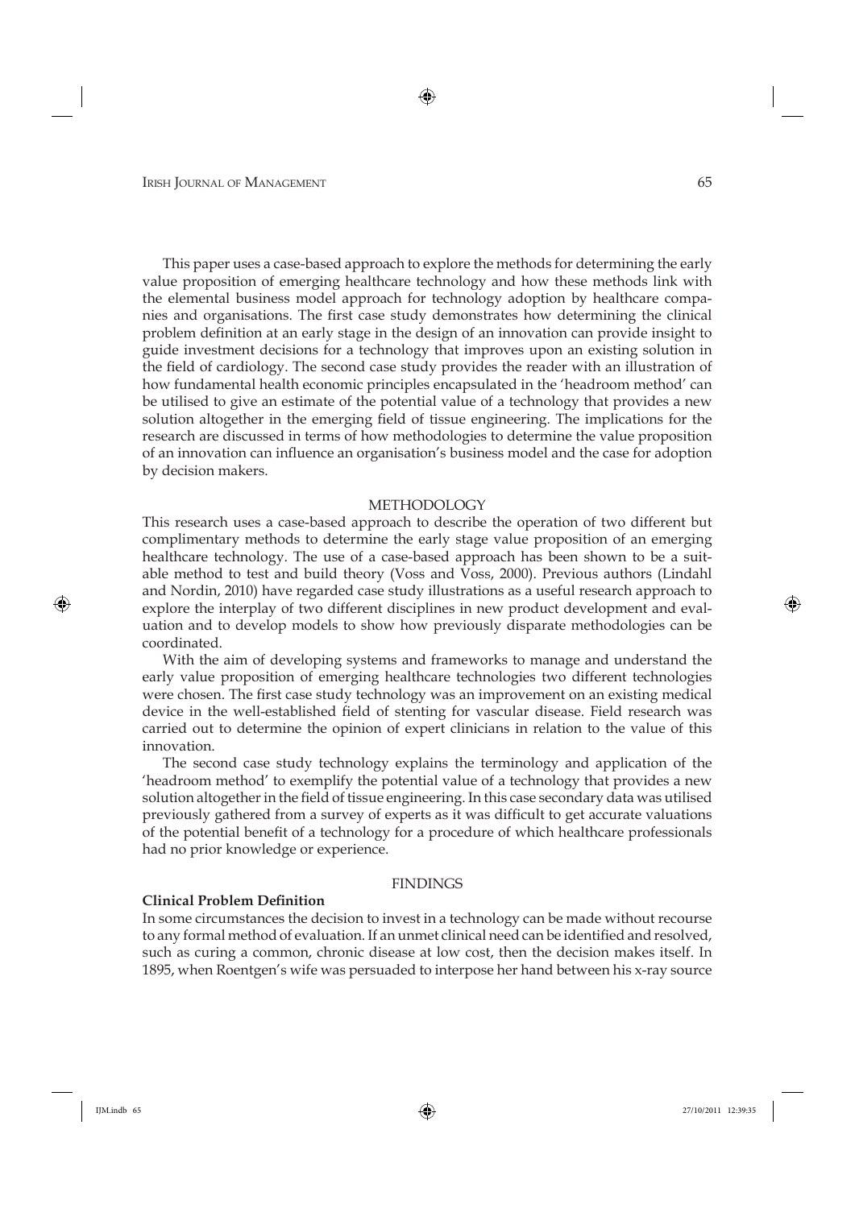This paper uses a case-based approach to explore the methods for determining the early value proposition of emerging healthcare technology and how these methods link with the elemental business model approach for technology adoption by healthcare companies and organisations. The first case study demonstrates how determining the clinical problem definition at an early stage in the design of an innovation can provide insight to guide investment decisions for a technology that improves upon an existing solution in the field of cardiology. The second case study provides the reader with an illustration of how fundamental health economic principles encapsulated in the 'headroom method' can be utilised to give an estimate of the potential value of a technology that provides a new solution altogether in the emerging field of tissue engineering. The implications for the research are discussed in terms of how methodologies to determine the value proposition of an innovation can influence an organisation's business model and the case for adoption by decision makers.

## METHODOLOGY

This research uses a case-based approach to describe the operation of two different but complimentary methods to determine the early stage value proposition of an emerging healthcare technology. The use of a case-based approach has been shown to be a suitable method to test and build theory (Voss and Voss, 2000). Previous authors (Lindahl and Nordin, 2010) have regarded case study illustrations as a useful research approach to explore the interplay of two different disciplines in new product development and evaluation and to develop models to show how previously disparate methodologies can be coordinated.

With the aim of developing systems and frameworks to manage and understand the early value proposition of emerging healthcare technologies two different technologies were chosen. The first case study technology was an improvement on an existing medical device in the well-established field of stenting for vascular disease. Field research was carried out to determine the opinion of expert clinicians in relation to the value of this innovation.

The second case study technology explains the terminology and application of the 'headroom method' to exemplify the potential value of a technology that provides a new solution altogether in the field of tissue engineering. In this case secondary data was utilised previously gathered from a survey of experts as it was difficult to get accurate valuations of the potential benefit of a technology for a procedure of which healthcare professionals had no prior knowledge or experience.

## FINDINGS

### Clinical Problem Definition

In some circumstances the decision to invest in a technology can be made without recourse to any formal method of evaluation. If an unmet clinical need can be identified and resolved, such as curing a common, chronic disease at low cost, then the decision makes itself. In 1895, when Roentgen's wife was persuaded to interpose her hand between his x-ray source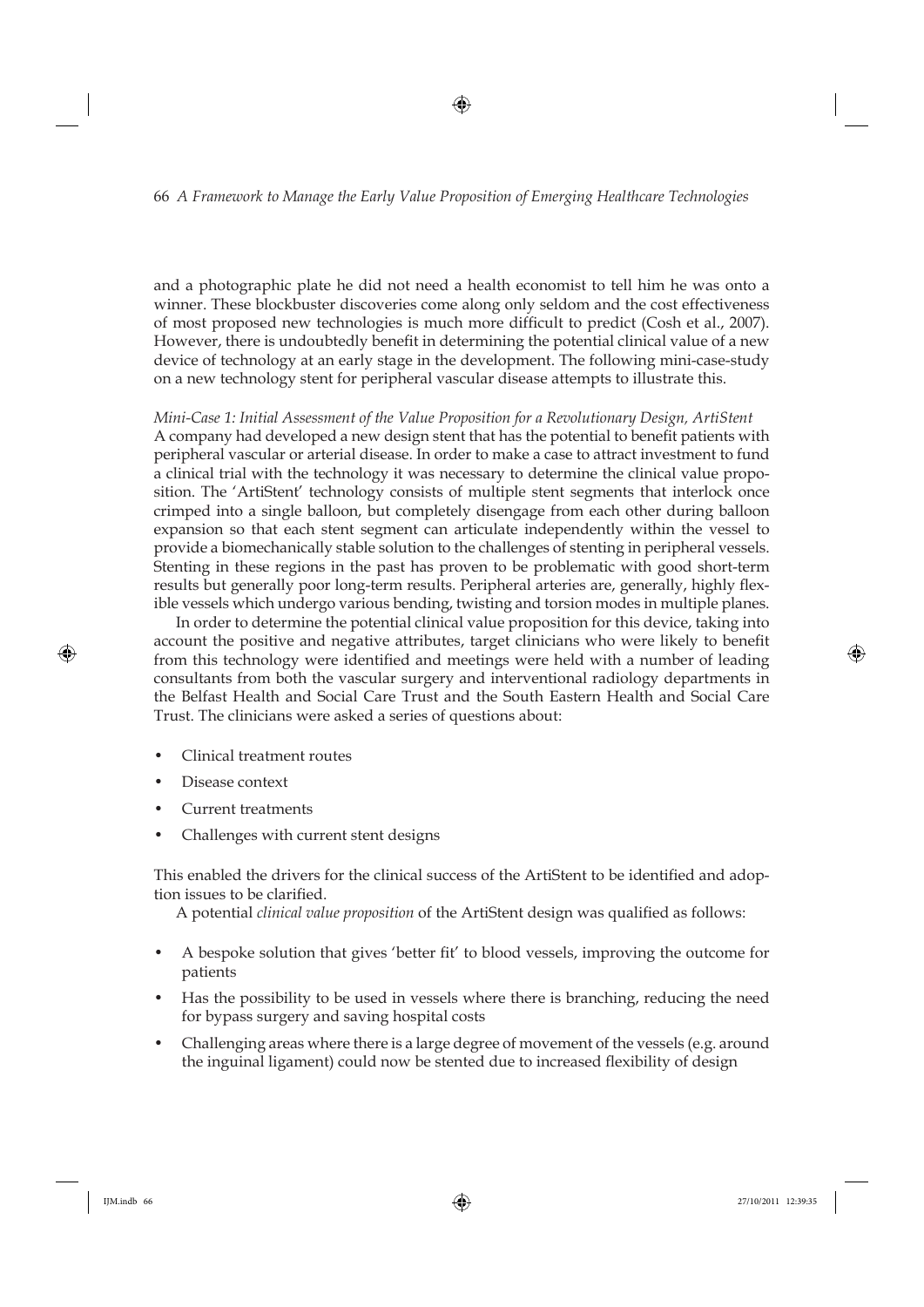and a photographic plate he did not need a health economist to tell him he was onto a winner. These blockbuster discoveries come along only seldom and the cost effectiveness of most proposed new technologies is much more difficult to predict (Cosh et al., 2007). However, there is undoubtedly benefit in determining the potential clinical value of a new device of technology at an early stage in the development. The following mini-case-study on a new technology stent for peripheral vascular disease attempts to illustrate this.

*Mini-Case 1: Initial Assessment of the Value Proposition for a Revolutionary Design, ArtiStent*

A company had developed a new design stent that has the potential to benefit patients with peripheral vascular or arterial disease. In order to make a case to attract investment to fund a clinical trial with the technology it was necessary to determine the clinical value proposition. The 'ArtiStent' technology consists of multiple stent segments that interlock once crimped into a single balloon, but completely disengage from each other during balloon expansion so that each stent segment can articulate independently within the vessel to provide a biomechanically stable solution to the challenges of stenting in peripheral vessels. Stenting in these regions in the past has proven to be problematic with good short-term results but generally poor long-term results. Peripheral arteries are, generally, highly flexible vessels which undergo various bending, twisting and torsion modes in multiple planes.

In order to determine the potential clinical value proposition for this device, taking into account the positive and negative attributes, target clinicians who were likely to benefit from this technology were identified and meetings were held with a number of leading consultants from both the vascular surgery and interventional radiology departments in the Belfast Health and Social Care Trust and the South Eastern Health and Social Care Trust. The clinicians were asked a series of questions about:

- Clinical treatment routes
- Disease context
- Current treatments
- Challenges with current stent designs

This enabled the drivers for the clinical success of the ArtiStent to be identified and adoption issues to be clarified.

A potential *clinical value proposition* of the ArtiStent design was qualified as follows:

- A bespoke solution that gives 'better fit' to blood vessels, improving the outcome for patients
- Has the possibility to be used in vessels where there is branching, reducing the need for bypass surgery and saving hospital costs
- Challenging areas where there is a large degree of movement of the vessels (e.g. around the inguinal ligament) could now be stented due to increased flexibility of design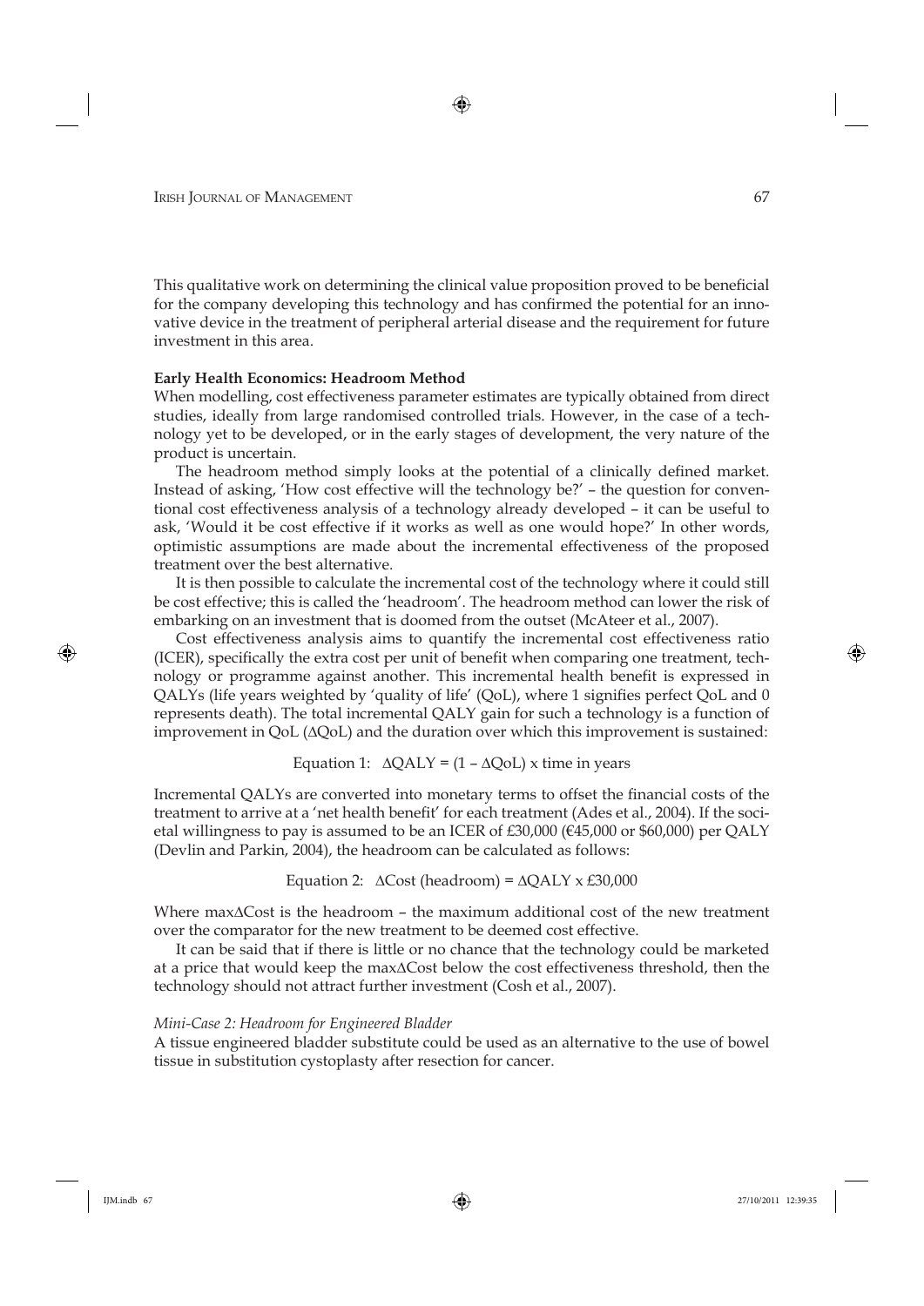This qualitative work on determining the clinical value proposition proved to be beneficial for the company developing this technology and has confirmed the potential for an innovative device in the treatment of peripheral arterial disease and the requirement for future investment in this area.

**Early Health Economics: Headroom Method**

When modelling, cost effectiveness parameter estimates are typically obtained from direct studies, ideally from large randomised controlled trials. However, in the case of a technology yet to be developed, or in the early stages of development, the very nature of the product is uncertain.

The headroom method simply looks at the potential of a clinically defined market. Instead of asking, 'How cost effective will the technology be?' – the question for conventional cost effectiveness analysis of a technology already developed – it can be useful to ask, 'Would it be cost effective if it works as well as one would hope?' In other words, optimistic assumptions are made about the incremental effectiveness of the proposed treatment over the best alternative.

It is then possible to calculate the incremental cost of the technology where it could still be cost effective; this is called the 'headroom'. The headroom method can lower the risk of embarking on an investment that is doomed from the outset (McAteer et al., 2007).

Cost effectiveness analysis aims to quantify the incremental cost effectiveness ratio (ICER), specifically the extra cost per unit of benefit when comparing one treatment, technology or programme against another. This incremental health benefit is expressed in QALYs (life years weighted by 'quality of life' (QoL), where 1 signifies perfect QoL and 0 represents death). The total incremental QALY gain for such a technology is a function of improvement in QoL ($\Delta$QoL) and the duration over which this improvement is sustained:

$$\text{Equation 1:} \quad \Delta QALY = (1 - \Delta QoL) \times \text{time in years}$$

Incremental QALYs are converted into monetary terms to offset the financial costs of the treatment to arrive at a 'net health benefit' for each treatment (Ades et al., 2004). If the societal willingness to pay is assumed to be an ICER of £30,000 (€45,000 or $60,000) per QALY (Devlin and Parkin, 2004), the headroom can be calculated as follows:

$$\text{Equation 2:} \quad \Delta Cost \text{ (headroom)} = \Delta QALY \times £30{,}000$$

Where max$\Delta$Cost is the headroom – the maximum additional cost of the new treatment over the comparator for the new treatment to be deemed cost effective.

It can be said that if there is little or no chance that the technology could be marketed at a price that would keep the max$\Delta$Cost below the cost effectiveness threshold, then the technology should not attract further investment (Cosh et al., 2007).

*Mini-Case 2: Headroom for Engineered Bladder*

A tissue engineered bladder substitute could be used as an alternative to the use of bowel tissue in substitution cystoplasty after resection for cancer.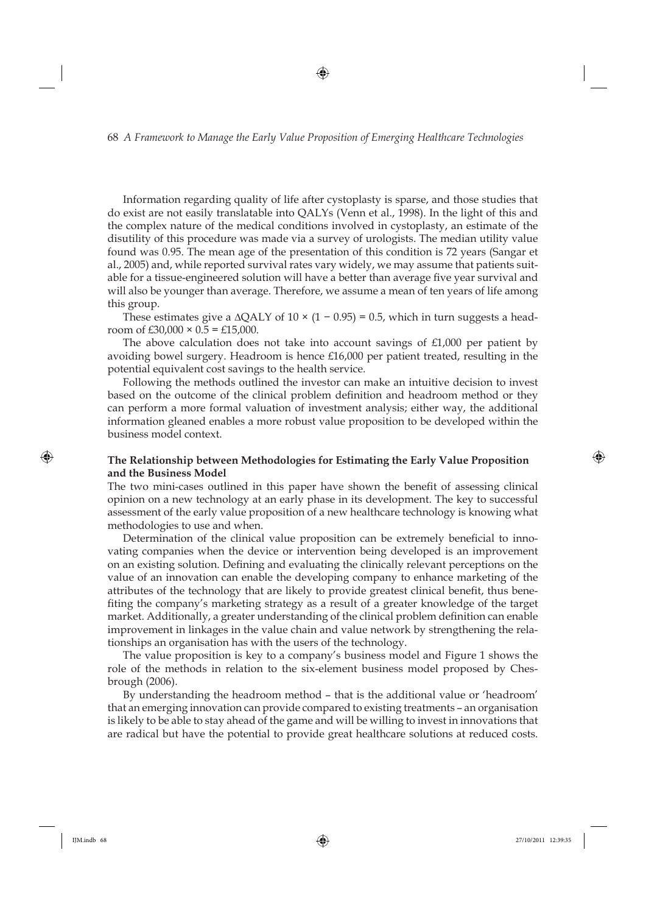Information regarding quality of life after cystoplasty is sparse, and those studies that do exist are not easily translatable into QALYs (Venn et al., 1998). In the light of this and the complex nature of the medical conditions involved in cystoplasty, an estimate of the disutility of this procedure was made via a survey of urologists. The median utility value found was 0.95. The mean age of the presentation of this condition is 72 years (Sangar et al., 2005) and, while reported survival rates vary widely, we may assume that patients suitable for a tissue-engineered solution will have a better than average five year survival and will also be younger than average. Therefore, we assume a mean of ten years of life among this group.

These estimates give a $\Delta$QALY of $10 \times (1 - 0.95) = 0.5$, which in turn suggests a headroom of £30,000 × 0.5 = £15,000.

The above calculation does not take into account savings of £1,000 per patient by avoiding bowel surgery. Headroom is hence £16,000 per patient treated, resulting in the potential equivalent cost savings to the health service.

Following the methods outlined the investor can make an intuitive decision to invest based on the outcome of the clinical problem definition and headroom method or they can perform a more formal valuation of investment analysis; either way, the additional information gleaned enables a more robust value proposition to be developed within the business model context.

**The Relationship between Methodologies for Estimating the Early Value Proposition and the Business Model**

The two mini-cases outlined in this paper have shown the benefit of assessing clinical opinion on a new technology at an early phase in its development. The key to successful assessment of the early value proposition of a new healthcare technology is knowing what methodologies to use and when.

Determination of the clinical value proposition can be extremely beneficial to innovating companies when the device or intervention being developed is an improvement on an existing solution. Defining and evaluating the clinically relevant perceptions on the value of an innovation can enable the developing company to enhance marketing of the attributes of the technology that are likely to provide greatest clinical benefit, thus benefiting the company's marketing strategy as a result of a greater knowledge of the target market. Additionally, a greater understanding of the clinical problem definition can enable improvement in linkages in the value chain and value network by strengthening the relationships an organisation has with the users of the technology.

The value proposition is key to a company's business model and Figure 1 shows the role of the methods in relation to the six-element business model proposed by Chesbrough (2006).

By understanding the headroom method – that is the additional value or 'headroom' that an emerging innovation can provide compared to existing treatments – an organisation is likely to be able to stay ahead of the game and will be willing to invest in innovations that are radical but have the potential to provide great healthcare solutions at reduced costs.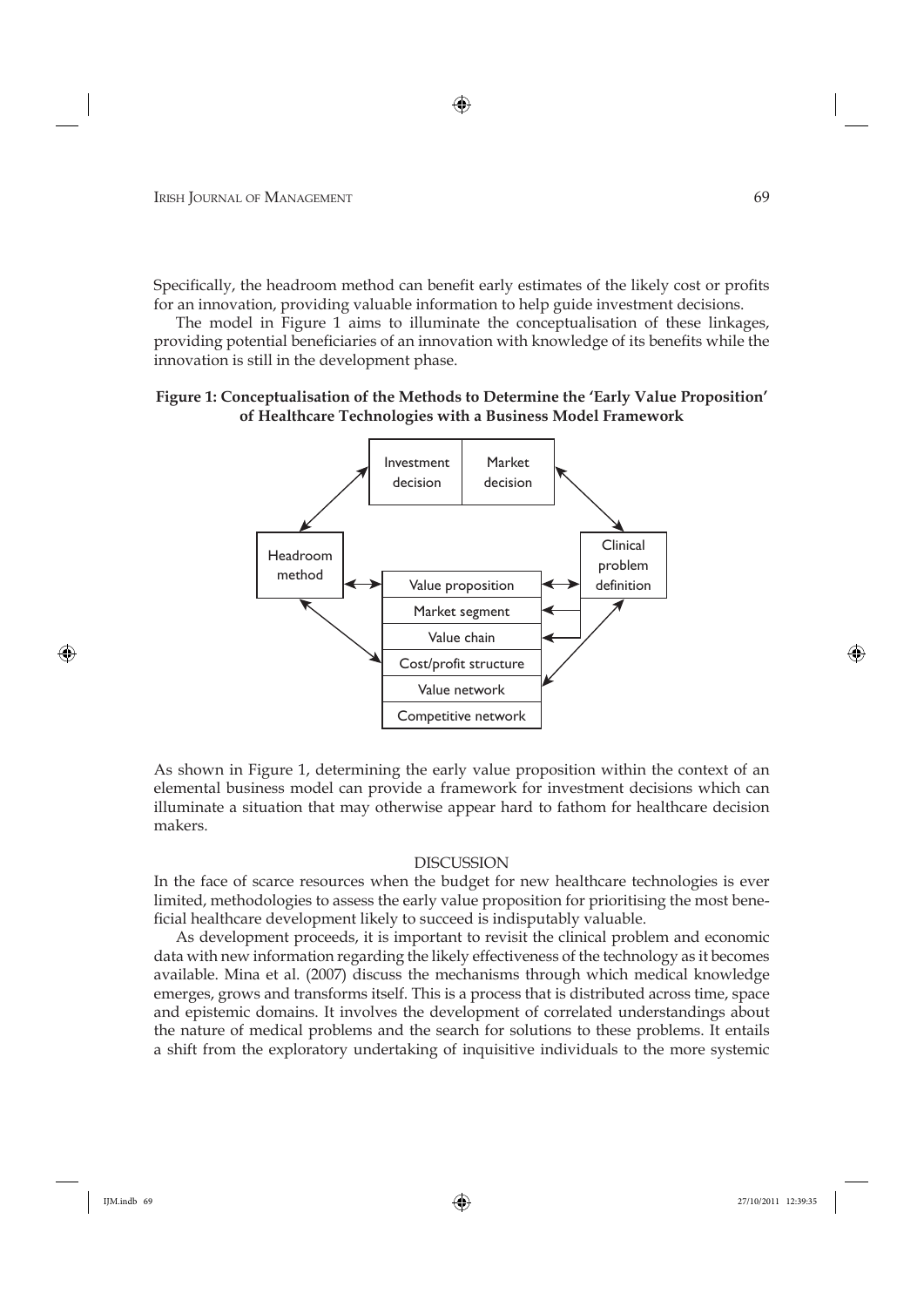Specifically, the headroom method can benefit early estimates of the likely cost or profits for an innovation, providing valuable information to help guide investment decisions.

The model in Figure 1 aims to illuminate the conceptualisation of these linkages, providing potential beneficiaries of an innovation with knowledge of its benefits while the innovation is still in the development phase.

**Figure 1: Conceptualisation of the Methods to Determine the 'Early Value Proposition' of Healthcare Technologies with a Business Model Framework**

Investment decision | Market decision

Headroom method

Clinical problem definition

Value proposition
Market segment
Value chain
Cost/profit structure
Value network
Competitive network

As shown in Figure 1, determining the early value proposition within the context of an elemental business model can provide a framework for investment decisions which can illuminate a situation that may otherwise appear hard to fathom for healthcare decision makers.

## DISCUSSION

In the face of scarce resources when the budget for new healthcare technologies is ever limited, methodologies to assess the early value proposition for prioritising the most beneficial healthcare development likely to succeed is indisputably valuable.

As development proceeds, it is important to revisit the clinical problem and economic data with new information regarding the likely effectiveness of the technology as it becomes available. Mina et al. (2007) discuss the mechanisms through which medical knowledge emerges, grows and transforms itself. This is a process that is distributed across time, space and epistemic domains. It involves the development of correlated understandings about the nature of medical problems and the search for solutions to these problems. It entails a shift from the exploratory undertaking of inquisitive individuals to the more systemic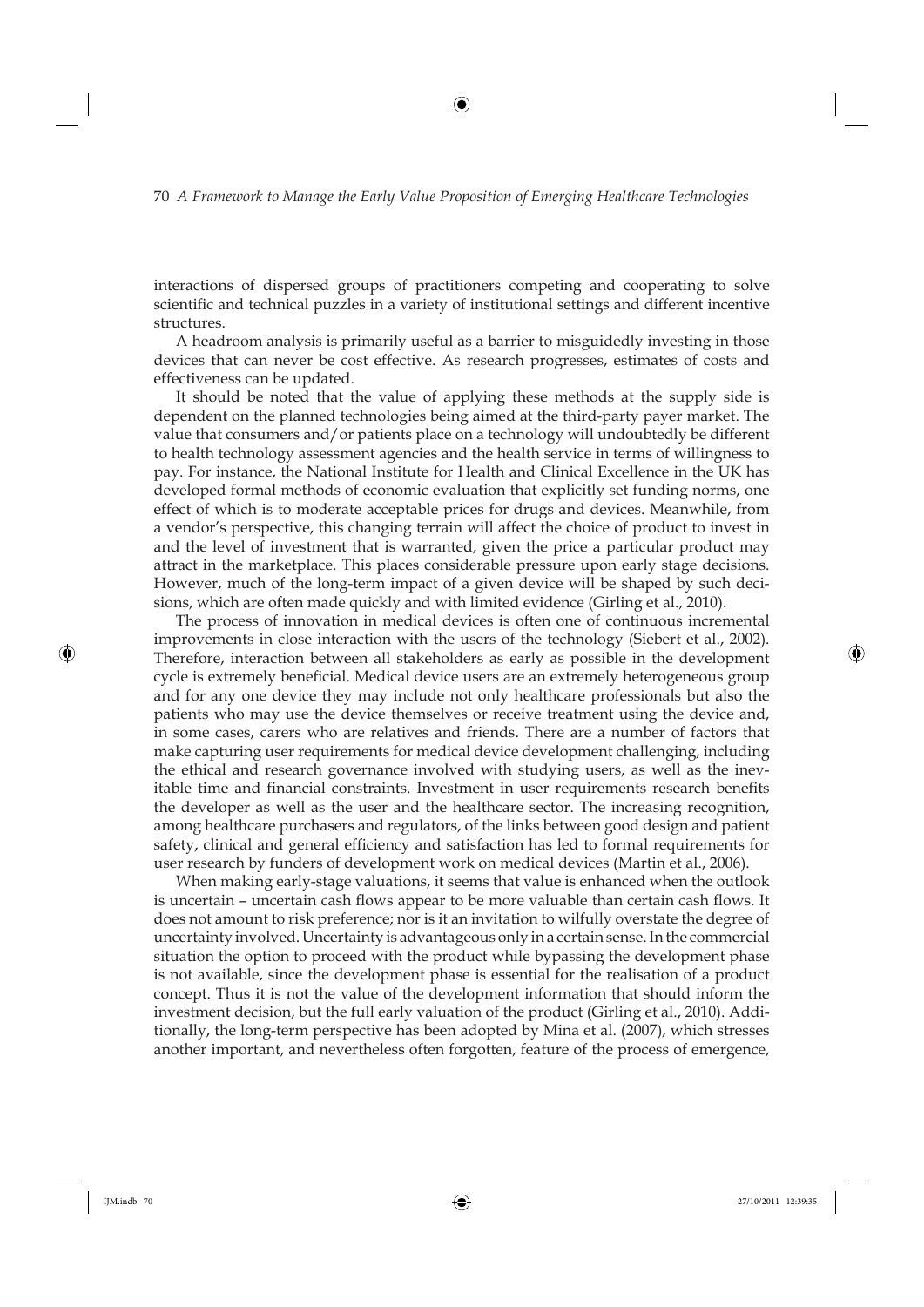interactions of dispersed groups of practitioners competing and cooperating to solve scientific and technical puzzles in a variety of institutional settings and different incentive structures.

A headroom analysis is primarily useful as a barrier to misguidedly investing in those devices that can never be cost effective. As research progresses, estimates of costs and effectiveness can be updated.

It should be noted that the value of applying these methods at the supply side is dependent on the planned technologies being aimed at the third-party payer market. The value that consumers and/or patients place on a technology will undoubtedly be different to health technology assessment agencies and the health service in terms of willingness to pay. For instance, the National Institute for Health and Clinical Excellence in the UK has developed formal methods of economic evaluation that explicitly set funding norms, one effect of which is to moderate acceptable prices for drugs and devices. Meanwhile, from a vendor's perspective, this changing terrain will affect the choice of product to invest in and the level of investment that is warranted, given the price a particular product may attract in the marketplace. This places considerable pressure upon early stage decisions. However, much of the long-term impact of a given device will be shaped by such decisions, which are often made quickly and with limited evidence (Girling et al., 2010).

The process of innovation in medical devices is often one of continuous incremental improvements in close interaction with the users of the technology (Siebert et al., 2002). Therefore, interaction between all stakeholders as early as possible in the development cycle is extremely beneficial. Medical device users are an extremely heterogeneous group and for any one device they may include not only healthcare professionals but also the patients who may use the device themselves or receive treatment using the device and, in some cases, carers who are relatives and friends. There are a number of factors that make capturing user requirements for medical device development challenging, including the ethical and research governance involved with studying users, as well as the inevitable time and financial constraints. Investment in user requirements research benefits the developer as well as the user and the healthcare sector. The increasing recognition, among healthcare purchasers and regulators, of the links between good design and patient safety, clinical and general efficiency and satisfaction has led to formal requirements for user research by funders of development work on medical devices (Martin et al., 2006).

When making early-stage valuations, it seems that value is enhanced when the outlook is uncertain – uncertain cash flows appear to be more valuable than certain cash flows. It does not amount to risk preference; nor is it an invitation to wilfully overstate the degree of uncertainty involved. Uncertainty is advantageous only in a certain sense. In the commercial situation the option to proceed with the product while bypassing the development phase is not available, since the development phase is essential for the realisation of a product concept. Thus it is not the value of the development information that should inform the investment decision, but the full early valuation of the product (Girling et al., 2010). Additionally, the long-term perspective has been adopted by Mina et al. (2007), which stresses another important, and nevertheless often forgotten, feature of the process of emergence,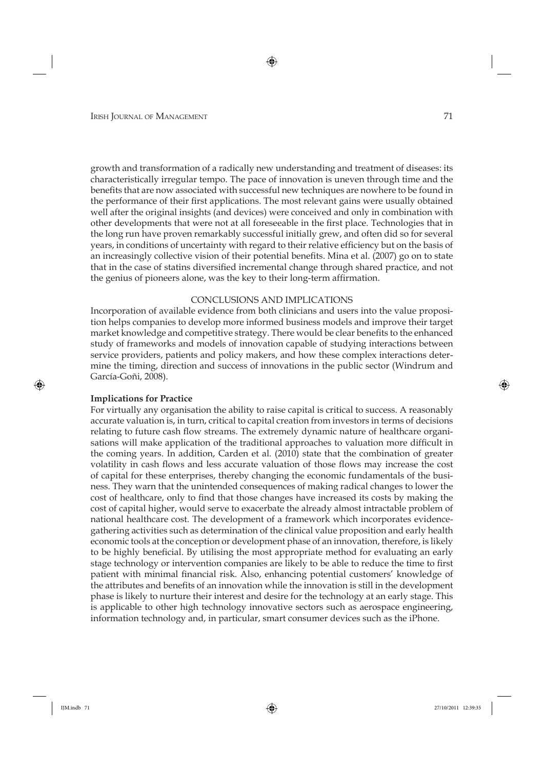growth and transformation of a radically new understanding and treatment of diseases: its characteristically irregular tempo. The pace of innovation is uneven through time and the benefits that are now associated with successful new techniques are nowhere to be found in the performance of their first applications. The most relevant gains were usually obtained well after the original insights (and devices) were conceived and only in combination with other developments that were not at all foreseeable in the first place. Technologies that in the long run have proven remarkably successful initially grew, and often did so for several years, in conditions of uncertainty with regard to their relative efficiency but on the basis of an increasingly collective vision of their potential benefits. Mina et al. (2007) go on to state that in the case of statins diversified incremental change through shared practice, and not the genius of pioneers alone, was the key to their long-term affirmation.

## CONCLUSIONS AND IMPLICATIONS

Incorporation of available evidence from both clinicians and users into the value proposition helps companies to develop more informed business models and improve their target market knowledge and competitive strategy. There would be clear benefits to the enhanced study of frameworks and models of innovation capable of studying interactions between service providers, patients and policy makers, and how these complex interactions determine the timing, direction and success of innovations in the public sector (Windrum and García-Goñi, 2008).

### Implications for Practice

For virtually any organisation the ability to raise capital is critical to success. A reasonably accurate valuation is, in turn, critical to capital creation from investors in terms of decisions relating to future cash flow streams. The extremely dynamic nature of healthcare organisations will make application of the traditional approaches to valuation more difficult in the coming years. In addition, Carden et al. (2010) state that the combination of greater volatility in cash flows and less accurate valuation of those flows may increase the cost of capital for these enterprises, thereby changing the economic fundamentals of the business. They warn that the unintended consequences of making radical changes to lower the cost of healthcare, only to find that those changes have increased its costs by making the cost of capital higher, would serve to exacerbate the already almost intractable problem of national healthcare cost. The development of a framework which incorporates evidence-gathering activities such as determination of the clinical value proposition and early health economic tools at the conception or development phase of an innovation, therefore, is likely to be highly beneficial. By utilising the most appropriate method for evaluating an early stage technology or intervention companies are likely to be able to reduce the time to first patient with minimal financial risk. Also, enhancing potential customers' knowledge of the attributes and benefits of an innovation while the innovation is still in the development phase is likely to nurture their interest and desire for the technology at an early stage. This is applicable to other high technology innovative sectors such as aerospace engineering, information technology and, in particular, smart consumer devices such as the iPhone.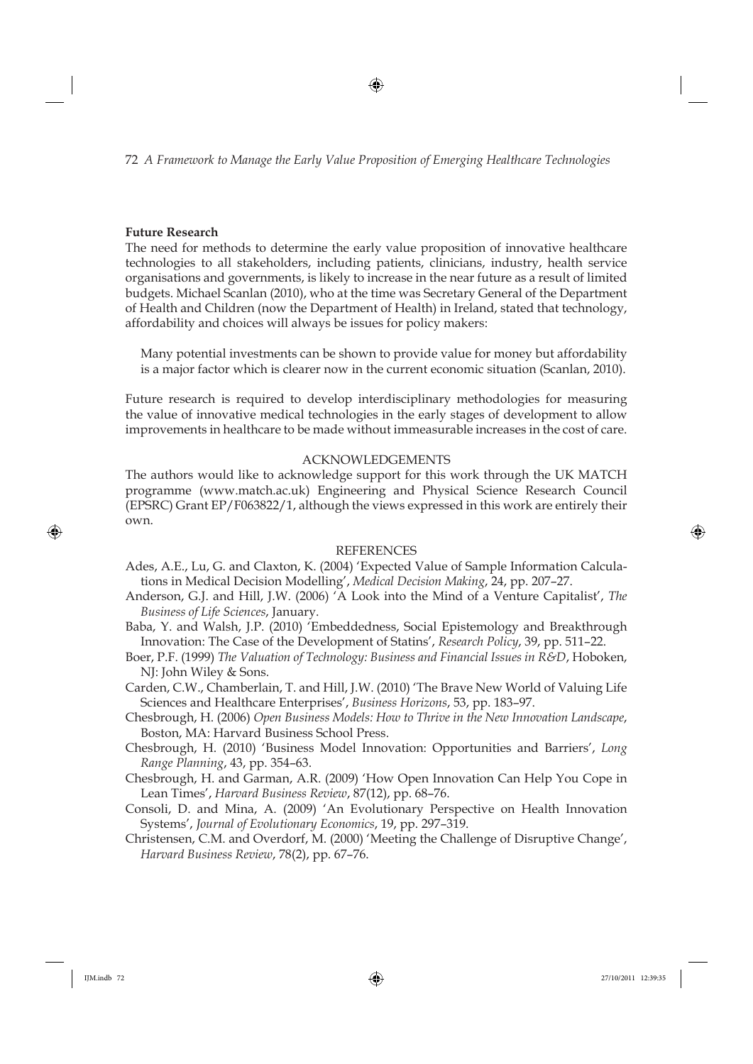### Future Research

The need for methods to determine the early value proposition of innovative healthcare technologies to all stakeholders, including patients, clinicians, industry, health service organisations and governments, is likely to increase in the near future as a result of limited budgets. Michael Scanlan (2010), who at the time was Secretary General of the Department of Health and Children (now the Department of Health) in Ireland, stated that technology, affordability and choices will always be issues for policy makers:

> Many potential investments can be shown to provide value for money but affordability is a major factor which is clearer now in the current economic situation (Scanlan, 2010).

Future research is required to develop interdisciplinary methodologies for measuring the value of innovative medical technologies in the early stages of development to allow improvements in healthcare to be made without immeasurable increases in the cost of care.

## ACKNOWLEDGEMENTS

The authors would like to acknowledge support for this work through the UK MATCH programme (www.match.ac.uk) Engineering and Physical Science Research Council (EPSRC) Grant EP/F063822/1, although the views expressed in this work are entirely their own.

## REFERENCES

Ades, A.E., Lu, G. and Claxton, K. (2004) 'Expected Value of Sample Information Calculations in Medical Decision Modelling', *Medical Decision Making*, 24, pp. 207–27.

Anderson, G.J. and Hill, J.W. (2006) 'A Look into the Mind of a Venture Capitalist', *The Business of Life Sciences*, January.

Baba, Y. and Walsh, J.P. (2010) 'Embeddedness, Social Epistemology and Breakthrough Innovation: The Case of the Development of Statins', *Research Policy*, 39, pp. 511–22.

Boer, P.F. (1999) *The Valuation of Technology: Business and Financial Issues in R&D*, Hoboken, NJ: John Wiley & Sons.

Carden, C.W., Chamberlain, T. and Hill, J.W. (2010) 'The Brave New World of Valuing Life Sciences and Healthcare Enterprises', *Business Horizons*, 53, pp. 183–97.

Chesbrough, H. (2006) *Open Business Models: How to Thrive in the New Innovation Landscape*, Boston, MA: Harvard Business School Press.

Chesbrough, H. (2010) 'Business Model Innovation: Opportunities and Barriers', *Long Range Planning*, 43, pp. 354–63.

Chesbrough, H. and Garman, A.R. (2009) 'How Open Innovation Can Help You Cope in Lean Times', *Harvard Business Review*, 87(12), pp. 68–76.

Consoli, D. and Mina, A. (2009) 'An Evolutionary Perspective on Health Innovation Systems', *Journal of Evolutionary Economics*, 19, pp. 297–319.

Christensen, C.M. and Overdorf, M. (2000) 'Meeting the Challenge of Disruptive Change', *Harvard Business Review*, 78(2), pp. 67–76.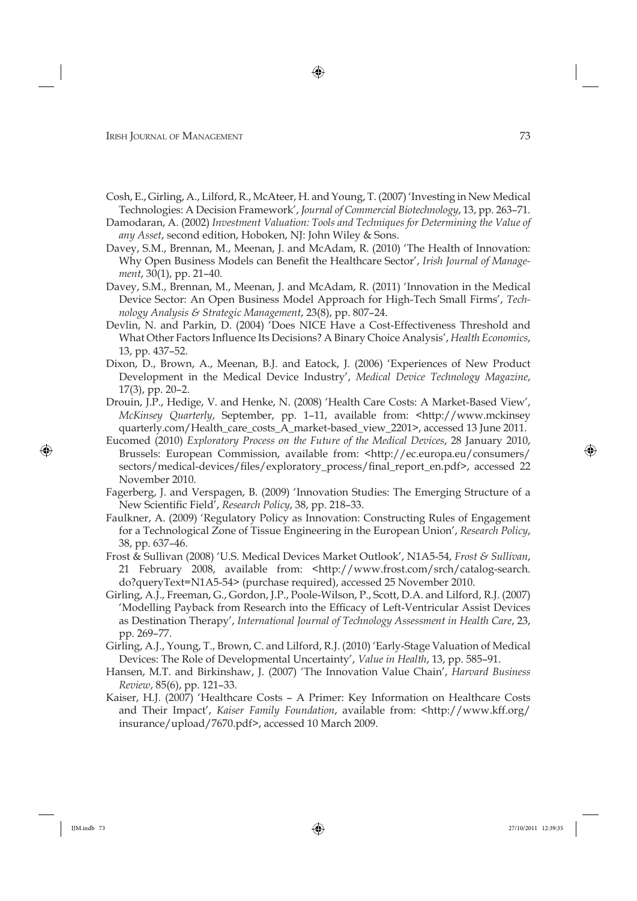Cosh, E., Girling, A., Lilford, R., McAteer, H. and Young, T. (2007) 'Investing in New Medical Technologies: A Decision Framework', *Journal of Commercial Biotechnology*, 13, pp. 263–71.

Damodaran, A. (2002) *Investment Valuation: Tools and Techniques for Determining the Value of any Asset*, second edition, Hoboken, NJ: John Wiley & Sons.

Davey, S.M., Brennan, M., Meenan, J. and McAdam, R. (2010) 'The Health of Innovation: Why Open Business Models can Benefit the Healthcare Sector', *Irish Journal of Management*, 30(1), pp. 21–40.

Davey, S.M., Brennan, M., Meenan, J. and McAdam, R. (2011) 'Innovation in the Medical Device Sector: An Open Business Model Approach for High-Tech Small Firms', *Technology Analysis & Strategic Management*, 23(8), pp. 807–24.

Devlin, N. and Parkin, D. (2004) 'Does NICE Have a Cost-Effectiveness Threshold and What Other Factors Influence Its Decisions? A Binary Choice Analysis', *Health Economics*, 13, pp. 437–52.

Dixon, D., Brown, A., Meenan, B.J. and Eatock, J. (2006) 'Experiences of New Product Development in the Medical Device Industry', *Medical Device Technology Magazine*, 17(3), pp. 20–2.

Drouin, J.P., Hedige, V. and Henke, N. (2008) 'Health Care Costs: A Market-Based View', *McKinsey Quarterly*, September, pp. 1–11, available from: <http://www.mckinseyquarterly.com/Health_care_costs_A_market-based_view_2201>, accessed 13 June 2011.

Eucomed (2010) *Exploratory Process on the Future of the Medical Devices*, 28 January 2010, Brussels: European Commission, available from: <http://ec.europa.eu/consumers/sectors/medical-devices/files/exploratory_process/final_report_en.pdf>, accessed 22 November 2010.

Fagerberg, J. and Verspagen, B. (2009) 'Innovation Studies: The Emerging Structure of a New Scientific Field', *Research Policy*, 38, pp. 218–33.

Faulkner, A. (2009) 'Regulatory Policy as Innovation: Constructing Rules of Engagement for a Technological Zone of Tissue Engineering in the European Union', *Research Policy*, 38, pp. 637–46.

Frost & Sullivan (2008) 'U.S. Medical Devices Market Outlook', N1A5-54, *Frost & Sullivan*, 21 February 2008, available from: <http://www.frost.com/srch/catalog-search.do?queryText=N1A5-54> (purchase required), accessed 25 November 2010.

Girling, A.J., Freeman, G., Gordon, J.P., Poole-Wilson, P., Scott, D.A. and Lilford, R.J. (2007) 'Modelling Payback from Research into the Efficacy of Left-Ventricular Assist Devices as Destination Therapy', *International Journal of Technology Assessment in Health Care*, 23, pp. 269–77.

Girling, A.J., Young, T., Brown, C. and Lilford, R.J. (2010) 'Early-Stage Valuation of Medical Devices: The Role of Developmental Uncertainty', *Value in Health*, 13, pp. 585–91.

Hansen, M.T. and Birkinshaw, J. (2007) 'The Innovation Value Chain', *Harvard Business Review*, 85(6), pp. 121–33.

Kaiser, H.J. (2007) 'Healthcare Costs – A Primer: Key Information on Healthcare Costs and Their Impact', *Kaiser Family Foundation*, available from: <http://www.kff.org/insurance/upload/7670.pdf>, accessed 10 March 2009.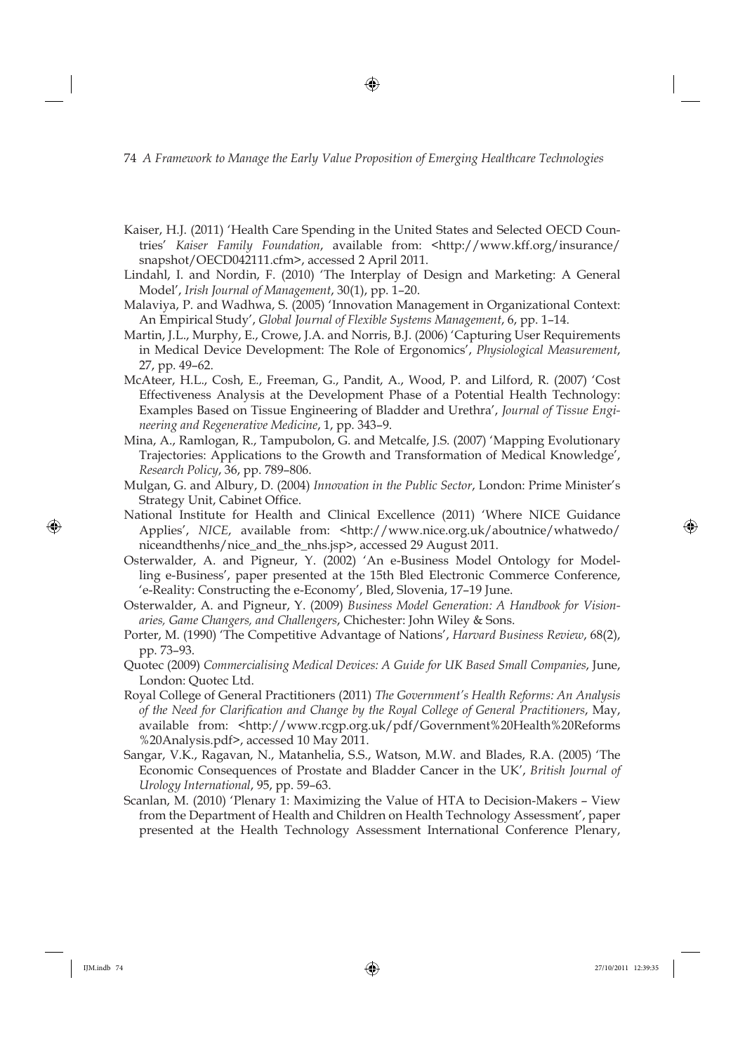Kaiser, H.J. (2011) 'Health Care Spending in the United States and Selected OECD Countries' *Kaiser Family Foundation*, available from: <http://www.kff.org/insurance/snapshot/OECD042111.cfm>, accessed 2 April 2011.

Lindahl, I. and Nordin, F. (2010) 'The Interplay of Design and Marketing: A General Model', *Irish Journal of Management*, 30(1), pp. 1–20.

Malaviya, P. and Wadhwa, S. (2005) 'Innovation Management in Organizational Context: An Empirical Study', *Global Journal of Flexible Systems Management*, 6, pp. 1–14.

Martin, J.L., Murphy, E., Crowe, J.A. and Norris, B.J. (2006) 'Capturing User Requirements in Medical Device Development: The Role of Ergonomics', *Physiological Measurement*, 27, pp. 49–62.

McAteer, H.L., Cosh, E., Freeman, G., Pandit, A., Wood, P. and Lilford, R. (2007) 'Cost Effectiveness Analysis at the Development Phase of a Potential Health Technology: Examples Based on Tissue Engineering of Bladder and Urethra', *Journal of Tissue Engineering and Regenerative Medicine*, 1, pp. 343–9.

Mina, A., Ramlogan, R., Tampubolon, G. and Metcalfe, J.S. (2007) 'Mapping Evolutionary Trajectories: Applications to the Growth and Transformation of Medical Knowledge', *Research Policy*, 36, pp. 789–806.

Mulgan, G. and Albury, D. (2004) *Innovation in the Public Sector*, London: Prime Minister's Strategy Unit, Cabinet Office.

National Institute for Health and Clinical Excellence (2011) 'Where NICE Guidance Applies', *NICE*, available from: <http://www.nice.org.uk/aboutnice/whatwedo/niceandthenhs/nice_and_the_nhs.jsp>, accessed 29 August 2011.

Osterwalder, A. and Pigneur, Y. (2002) 'An e-Business Model Ontology for Modelling e-Business', paper presented at the 15th Bled Electronic Commerce Conference, 'e-Reality: Constructing the e-Economy', Bled, Slovenia, 17–19 June.

Osterwalder, A. and Pigneur, Y. (2009) *Business Model Generation: A Handbook for Visionaries, Game Changers, and Challengers*, Chichester: John Wiley & Sons.

Porter, M. (1990) 'The Competitive Advantage of Nations', *Harvard Business Review*, 68(2), pp. 73–93.

Quotec (2009) *Commercialising Medical Devices: A Guide for UK Based Small Companies*, June, London: Quotec Ltd.

Royal College of General Practitioners (2011) *The Government's Health Reforms: An Analysis of the Need for Clarification and Change by the Royal College of General Practitioners*, May, available from: <http://www.rcgp.org.uk/pdf/Government%20Health%20Reforms%20Analysis.pdf>, accessed 10 May 2011.

Sangar, V.K., Ragavan, N., Matanhelia, S.S., Watson, M.W. and Blades, R.A. (2005) 'The Economic Consequences of Prostate and Bladder Cancer in the UK', *British Journal of Urology International*, 95, pp. 59–63.

Scanlan, M. (2010) 'Plenary 1: Maximizing the Value of HTA to Decision-Makers – View from the Department of Health and Children on Health Technology Assessment', paper presented at the Health Technology Assessment International Conference Plenary,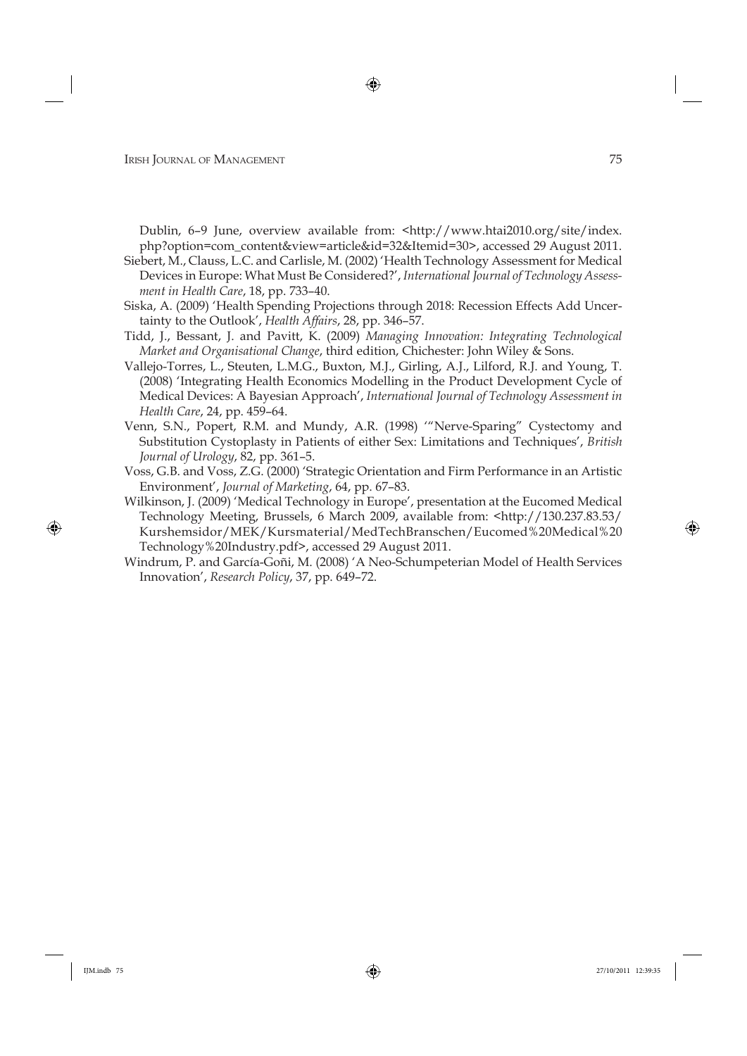Dublin, 6–9 June, overview available from: <http://www.htai2010.org/site/index.php?option=com_content&view=article&id=32&Itemid=30>, accessed 29 August 2011.

Siebert, M., Clauss, L.C. and Carlisle, M. (2002) 'Health Technology Assessment for Medical Devices in Europe: What Must Be Considered?', *International Journal of Technology Assessment in Health Care*, 18, pp. 733–40.

Siska, A. (2009) 'Health Spending Projections through 2018: Recession Effects Add Uncertainty to the Outlook', *Health Affairs*, 28, pp. 346–57.

Tidd, J., Bessant, J. and Pavitt, K. (2009) *Managing Innovation: Integrating Technological Market and Organisational Change*, third edition, Chichester: John Wiley & Sons.

Vallejo-Torres, L., Steuten, L.M.G., Buxton, M.J., Girling, A.J., Lilford, R.J. and Young, T. (2008) 'Integrating Health Economics Modelling in the Product Development Cycle of Medical Devices: A Bayesian Approach', *International Journal of Technology Assessment in Health Care*, 24, pp. 459–64.

Venn, S.N., Popert, R.M. and Mundy, A.R. (1998) '"Nerve-Sparing" Cystectomy and Substitution Cystoplasty in Patients of either Sex: Limitations and Techniques', *British Journal of Urology*, 82, pp. 361–5.

Voss, G.B. and Voss, Z.G. (2000) 'Strategic Orientation and Firm Performance in an Artistic Environment', *Journal of Marketing*, 64, pp. 67–83.

Wilkinson, J. (2009) 'Medical Technology in Europe', presentation at the Eucomed Medical Technology Meeting, Brussels, 6 March 2009, available from: <http://130.237.83.53/Kurshemsidor/MEK/Kursmaterial/MedTechBranschen/Eucomed%20Medical%20Technology%20Industry.pdf>, accessed 29 August 2011.

Windrum, P. and García-Goñi, M. (2008) 'A Neo-Schumpeterian Model of Health Services Innovation', *Research Policy*, 37, pp. 649–72.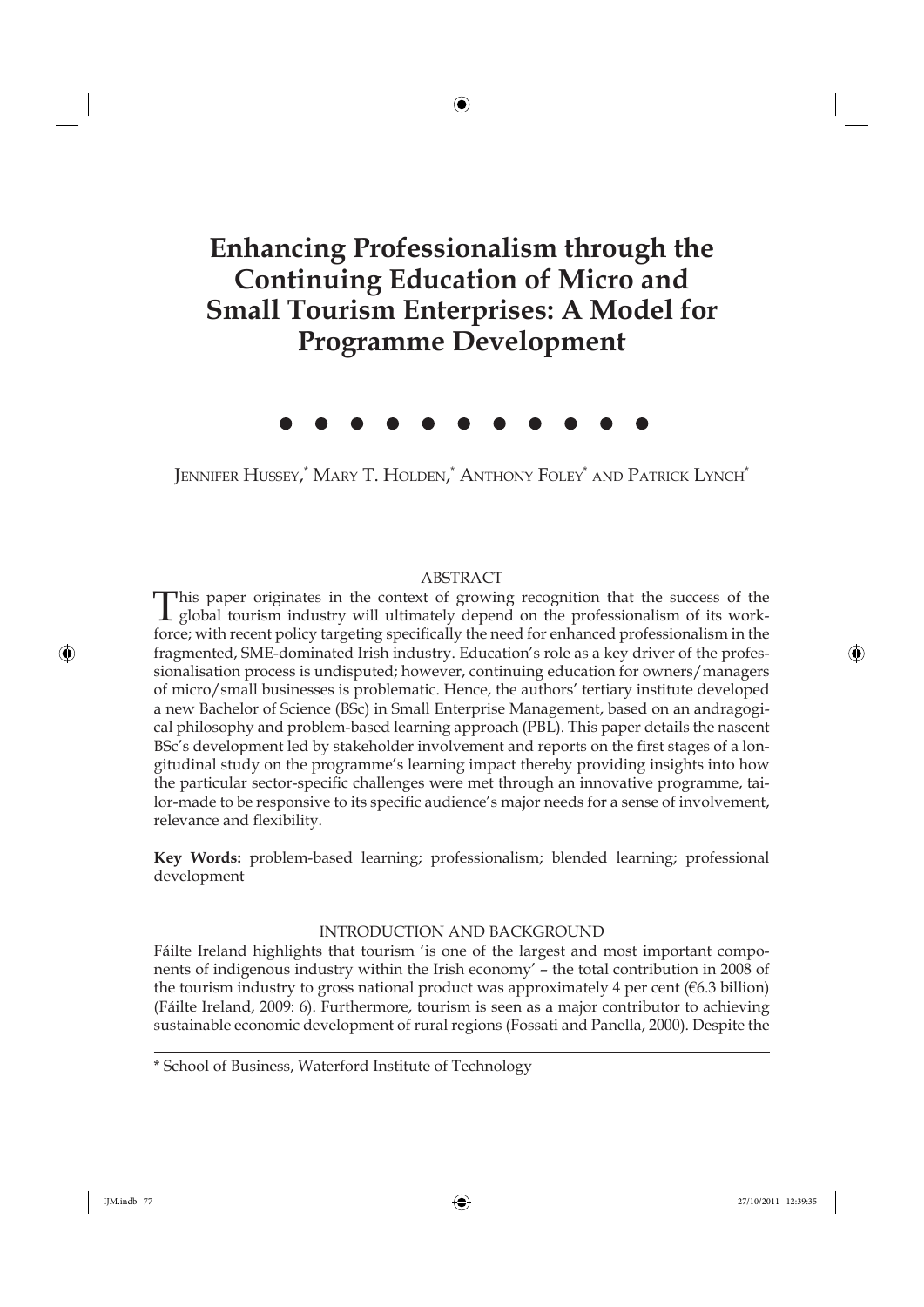# Enhancing Professionalism through the Continuing Education of Micro and Small Tourism Enterprises: A Model for Programme Development

Jennifer Hussey,* Mary T. Holden,* Anthony Foley* and Patrick Lynch*

## ABSTRACT

This paper originates in the context of growing recognition that the success of the global tourism industry will ultimately depend on the professionalism of its workforce; with recent policy targeting specifically the need for enhanced professionalism in the fragmented, SME-dominated Irish industry. Education's role as a key driver of the professionalisation process is undisputed; however, continuing education for owners/managers of micro/small businesses is problematic. Hence, the authors' tertiary institute developed a new Bachelor of Science (BSc) in Small Enterprise Management, based on an andragogical philosophy and problem-based learning approach (PBL). This paper details the nascent BSc's development led by stakeholder involvement and reports on the first stages of a longitudinal study on the programme's learning impact thereby providing insights into how the particular sector-specific challenges were met through an innovative programme, tailor-made to be responsive to its specific audience's major needs for a sense of involvement, relevance and flexibility.

**Key Words:** problem-based learning; professionalism; blended learning; professional development

## INTRODUCTION AND BACKGROUND

Fáilte Ireland highlights that tourism 'is one of the largest and most important components of indigenous industry within the Irish economy' – the total contribution in 2008 of the tourism industry to gross national product was approximately 4 per cent (€6.3 billion) (Fáilte Ireland, 2009: 6). Furthermore, tourism is seen as a major contributor to achieving sustainable economic development of rural regions (Fossati and Panella, 2000). Despite the

\* School of Business, Waterford Institute of Technology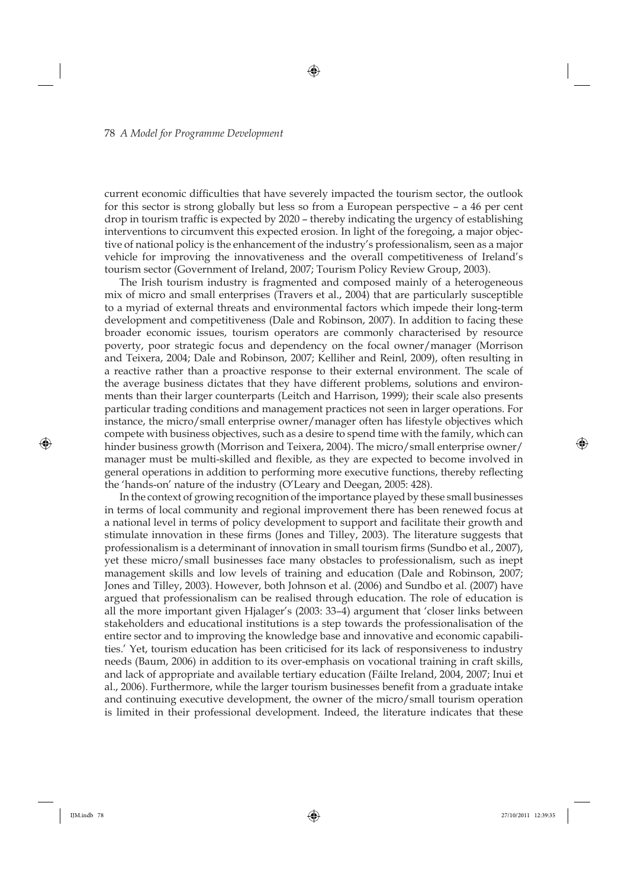current economic difficulties that have severely impacted the tourism sector, the outlook for this sector is strong globally but less so from a European perspective – a 46 per cent drop in tourism traffic is expected by 2020 – thereby indicating the urgency of establishing interventions to circumvent this expected erosion. In light of the foregoing, a major objective of national policy is the enhancement of the industry's professionalism, seen as a major vehicle for improving the innovativeness and the overall competitiveness of Ireland's tourism sector (Government of Ireland, 2007; Tourism Policy Review Group, 2003).

The Irish tourism industry is fragmented and composed mainly of a heterogeneous mix of micro and small enterprises (Travers et al., 2004) that are particularly susceptible to a myriad of external threats and environmental factors which impede their long-term development and competitiveness (Dale and Robinson, 2007). In addition to facing these broader economic issues, tourism operators are commonly characterised by resource poverty, poor strategic focus and dependency on the focal owner/manager (Morrison and Teixera, 2004; Dale and Robinson, 2007; Kelliher and Reinl, 2009), often resulting in a reactive rather than a proactive response to their external environment. The scale of the average business dictates that they have different problems, solutions and environments than their larger counterparts (Leitch and Harrison, 1999); their scale also presents particular trading conditions and management practices not seen in larger operations. For instance, the micro/small enterprise owner/manager often has lifestyle objectives which compete with business objectives, such as a desire to spend time with the family, which can hinder business growth (Morrison and Teixera, 2004). The micro/small enterprise owner/manager must be multi-skilled and flexible, as they are expected to become involved in general operations in addition to performing more executive functions, thereby reflecting the 'hands-on' nature of the industry (O'Leary and Deegan, 2005: 428).

In the context of growing recognition of the importance played by these small businesses in terms of local community and regional improvement there has been renewed focus at a national level in terms of policy development to support and facilitate their growth and stimulate innovation in these firms (Jones and Tilley, 2003). The literature suggests that professionalism is a determinant of innovation in small tourism firms (Sundbo et al., 2007), yet these micro/small businesses face many obstacles to professionalism, such as inept management skills and low levels of training and education (Dale and Robinson, 2007; Jones and Tilley, 2003). However, both Johnson et al. (2006) and Sundbo et al. (2007) have argued that professionalism can be realised through education. The role of education is all the more important given Hjalager's (2003: 33–4) argument that 'closer links between stakeholders and educational institutions is a step towards the professionalisation of the entire sector and to improving the knowledge base and innovative and economic capabilities.' Yet, tourism education has been criticised for its lack of responsiveness to industry needs (Baum, 2006) in addition to its over-emphasis on vocational training in craft skills, and lack of appropriate and available tertiary education (Fáilte Ireland, 2004, 2007; Inui et al., 2006). Furthermore, while the larger tourism businesses benefit from a graduate intake and continuing executive development, the owner of the micro/small tourism operation is limited in their professional development. Indeed, the literature indicates that these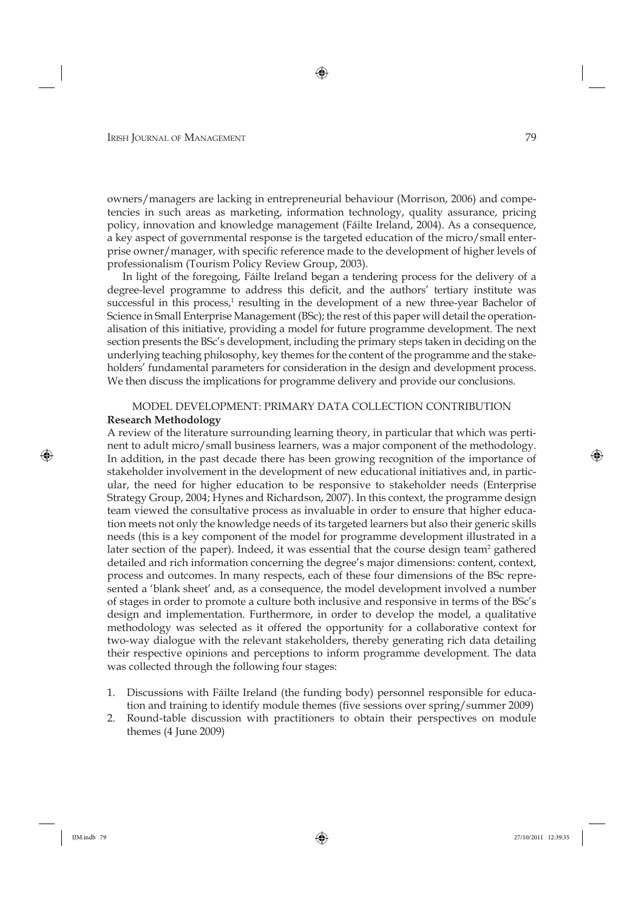owners/managers are lacking in entrepreneurial behaviour (Morrison, 2006) and competencies in such areas as marketing, information technology, quality assurance, pricing policy, innovation and knowledge management (Fáilte Ireland, 2004). As a consequence, a key aspect of governmental response is the targeted education of the micro/small enterprise owner/manager, with specific reference made to the development of higher levels of professionalism (Tourism Policy Review Group, 2003).

In light of the foregoing, Fáilte Ireland began a tendering process for the delivery of a degree-level programme to address this deficit, and the authors' tertiary institute was successful in this process,[1] resulting in the development of a new three-year Bachelor of Science in Small Enterprise Management (BSc); the rest of this paper will detail the operationalisation of this initiative, providing a model for future programme development. The next section presents the BSc's development, including the primary steps taken in deciding on the underlying teaching philosophy, key themes for the content of the programme and the stakeholders' fundamental parameters for consideration in the design and development process. We then discuss the implications for programme delivery and provide our conclusions.

## MODEL DEVELOPMENT: PRIMARY DATA COLLECTION CONTRIBUTION

### Research Methodology

A review of the literature surrounding learning theory, in particular that which was pertinent to adult micro/small business learners, was a major component of the methodology. In addition, in the past decade there has been growing recognition of the importance of stakeholder involvement in the development of new educational initiatives and, in particular, the need for higher education to be responsive to stakeholder needs (Enterprise Strategy Group, 2004; Hynes and Richardson, 2007). In this context, the programme design team viewed the consultative process as invaluable in order to ensure that higher education meets not only the knowledge needs of its targeted learners but also their generic skills needs (this is a key component of the model for programme development illustrated in a later section of the paper). Indeed, it was essential that the course design team[2] gathered detailed and rich information concerning the degree's major dimensions: content, context, process and outcomes. In many respects, each of these four dimensions of the BSc represented a 'blank sheet' and, as a consequence, the model development involved a number of stages in order to promote a culture both inclusive and responsive in terms of the BSc's design and implementation. Furthermore, in order to develop the model, a qualitative methodology was selected as it offered the opportunity for a collaborative context for two-way dialogue with the relevant stakeholders, thereby generating rich data detailing their respective opinions and perceptions to inform programme development. The data was collected through the following four stages:

1. Discussions with Fáilte Ireland (the funding body) personnel responsible for education and training to identify module themes (five sessions over spring/summer 2009)
2. Round-table discussion with practitioners to obtain their perspectives on module themes (4 June 2009)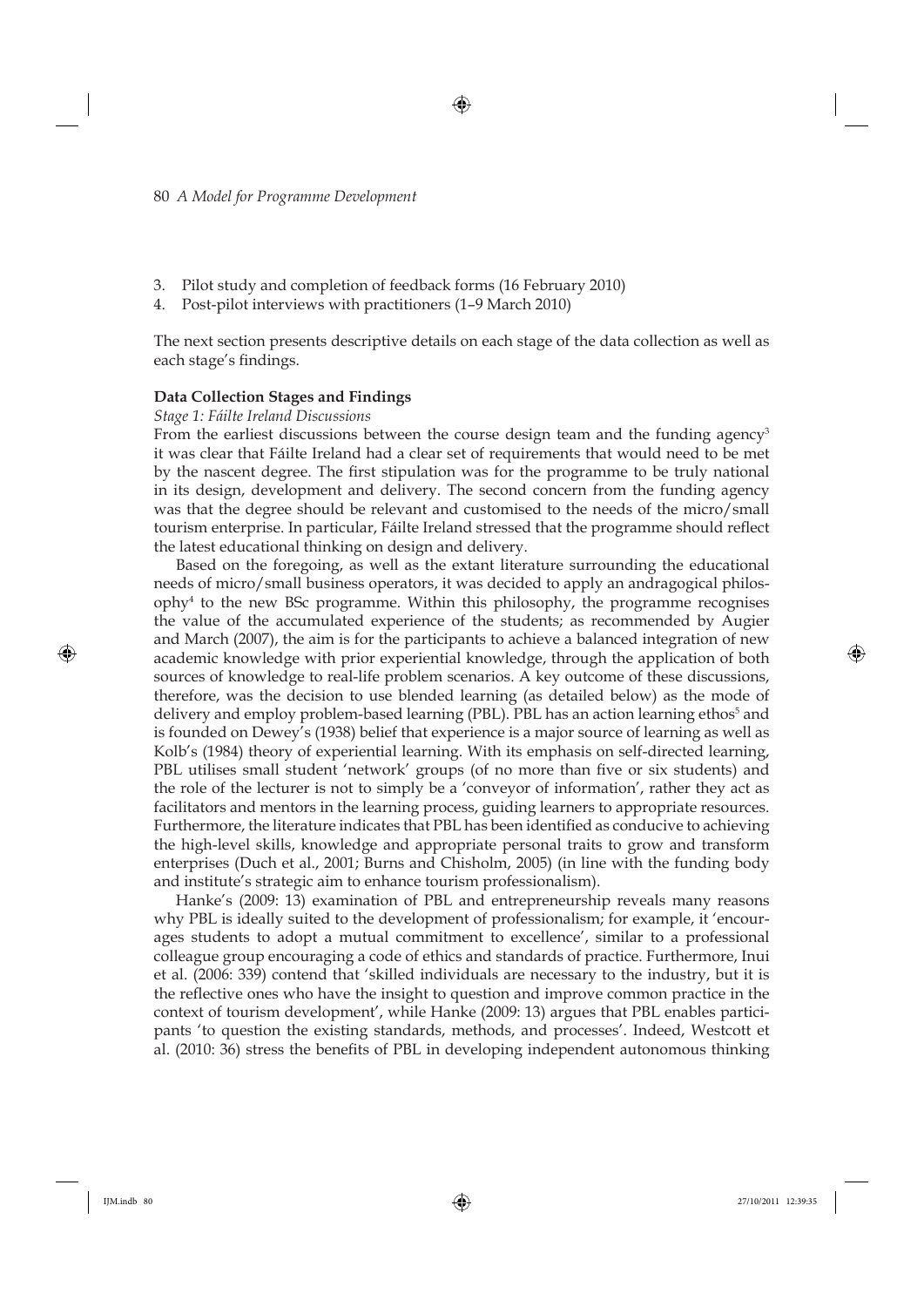3. Pilot study and completion of feedback forms (16 February 2010)
4. Post-pilot interviews with practitioners (1–9 March 2010)

The next section presents descriptive details on each stage of the data collection as well as each stage's findings.

**Data Collection Stages and Findings**

*Stage 1: Fáilte Ireland Discussions*

From the earliest discussions between the course design team and the funding agency[3] it was clear that Fáilte Ireland had a clear set of requirements that would need to be met by the nascent degree. The first stipulation was for the programme to be truly national in its design, development and delivery. The second concern from the funding agency was that the degree should be relevant and customised to the needs of the micro/small tourism enterprise. In particular, Fáilte Ireland stressed that the programme should reflect the latest educational thinking on design and delivery.

Based on the foregoing, as well as the extant literature surrounding the educational needs of micro/small business operators, it was decided to apply an andragogical philosophy[4] to the new BSc programme. Within this philosophy, the programme recognises the value of the accumulated experience of the students; as recommended by Augier and March (2007), the aim is for the participants to achieve a balanced integration of new academic knowledge with prior experiential knowledge, through the application of both sources of knowledge to real-life problem scenarios. A key outcome of these discussions, therefore, was the decision to use blended learning (as detailed below) as the mode of delivery and employ problem-based learning (PBL). PBL has an action learning ethos[5] and is founded on Dewey's (1938) belief that experience is a major source of learning as well as Kolb's (1984) theory of experiential learning. With its emphasis on self-directed learning, PBL utilises small student 'network' groups (of no more than five or six students) and the role of the lecturer is not to simply be a 'conveyor of information', rather they act as facilitators and mentors in the learning process, guiding learners to appropriate resources. Furthermore, the literature indicates that PBL has been identified as conducive to achieving the high-level skills, knowledge and appropriate personal traits to grow and transform enterprises (Duch et al., 2001; Burns and Chisholm, 2005) (in line with the funding body and institute's strategic aim to enhance tourism professionalism).

Hanke's (2009: 13) examination of PBL and entrepreneurship reveals many reasons why PBL is ideally suited to the development of professionalism; for example, it 'encourages students to adopt a mutual commitment to excellence', similar to a professional colleague group encouraging a code of ethics and standards of practice. Furthermore, Inui et al. (2006: 339) contend that 'skilled individuals are necessary to the industry, but it is the reflective ones who have the insight to question and improve common practice in the context of tourism development', while Hanke (2009: 13) argues that PBL enables participants 'to question the existing standards, methods, and processes'. Indeed, Westcott et al. (2010: 36) stress the benefits of PBL in developing independent autonomous thinking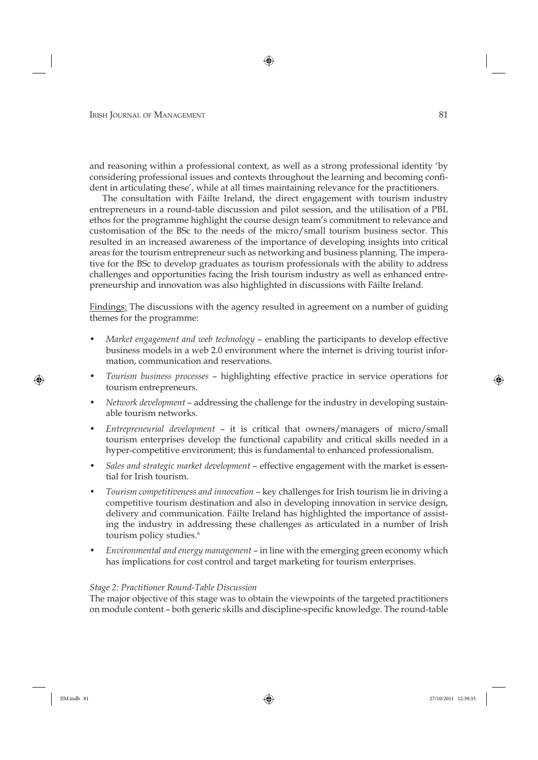and reasoning within a professional context, as well as a strong professional identity 'by considering professional issues and contexts throughout the learning and becoming confident in articulating these', while at all times maintaining relevance for the practitioners.

The consultation with Fáilte Ireland, the direct engagement with tourism industry entrepreneurs in a round-table discussion and pilot session, and the utilisation of a PBL ethos for the programme highlight the course design team's commitment to relevance and customisation of the BSc to the needs of the micro/small tourism business sector. This resulted in an increased awareness of the importance of developing insights into critical areas for the tourism entrepreneur such as networking and business planning. The imperative for the BSc to develop graduates as tourism professionals with the ability to address challenges and opportunities facing the Irish tourism industry as well as enhanced entrepreneurship and innovation was also highlighted in discussions with Fáilte Ireland.

Findings: The discussions with the agency resulted in agreement on a number of guiding themes for the programme:

- *Market engagement and web technology* – enabling the participants to develop effective business models in a web 2.0 environment where the internet is driving tourist information, communication and reservations.
- *Tourism business processes* – highlighting effective practice in service operations for tourism entrepreneurs.
- *Network development* – addressing the challenge for the industry in developing sustainable tourism networks.
- *Entrepreneurial development* – it is critical that owners/managers of micro/small tourism enterprises develop the functional capability and critical skills needed in a hyper-competitive environment; this is fundamental to enhanced professionalism.
- *Sales and strategic market development* – effective engagement with the market is essential for Irish tourism.
- *Tourism competitiveness and innovation* – key challenges for Irish tourism lie in driving a competitive tourism destination and also in developing innovation in service design, delivery and communication. Fáilte Ireland has highlighted the importance of assisting the industry in addressing these challenges as articulated in a number of Irish tourism policy studies.[6]
- *Environmental and energy management* – in line with the emerging green economy which has implications for cost control and target marketing for tourism enterprises.

*Stage 2: Practitioner Round-Table Discussion*

The major objective of this stage was to obtain the viewpoints of the targeted practitioners on module content – both generic skills and discipline-specific knowledge. The round-table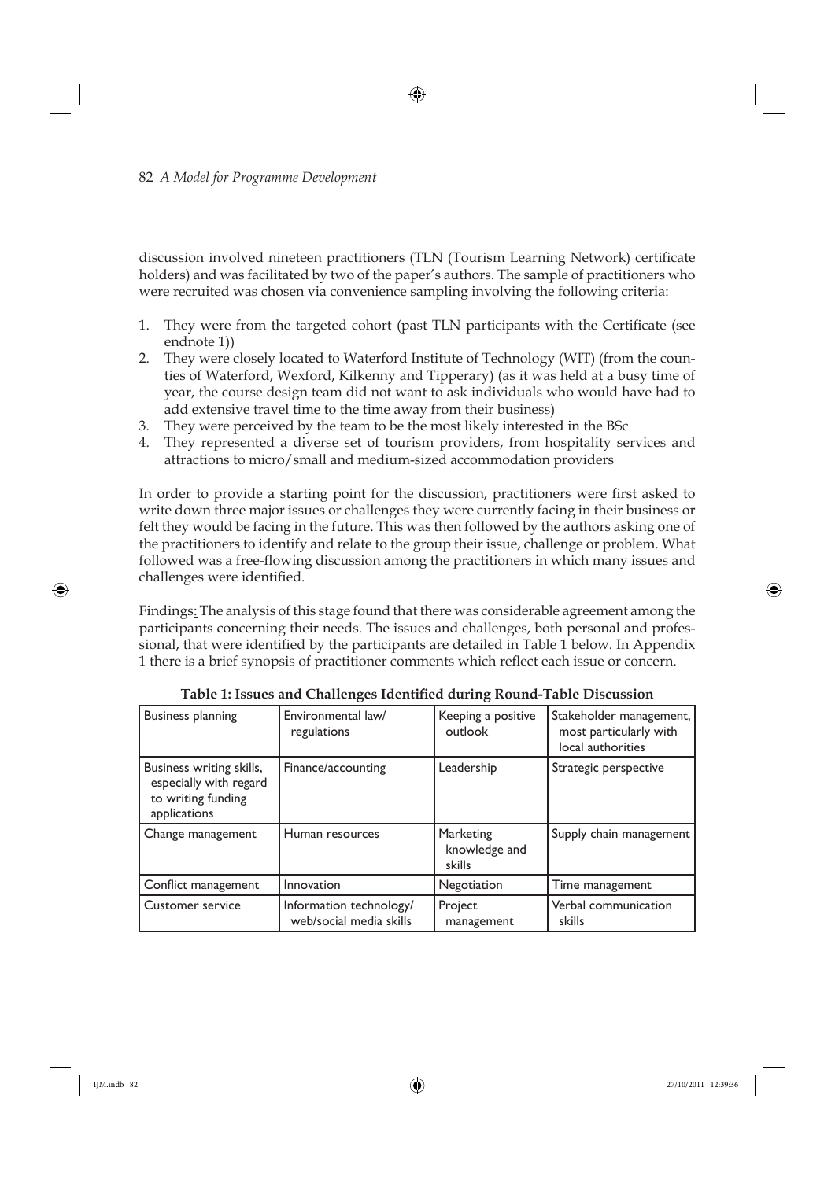discussion involved nineteen practitioners (TLN (Tourism Learning Network) certificate holders) and was facilitated by two of the paper's authors. The sample of practitioners who were recruited was chosen via convenience sampling involving the following criteria:

1. They were from the targeted cohort (past TLN participants with the Certificate (see endnote 1))
2. They were closely located to Waterford Institute of Technology (WIT) (from the counties of Waterford, Wexford, Kilkenny and Tipperary) (as it was held at a busy time of year, the course design team did not want to ask individuals who would have had to add extensive travel time to the time away from their business)
3. They were perceived by the team to be the most likely interested in the BSc
4. They represented a diverse set of tourism providers, from hospitality services and attractions to micro/small and medium-sized accommodation providers

In order to provide a starting point for the discussion, practitioners were first asked to write down three major issues or challenges they were currently facing in their business or felt they would be facing in the future. This was then followed by the authors asking one of the practitioners to identify and relate to the group their issue, challenge or problem. What followed was a free-flowing discussion among the practitioners in which many issues and challenges were identified.

Findings: The analysis of this stage found that there was considerable agreement among the participants concerning their needs. The issues and challenges, both personal and professional, that were identified by the participants are detailed in Table 1 below. In Appendix 1 there is a brief synopsis of practitioner comments which reflect each issue or concern.

**Table 1: Issues and Challenges Identified during Round-Table Discussion**

| | | | |
|---|---|---|---|
| Business planning | Environmental law/ regulations | Keeping a positive outlook | Stakeholder management, most particularly with local authorities |
| Business writing skills, especially with regard to writing funding applications | Finance/accounting | Leadership | Strategic perspective |
| Change management | Human resources | Marketing knowledge and skills | Supply chain management |
| Conflict management | Innovation | Negotiation | Time management |
| Customer service | Information technology/ web/social media skills | Project management | Verbal communication skills |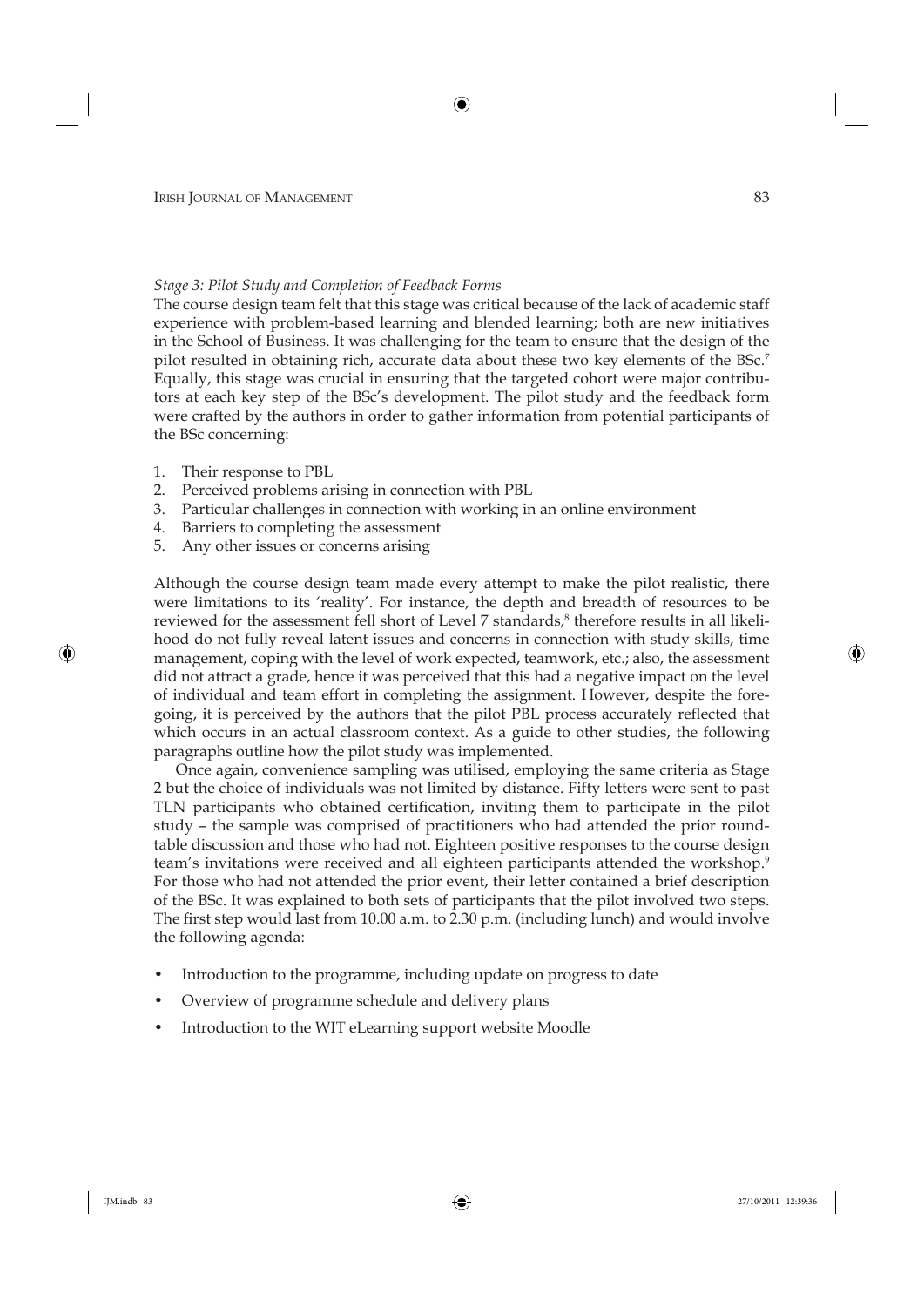*Stage 3: Pilot Study and Completion of Feedback Forms*

The course design team felt that this stage was critical because of the lack of academic staff experience with problem-based learning and blended learning; both are new initiatives in the School of Business. It was challenging for the team to ensure that the design of the pilot resulted in obtaining rich, accurate data about these two key elements of the BSc.[7] Equally, this stage was crucial in ensuring that the targeted cohort were major contributors at each key step of the BSc's development. The pilot study and the feedback form were crafted by the authors in order to gather information from potential participants of the BSc concerning:

1. Their response to PBL
2. Perceived problems arising in connection with PBL
3. Particular challenges in connection with working in an online environment
4. Barriers to completing the assessment
5. Any other issues or concerns arising

Although the course design team made every attempt to make the pilot realistic, there were limitations to its 'reality'. For instance, the depth and breadth of resources to be reviewed for the assessment fell short of Level 7 standards,[8] therefore results in all likelihood do not fully reveal latent issues and concerns in connection with study skills, time management, coping with the level of work expected, teamwork, etc.; also, the assessment did not attract a grade, hence it was perceived that this had a negative impact on the level of individual and team effort in completing the assignment. However, despite the foregoing, it is perceived by the authors that the pilot PBL process accurately reflected that which occurs in an actual classroom context. As a guide to other studies, the following paragraphs outline how the pilot study was implemented.

Once again, convenience sampling was utilised, employing the same criteria as Stage 2 but the choice of individuals was not limited by distance. Fifty letters were sent to past TLN participants who obtained certification, inviting them to participate in the pilot study – the sample was comprised of practitioners who had attended the prior roundtable discussion and those who had not. Eighteen positive responses to the course design team's invitations were received and all eighteen participants attended the workshop.[9] For those who had not attended the prior event, their letter contained a brief description of the BSc. It was explained to both sets of participants that the pilot involved two steps. The first step would last from 10.00 a.m. to 2.30 p.m. (including lunch) and would involve the following agenda:

- Introduction to the programme, including update on progress to date
- Overview of programme schedule and delivery plans
- Introduction to the WIT eLearning support website Moodle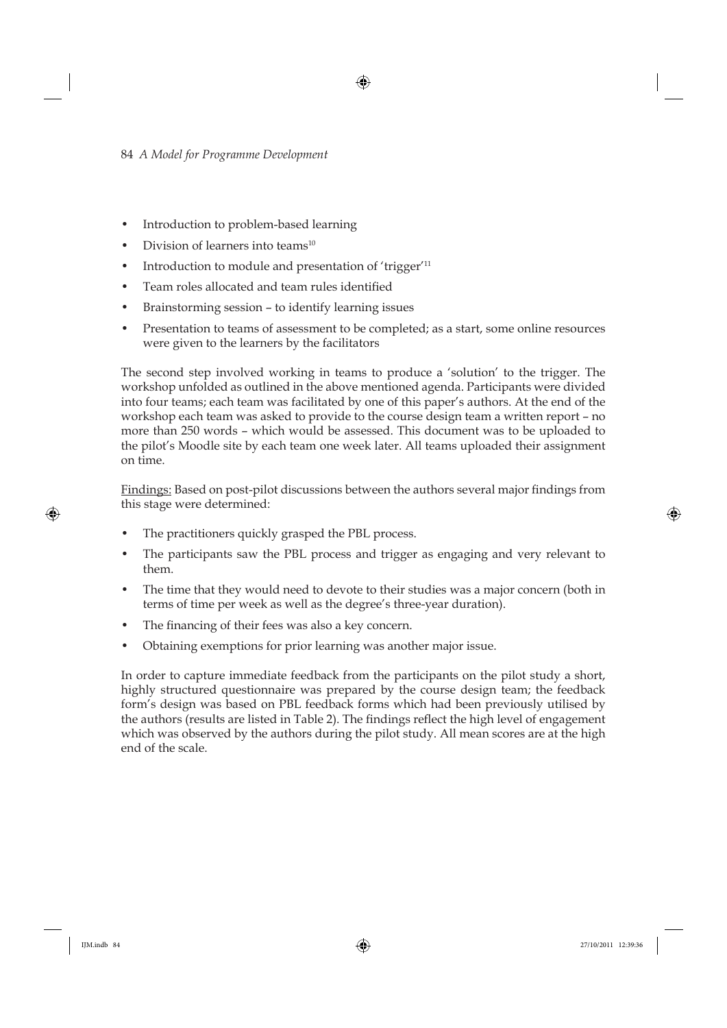- Introduction to problem-based learning
- Division of learners into teams[10]
- Introduction to module and presentation of 'trigger'[11]
- Team roles allocated and team rules identified
- Brainstorming session – to identify learning issues
- Presentation to teams of assessment to be completed; as a start, some online resources were given to the learners by the facilitators

The second step involved working in teams to produce a 'solution' to the trigger. The workshop unfolded as outlined in the above mentioned agenda. Participants were divided into four teams; each team was facilitated by one of this paper's authors. At the end of the workshop each team was asked to provide to the course design team a written report – no more than 250 words – which would be assessed. This document was to be uploaded to the pilot's Moodle site by each team one week later. All teams uploaded their assignment on time.

Findings: Based on post-pilot discussions between the authors several major findings from this stage were determined:

- The practitioners quickly grasped the PBL process.
- The participants saw the PBL process and trigger as engaging and very relevant to them.
- The time that they would need to devote to their studies was a major concern (both in terms of time per week as well as the degree's three-year duration).
- The financing of their fees was also a key concern.
- Obtaining exemptions for prior learning was another major issue.

In order to capture immediate feedback from the participants on the pilot study a short, highly structured questionnaire was prepared by the course design team; the feedback form's design was based on PBL feedback forms which had been previously utilised by the authors (results are listed in Table 2). The findings reflect the high level of engagement which was observed by the authors during the pilot study. All mean scores are at the high end of the scale.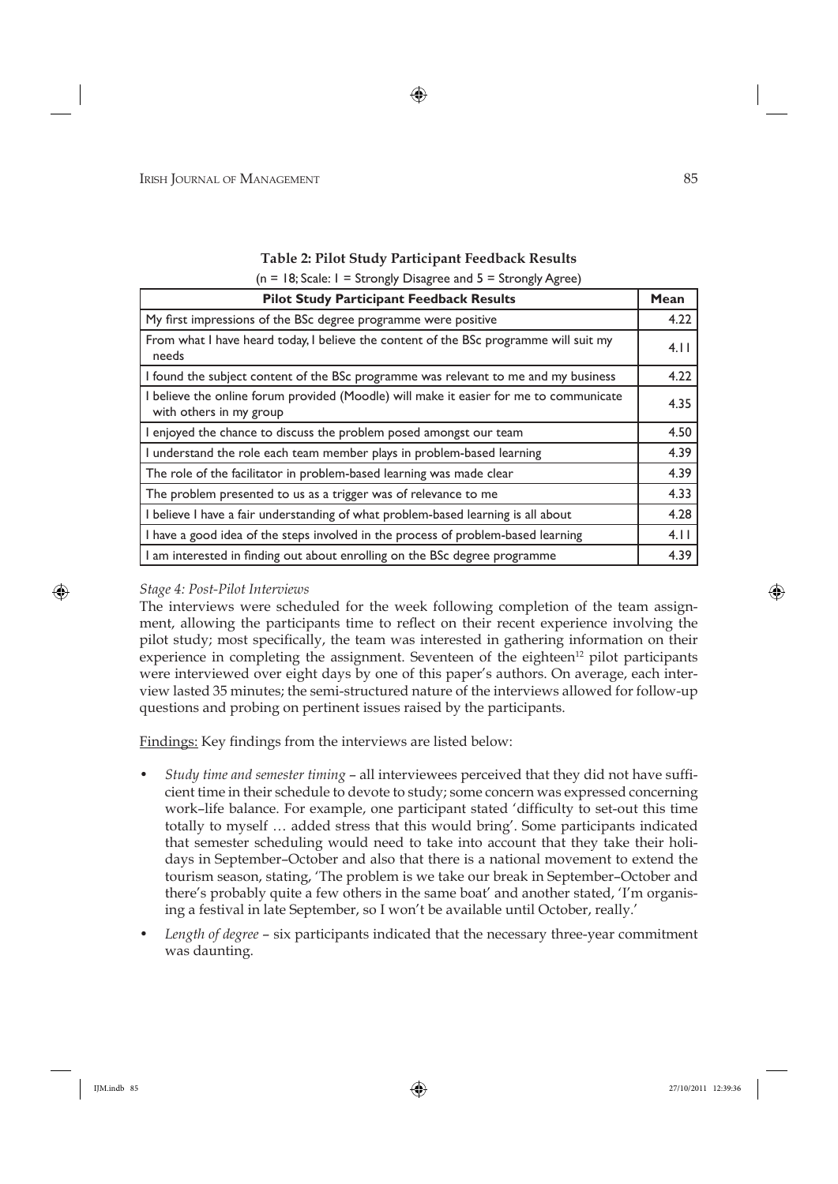**Table 2: Pilot Study Participant Feedback Results**

(n = 18; Scale: 1 = Strongly Disagree and 5 = Strongly Agree)

| Pilot Study Participant Feedback Results | Mean |
|---|---|
| My first impressions of the BSc degree programme were positive | 4.22 |
| From what I have heard today, I believe the content of the BSc programme will suit my needs | 4.11 |
| I found the subject content of the BSc programme was relevant to me and my business | 4.22 |
| I believe the online forum provided (Moodle) will make it easier for me to communicate with others in my group | 4.35 |
| I enjoyed the chance to discuss the problem posed amongst our team | 4.50 |
| I understand the role each team member plays in problem-based learning | 4.39 |
| The role of the facilitator in problem-based learning was made clear | 4.39 |
| The problem presented to us as a trigger was of relevance to me | 4.33 |
| I believe I have a fair understanding of what problem-based learning is all about | 4.28 |
| I have a good idea of the steps involved in the process of problem-based learning | 4.11 |
| I am interested in finding out about enrolling on the BSc degree programme | 4.39 |

*Stage 4: Post-Pilot Interviews*

The interviews were scheduled for the week following completion of the team assignment, allowing the participants time to reflect on their recent experience involving the pilot study; most specifically, the team was interested in gathering information on their experience in completing the assignment. Seventeen of the eighteen[12] pilot participants were interviewed over eight days by one of this paper's authors. On average, each interview lasted 35 minutes; the semi-structured nature of the interviews allowed for follow-up questions and probing on pertinent issues raised by the participants.

Findings: Key findings from the interviews are listed below:

- *Study time and semester timing* – all interviewees perceived that they did not have sufficient time in their schedule to devote to study; some concern was expressed concerning work–life balance. For example, one participant stated 'difficulty to set-out this time totally to myself … added stress that this would bring'. Some participants indicated that semester scheduling would need to take into account that they take their holidays in September–October and also that there is a national movement to extend the tourism season, stating, 'The problem is we take our break in September–October and there's probably quite a few others in the same boat' and another stated, 'I'm organising a festival in late September, so I won't be available until October, really.'
- *Length of degree* – six participants indicated that the necessary three-year commitment was daunting.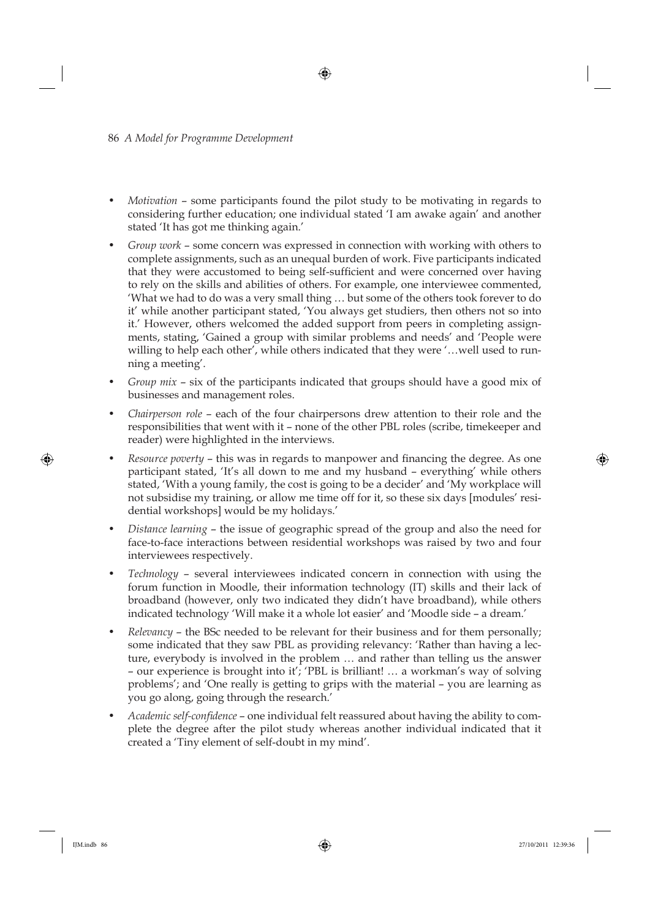- *Motivation* – some participants found the pilot study to be motivating in regards to considering further education; one individual stated 'I am awake again' and another stated 'It has got me thinking again.'
- *Group work* – some concern was expressed in connection with working with others to complete assignments, such as an unequal burden of work. Five participants indicated that they were accustomed to being self-sufficient and were concerned over having to rely on the skills and abilities of others. For example, one interviewee commented, 'What we had to do was a very small thing … but some of the others took forever to do it' while another participant stated, 'You always get studiers, then others not so into it.' However, others welcomed the added support from peers in completing assignments, stating, 'Gained a group with similar problems and needs' and 'People were willing to help each other', while others indicated that they were '…well used to running a meeting'.
- *Group mix* – six of the participants indicated that groups should have a good mix of businesses and management roles.
- *Chairperson role* – each of the four chairpersons drew attention to their role and the responsibilities that went with it – none of the other PBL roles (scribe, timekeeper and reader) were highlighted in the interviews.
- *Resource poverty* – this was in regards to manpower and financing the degree. As one participant stated, 'It's all down to me and my husband – everything' while others stated, 'With a young family, the cost is going to be a decider' and 'My workplace will not subsidise my training, or allow me time off for it, so these six days [modules' residential workshops] would be my holidays.'
- *Distance learning* – the issue of geographic spread of the group and also the need for face-to-face interactions between residential workshops was raised by two and four interviewees respectively.
- *Technology* – several interviewees indicated concern in connection with using the forum function in Moodle, their information technology (IT) skills and their lack of broadband (however, only two indicated they didn't have broadband), while others indicated technology 'Will make it a whole lot easier' and 'Moodle side – a dream.'
- *Relevancy* – the BSc needed to be relevant for their business and for them personally; some indicated that they saw PBL as providing relevancy: 'Rather than having a lecture, everybody is involved in the problem … and rather than telling us the answer – our experience is brought into it'; 'PBL is brilliant! … a workman's way of solving problems'; and 'One really is getting to grips with the material – you are learning as you go along, going through the research.'
- *Academic self-confidence* – one individual felt reassured about having the ability to complete the degree after the pilot study whereas another individual indicated that it created a 'Tiny element of self-doubt in my mind'.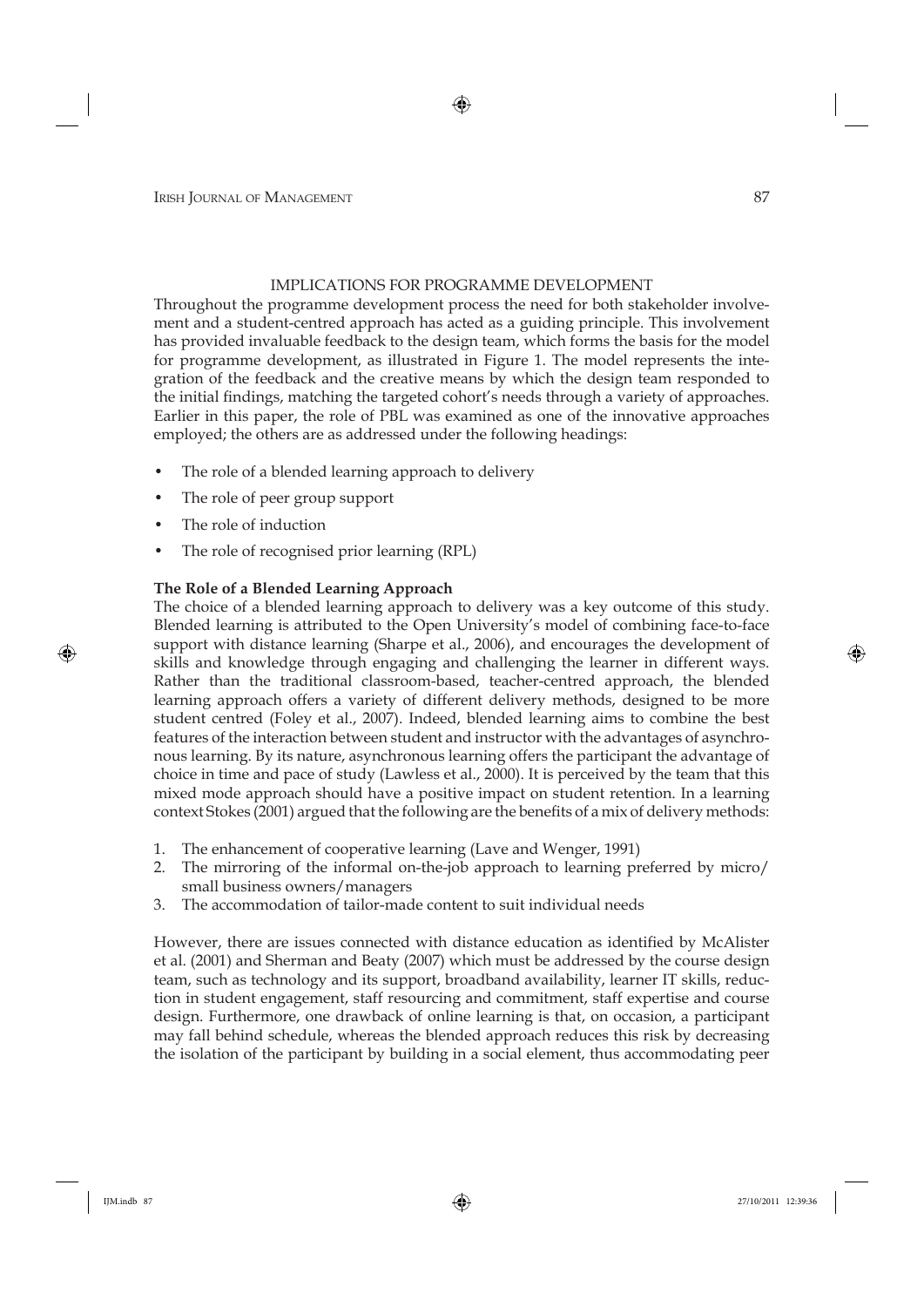## IMPLICATIONS FOR PROGRAMME DEVELOPMENT

Throughout the programme development process the need for both stakeholder involvement and a student-centred approach has acted as a guiding principle. This involvement has provided invaluable feedback to the design team, which forms the basis for the model for programme development, as illustrated in Figure 1. The model represents the integration of the feedback and the creative means by which the design team responded to the initial findings, matching the targeted cohort's needs through a variety of approaches. Earlier in this paper, the role of PBL was examined as one of the innovative approaches employed; the others are as addressed under the following headings:

- The role of a blended learning approach to delivery
- The role of peer group support
- The role of induction
- The role of recognised prior learning (RPL)

### The Role of a Blended Learning Approach

The choice of a blended learning approach to delivery was a key outcome of this study. Blended learning is attributed to the Open University's model of combining face-to-face support with distance learning (Sharpe et al., 2006), and encourages the development of skills and knowledge through engaging and challenging the learner in different ways. Rather than the traditional classroom-based, teacher-centred approach, the blended learning approach offers a variety of different delivery methods, designed to be more student centred (Foley et al., 2007). Indeed, blended learning aims to combine the best features of the interaction between student and instructor with the advantages of asynchronous learning. By its nature, asynchronous learning offers the participant the advantage of choice in time and pace of study (Lawless et al., 2000). It is perceived by the team that this mixed mode approach should have a positive impact on student retention. In a learning context Stokes (2001) argued that the following are the benefits of a mix of delivery methods:

1. The enhancement of cooperative learning (Lave and Wenger, 1991)
2. The mirroring of the informal on-the-job approach to learning preferred by micro/small business owners/managers
3. The accommodation of tailor-made content to suit individual needs

However, there are issues connected with distance education as identified by McAlister et al. (2001) and Sherman and Beaty (2007) which must be addressed by the course design team, such as technology and its support, broadband availability, learner IT skills, reduction in student engagement, staff resourcing and commitment, staff expertise and course design. Furthermore, one drawback of online learning is that, on occasion, a participant may fall behind schedule, whereas the blended approach reduces this risk by decreasing the isolation of the participant by building in a social element, thus accommodating peer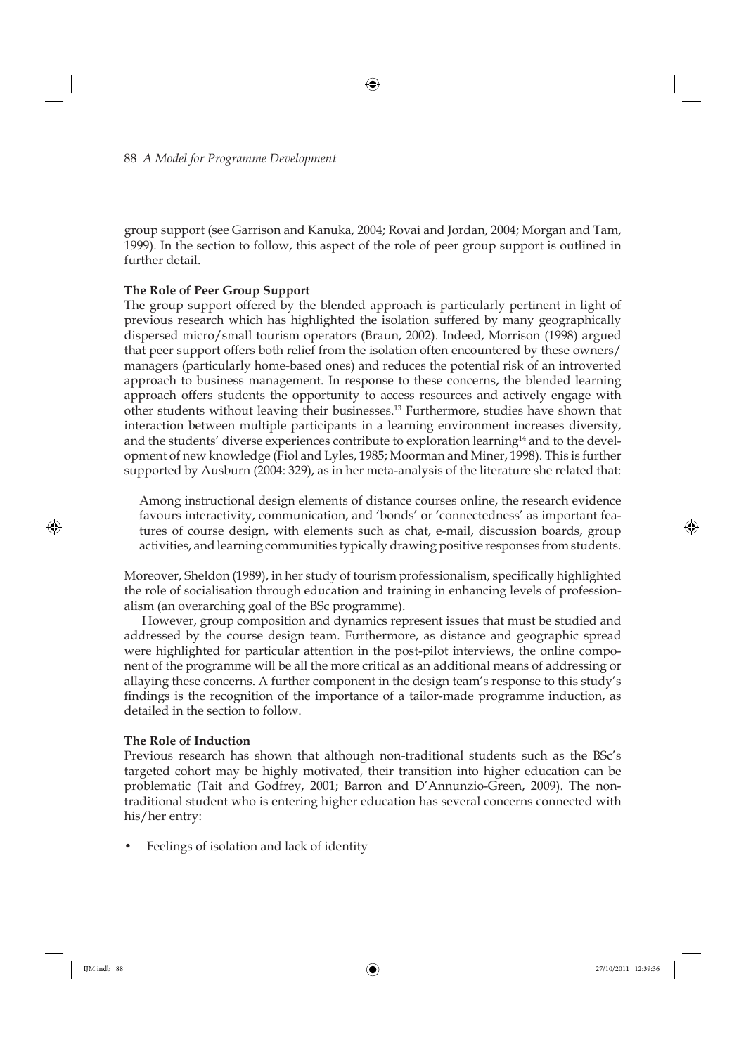group support (see Garrison and Kanuka, 2004; Rovai and Jordan, 2004; Morgan and Tam, 1999). In the section to follow, this aspect of the role of peer group support is outlined in further detail.

**The Role of Peer Group Support**

The group support offered by the blended approach is particularly pertinent in light of previous research which has highlighted the isolation suffered by many geographically dispersed micro/small tourism operators (Braun, 2002). Indeed, Morrison (1998) argued that peer support offers both relief from the isolation often encountered by these owners/managers (particularly home-based ones) and reduces the potential risk of an introverted approach to business management. In response to these concerns, the blended learning approach offers students the opportunity to access resources and actively engage with other students without leaving their businesses.[13] Furthermore, studies have shown that interaction between multiple participants in a learning environment increases diversity, and the students' diverse experiences contribute to exploration learning[14] and to the development of new knowledge (Fiol and Lyles, 1985; Moorman and Miner, 1998). This is further supported by Ausburn (2004: 329), as in her meta-analysis of the literature she related that:

> Among instructional design elements of distance courses online, the research evidence favours interactivity, communication, and 'bonds' or 'connectedness' as important features of course design, with elements such as chat, e-mail, discussion boards, group activities, and learning communities typically drawing positive responses from students.

Moreover, Sheldon (1989), in her study of tourism professionalism, specifically highlighted the role of socialisation through education and training in enhancing levels of professionalism (an overarching goal of the BSc programme).

However, group composition and dynamics represent issues that must be studied and addressed by the course design team. Furthermore, as distance and geographic spread were highlighted for particular attention in the post-pilot interviews, the online component of the programme will be all the more critical as an additional means of addressing or allaying these concerns. A further component in the design team's response to this study's findings is the recognition of the importance of a tailor-made programme induction, as detailed in the section to follow.

**The Role of Induction**

Previous research has shown that although non-traditional students such as the BSc's targeted cohort may be highly motivated, their transition into higher education can be problematic (Tait and Godfrey, 2001; Barron and D'Annunzio-Green, 2009). The non-traditional student who is entering higher education has several concerns connected with his/her entry:

- Feelings of isolation and lack of identity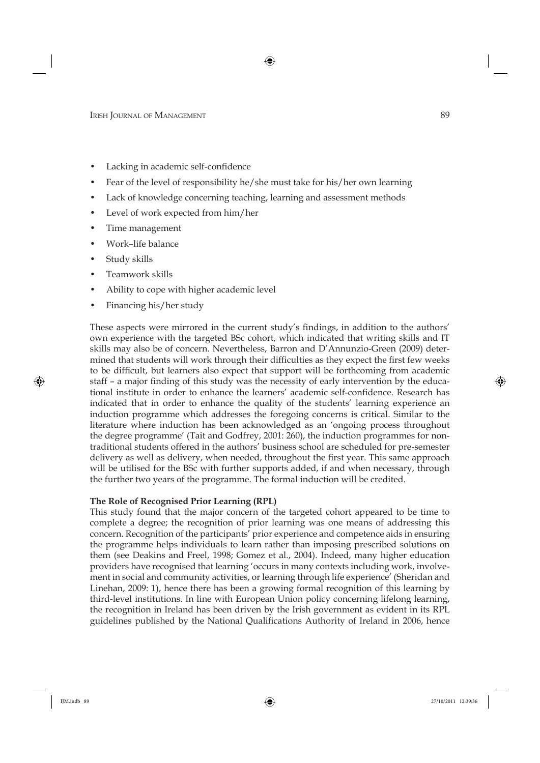- Lacking in academic self-confidence
- Fear of the level of responsibility he/she must take for his/her own learning
- Lack of knowledge concerning teaching, learning and assessment methods
- Level of work expected from him/her
- Time management
- Work–life balance
- Study skills
- Teamwork skills
- Ability to cope with higher academic level
- Financing his/her study

These aspects were mirrored in the current study's findings, in addition to the authors' own experience with the targeted BSc cohort, which indicated that writing skills and IT skills may also be of concern. Nevertheless, Barron and D'Annunzio-Green (2009) determined that students will work through their difficulties as they expect the first few weeks to be difficult, but learners also expect that support will be forthcoming from academic staff – a major finding of this study was the necessity of early intervention by the educational institute in order to enhance the learners' academic self-confidence. Research has indicated that in order to enhance the quality of the students' learning experience an induction programme which addresses the foregoing concerns is critical. Similar to the literature where induction has been acknowledged as an 'ongoing process throughout the degree programme' (Tait and Godfrey, 2001: 260), the induction programmes for non-traditional students offered in the authors' business school are scheduled for pre-semester delivery as well as delivery, when needed, throughout the first year. This same approach will be utilised for the BSc with further supports added, if and when necessary, through the further two years of the programme. The formal induction will be credited.

**The Role of Recognised Prior Learning (RPL)**

This study found that the major concern of the targeted cohort appeared to be time to complete a degree; the recognition of prior learning was one means of addressing this concern. Recognition of the participants' prior experience and competence aids in ensuring the programme helps individuals to learn rather than imposing prescribed solutions on them (see Deakins and Freel, 1998; Gomez et al., 2004). Indeed, many higher education providers have recognised that learning 'occurs in many contexts including work, involvement in social and community activities, or learning through life experience' (Sheridan and Linehan, 2009: 1), hence there has been a growing formal recognition of this learning by third-level institutions. In line with European Union policy concerning lifelong learning, the recognition in Ireland has been driven by the Irish government as evident in its RPL guidelines published by the National Qualifications Authority of Ireland in 2006, hence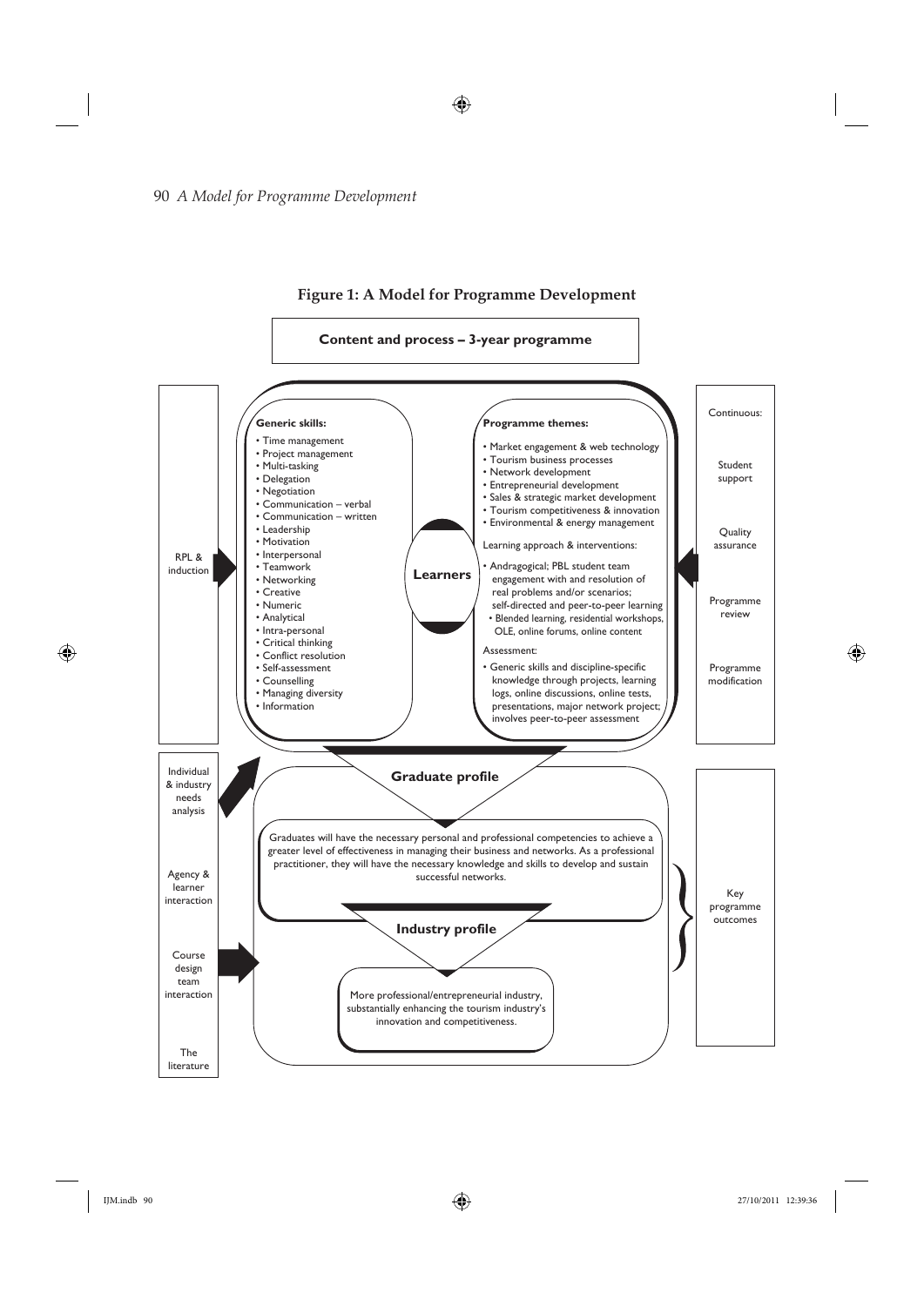**Figure 1: A Model for Programme Development**

**Content and process – 3-year programme**

**Generic skills:**

- Time management
- Project management
- Multi-tasking
- Delegation
- Negotiation
- Communication – verbal
- Communication – written
- Leadership
- Motivation
- Interpersonal
- Teamwork
- Networking
- Creative
- Numeric
- Analytical
- Intra-personal
- Critical thinking
- Conflict resolution
- Self-assessment
- Counselling
- Managing diversity
- Information

**Learners**

**Programme themes:**

- Market engagement & web technology
- Tourism business processes
- Network development
- Entrepreneurial development
- Sales & strategic market development
- Tourism competitiveness & innovation
- Environmental & energy management

Learning approach & interventions:

- Andragogical; PBL student team engagement with and resolution of real problems and/or scenarios; self-directed and peer-to-peer learning
- Blended learning, residential workshops, OLE, online forums, online content

Assessment:

- Generic skills and discipline-specific knowledge through projects, learning logs, online discussions, online tests, presentations, major network project; involves peer-to-peer assessment

RPL & induction

Continuous:

Student support

Quality assurance

Programme review

Programme modification

**Graduate profile**

Graduates will have the necessary personal and professional competencies to achieve a greater level of effectiveness in managing their business and networks. As a professional practitioner, they will have the necessary knowledge and skills to develop and sustain successful networks.

**Industry profile**

More professional/entrepreneurial industry, substantially enhancing the tourism industry's innovation and competitiveness.

Key programme outcomes

Individual & industry needs analysis

Agency & learner interaction

Course design team interaction

The literature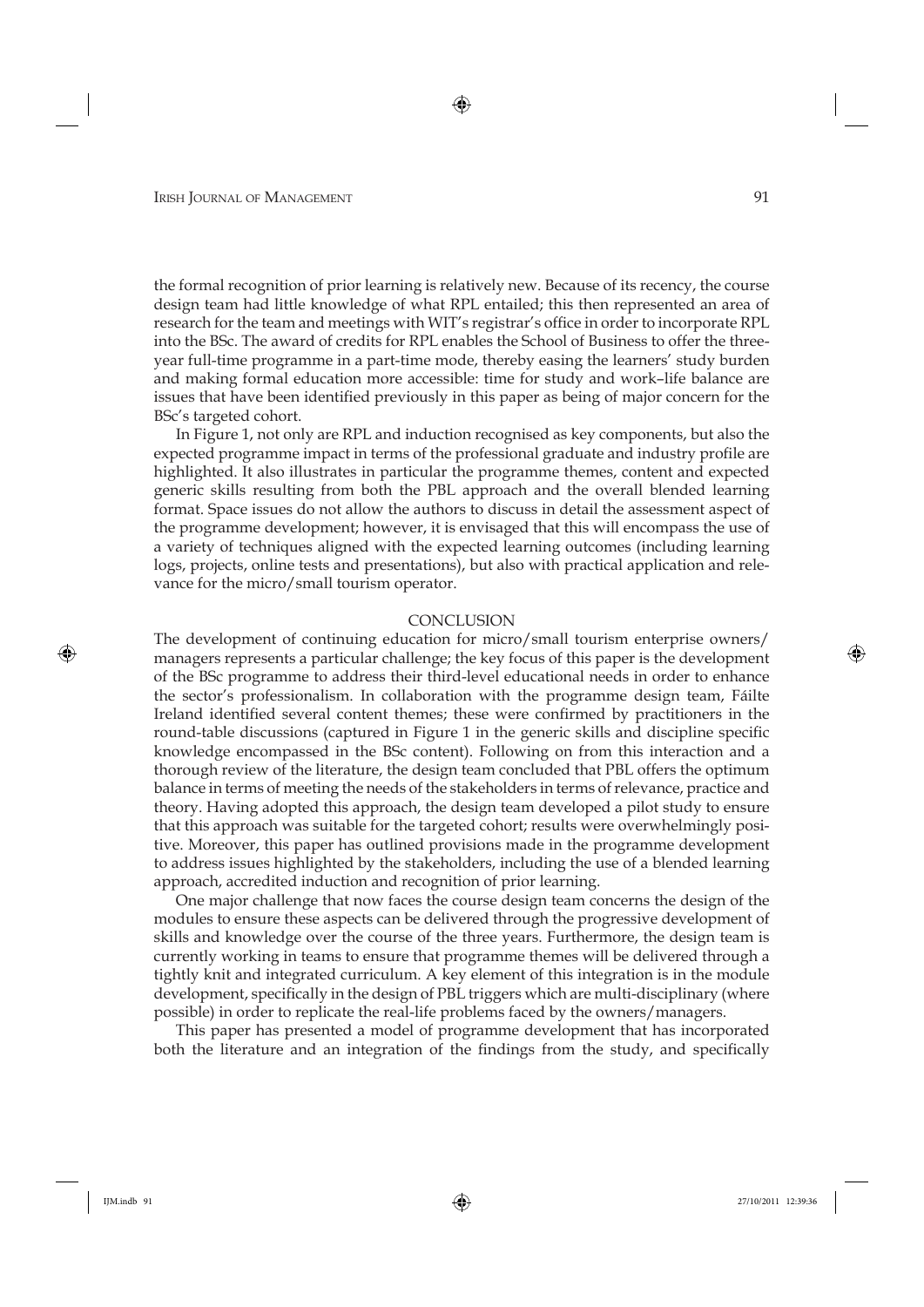the formal recognition of prior learning is relatively new. Because of its recency, the course design team had little knowledge of what RPL entailed; this then represented an area of research for the team and meetings with WIT's registrar's office in order to incorporate RPL into the BSc. The award of credits for RPL enables the School of Business to offer the three-year full-time programme in a part-time mode, thereby easing the learners' study burden and making formal education more accessible: time for study and work–life balance are issues that have been identified previously in this paper as being of major concern for the BSc's targeted cohort.

In Figure 1, not only are RPL and induction recognised as key components, but also the expected programme impact in terms of the professional graduate and industry profile are highlighted. It also illustrates in particular the programme themes, content and expected generic skills resulting from both the PBL approach and the overall blended learning format. Space issues do not allow the authors to discuss in detail the assessment aspect of the programme development; however, it is envisaged that this will encompass the use of a variety of techniques aligned with the expected learning outcomes (including learning logs, projects, online tests and presentations), but also with practical application and relevance for the micro/small tourism operator.

## CONCLUSION

The development of continuing education for micro/small tourism enterprise owners/managers represents a particular challenge; the key focus of this paper is the development of the BSc programme to address their third-level educational needs in order to enhance the sector's professionalism. In collaboration with the programme design team, Fáilte Ireland identified several content themes; these were confirmed by practitioners in the round-table discussions (captured in Figure 1 in the generic skills and discipline specific knowledge encompassed in the BSc content). Following on from this interaction and a thorough review of the literature, the design team concluded that PBL offers the optimum balance in terms of meeting the needs of the stakeholders in terms of relevance, practice and theory. Having adopted this approach, the design team developed a pilot study to ensure that this approach was suitable for the targeted cohort; results were overwhelmingly positive. Moreover, this paper has outlined provisions made in the programme development to address issues highlighted by the stakeholders, including the use of a blended learning approach, accredited induction and recognition of prior learning.

One major challenge that now faces the course design team concerns the design of the modules to ensure these aspects can be delivered through the progressive development of skills and knowledge over the course of the three years. Furthermore, the design team is currently working in teams to ensure that programme themes will be delivered through a tightly knit and integrated curriculum. A key element of this integration is in the module development, specifically in the design of PBL triggers which are multi-disciplinary (where possible) in order to replicate the real-life problems faced by the owners/managers.

This paper has presented a model of programme development that has incorporated both the literature and an integration of the findings from the study, and specifically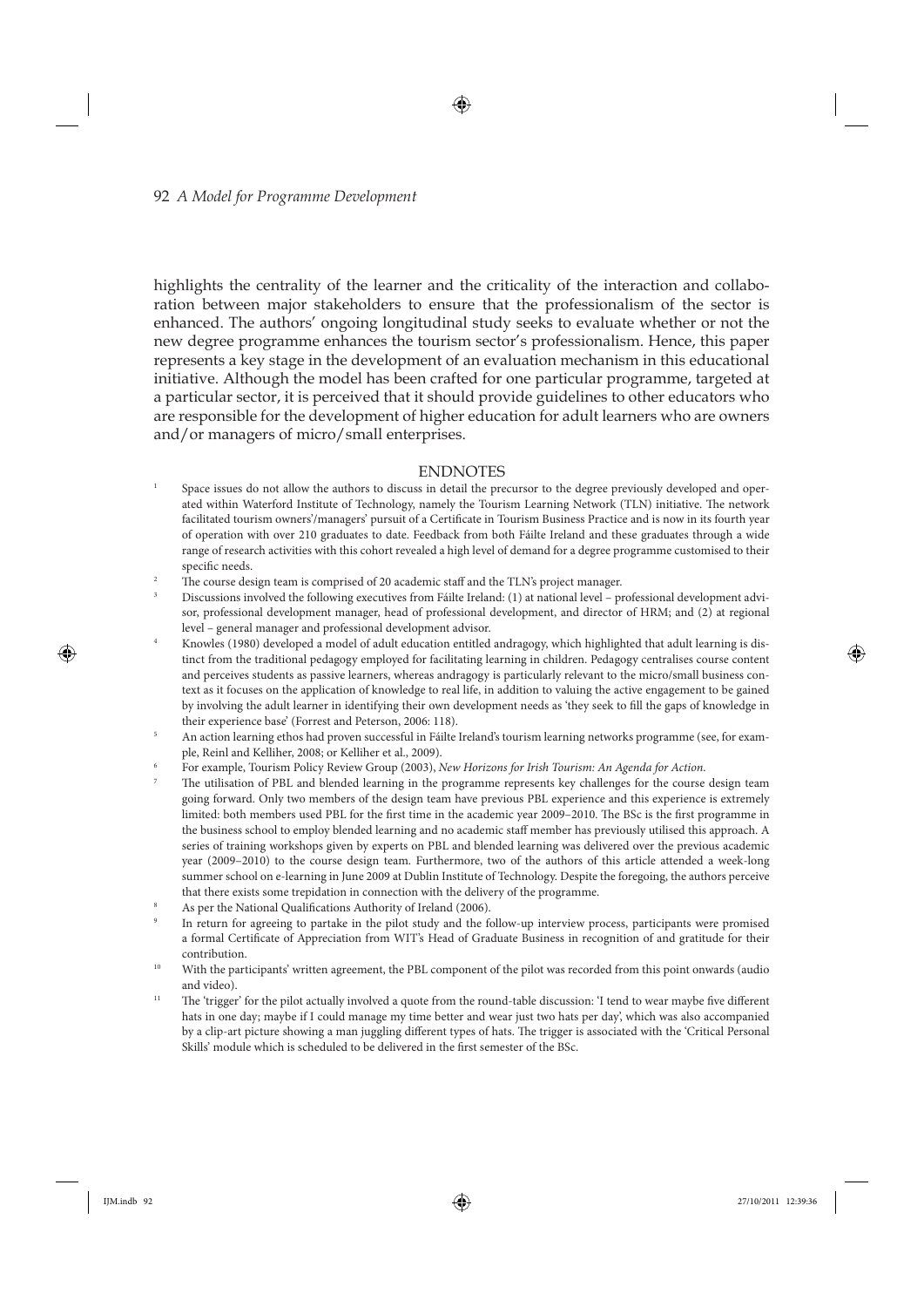highlights the centrality of the learner and the criticality of the interaction and collaboration between major stakeholders to ensure that the professionalism of the sector is enhanced. The authors' ongoing longitudinal study seeks to evaluate whether or not the new degree programme enhances the tourism sector's professionalism. Hence, this paper represents a key stage in the development of an evaluation mechanism in this educational initiative. Although the model has been crafted for one particular programme, targeted at a particular sector, it is perceived that it should provide guidelines to other educators who are responsible for the development of higher education for adult learners who are owners and/or managers of micro/small enterprises.

## ENDNOTES

1. Space issues do not allow the authors to discuss in detail the precursor to the degree previously developed and operated within Waterford Institute of Technology, namely the Tourism Learning Network (TLN) initiative. The network facilitated tourism owners'/managers' pursuit of a Certificate in Tourism Business Practice and is now in its fourth year of operation with over 210 graduates to date. Feedback from both Fáilte Ireland and these graduates through a wide range of research activities with this cohort revealed a high level of demand for a degree programme customised to their specific needs.
2. The course design team is comprised of 20 academic staff and the TLN's project manager.
3. Discussions involved the following executives from Fáilte Ireland: (1) at national level – professional development advisor, professional development manager, head of professional development, and director of HRM; and (2) at regional level – general manager and professional development advisor.
4. Knowles (1980) developed a model of adult education entitled andragogy, which highlighted that adult learning is distinct from the traditional pedagogy employed for facilitating learning in children. Pedagogy centralises course content and perceives students as passive learners, whereas andragogy is particularly relevant to the micro/small business context as it focuses on the application of knowledge to real life, in addition to valuing the active engagement to be gained by involving the adult learner in identifying their own development needs as 'they seek to fill the gaps of knowledge in their experience base' (Forrest and Peterson, 2006: 118).
5. An action learning ethos had proven successful in Fáilte Ireland's tourism learning networks programme (see, for example, Reinl and Kelliher, 2008; or Kelliher et al., 2009).
6. For example, Tourism Policy Review Group (2003), *New Horizons for Irish Tourism: An Agenda for Action*.
7. The utilisation of PBL and blended learning in the programme represents key challenges for the course design team going forward. Only two members of the design team have previous PBL experience and this experience is extremely limited: both members used PBL for the first time in the academic year 2009–2010. The BSc is the first programme in the business school to employ blended learning and no academic staff member has previously utilised this approach. A series of training workshops given by experts on PBL and blended learning was delivered over the previous academic year (2009–2010) to the course design team. Furthermore, two of the authors of this article attended a week-long summer school on e-learning in June 2009 at Dublin Institute of Technology. Despite the foregoing, the authors perceive that there exists some trepidation in connection with the delivery of the programme.
8. As per the National Qualifications Authority of Ireland (2006).
9. In return for agreeing to partake in the pilot study and the follow-up interview process, participants were promised a formal Certificate of Appreciation from WIT's Head of Graduate Business in recognition of and gratitude for their contribution.
10. With the participants' written agreement, the PBL component of the pilot was recorded from this point onwards (audio and video).
11. The 'trigger' for the pilot actually involved a quote from the round-table discussion: 'I tend to wear maybe five different hats in one day; maybe if I could manage my time better and wear just two hats per day', which was also accompanied by a clip-art picture showing a man juggling different types of hats. The trigger is associated with the 'Critical Personal Skills' module which is scheduled to be delivered in the first semester of the BSc.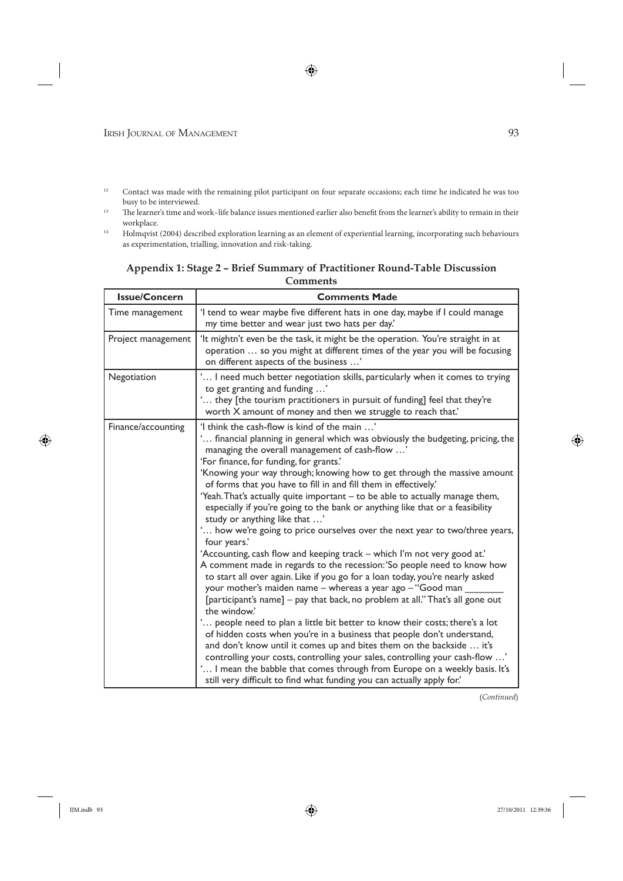[12] Contact was made with the remaining pilot participant on four separate occasions; each time he indicated he was too busy to be interviewed.

[13] The learner's time and work–life balance issues mentioned earlier also benefit from the learner's ability to remain in their workplace.

[14] Holmqvist (2004) described exploration learning as an element of experiential learning, incorporating such behaviours as experimentation, trialling, innovation and risk-taking.

## Appendix 1: Stage 2 – Brief Summary of Practitioner Round-Table Discussion Comments

| Issue/Concern | Comments Made |
|---|---|
| Time management | 'I tend to wear maybe five different hats in one day, maybe if I could manage my time better and wear just two hats per day.' |
| Project management | 'It mightn't even be the task, it might be the operation. You're straight in at operation … so you might at different times of the year you will be focusing on different aspects of the business …' |
| Negotiation | '… I need much better negotiation skills, particularly when it comes to trying to get granting and funding …'<br>'… they [the tourism practitioners in pursuit of funding] feel that they're worth X amount of money and then we struggle to reach that.' |
| Finance/accounting | 'I think the cash-flow is kind of the main …'<br>'… financial planning in general which was obviously the budgeting, pricing, the managing the overall management of cash-flow …'<br>'For finance, for funding, for grants.'<br>'Knowing your way through; knowing how to get through the massive amount of forms that you have to fill in and fill them in effectively.'<br>'Yeah. That's actually quite important – to be able to actually manage them, especially if you're going to the bank or anything like that or a feasibility study or anything like that …'<br>'… how we're going to price ourselves over the next year to two/three years, four years.'<br>'Accounting, cash flow and keeping track – which I'm not very good at.'<br>A comment made in regards to the recession: 'So people need to know how to start all over again. Like if you go for a loan today, you're nearly asked your mother's maiden name – whereas a year ago – "Good man _______ [participant's name] – pay that back, no problem at all." That's all gone out the window.'<br>'… people need to plan a little bit better to know their costs; there's a lot of hidden costs when you're in a business that people don't understand, and don't know until it comes up and bites them on the backside … it's controlling your costs, controlling your sales, controlling your cash-flow …'<br>'… I mean the babble that comes through from Europe on a weekly basis. It's still very difficult to find what funding you can actually apply for.' |

(*Continued*)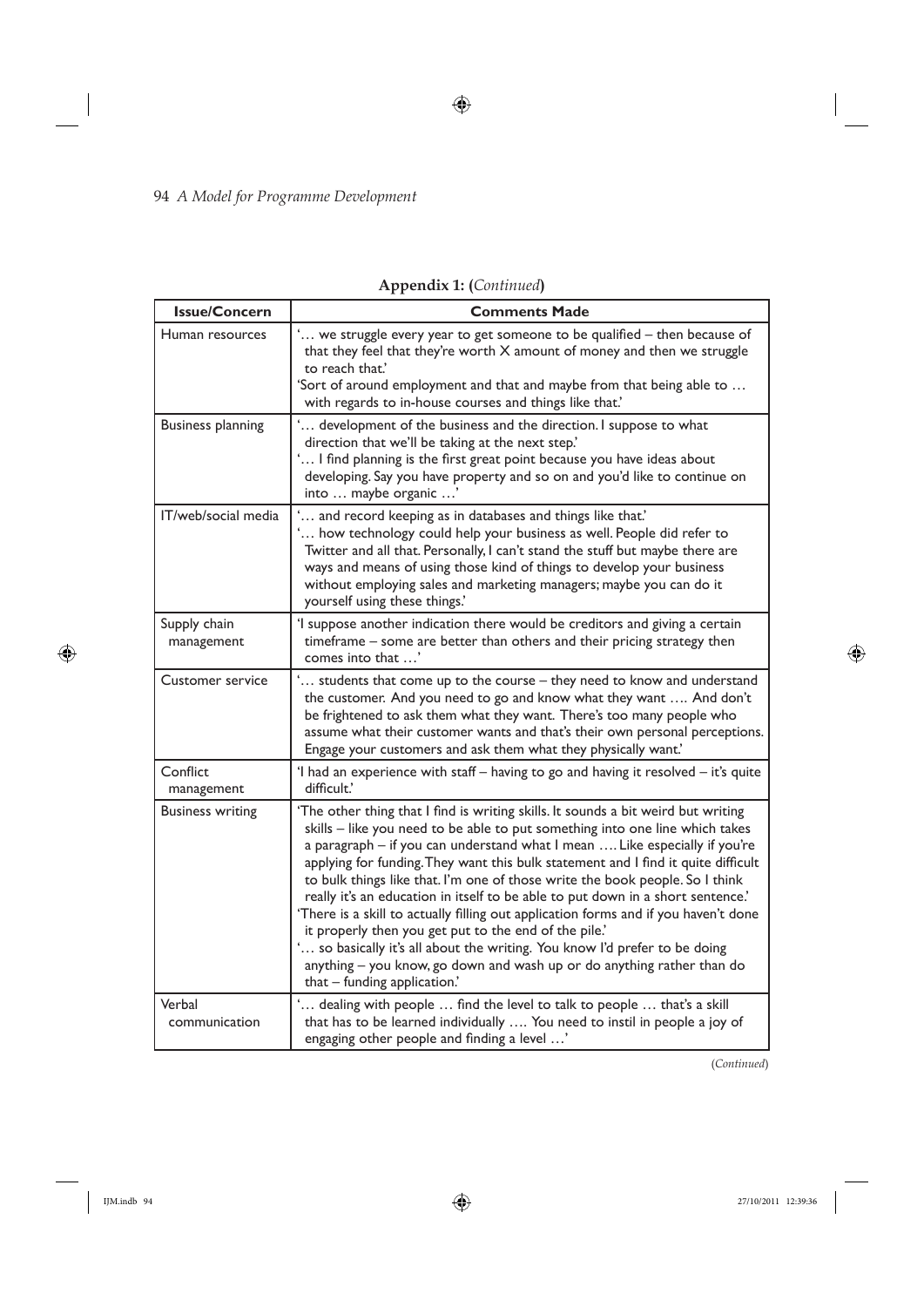**Appendix 1: (*Continued*)**

| Issue/Concern | Comments Made |
|---|---|
| Human resources | '… we struggle every year to get someone to be qualified – then because of that they feel that they're worth X amount of money and then we struggle to reach that.'<br>'Sort of around employment and that and maybe from that being able to … with regards to in-house courses and things like that.' |
| Business planning | '… development of the business and the direction. I suppose to what direction that we'll be taking at the next step.'<br>'… I find planning is the first great point because you have ideas about developing. Say you have property and so on and you'd like to continue on into … maybe organic …' |
| IT/web/social media | '… and record keeping as in databases and things like that.'<br>'… how technology could help your business as well. People did refer to Twitter and all that. Personally, I can't stand the stuff but maybe there are ways and means of using those kind of things to develop your business without employing sales and marketing managers; maybe you can do it yourself using these things.' |
| Supply chain management | 'I suppose another indication there would be creditors and giving a certain timeframe – some are better than others and their pricing strategy then comes into that …' |
| Customer service | '… students that come up to the course – they need to know and understand the customer. And you need to go and know what they want …. And don't be frightened to ask them what they want. There's too many people who assume what their customer wants and that's their own personal perceptions. Engage your customers and ask them what they physically want.' |
| Conflict management | 'I had an experience with staff – having to go and having it resolved – it's quite difficult.' |
| Business writing | 'The other thing that I find is writing skills. It sounds a bit weird but writing skills – like you need to be able to put something into one line which takes a paragraph – if you can understand what I mean …. Like especially if you're applying for funding. They want this bulk statement and I find it quite difficult to bulk things like that. I'm one of those write the book people. So I think really it's an education in itself to be able to put down in a short sentence.'<br>'There is a skill to actually filling out application forms and if you haven't done it properly then you get put to the end of the pile.'<br>'… so basically it's all about the writing. You know I'd prefer to be doing anything – you know, go down and wash up or do anything rather than do that – funding application.' |
| Verbal communication | '… dealing with people … find the level to talk to people … that's a skill that has to be learned individually …. You need to instil in people a joy of engaging other people and finding a level …' |

(*Continued*)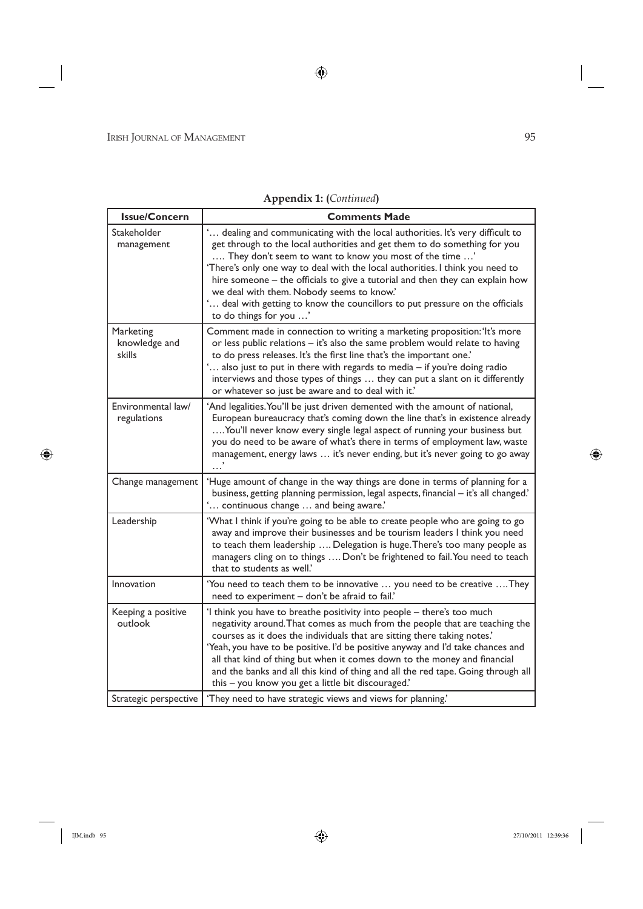**Appendix 1: (*Continued*)**

| Issue/Concern | Comments Made |
|---|---|
| Stakeholder management | '… dealing and communicating with the local authorities. It's very difficult to get through to the local authorities and get them to do something for you …. They don't seem to want to know you most of the time …' 'There's only one way to deal with the local authorities. I think you need to hire someone – the officials to give a tutorial and then they can explain how we deal with them. Nobody seems to know.' '… deal with getting to know the councillors to put pressure on the officials to do things for you …' |
| Marketing knowledge and skills | Comment made in connection to writing a marketing proposition: 'It's more or less public relations – it's also the same problem would relate to having to do press releases. It's the first line that's the important one.' '… also just to put in there with regards to media – if you're doing radio interviews and those types of things … they can put a slant on it differently or whatever so just be aware and to deal with it.' |
| Environmental law/ regulations | 'And legalities. You'll be just driven demented with the amount of national, European bureaucracy that's coming down the line that's in existence already …. You'll never know every single legal aspect of running your business but you do need to be aware of what's there in terms of employment law, waste management, energy laws … it's never ending, but it's never going to go away …' |
| Change management | 'Huge amount of change in the way things are done in terms of planning for a business, getting planning permission, legal aspects, financial – it's all changed.' '… continuous change … and being aware.' |
| Leadership | 'What I think if you're going to be able to create people who are going to go away and improve their businesses and be tourism leaders I think you need to teach them leadership …. Delegation is huge. There's too many people as managers cling on to things …. Don't be frightened to fail. You need to teach that to students as well.' |
| Innovation | 'You need to teach them to be innovative … you need to be creative …. They need to experiment – don't be afraid to fail.' |
| Keeping a positive outlook | 'I think you have to breathe positivity into people – there's too much negativity around. That comes as much from the people that are teaching the courses as it does the individuals that are sitting there taking notes.' 'Yeah, you have to be positive. I'd be positive anyway and I'd take chances and all that kind of thing but when it comes down to the money and financial and the banks and all this kind of thing and all the red tape. Going through all this – you know you get a little bit discouraged.' |
| Strategic perspective | 'They need to have strategic views and views for planning.' |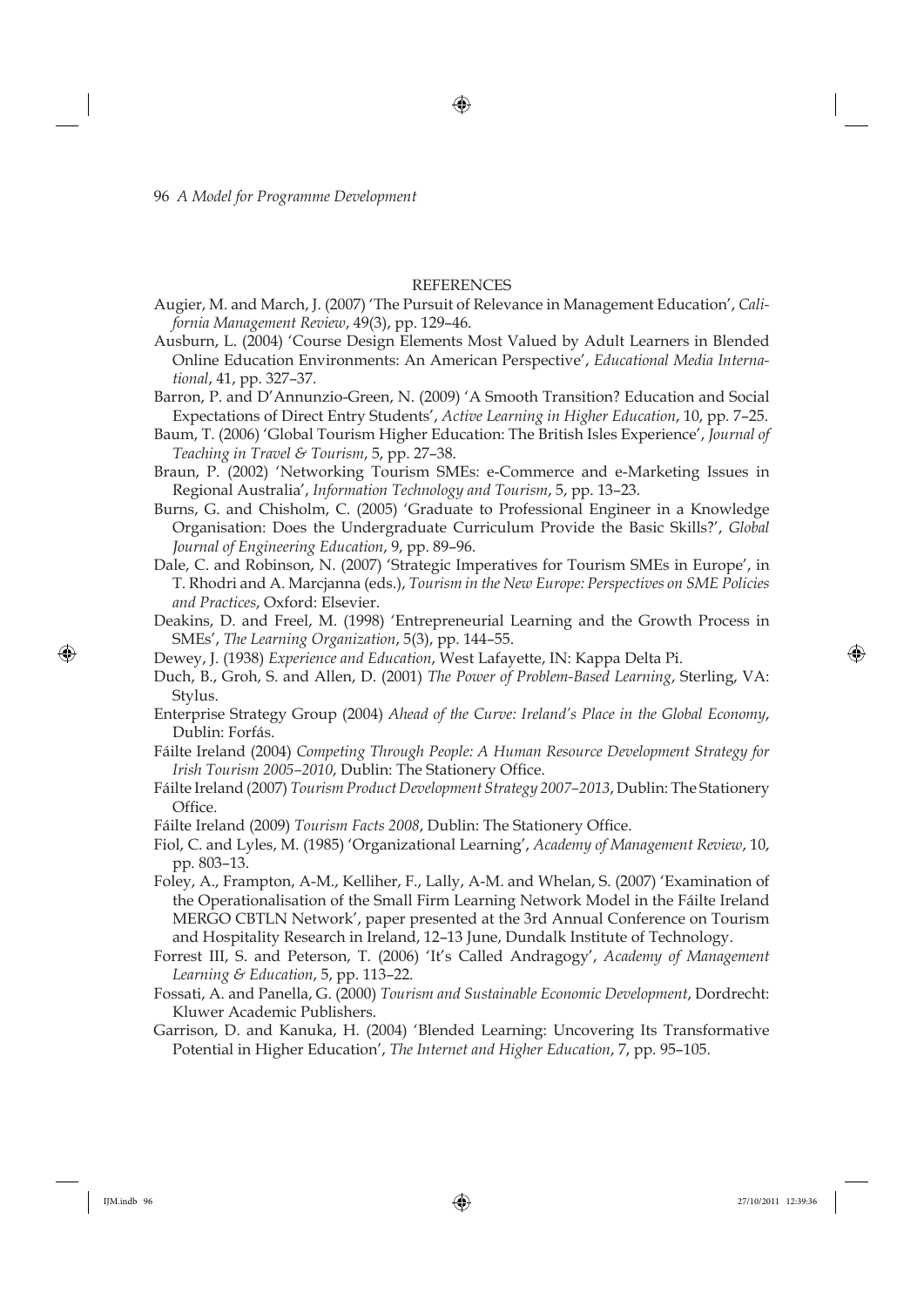## REFERENCES

Augier, M. and March, J. (2007) 'The Pursuit of Relevance in Management Education', *California Management Review*, 49(3), pp. 129–46.

Ausburn, L. (2004) 'Course Design Elements Most Valued by Adult Learners in Blended Online Education Environments: An American Perspective', *Educational Media International*, 41, pp. 327–37.

Barron, P. and D'Annunzio-Green, N. (2009) 'A Smooth Transition? Education and Social Expectations of Direct Entry Students', *Active Learning in Higher Education*, 10, pp. 7–25.

Baum, T. (2006) 'Global Tourism Higher Education: The British Isles Experience', *Journal of Teaching in Travel & Tourism*, 5, pp. 27–38.

Braun, P. (2002) 'Networking Tourism SMEs: e-Commerce and e-Marketing Issues in Regional Australia', *Information Technology and Tourism*, 5, pp. 13–23.

Burns, G. and Chisholm, C. (2005) 'Graduate to Professional Engineer in a Knowledge Organisation: Does the Undergraduate Curriculum Provide the Basic Skills?', *Global Journal of Engineering Education*, 9, pp. 89–96.

Dale, C. and Robinson, N. (2007) 'Strategic Imperatives for Tourism SMEs in Europe', in T. Rhodri and A. Marcjanna (eds.), *Tourism in the New Europe: Perspectives on SME Policies and Practices*, Oxford: Elsevier.

Deakins, D. and Freel, M. (1998) 'Entrepreneurial Learning and the Growth Process in SMEs', *The Learning Organization*, 5(3), pp. 144–55.

Dewey, J. (1938) *Experience and Education*, West Lafayette, IN: Kappa Delta Pi.

Duch, B., Groh, S. and Allen, D. (2001) *The Power of Problem-Based Learning*, Sterling, VA: Stylus.

Enterprise Strategy Group (2004) *Ahead of the Curve: Ireland's Place in the Global Economy*, Dublin: Forfás.

Fáilte Ireland (2004) *Competing Through People: A Human Resource Development Strategy for Irish Tourism 2005–2010*, Dublin: The Stationery Office.

Fáilte Ireland (2007) *Tourism Product Development Strategy 2007–2013*, Dublin: The Stationery Office.

Fáilte Ireland (2009) *Tourism Facts 2008*, Dublin: The Stationery Office.

Fiol, C. and Lyles, M. (1985) 'Organizational Learning', *Academy of Management Review*, 10, pp. 803–13.

Foley, A., Frampton, A-M., Kelliher, F., Lally, A-M. and Whelan, S. (2007) 'Examination of the Operationalisation of the Small Firm Learning Network Model in the Fáilte Ireland MERGO CBTLN Network', paper presented at the 3rd Annual Conference on Tourism and Hospitality Research in Ireland, 12–13 June, Dundalk Institute of Technology.

Forrest III, S. and Peterson, T. (2006) 'It's Called Andragogy', *Academy of Management Learning & Education*, 5, pp. 113–22.

Fossati, A. and Panella, G. (2000) *Tourism and Sustainable Economic Development*, Dordrecht: Kluwer Academic Publishers.

Garrison, D. and Kanuka, H. (2004) 'Blended Learning: Uncovering Its Transformative Potential in Higher Education', *The Internet and Higher Education*, 7, pp. 95–105.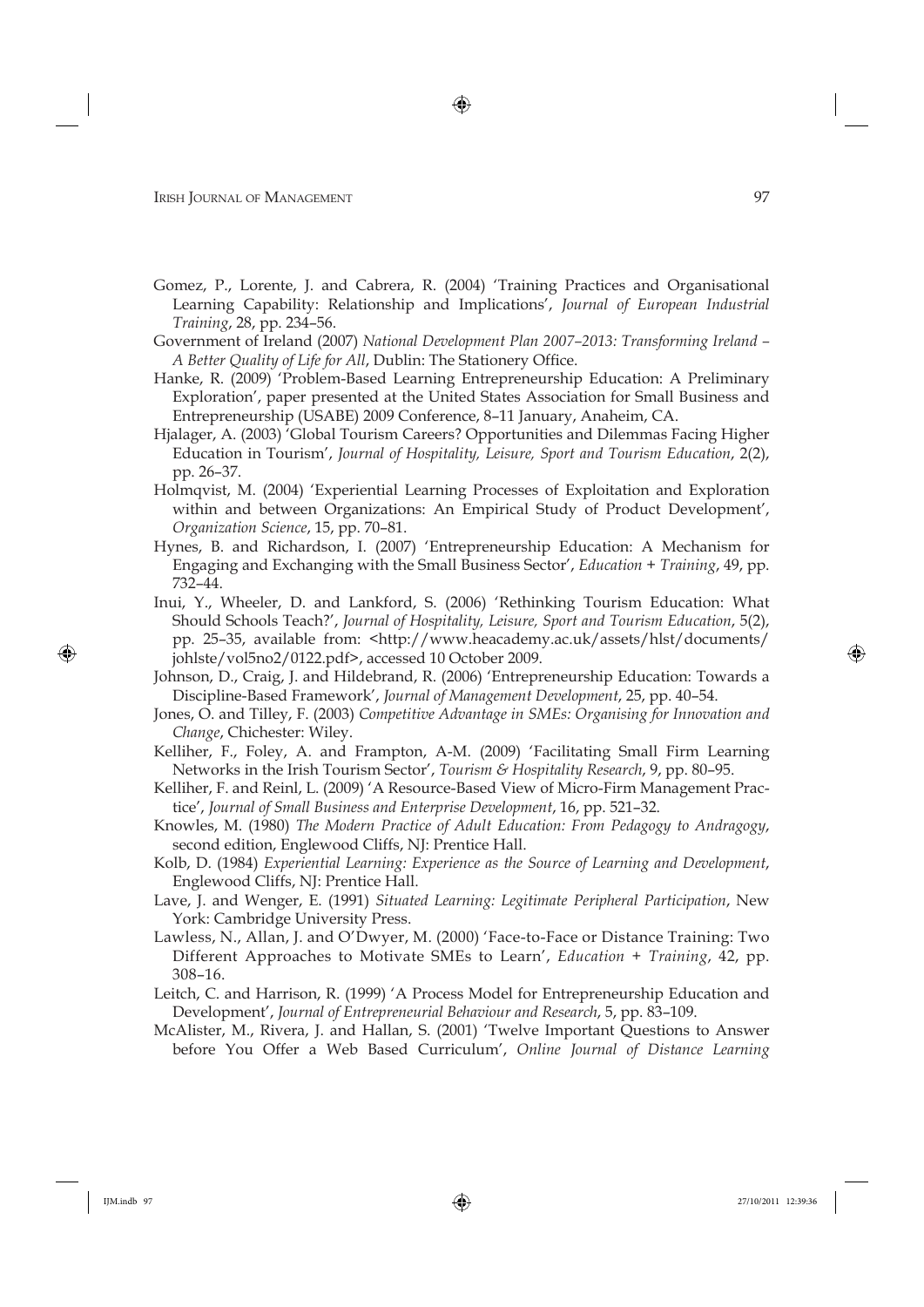Gomez, P., Lorente, J. and Cabrera, R. (2004) 'Training Practices and Organisational Learning Capability: Relationship and Implications', *Journal of European Industrial Training*, 28, pp. 234–56.

Government of Ireland (2007) *National Development Plan 2007–2013: Transforming Ireland – A Better Quality of Life for All*, Dublin: The Stationery Office.

Hanke, R. (2009) 'Problem-Based Learning Entrepreneurship Education: A Preliminary Exploration', paper presented at the United States Association for Small Business and Entrepreneurship (USABE) 2009 Conference, 8–11 January, Anaheim, CA.

Hjalager, A. (2003) 'Global Tourism Careers? Opportunities and Dilemmas Facing Higher Education in Tourism', *Journal of Hospitality, Leisure, Sport and Tourism Education*, 2(2), pp. 26–37.

Holmqvist, M. (2004) 'Experiential Learning Processes of Exploitation and Exploration within and between Organizations: An Empirical Study of Product Development', *Organization Science*, 15, pp. 70–81.

Hynes, B. and Richardson, I. (2007) 'Entrepreneurship Education: A Mechanism for Engaging and Exchanging with the Small Business Sector', *Education + Training*, 49, pp. 732–44.

Inui, Y., Wheeler, D. and Lankford, S. (2006) 'Rethinking Tourism Education: What Should Schools Teach?', *Journal of Hospitality, Leisure, Sport and Tourism Education*, 5(2), pp. 25–35, available from: <http://www.heacademy.ac.uk/assets/hlst/documents/johlste/vol5no2/0122.pdf>, accessed 10 October 2009.

Johnson, D., Craig, J. and Hildebrand, R. (2006) 'Entrepreneurship Education: Towards a Discipline-Based Framework', *Journal of Management Development*, 25, pp. 40–54.

Jones, O. and Tilley, F. (2003) *Competitive Advantage in SMEs: Organising for Innovation and Change*, Chichester: Wiley.

Kelliher, F., Foley, A. and Frampton, A-M. (2009) 'Facilitating Small Firm Learning Networks in the Irish Tourism Sector', *Tourism & Hospitality Research*, 9, pp. 80–95.

Kelliher, F. and Reinl, L. (2009) 'A Resource-Based View of Micro-Firm Management Practice', *Journal of Small Business and Enterprise Development*, 16, pp. 521–32.

Knowles, M. (1980) *The Modern Practice of Adult Education: From Pedagogy to Andragogy*, second edition, Englewood Cliffs, NJ: Prentice Hall.

Kolb, D. (1984) *Experiential Learning: Experience as the Source of Learning and Development*, Englewood Cliffs, NJ: Prentice Hall.

Lave, J. and Wenger, E. (1991) *Situated Learning: Legitimate Peripheral Participation*, New York: Cambridge University Press.

Lawless, N., Allan, J. and O'Dwyer, M. (2000) 'Face-to-Face or Distance Training: Two Different Approaches to Motivate SMEs to Learn', *Education + Training*, 42, pp. 308–16.

Leitch, C. and Harrison, R. (1999) 'A Process Model for Entrepreneurship Education and Development', *Journal of Entrepreneurial Behaviour and Research*, 5, pp. 83–109.

McAlister, M., Rivera, J. and Hallan, S. (2001) 'Twelve Important Questions to Answer before You Offer a Web Based Curriculum', *Online Journal of Distance Learning*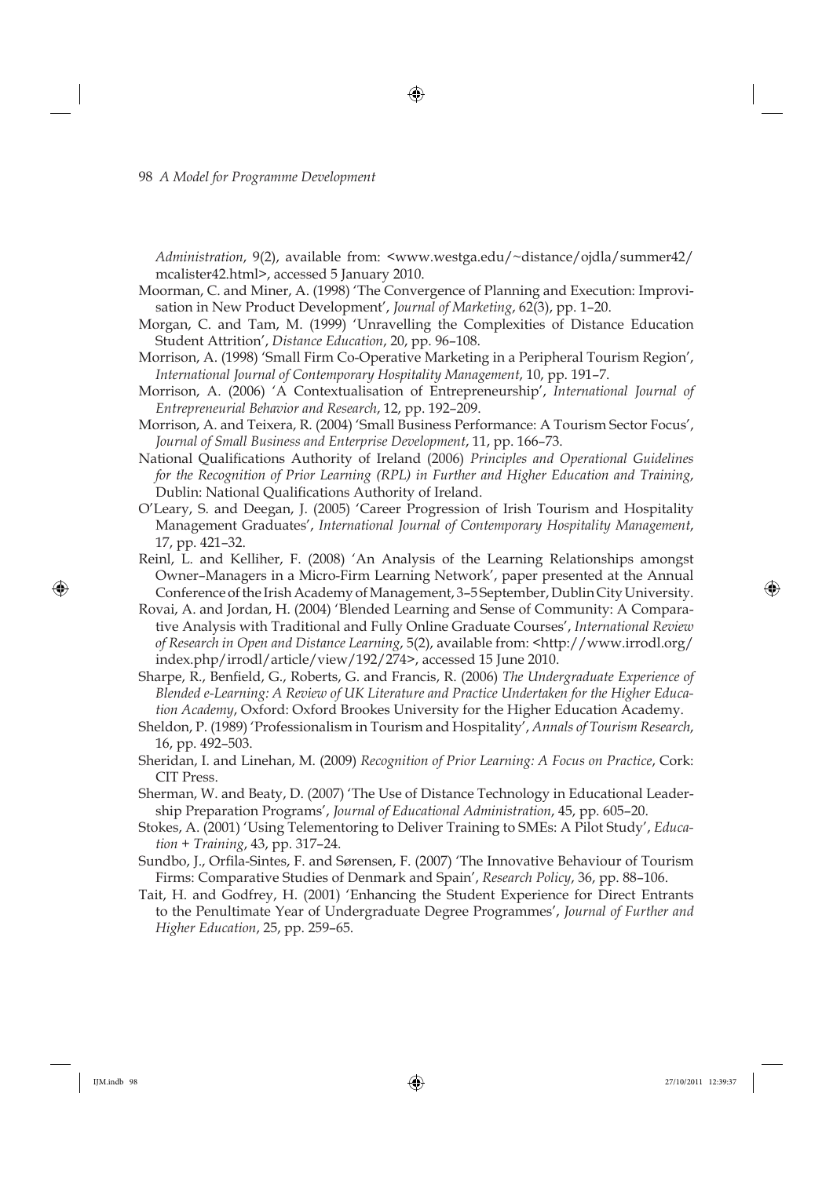*Administration*, 9(2), available from: <www.westga.edu/~distance/ojdla/summer42/mcalister42.html>, accessed 5 January 2010.

Moorman, C. and Miner, A. (1998) 'The Convergence of Planning and Execution: Improvisation in New Product Development', *Journal of Marketing*, 62(3), pp. 1–20.

Morgan, C. and Tam, M. (1999) 'Unravelling the Complexities of Distance Education Student Attrition', *Distance Education*, 20, pp. 96–108.

Morrison, A. (1998) 'Small Firm Co-Operative Marketing in a Peripheral Tourism Region', *International Journal of Contemporary Hospitality Management*, 10, pp. 191–7.

Morrison, A. (2006) 'A Contextualisation of Entrepreneurship', *International Journal of Entrepreneurial Behavior and Research*, 12, pp. 192–209.

Morrison, A. and Teixera, R. (2004) 'Small Business Performance: A Tourism Sector Focus', *Journal of Small Business and Enterprise Development*, 11, pp. 166–73.

National Qualifications Authority of Ireland (2006) *Principles and Operational Guidelines for the Recognition of Prior Learning (RPL) in Further and Higher Education and Training*, Dublin: National Qualifications Authority of Ireland.

O'Leary, S. and Deegan, J. (2005) 'Career Progression of Irish Tourism and Hospitality Management Graduates', *International Journal of Contemporary Hospitality Management*, 17, pp. 421–32.

Reinl, L. and Kelliher, F. (2008) 'An Analysis of the Learning Relationships amongst Owner–Managers in a Micro-Firm Learning Network', paper presented at the Annual Conference of the Irish Academy of Management, 3–5 September, Dublin City University.

Rovai, A. and Jordan, H. (2004) 'Blended Learning and Sense of Community: A Comparative Analysis with Traditional and Fully Online Graduate Courses', *International Review of Research in Open and Distance Learning*, 5(2), available from: <http://www.irrodl.org/index.php/irrodl/article/view/192/274>, accessed 15 June 2010.

Sharpe, R., Benfield, G., Roberts, G. and Francis, R. (2006) *The Undergraduate Experience of Blended e-Learning: A Review of UK Literature and Practice Undertaken for the Higher Education Academy*, Oxford: Oxford Brookes University for the Higher Education Academy.

Sheldon, P. (1989) 'Professionalism in Tourism and Hospitality', *Annals of Tourism Research*, 16, pp. 492–503.

Sheridan, I. and Linehan, M. (2009) *Recognition of Prior Learning: A Focus on Practice*, Cork: CIT Press.

Sherman, W. and Beaty, D. (2007) 'The Use of Distance Technology in Educational Leadership Preparation Programs', *Journal of Educational Administration*, 45, pp. 605–20.

Stokes, A. (2001) 'Using Telementoring to Deliver Training to SMEs: A Pilot Study', *Education + Training*, 43, pp. 317–24.

Sundbo, J., Orfila-Sintes, F. and Sørensen, F. (2007) 'The Innovative Behaviour of Tourism Firms: Comparative Studies of Denmark and Spain', *Research Policy*, 36, pp. 88–106.

Tait, H. and Godfrey, H. (2001) 'Enhancing the Student Experience for Direct Entrants to the Penultimate Year of Undergraduate Degree Programmes', *Journal of Further and Higher Education*, 25, pp. 259–65.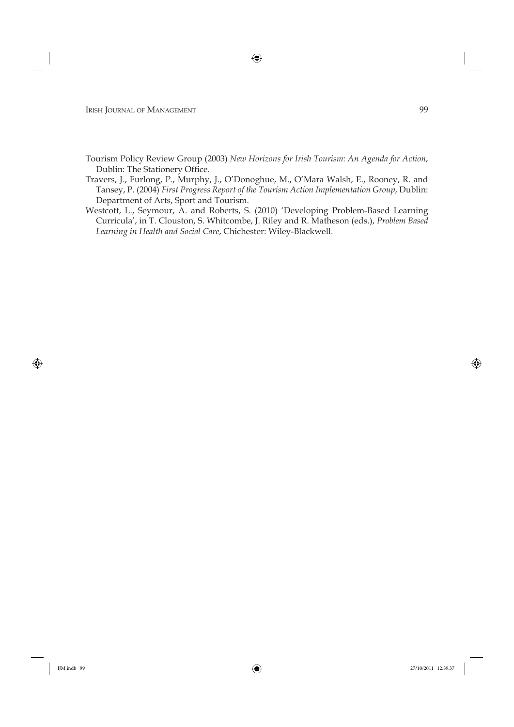Tourism Policy Review Group (2003) *New Horizons for Irish Tourism: An Agenda for Action*, Dublin: The Stationery Office.

Travers, J., Furlong, P., Murphy, J., O'Donoghue, M., O'Mara Walsh, E., Rooney, R. and Tansey, P. (2004) *First Progress Report of the Tourism Action Implementation Group*, Dublin: Department of Arts, Sport and Tourism.

Westcott, L., Seymour, A. and Roberts, S. (2010) 'Developing Problem-Based Learning Curricula', in T. Clouston, S. Whitcombe, J. Riley and R. Matheson (eds.), *Problem Based Learning in Health and Social Care*, Chichester: Wiley-Blackwell.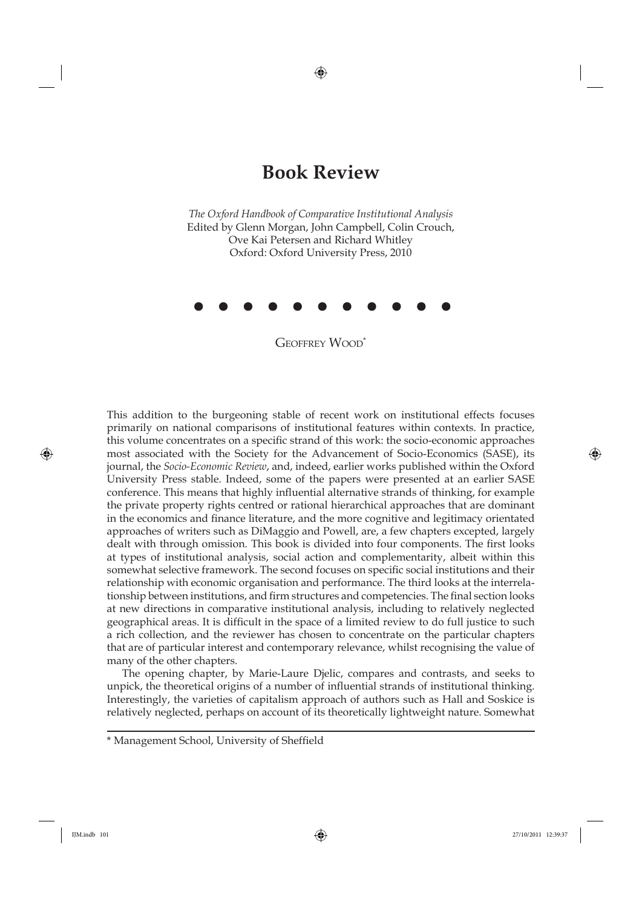# Book Review

*The Oxford Handbook of Comparative Institutional Analysis*
Edited by Glenn Morgan, John Campbell, Colin Crouch, Ove Kai Petersen and Richard Whitley
Oxford: Oxford University Press, 2010

● ● ● ● ● ● ● ● ● ● ●

GEOFFREY WOOD*

This addition to the burgeoning stable of recent work on institutional effects focuses primarily on national comparisons of institutional features within contexts. In practice, this volume concentrates on a specific strand of this work: the socio-economic approaches most associated with the Society for the Advancement of Socio-Economics (SASE), its journal, the *Socio-Economic Review*, and, indeed, earlier works published within the Oxford University Press stable. Indeed, some of the papers were presented at an earlier SASE conference. This means that highly influential alternative strands of thinking, for example the private property rights centred or rational hierarchical approaches that are dominant in the economics and finance literature, and the more cognitive and legitimacy orientated approaches of writers such as DiMaggio and Powell, are, a few chapters excepted, largely dealt with through omission. This book is divided into four components. The first looks at types of institutional analysis, social action and complementarity, albeit within this somewhat selective framework. The second focuses on specific social institutions and their relationship with economic organisation and performance. The third looks at the interrelationship between institutions, and firm structures and competencies. The final section looks at new directions in comparative institutional analysis, including to relatively neglected geographical areas. It is difficult in the space of a limited review to do full justice to such a rich collection, and the reviewer has chosen to concentrate on the particular chapters that are of particular interest and contemporary relevance, whilst recognising the value of many of the other chapters.

The opening chapter, by Marie-Laure Djelic, compares and contrasts, and seeks to unpick, the theoretical origins of a number of influential strands of institutional thinking. Interestingly, the varieties of capitalism approach of authors such as Hall and Soskice is relatively neglected, perhaps on account of its theoretically lightweight nature. Somewhat

\* Management School, University of Sheffield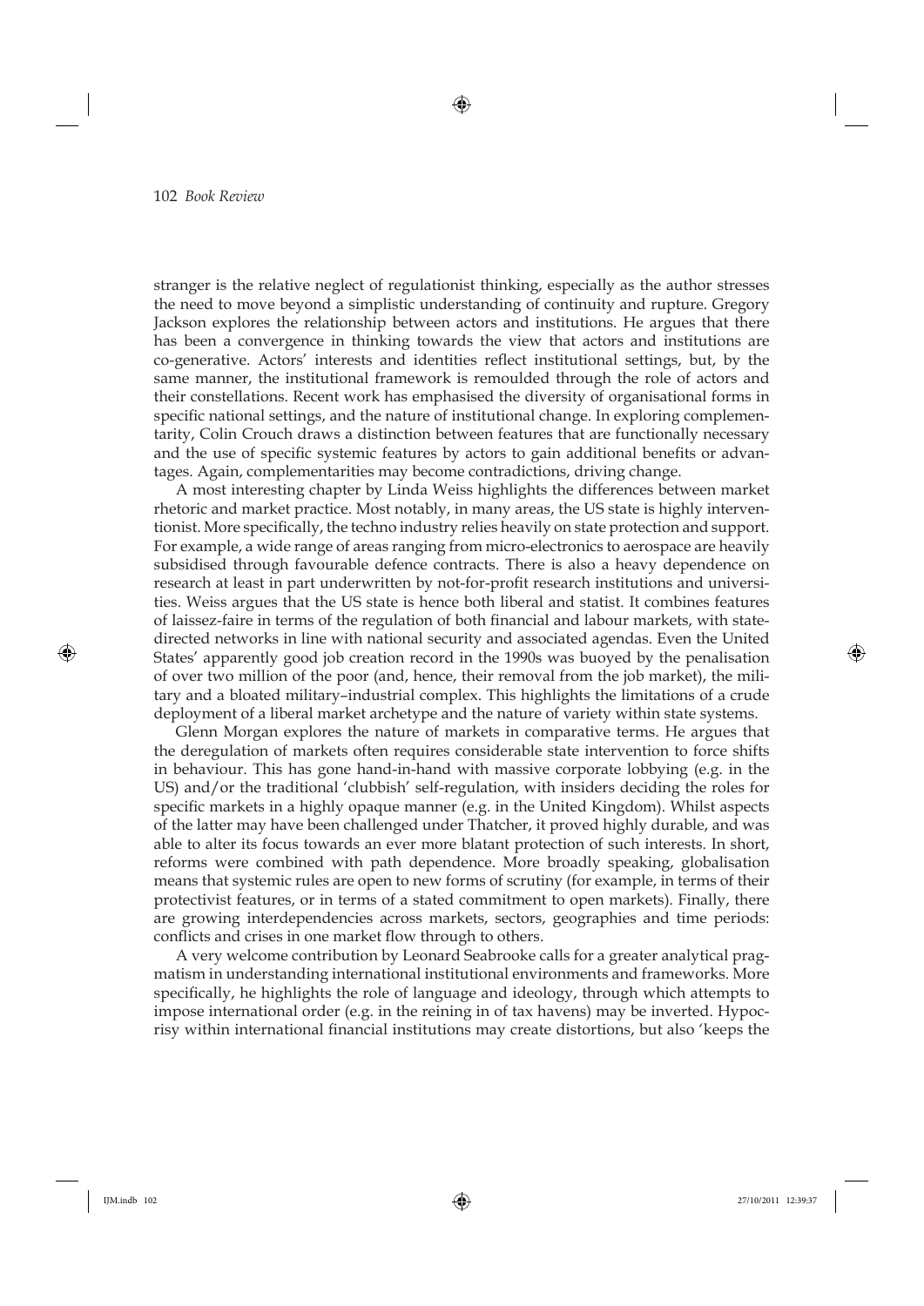stranger is the relative neglect of regulationist thinking, especially as the author stresses the need to move beyond a simplistic understanding of continuity and rupture. Gregory Jackson explores the relationship between actors and institutions. He argues that there has been a convergence in thinking towards the view that actors and institutions are co-generative. Actors' interests and identities reflect institutional settings, but, by the same manner, the institutional framework is remoulded through the role of actors and their constellations. Recent work has emphasised the diversity of organisational forms in specific national settings, and the nature of institutional change. In exploring complementarity, Colin Crouch draws a distinction between features that are functionally necessary and the use of specific systemic features by actors to gain additional benefits or advantages. Again, complementarities may become contradictions, driving change.

A most interesting chapter by Linda Weiss highlights the differences between market rhetoric and market practice. Most notably, in many areas, the US state is highly interventionist. More specifically, the techno industry relies heavily on state protection and support. For example, a wide range of areas ranging from micro-electronics to aerospace are heavily subsidised through favourable defence contracts. There is also a heavy dependence on research at least in part underwritten by not-for-profit research institutions and universities. Weiss argues that the US state is hence both liberal and statist. It combines features of laissez-faire in terms of the regulation of both financial and labour markets, with state-directed networks in line with national security and associated agendas. Even the United States' apparently good job creation record in the 1990s was buoyed by the penalisation of over two million of the poor (and, hence, their removal from the job market), the military and a bloated military–industrial complex. This highlights the limitations of a crude deployment of a liberal market archetype and the nature of variety within state systems.

Glenn Morgan explores the nature of markets in comparative terms. He argues that the deregulation of markets often requires considerable state intervention to force shifts in behaviour. This has gone hand-in-hand with massive corporate lobbying (e.g. in the US) and/or the traditional 'clubbish' self-regulation, with insiders deciding the roles for specific markets in a highly opaque manner (e.g. in the United Kingdom). Whilst aspects of the latter may have been challenged under Thatcher, it proved highly durable, and was able to alter its focus towards an ever more blatant protection of such interests. In short, reforms were combined with path dependence. More broadly speaking, globalisation means that systemic rules are open to new forms of scrutiny (for example, in terms of their protectivist features, or in terms of a stated commitment to open markets). Finally, there are growing interdependencies across markets, sectors, geographies and time periods: conflicts and crises in one market flow through to others.

A very welcome contribution by Leonard Seabrooke calls for a greater analytical pragmatism in understanding international institutional environments and frameworks. More specifically, he highlights the role of language and ideology, through which attempts to impose international order (e.g. in the reining in of tax havens) may be inverted. Hypocrisy within international financial institutions may create distortions, but also 'keeps the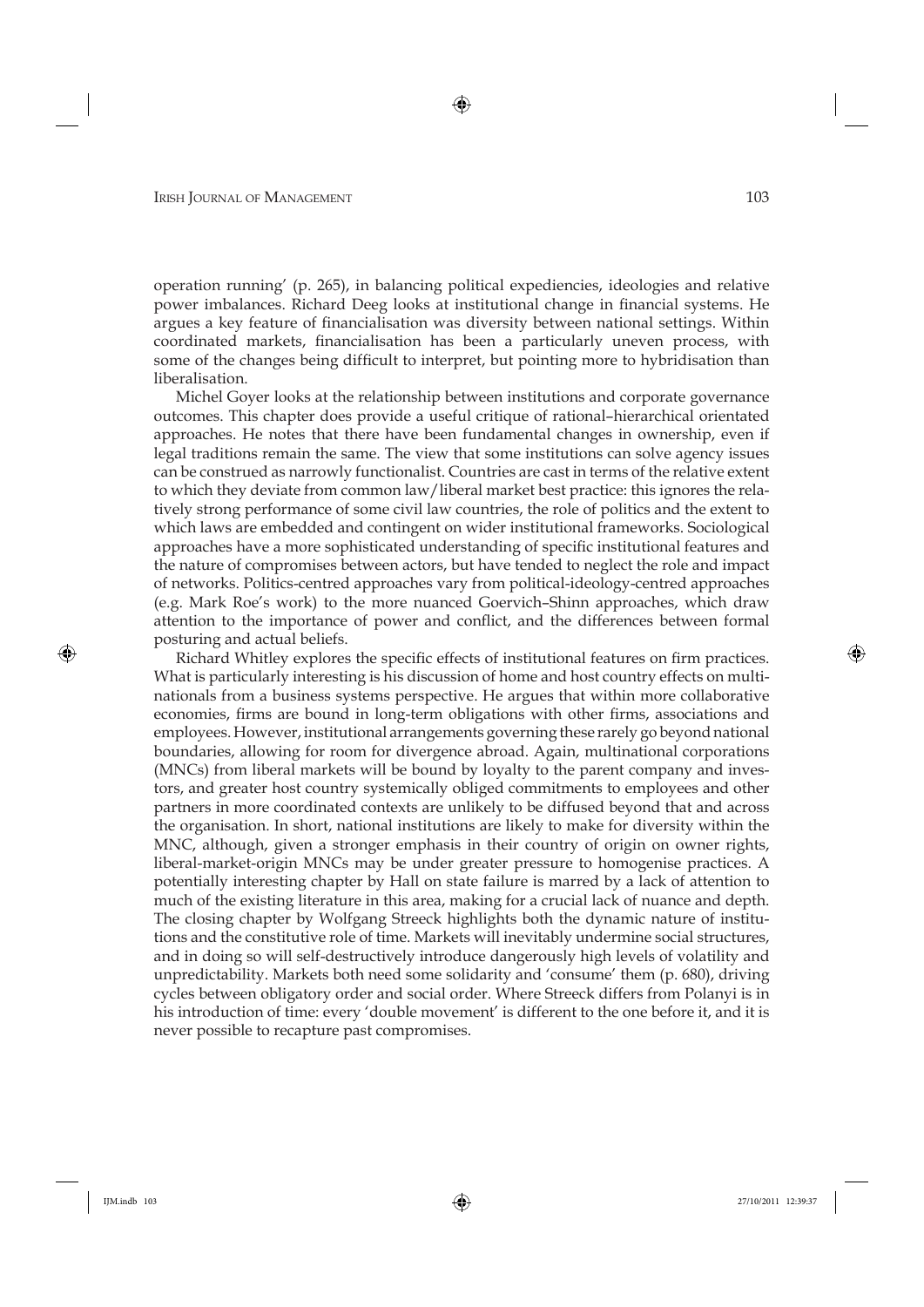operation running' (p. 265), in balancing political expediencies, ideologies and relative power imbalances. Richard Deeg looks at institutional change in financial systems. He argues a key feature of financialisation was diversity between national settings. Within coordinated markets, financialisation has been a particularly uneven process, with some of the changes being difficult to interpret, but pointing more to hybridisation than liberalisation.

Michel Goyer looks at the relationship between institutions and corporate governance outcomes. This chapter does provide a useful critique of rational–hierarchical orientated approaches. He notes that there have been fundamental changes in ownership, even if legal traditions remain the same. The view that some institutions can solve agency issues can be construed as narrowly functionalist. Countries are cast in terms of the relative extent to which they deviate from common law/liberal market best practice: this ignores the relatively strong performance of some civil law countries, the role of politics and the extent to which laws are embedded and contingent on wider institutional frameworks. Sociological approaches have a more sophisticated understanding of specific institutional features and the nature of compromises between actors, but have tended to neglect the role and impact of networks. Politics-centred approaches vary from political-ideology-centred approaches (e.g. Mark Roe's work) to the more nuanced Goervich–Shinn approaches, which draw attention to the importance of power and conflict, and the differences between formal posturing and actual beliefs.

Richard Whitley explores the specific effects of institutional features on firm practices. What is particularly interesting is his discussion of home and host country effects on multinationals from a business systems perspective. He argues that within more collaborative economies, firms are bound in long-term obligations with other firms, associations and employees. However, institutional arrangements governing these rarely go beyond national boundaries, allowing for room for divergence abroad. Again, multinational corporations (MNCs) from liberal markets will be bound by loyalty to the parent company and investors, and greater host country systemically obliged commitments to employees and other partners in more coordinated contexts are unlikely to be diffused beyond that and across the organisation. In short, national institutions are likely to make for diversity within the MNC, although, given a stronger emphasis in their country of origin on owner rights, liberal-market-origin MNCs may be under greater pressure to homogenise practices. A potentially interesting chapter by Hall on state failure is marred by a lack of attention to much of the existing literature in this area, making for a crucial lack of nuance and depth. The closing chapter by Wolfgang Streeck highlights both the dynamic nature of institutions and the constitutive role of time. Markets will inevitably undermine social structures, and in doing so will self-destructively introduce dangerously high levels of volatility and unpredictability. Markets both need some solidarity and 'consume' them (p. 680), driving cycles between obligatory order and social order. Where Streeck differs from Polanyi is in his introduction of time: every 'double movement' is different to the one before it, and it is never possible to recapture past compromises.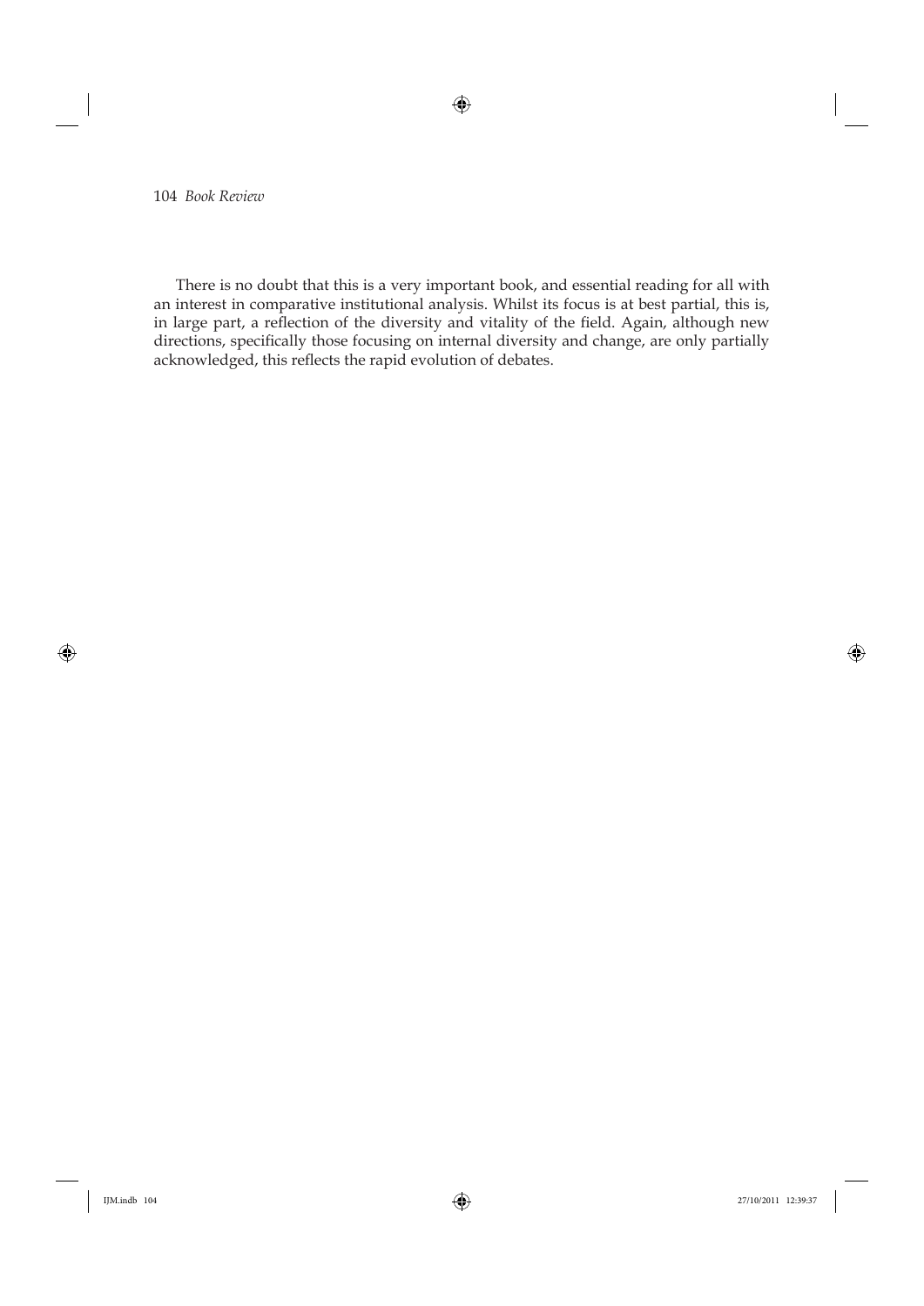There is no doubt that this is a very important book, and essential reading for all with an interest in comparative institutional analysis. Whilst its focus is at best partial, this is, in large part, a reflection of the diversity and vitality of the field. Again, although new directions, specifically those focusing on internal diversity and change, are only partially acknowledged, this reflects the rapid evolution of debates.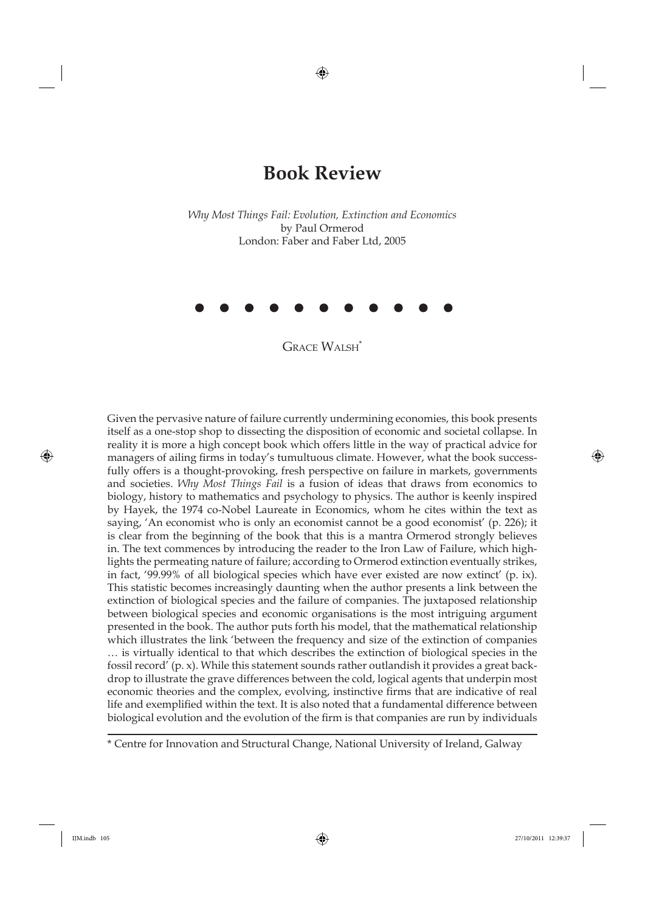# Book Review

*Why Most Things Fail: Evolution, Extinction and Economics*
by Paul Ormerod
London: Faber and Faber Ltd, 2005

● ● ● ● ● ● ● ● ● ● ● ●

Grace Walsh*

Given the pervasive nature of failure currently undermining economies, this book presents itself as a one-stop shop to dissecting the disposition of economic and societal collapse. In reality it is more a high concept book which offers little in the way of practical advice for managers of ailing firms in today's tumultuous climate. However, what the book successfully offers is a thought-provoking, fresh perspective on failure in markets, governments and societies. *Why Most Things Fail* is a fusion of ideas that draws from economics to biology, history to mathematics and psychology to physics. The author is keenly inspired by Hayek, the 1974 co-Nobel Laureate in Economics, whom he cites within the text as saying, 'An economist who is only an economist cannot be a good economist' (p. 226); it is clear from the beginning of the book that this is a mantra Ormerod strongly believes in. The text commences by introducing the reader to the Iron Law of Failure, which highlights the permeating nature of failure; according to Ormerod extinction eventually strikes, in fact, '99.99% of all biological species which have ever existed are now extinct' (p. ix). This statistic becomes increasingly daunting when the author presents a link between the extinction of biological species and the failure of companies. The juxtaposed relationship between biological species and economic organisations is the most intriguing argument presented in the book. The author puts forth his model, that the mathematical relationship which illustrates the link 'between the frequency and size of the extinction of companies … is virtually identical to that which describes the extinction of biological species in the fossil record' (p. x). While this statement sounds rather outlandish it provides a great backdrop to illustrate the grave differences between the cold, logical agents that underpin most economic theories and the complex, evolving, instinctive firms that are indicative of real life and exemplified within the text. It is also noted that a fundamental difference between biological evolution and the evolution of the firm is that companies are run by individuals

\* Centre for Innovation and Structural Change, National University of Ireland, Galway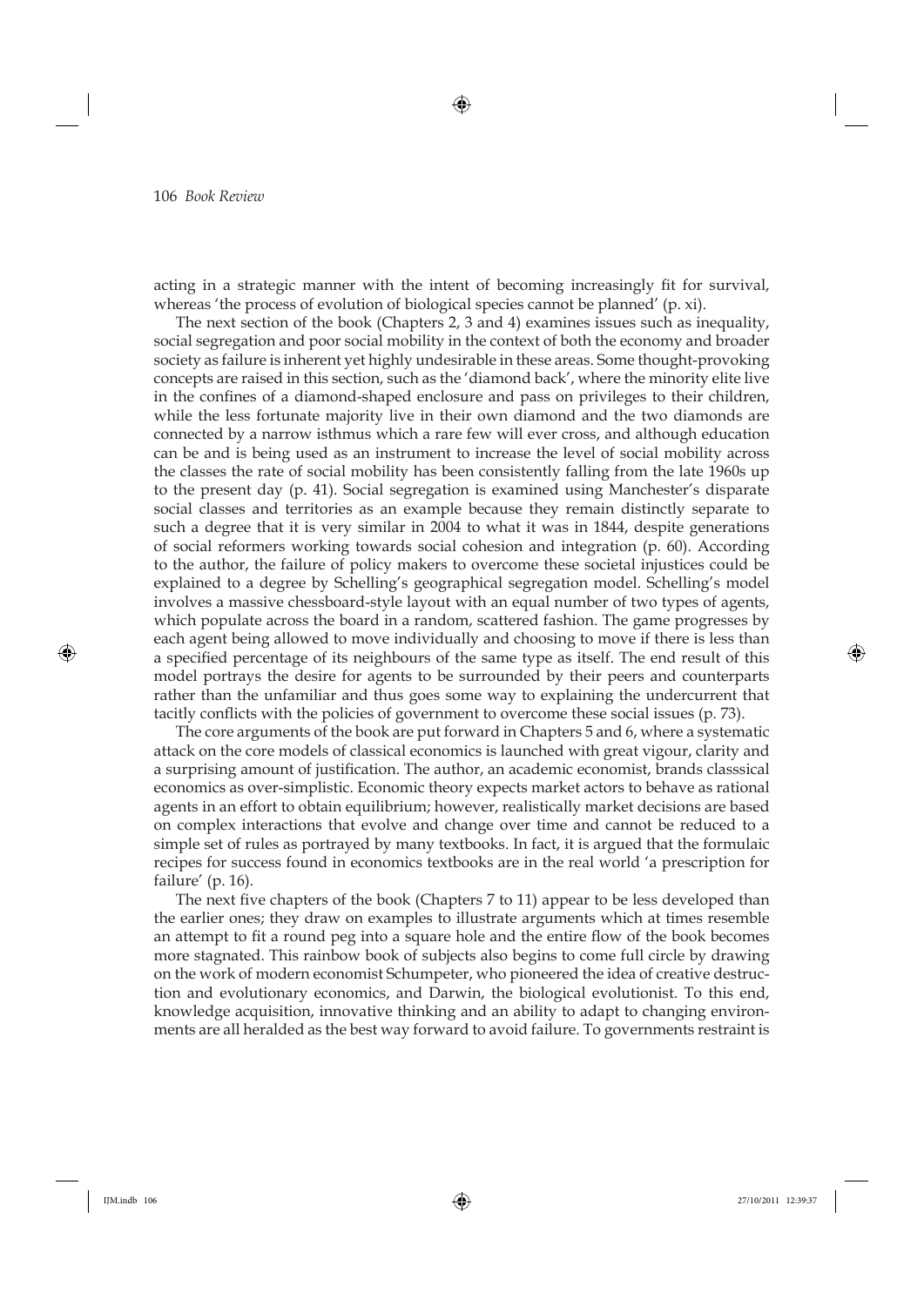acting in a strategic manner with the intent of becoming increasingly fit for survival, whereas 'the process of evolution of biological species cannot be planned' (p. xi).

The next section of the book (Chapters 2, 3 and 4) examines issues such as inequality, social segregation and poor social mobility in the context of both the economy and broader society as failure is inherent yet highly undesirable in these areas. Some thought-provoking concepts are raised in this section, such as the 'diamond back', where the minority elite live in the confines of a diamond-shaped enclosure and pass on privileges to their children, while the less fortunate majority live in their own diamond and the two diamonds are connected by a narrow isthmus which a rare few will ever cross, and although education can be and is being used as an instrument to increase the level of social mobility across the classes the rate of social mobility has been consistently falling from the late 1960s up to the present day (p. 41). Social segregation is examined using Manchester's disparate social classes and territories as an example because they remain distinctly separate to such a degree that it is very similar in 2004 to what it was in 1844, despite generations of social reformers working towards social cohesion and integration (p. 60). According to the author, the failure of policy makers to overcome these societal injustices could be explained to a degree by Schelling's geographical segregation model. Schelling's model involves a massive chessboard-style layout with an equal number of two types of agents, which populate across the board in a random, scattered fashion. The game progresses by each agent being allowed to move individually and choosing to move if there is less than a specified percentage of its neighbours of the same type as itself. The end result of this model portrays the desire for agents to be surrounded by their peers and counterparts rather than the unfamiliar and thus goes some way to explaining the undercurrent that tacitly conflicts with the policies of government to overcome these social issues (p. 73).

The core arguments of the book are put forward in Chapters 5 and 6, where a systematic attack on the core models of classical economics is launched with great vigour, clarity and a surprising amount of justification. The author, an academic economist, brands classsical economics as over-simplistic. Economic theory expects market actors to behave as rational agents in an effort to obtain equilibrium; however, realistically market decisions are based on complex interactions that evolve and change over time and cannot be reduced to a simple set of rules as portrayed by many textbooks. In fact, it is argued that the formulaic recipes for success found in economics textbooks are in the real world 'a prescription for failure' (p. 16).

The next five chapters of the book (Chapters 7 to 11) appear to be less developed than the earlier ones; they draw on examples to illustrate arguments which at times resemble an attempt to fit a round peg into a square hole and the entire flow of the book becomes more stagnated. This rainbow book of subjects also begins to come full circle by drawing on the work of modern economist Schumpeter, who pioneered the idea of creative destruction and evolutionary economics, and Darwin, the biological evolutionist. To this end, knowledge acquisition, innovative thinking and an ability to adapt to changing environments are all heralded as the best way forward to avoid failure. To governments restraint is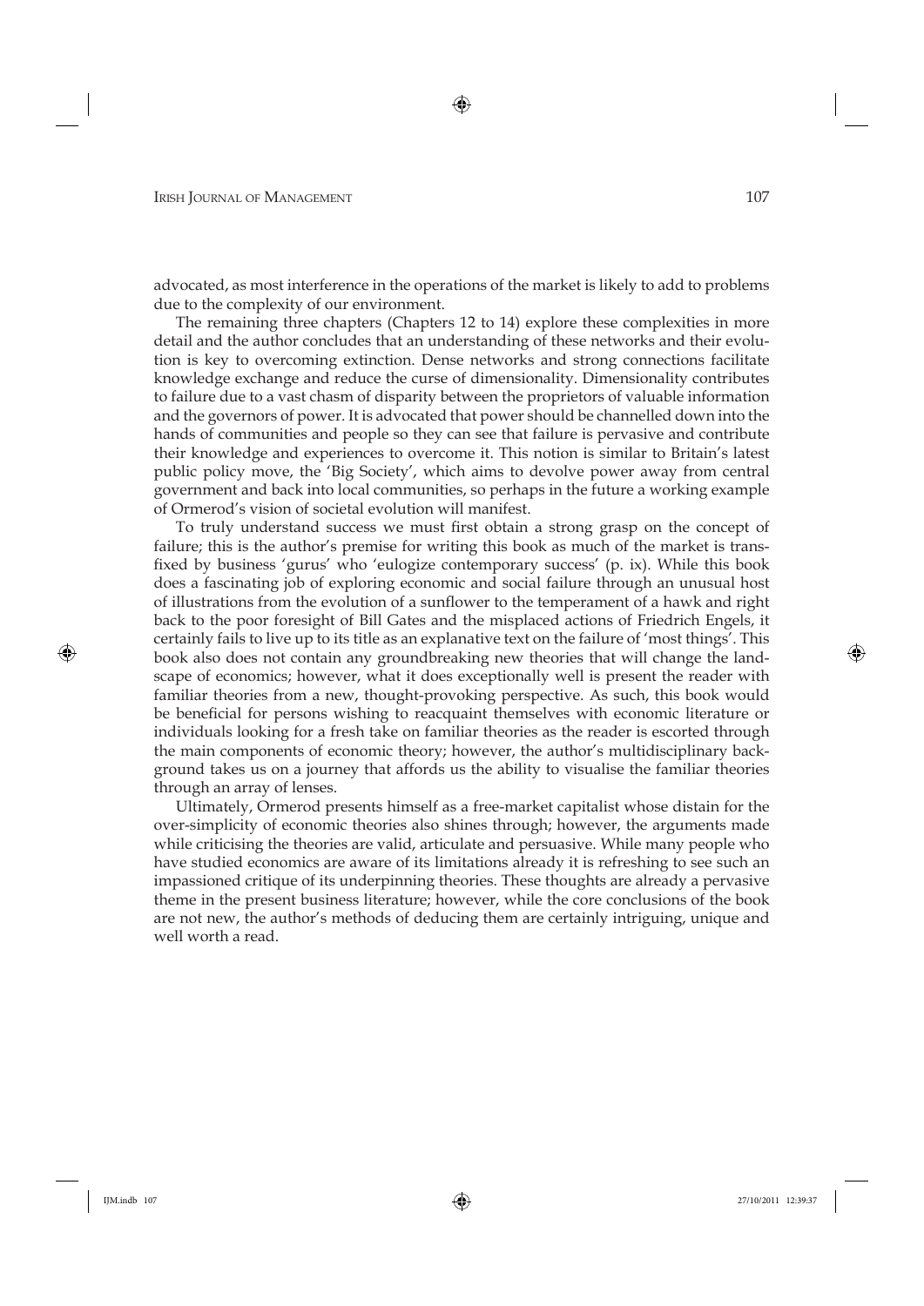advocated, as most interference in the operations of the market is likely to add to problems due to the complexity of our environment.

The remaining three chapters (Chapters 12 to 14) explore these complexities in more detail and the author concludes that an understanding of these networks and their evolution is key to overcoming extinction. Dense networks and strong connections facilitate knowledge exchange and reduce the curse of dimensionality. Dimensionality contributes to failure due to a vast chasm of disparity between the proprietors of valuable information and the governors of power. It is advocated that power should be channelled down into the hands of communities and people so they can see that failure is pervasive and contribute their knowledge and experiences to overcome it. This notion is similar to Britain's latest public policy move, the 'Big Society', which aims to devolve power away from central government and back into local communities, so perhaps in the future a working example of Ormerod's vision of societal evolution will manifest.

To truly understand success we must first obtain a strong grasp on the concept of failure; this is the author's premise for writing this book as much of the market is transfixed by business 'gurus' who 'eulogize contemporary success' (p. ix). While this book does a fascinating job of exploring economic and social failure through an unusual host of illustrations from the evolution of a sunflower to the temperament of a hawk and right back to the poor foresight of Bill Gates and the misplaced actions of Friedrich Engels, it certainly fails to live up to its title as an explanative text on the failure of 'most things'. This book also does not contain any groundbreaking new theories that will change the landscape of economics; however, what it does exceptionally well is present the reader with familiar theories from a new, thought-provoking perspective. As such, this book would be beneficial for persons wishing to reacquaint themselves with economic literature or individuals looking for a fresh take on familiar theories as the reader is escorted through the main components of economic theory; however, the author's multidisciplinary background takes us on a journey that affords us the ability to visualise the familiar theories through an array of lenses.

Ultimately, Ormerod presents himself as a free-market capitalist whose distain for the over-simplicity of economic theories also shines through; however, the arguments made while criticising the theories are valid, articulate and persuasive. While many people who have studied economics are aware of its limitations already it is refreshing to see such an impassioned critique of its underpinning theories. These thoughts are already a pervasive theme in the present business literature; however, while the core conclusions of the book are not new, the author's methods of deducing them are certainly intriguing, unique and well worth a read.